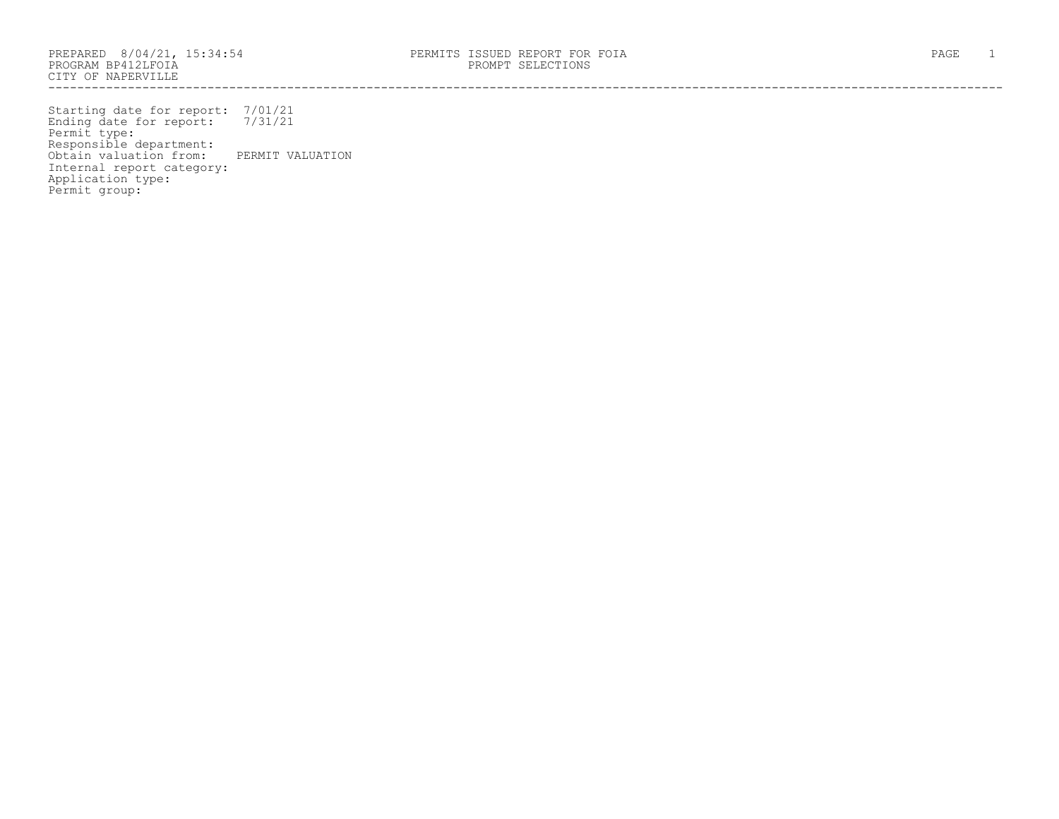PREPARED 8/04/21, 15:34:54
PROGRAM BP412LFOIA
CITY OF NAPERVILLE

PERMITS ISSUED REPORT FOR FOIA
PROMPT SELECTIONS

Starting date for report: 7/01/21
Ending date for report: 7/31/21
Permit type:
Responsible department:
Obtain valuation from: PERMIT VALUATION
Internal report category:
Application type:
Permit group: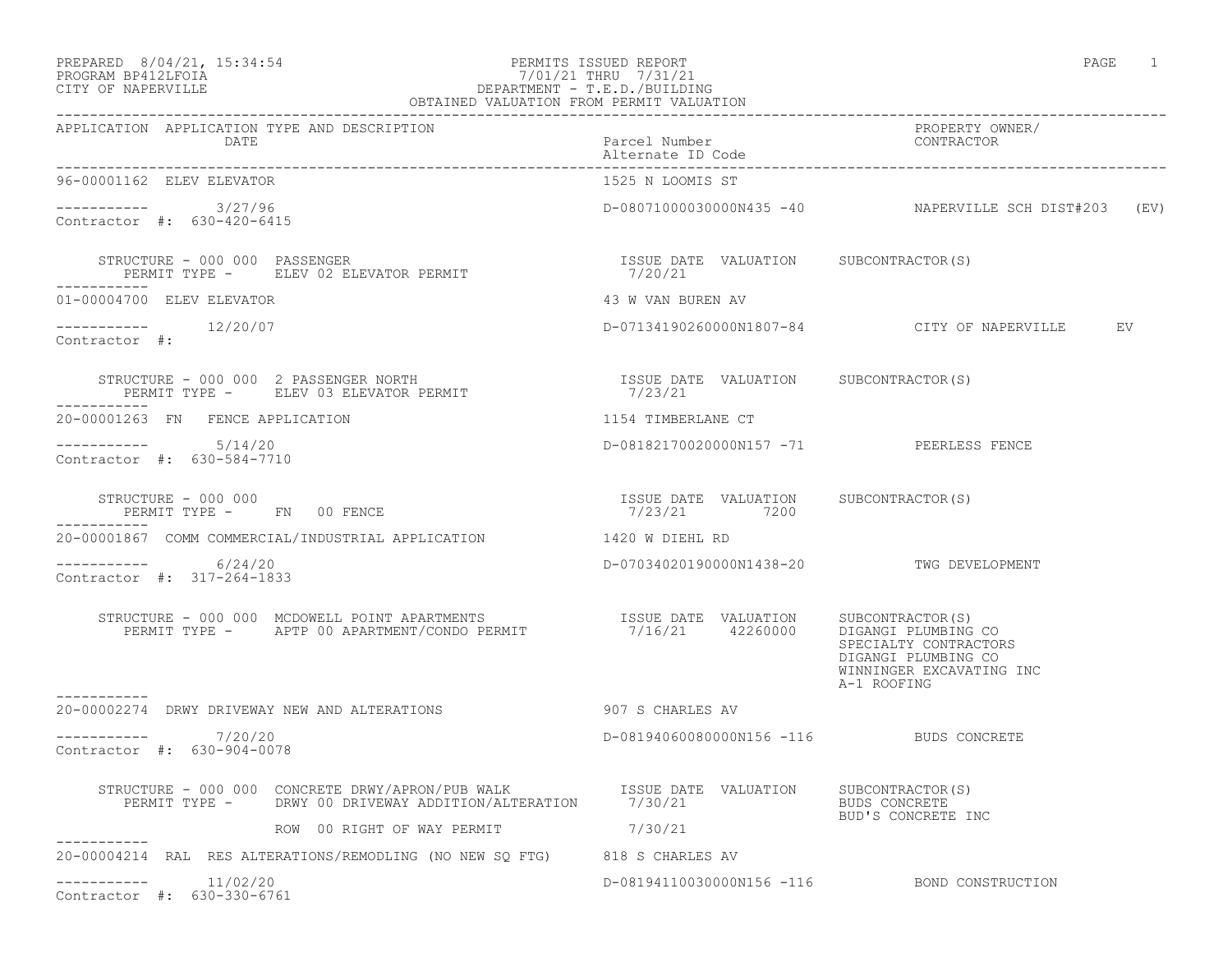PREPARED 8/04/21, 15:34:54
PROGRAM BP412LFOIA
CITY OF NAPERVILLE

PERMITS ISSUED REPORT
7/01/21 THRU 7/31/21
DEPARTMENT - T.E.D./BUILDING
OBTAINED VALUATION FROM PERMIT VALUATION

```
APPLICATION  APPLICATION TYPE AND DESCRIPTION                                                            PROPERTY OWNER/
             DATE                                              Parcel Number                             CONTRACTOR
                                                               Alternate ID Code

96-00001162  ELEV ELEVATOR                                     1525 N LOOMIS ST

-----------       3/27/96                                      D-08071000030000N435 -40          NAPERVILLE SCH DIST#203   (EV)
Contractor #:  630-420-6415

    STRUCTURE - 000 000  PASSENGER                             ISSUE DATE  VALUATION    SUBCONTRACTOR(S)
       PERMIT TYPE -     ELEV 02 ELEVATOR PERMIT                7/20/21
-----------
01-00004700  ELEV ELEVATOR                                     43 W VAN BUREN AV

-----------       12/20/07                                     D-07134190260000N1807-84          CITY OF NAPERVILLE      EV
Contractor #:

    STRUCTURE - 000 000  2 PASSENGER NORTH                     ISSUE DATE  VALUATION    SUBCONTRACTOR(S)
       PERMIT TYPE -     ELEV 03 ELEVATOR PERMIT                7/23/21
-----------
20-00001263  FN   FENCE APPLICATION                            1154 TIMBERLANE CT

-----------       5/14/20                                      D-08182170020000N157 -71          PEERLESS FENCE
Contractor #:  630-584-7710

    STRUCTURE - 000 000                                        ISSUE DATE  VALUATION    SUBCONTRACTOR(S)
       PERMIT TYPE -     FN   00 FENCE                          7/23/21        7200
-----------
20-00001867  COMM COMMERCIAL/INDUSTRIAL APPLICATION            1420 W DIEHL RD

-----------       6/24/20                                      D-07034020190000N1438-20          TWG DEVELOPMENT
Contractor #:  317-264-1833

    STRUCTURE - 000 000  MCDOWELL POINT APARTMENTS             ISSUE DATE  VALUATION    SUBCONTRACTOR(S)
       PERMIT TYPE -     APTP 00 APARTMENT/CONDO PERMIT         7/16/21    42260000     DIGANGI PLUMBING CO
                                                                                        SPECIALTY CONTRACTORS
                                                                                        DIGANGI PLUMBING CO
                                                                                        WINNINGER EXCAVATING INC
                                                                                        A-1 ROOFING
-----------
20-00002274  DRWY DRIVEWAY NEW AND ALTERATIONS                 907 S CHARLES AV

-----------       7/20/20                                      D-08194060080000N156 -116         BUDS CONCRETE
Contractor #:  630-904-0078

    STRUCTURE - 000 000  CONCRETE DRWY/APRON/PUB WALK          ISSUE DATE  VALUATION    SUBCONTRACTOR(S)
       PERMIT TYPE -     DRWY 00 DRIVEWAY ADDITION/ALTERATION   7/30/21                 BUDS CONCRETE
                                                                                        BUD'S CONCRETE INC
                         ROW  00 RIGHT OF WAY PERMIT            7/30/21
-----------
20-00004214  RAL  RES ALTERATIONS/REMODLING (NO NEW SQ FTG)    818 S CHARLES AV

-----------       11/02/20                                     D-08194110030000N156 -116         BOND CONSTRUCTION
Contractor #:  630-330-6761
```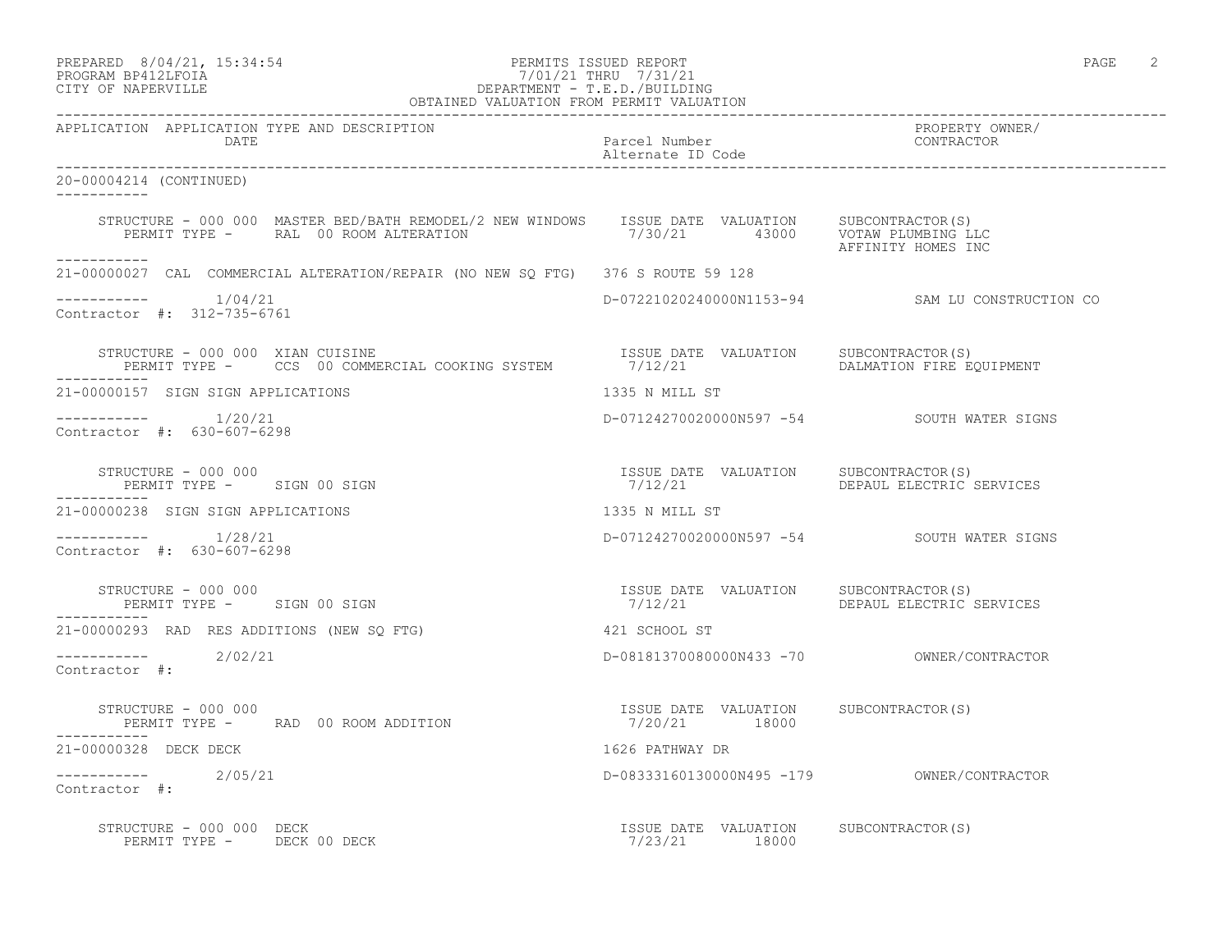PREPARED 8/04/21, 15:34:54
PROGRAM BP412LFOIA
CITY OF NAPERVILLE

PERMITS ISSUED REPORT
7/01/21 THRU 7/31/21
DEPARTMENT - T.E.D./BUILDING
OBTAINED VALUATION FROM PERMIT VALUATION

| APPLICATION | APPLICATION TYPE AND DESCRIPTION / DATE | Parcel Number / Alternate ID Code | PROPERTY OWNER/ CONTRACTOR |
|---|---|---|---|

**20-00004214 (CONTINUED)**

STRUCTURE - 000 000 MASTER BED/BATH REMODEL/2 NEW WINDOWS — ISSUE DATE 7/30/21 — VALUATION 43000 — SUBCONTRACTOR(S): VOTAW PLUMBING LLC, AFFINITY HOMES INC
PERMIT TYPE - RAL 00 ROOM ALTERATION

---

**21-00000027** CAL COMMERCIAL ALTERATION/REPAIR (NO NEW SQ FTG) — 376 S ROUTE 59 128
1/04/21 — D-07221020240000N1153-94 — SAM LU CONSTRUCTION CO
Contractor #: 312-735-6761

STRUCTURE - 000 000 XIAN CUISINE — ISSUE DATE 7/12/21 — VALUATION — SUBCONTRACTOR(S): DALMATION FIRE EQUIPMENT
PERMIT TYPE - CCS 00 COMMERCIAL COOKING SYSTEM

---

**21-00000157** SIGN SIGN APPLICATIONS — 1335 N MILL ST
1/20/21 — D-07124270020000N597 -54 — SOUTH WATER SIGNS
Contractor #: 630-607-6298

STRUCTURE - 000 000 — ISSUE DATE 7/12/21 — VALUATION — SUBCONTRACTOR(S): DEPAUL ELECTRIC SERVICES
PERMIT TYPE - SIGN 00 SIGN

---

**21-00000238** SIGN SIGN APPLICATIONS — 1335 N MILL ST
1/28/21 — D-07124270020000N597 -54 — SOUTH WATER SIGNS
Contractor #: 630-607-6298

STRUCTURE - 000 000 — ISSUE DATE 7/12/21 — VALUATION — SUBCONTRACTOR(S): DEPAUL ELECTRIC SERVICES
PERMIT TYPE - SIGN 00 SIGN

---

**21-00000293** RAD RES ADDITIONS (NEW SQ FTG) — 421 SCHOOL ST
2/02/21 — D-08181370080000N433 -70 — OWNER/CONTRACTOR
Contractor #:

STRUCTURE - 000 000 — ISSUE DATE 7/20/21 — VALUATION 18000 — SUBCONTRACTOR(S)
PERMIT TYPE - RAD 00 ROOM ADDITION

---

**21-00000328** DECK DECK — 1626 PATHWAY DR
2/05/21 — D-08333160130000N495 -179 — OWNER/CONTRACTOR
Contractor #:

STRUCTURE - 000 000 DECK — ISSUE DATE 7/23/21 — VALUATION 18000 — SUBCONTRACTOR(S)
PERMIT TYPE - DECK 00 DECK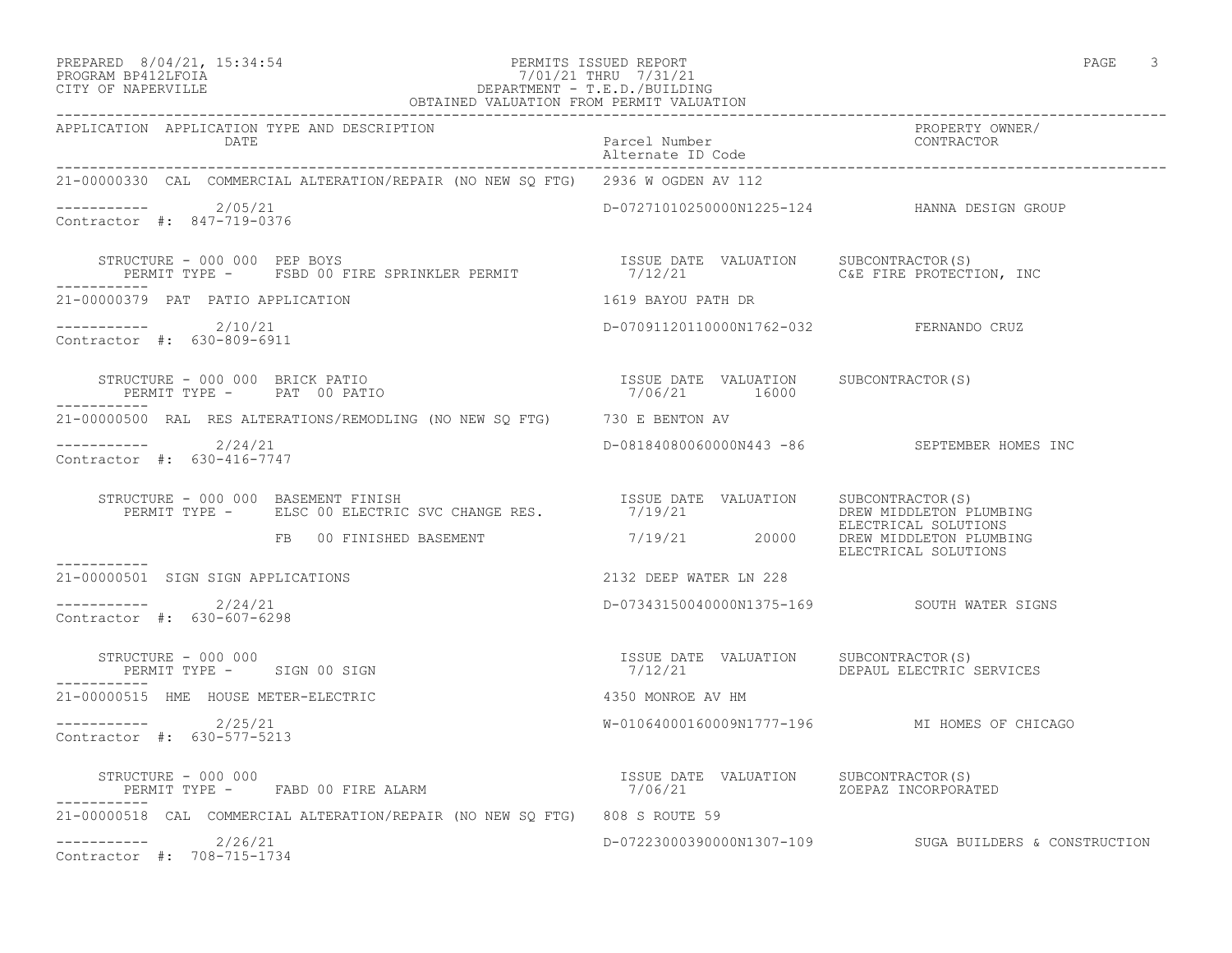PREPARED 8/04/21, 15:34:54 PERMITS ISSUED REPORT
PROGRAM BP412LFOIA 7/01/21 THRU 7/31/21
CITY OF NAPERVILLE DEPARTMENT - T.E.D./BUILDING
OBTAINED VALUATION FROM PERMIT VALUATION

| APPLICATION | APPLICATION TYPE AND DESCRIPTION / DATE | Parcel Number / Alternate ID Code | PROPERTY OWNER/ CONTRACTOR |
|---|---|---|---|
| 21-00000330 | CAL COMMERCIAL ALTERATION/REPAIR (NO NEW SQ FTG) | 2936 W OGDEN AV 112 | |
| ----------- | 2/05/21 | D-07271010250000N1225-124 | HANNA DESIGN GROUP |
| Contractor #: 847-719-0376 | | | |

STRUCTURE - 000 000 PEP BOYS

| PERMIT TYPE | ISSUE DATE | VALUATION | SUBCONTRACTOR(S) |
|---|---|---|---|
| FSBD 00 FIRE SPRINKLER PERMIT | 7/12/21 | | C&E FIRE PROTECTION, INC |

| APPLICATION | APPLICATION TYPE AND DESCRIPTION / DATE | Parcel Number / Alternate ID Code | PROPERTY OWNER/ CONTRACTOR |
|---|---|---|---|
| 21-00000379 | PAT PATIO APPLICATION | 1619 BAYOU PATH DR | |
| ----------- | 2/10/21 | D-07091120110000N1762-032 | FERNANDO CRUZ |
| Contractor #: 630-809-6911 | | | |

STRUCTURE - 000 000 BRICK PATIO

| PERMIT TYPE | ISSUE DATE | VALUATION | SUBCONTRACTOR(S) |
|---|---|---|---|
| PAT 00 PATIO | 7/06/21 | 16000 | |

| APPLICATION | APPLICATION TYPE AND DESCRIPTION / DATE | Parcel Number / Alternate ID Code | PROPERTY OWNER/ CONTRACTOR |
|---|---|---|---|
| 21-00000500 | RAL RES ALTERATIONS/REMODLING (NO NEW SQ FTG) | 730 E BENTON AV | |
| ----------- | 2/24/21 | D-08184080060000N443 -86 | SEPTEMBER HOMES INC |
| Contractor #: 630-416-7747 | | | |

STRUCTURE - 000 000 BASEMENT FINISH

| PERMIT TYPE | ISSUE DATE | VALUATION | SUBCONTRACTOR(S) |
|---|---|---|---|
| ELSC 00 ELECTRIC SVC CHANGE RES. | 7/19/21 | | DREW MIDDLETON PLUMBING<br>ELECTRICAL SOLUTIONS |
| FB 00 FINISHED BASEMENT | 7/19/21 | 20000 | DREW MIDDLETON PLUMBING<br>ELECTRICAL SOLUTIONS |

| APPLICATION | APPLICATION TYPE AND DESCRIPTION / DATE | Parcel Number / Alternate ID Code | PROPERTY OWNER/ CONTRACTOR |
|---|---|---|---|
| 21-00000501 | SIGN SIGN APPLICATIONS | 2132 DEEP WATER LN 228 | |
| ----------- | 2/24/21 | D-07343150040000N1375-169 | SOUTH WATER SIGNS |
| Contractor #: 630-607-6298 | | | |

STRUCTURE - 000 000

| PERMIT TYPE | ISSUE DATE | VALUATION | SUBCONTRACTOR(S) |
|---|---|---|---|
| SIGN 00 SIGN | 7/12/21 | | DEPAUL ELECTRIC SERVICES |

| APPLICATION | APPLICATION TYPE AND DESCRIPTION / DATE | Parcel Number / Alternate ID Code | PROPERTY OWNER/ CONTRACTOR |
|---|---|---|---|
| 21-00000515 | HME HOUSE METER-ELECTRIC | 4350 MONROE AV HM | |
| ----------- | 2/25/21 | W-01064000160009N1777-196 | MI HOMES OF CHICAGO |
| Contractor #: 630-577-5213 | | | |

STRUCTURE - 000 000

| PERMIT TYPE | ISSUE DATE | VALUATION | SUBCONTRACTOR(S) |
|---|---|---|---|
| FABD 00 FIRE ALARM | 7/06/21 | | ZOEPAZ INCORPORATED |

| APPLICATION | APPLICATION TYPE AND DESCRIPTION / DATE | Parcel Number / Alternate ID Code | PROPERTY OWNER/ CONTRACTOR |
|---|---|---|---|
| 21-00000518 | CAL COMMERCIAL ALTERATION/REPAIR (NO NEW SQ FTG) | 808 S ROUTE 59 | |
| ----------- | 2/26/21 | D-07223000390000N1307-109 | SUGA BUILDERS & CONSTRUCTION |
| Contractor #: 708-715-1734 | | | |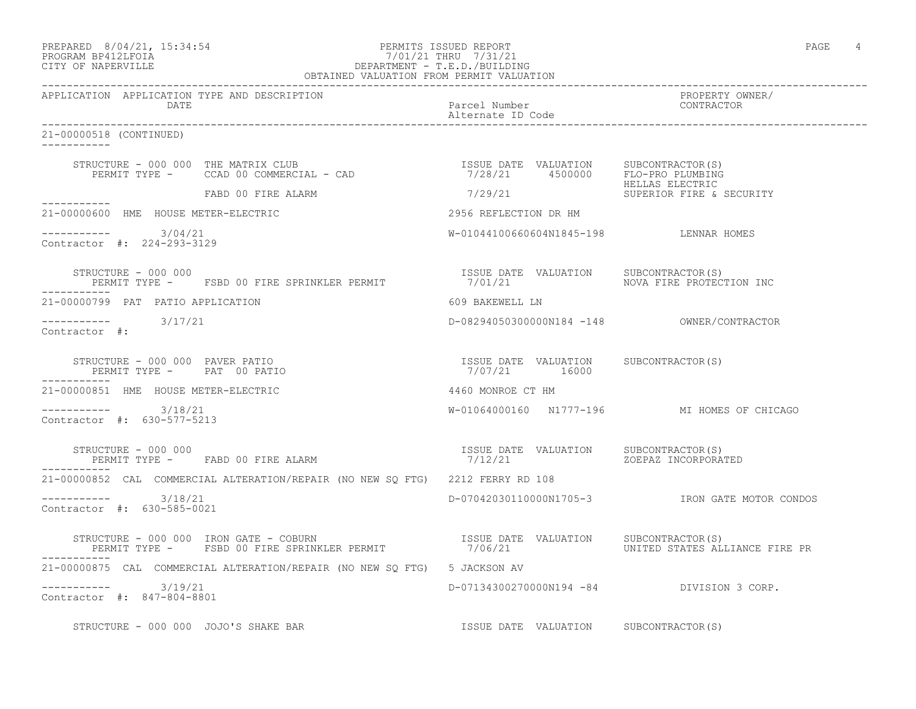PREPARED 8/04/21, 15:34:54
PROGRAM BP412LFOIA
CITY OF NAPERVILLE

PERMITS ISSUED REPORT
7/01/21 THRU 7/31/21
DEPARTMENT - T.E.D./BUILDING
OBTAINED VALUATION FROM PERMIT VALUATION

| APPLICATION | APPLICATION TYPE AND DESCRIPTION / DATE | Parcel Number / Alternate ID Code | PROPERTY OWNER/ CONTRACTOR |
|---|---|---|---|

**21-00000518 (CONTINUED)**

STRUCTURE - 000 000 THE MATRIX CLUB
PERMIT TYPE - CCAD 00 COMMERCIAL - CAD — ISSUE DATE 7/28/21 — VALUATION 4500000 — SUBCONTRACTOR(S): FLO-PRO PLUMBING, HELLAS ELECTRIC
FABD 00 FIRE ALARM — 7/29/21 — SUPERIOR FIRE & SECURITY

**21-00000600 HME HOUSE METER-ELECTRIC** — 2956 REFLECTION DR HM
3/04/21 — W-01044100660604N1845-198 — LENNAR HOMES
Contractor #: 224-293-3129

STRUCTURE - 000 000
PERMIT TYPE - FSBD 00 FIRE SPRINKLER PERMIT — ISSUE DATE 7/01/21 — SUBCONTRACTOR(S): NOVA FIRE PROTECTION INC

**21-00000799 PAT PATIO APPLICATION** — 609 BAKEWELL LN
3/17/21 — D-08294050300000N184 -148 — OWNER/CONTRACTOR
Contractor #:

STRUCTURE - 000 000 PAVER PATIO
PERMIT TYPE - PAT 00 PATIO — ISSUE DATE 7/07/21 — VALUATION 16000 — SUBCONTRACTOR(S)

**21-00000851 HME HOUSE METER-ELECTRIC** — 4460 MONROE CT HM
3/18/21 — W-01064000160 N1777-196 — MI HOMES OF CHICAGO
Contractor #: 630-577-5213

STRUCTURE - 000 000
PERMIT TYPE - FABD 00 FIRE ALARM — ISSUE DATE 7/12/21 — SUBCONTRACTOR(S): ZOEPAZ INCORPORATED

**21-00000852 CAL COMMERCIAL ALTERATION/REPAIR (NO NEW SQ FTG)** — 2212 FERRY RD 108
3/18/21 — D-07042030110000N1705-3 — IRON GATE MOTOR CONDOS
Contractor #: 630-585-0021

STRUCTURE - 000 000 IRON GATE - COBURN
PERMIT TYPE - FSBD 00 FIRE SPRINKLER PERMIT — ISSUE DATE 7/06/21 — SUBCONTRACTOR(S): UNITED STATES ALLIANCE FIRE PR

**21-00000875 CAL COMMERCIAL ALTERATION/REPAIR (NO NEW SQ FTG)** — 5 JACKSON AV
3/19/21 — D-07134300270000N194 -84 — DIVISION 3 CORP.
Contractor #: 847-804-8801

STRUCTURE - 000 000 JOJO'S SHAKE BAR — ISSUE DATE — VALUATION — SUBCONTRACTOR(S)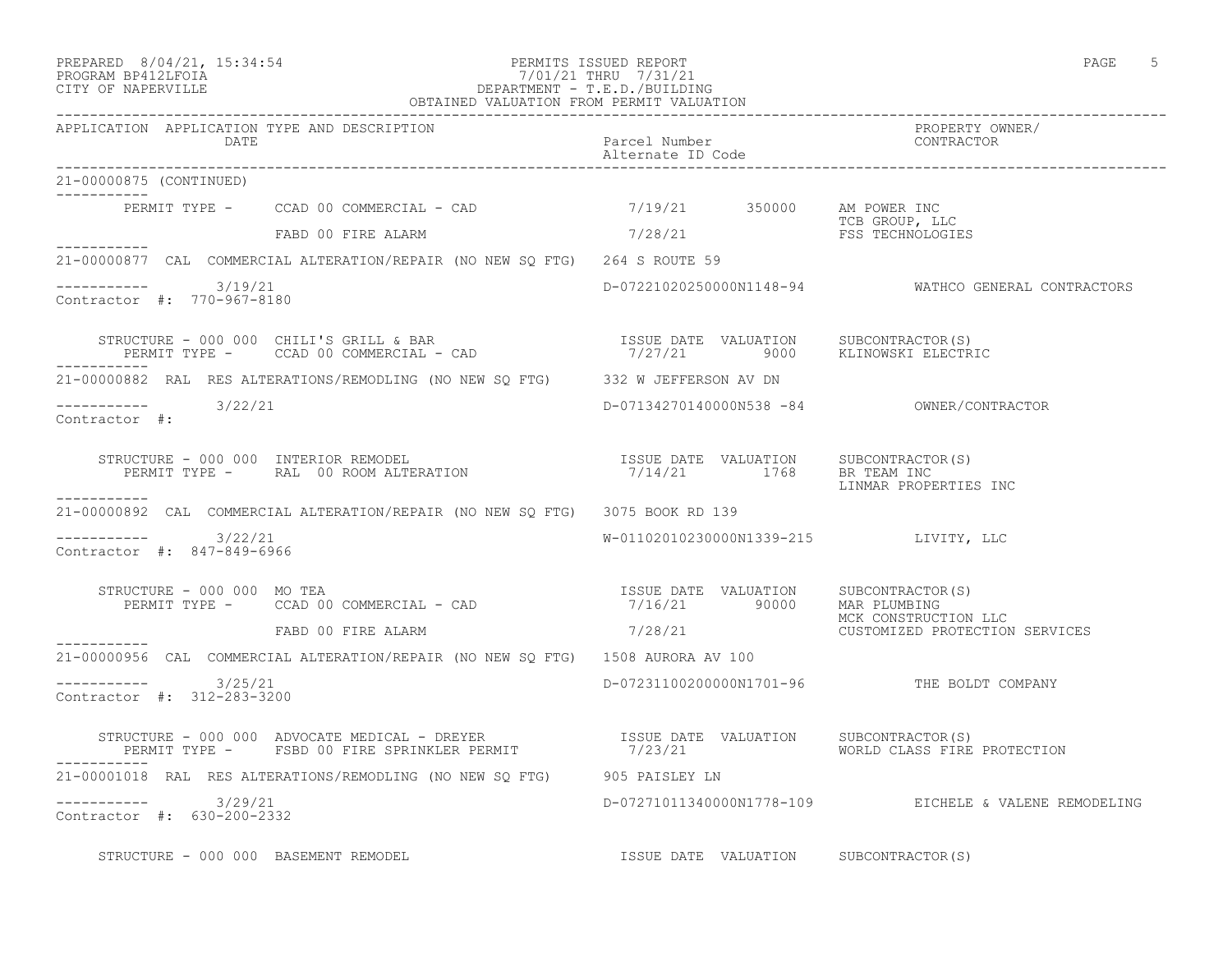PREPARED 8/04/21, 15:34:54
PROGRAM BP412LFOIA
CITY OF NAPERVILLE

PERMITS ISSUED REPORT
7/01/21 THRU 7/31/21
DEPARTMENT - T.E.D./BUILDING
OBTAINED VALUATION FROM PERMIT VALUATION

| APPLICATION | APPLICATION TYPE AND DESCRIPTION / DATE | Parcel Number / Alternate ID Code | PROPERTY OWNER/ CONTRACTOR |
|---|---|---|---|

21-00000875 (CONTINUED)

PERMIT TYPE - CCAD 00 COMMERCIAL - CAD — 7/19/21 — 350000 — AM POWER INC, TCB GROUP, LLC
FABD 00 FIRE ALARM — 7/28/21 — FSS TECHNOLOGIES

---

21-00000877 CAL COMMERCIAL ALTERATION/REPAIR (NO NEW SQ FTG) 264 S ROUTE 59
3/19/21 — D-07221020250000N1148-94 — WATHCO GENERAL CONTRACTORS
Contractor #: 770-967-8180

STRUCTURE - 000 000 CHILI'S GRILL & BAR — ISSUE DATE VALUATION SUBCONTRACTOR(S)
PERMIT TYPE - CCAD 00 COMMERCIAL - CAD — 7/27/21 — 9000 — KLINOWSKI ELECTRIC

---

21-00000882 RAL RES ALTERATIONS/REMODLING (NO NEW SQ FTG) 332 W JEFFERSON AV DN
3/22/21 — D-07134270140000N538 -84 — OWNER/CONTRACTOR
Contractor #:

STRUCTURE - 000 000 INTERIOR REMODEL — ISSUE DATE VALUATION SUBCONTRACTOR(S)
PERMIT TYPE - RAL 00 ROOM ALTERATION — 7/14/21 — 1768 — BR TEAM INC, LINMAR PROPERTIES INC

---

21-00000892 CAL COMMERCIAL ALTERATION/REPAIR (NO NEW SQ FTG) 3075 BOOK RD 139
3/22/21 — W-01102010230000N1339-215 — LIVITY, LLC
Contractor #: 847-849-6966

STRUCTURE - 000 000 MO TEA — ISSUE DATE VALUATION SUBCONTRACTOR(S)
PERMIT TYPE - CCAD 00 COMMERCIAL - CAD — 7/16/21 — 90000 — MAR PLUMBING, MCK CONSTRUCTION LLC
FABD 00 FIRE ALARM — 7/28/21 — CUSTOMIZED PROTECTION SERVICES

---

21-00000956 CAL COMMERCIAL ALTERATION/REPAIR (NO NEW SQ FTG) 1508 AURORA AV 100
3/25/21 — D-07231100200000N1701-96 — THE BOLDT COMPANY
Contractor #: 312-283-3200

STRUCTURE - 000 000 ADVOCATE MEDICAL - DREYER — ISSUE DATE VALUATION SUBCONTRACTOR(S)
PERMIT TYPE - FSBD 00 FIRE SPRINKLER PERMIT — 7/23/21 — WORLD CLASS FIRE PROTECTION

---

21-00001018 RAL RES ALTERATIONS/REMODLING (NO NEW SQ FTG) 905 PAISLEY LN
3/29/21 — D-07271011340000N1778-109 — EICHELE & VALENE REMODELING
Contractor #: 630-200-2332

STRUCTURE - 000 000 BASEMENT REMODEL — ISSUE DATE VALUATION SUBCONTRACTOR(S)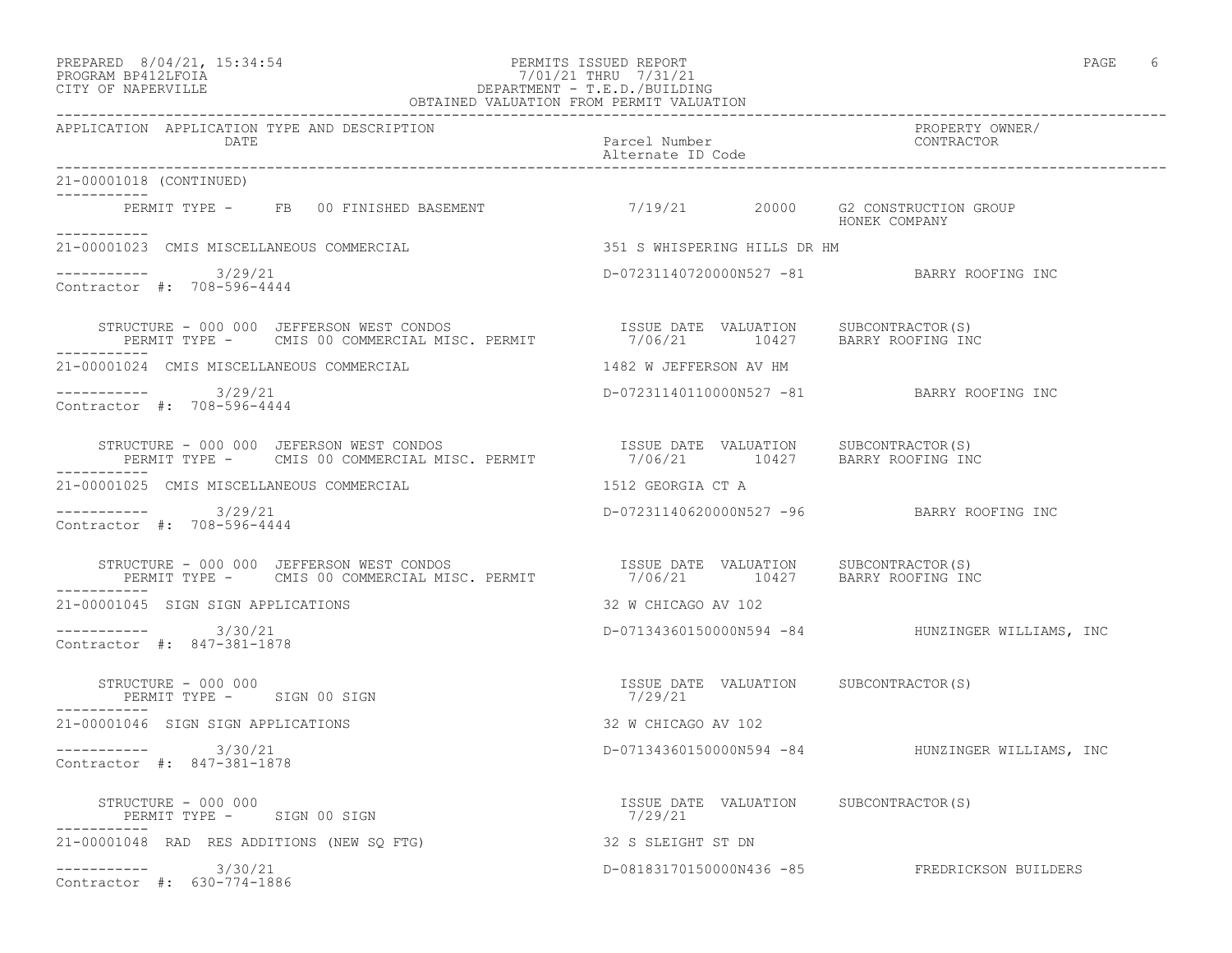| APPLICATION | APPLICATION TYPE AND DESCRIPTION DATE | Parcel Number Alternate ID Code | PROPERTY OWNER/ CONTRACTOR |
|---|---|---|---|

21-00001018 (CONTINUED)

| | | | | |
|---|---|---|---|---|
| PERMIT TYPE - FB 00 FINISHED BASEMENT | 7/19/21 | 20000 | G2 CONSTRUCTION GROUP | HONEK COMPANY |

21-00001023 CMIS MISCELLANEOUS COMMERCIAL — 351 S WHISPERING HILLS DR HM

3/29/21 — D-07231140720000N527 -81 — BARRY ROOFING INC

Contractor #: 708-596-4444

| STRUCTURE - 000 000 JEFFERSON WEST CONDOS | ISSUE DATE | VALUATION | SUBCONTRACTOR(S) |
|---|---|---|---|
| PERMIT TYPE - CMIS 00 COMMERCIAL MISC. PERMIT | 7/06/21 | 10427 | BARRY ROOFING INC |

21-00001024 CMIS MISCELLANEOUS COMMERCIAL — 1482 W JEFFERSON AV HM

3/29/21 — D-07231140110000N527 -81 — BARRY ROOFING INC

Contractor #: 708-596-4444

| STRUCTURE - 000 000 JEFERSON WEST CONDOS | ISSUE DATE | VALUATION | SUBCONTRACTOR(S) |
|---|---|---|---|
| PERMIT TYPE - CMIS 00 COMMERCIAL MISC. PERMIT | 7/06/21 | 10427 | BARRY ROOFING INC |

21-00001025 CMIS MISCELLANEOUS COMMERCIAL — 1512 GEORGIA CT A

3/29/21 — D-07231140620000N527 -96 — BARRY ROOFING INC

Contractor #: 708-596-4444

| STRUCTURE - 000 000 JEFFERSON WEST CONDOS | ISSUE DATE | VALUATION | SUBCONTRACTOR(S) |
|---|---|---|---|
| PERMIT TYPE - CMIS 00 COMMERCIAL MISC. PERMIT | 7/06/21 | 10427 | BARRY ROOFING INC |

21-00001045 SIGN SIGN APPLICATIONS — 32 W CHICAGO AV 102

3/30/21 — D-07134360150000N594 -84 — HUNZINGER WILLIAMS, INC

Contractor #: 847-381-1878

| STRUCTURE - 000 000 | ISSUE DATE | VALUATION | SUBCONTRACTOR(S) |
|---|---|---|---|
| PERMIT TYPE - SIGN 00 SIGN | 7/29/21 | | |

21-00001046 SIGN SIGN APPLICATIONS — 32 W CHICAGO AV 102

3/30/21 — D-07134360150000N594 -84 — HUNZINGER WILLIAMS, INC

Contractor #: 847-381-1878

| STRUCTURE - 000 000 | ISSUE DATE | VALUATION | SUBCONTRACTOR(S) |
|---|---|---|---|
| PERMIT TYPE - SIGN 00 SIGN | 7/29/21 | | |

21-00001048 RAD RES ADDITIONS (NEW SQ FTG) — 32 S SLEIGHT ST DN

3/30/21 — D-08183170150000N436 -85 — FREDRICKSON BUILDERS

Contractor #: 630-774-1886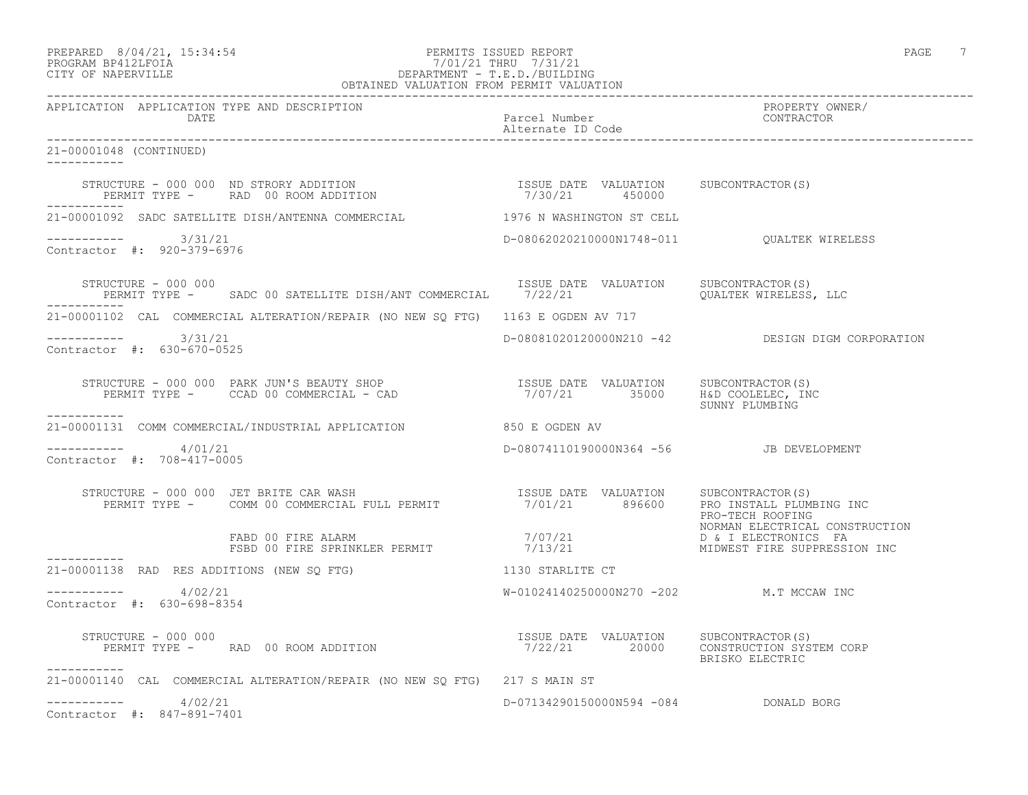PREPARED 8/04/21, 15:34:54 PERMITS ISSUED REPORT
PROGRAM BP412LFOIA 7/01/21 THRU 7/31/21
CITY OF NAPERVILLE DEPARTMENT - T.E.D./BUILDING
OBTAINED VALUATION FROM PERMIT VALUATION

| APPLICATION | APPLICATION TYPE AND DESCRIPTION / DATE | Parcel Number / Alternate ID Code | PROPERTY OWNER/ CONTRACTOR |
|---|---|---|---|

21-00001048 (CONTINUED)

STRUCTURE - 000 000 ND STRORY ADDITION — ISSUE DATE 7/30/21 — VALUATION 450000 — SUBCONTRACTOR(S)
PERMIT TYPE - RAD 00 ROOM ADDITION

21-00001092 SADC SATELLITE DISH/ANTENNA COMMERCIAL — 1976 N WASHINGTON ST CELL
3/31/21 — D-08062020210000N1748-011 — QUALTEK WIRELESS
Contractor #: 920-379-6976

STRUCTURE - 000 000 — ISSUE DATE 7/22/21 — VALUATION — SUBCONTRACTOR(S): QUALTEK WIRELESS, LLC
PERMIT TYPE - SADC 00 SATELLITE DISH/ANT COMMERCIAL

21-00001102 CAL COMMERCIAL ALTERATION/REPAIR (NO NEW SQ FTG) — 1163 E OGDEN AV 717
3/31/21 — D-08081020120000N210 -42 — DESIGN DIGM CORPORATION
Contractor #: 630-670-0525

STRUCTURE - 000 000 PARK JUN'S BEAUTY SHOP — ISSUE DATE 7/07/21 — VALUATION 35000 — SUBCONTRACTOR(S): H&D COOLELEC, INC; SUNNY PLUMBING
PERMIT TYPE - CCAD 00 COMMERCIAL - CAD

21-00001131 COMM COMMERCIAL/INDUSTRIAL APPLICATION — 850 E OGDEN AV
4/01/21 — D-08074110190000N364 -56 — JB DEVELOPMENT
Contractor #: 708-417-0005

STRUCTURE - 000 000 JET BRITE CAR WASH
PERMIT TYPE - COMM 00 COMMERCIAL FULL PERMIT — ISSUE DATE 7/01/21 — VALUATION 896600 — SUBCONTRACTOR(S): PRO INSTALL PLUMBING INC; PRO-TECH ROOFING; NORMAN ELECTRICAL CONSTRUCTION
FABD 00 FIRE ALARM — 7/07/21 — D & I ELECTRONICS FA
FSBD 00 FIRE SPRINKLER PERMIT — 7/13/21 — MIDWEST FIRE SUPPRESSION INC

21-00001138 RAD RES ADDITIONS (NEW SQ FTG) — 1130 STARLITE CT
4/02/21 — W-01024140250000N270 -202 — M.T MCCAW INC
Contractor #: 630-698-8354

STRUCTURE - 000 000 — ISSUE DATE 7/22/21 — VALUATION 20000 — SUBCONTRACTOR(S): CONSTRUCTION SYSTEM CORP; BRISKO ELECTRIC
PERMIT TYPE - RAD 00 ROOM ADDITION

21-00001140 CAL COMMERCIAL ALTERATION/REPAIR (NO NEW SQ FTG) — 217 S MAIN ST
4/02/21 — D-07134290150000N594 -084 — DONALD BORG
Contractor #: 847-891-7401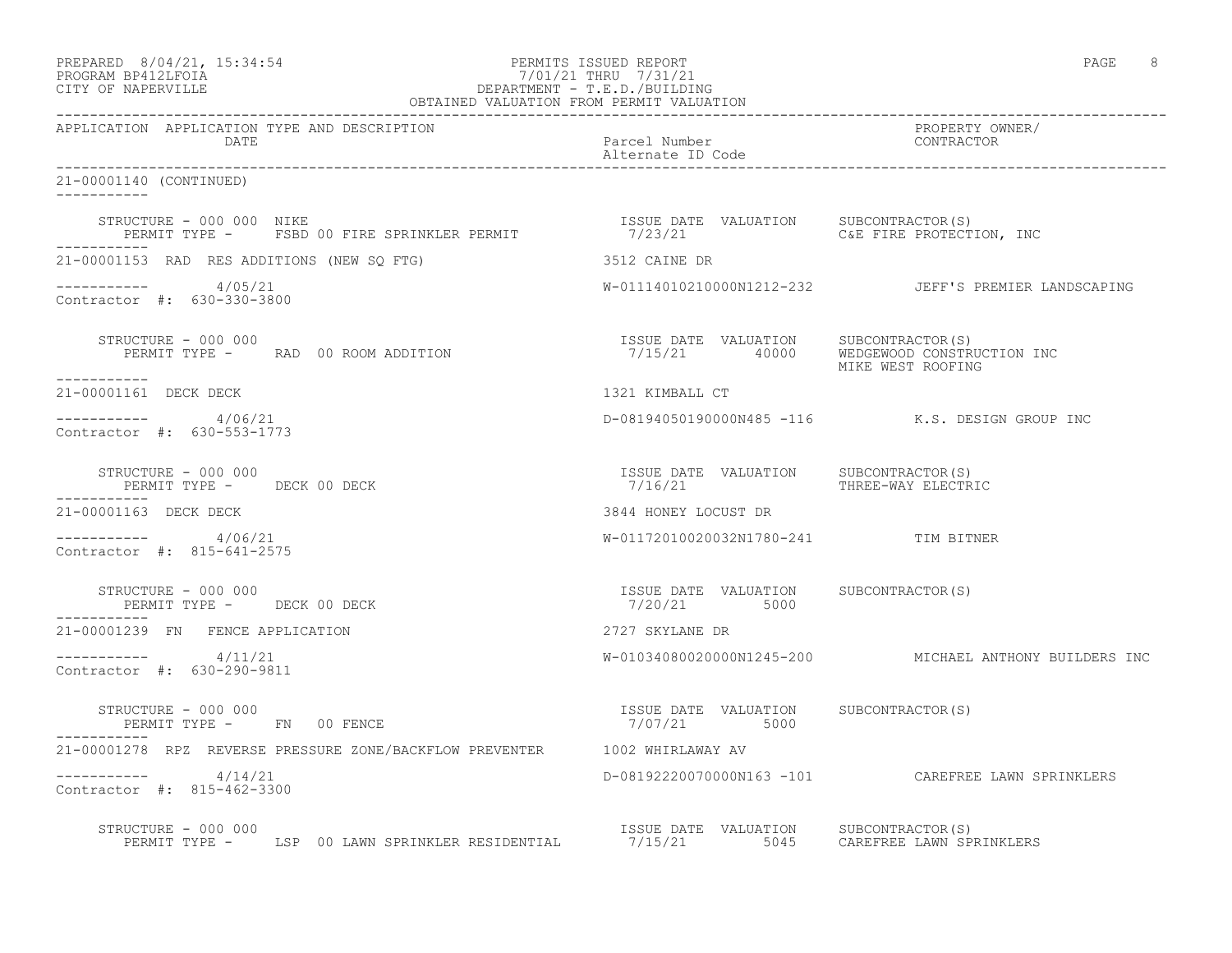| APPLICATION | APPLICATION TYPE AND DESCRIPTION / DATE | Parcel Number / Alternate ID Code | PROPERTY OWNER/ CONTRACTOR |
|---|---|---|---|
| 21-00001140 (CONTINUED) | | | |
| | STRUCTURE - 000 000 NIKE<br>PERMIT TYPE - FSBD 00 FIRE SPRINKLER PERMIT | ISSUE DATE 7/23/21 VALUATION | SUBCONTRACTOR(S)<br>C&E FIRE PROTECTION, INC |
| 21-00001153 | RAD RES ADDITIONS (NEW SQ FTG) | 3512 CAINE DR | |
| | 4/05/21<br>Contractor #: 630-330-3800 | W-01114010210000N1212-232 | JEFF'S PREMIER LANDSCAPING |
| | STRUCTURE - 000 000<br>PERMIT TYPE - RAD 00 ROOM ADDITION | ISSUE DATE 7/15/21 VALUATION 40000 | SUBCONTRACTOR(S)<br>WEDGEWOOD CONSTRUCTION INC<br>MIKE WEST ROOFING |
| 21-00001161 | DECK DECK | 1321 KIMBALL CT | |
| | 4/06/21<br>Contractor #: 630-553-1773 | D-08194050190000N485 -116 | K.S. DESIGN GROUP INC |
| | STRUCTURE - 000 000<br>PERMIT TYPE - DECK 00 DECK | ISSUE DATE 7/16/21 VALUATION | SUBCONTRACTOR(S)<br>THREE-WAY ELECTRIC |
| 21-00001163 | DECK DECK | 3844 HONEY LOCUST DR | |
| | 4/06/21<br>Contractor #: 815-641-2575 | W-01172010020032N1780-241 | TIM BITNER |
| | STRUCTURE - 000 000<br>PERMIT TYPE - DECK 00 DECK | ISSUE DATE 7/20/21 VALUATION 5000 | SUBCONTRACTOR(S) |
| 21-00001239 | FN FENCE APPLICATION | 2727 SKYLANE DR | |
| | 4/11/21<br>Contractor #: 630-290-9811 | W-01034080020000N1245-200 | MICHAEL ANTHONY BUILDERS INC |
| | STRUCTURE - 000 000<br>PERMIT TYPE - FN 00 FENCE | ISSUE DATE 7/07/21 VALUATION 5000 | SUBCONTRACTOR(S) |
| 21-00001278 | RPZ REVERSE PRESSURE ZONE/BACKFLOW PREVENTER | 1002 WHIRLAWAY AV | |
| | 4/14/21<br>Contractor #: 815-462-3300 | D-08192220070000N163 -101 | CAREFREE LAWN SPRINKLERS |
| | STRUCTURE - 000 000<br>PERMIT TYPE - LSP 00 LAWN SPRINKLER RESIDENTIAL | ISSUE DATE 7/15/21 VALUATION 5045 | SUBCONTRACTOR(S)<br>CAREFREE LAWN SPRINKLERS |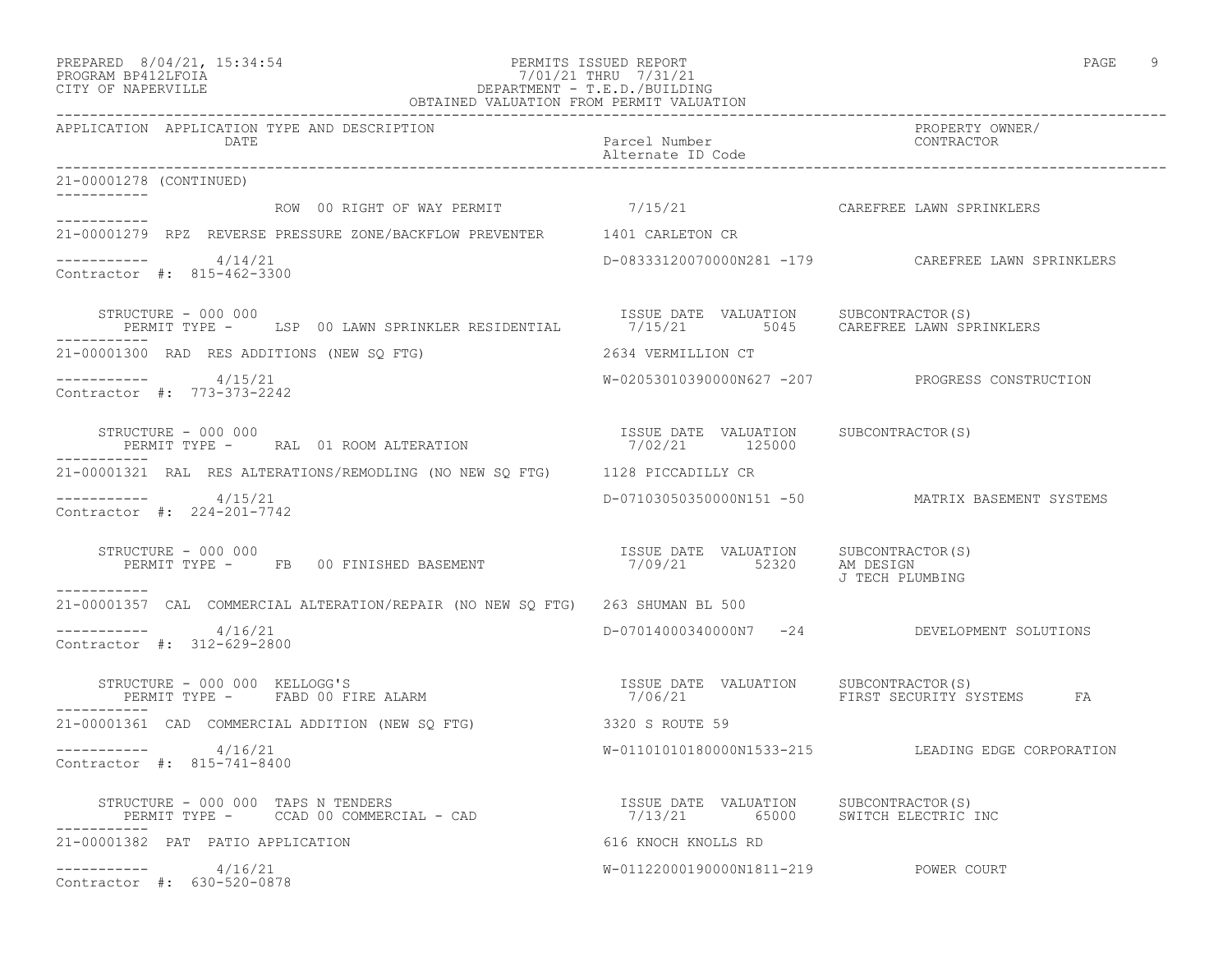21-00001278 (CONTINUED)

| | | | |
|---|---|---|---|
| ROW 00 RIGHT OF WAY PERMIT | 7/15/21 | | CAREFREE LAWN SPRINKLERS |

21-00001279 RPZ REVERSE PRESSURE ZONE/BACKFLOW PREVENTER 1401 CARLETON CR

4/14/21 D-08333120070000N281 -179 CAREFREE LAWN SPRINKLERS
Contractor #: 815-462-3300

STRUCTURE - 000 000 ISSUE DATE VALUATION SUBCONTRACTOR(S)
PERMIT TYPE - LSP 00 LAWN SPRINKLER RESIDENTIAL 7/15/21 5045 CAREFREE LAWN SPRINKLERS

21-00001300 RAD RES ADDITIONS (NEW SQ FTG) 2634 VERMILLION CT

4/15/21 W-02053010390000N627 -207 PROGRESS CONSTRUCTION
Contractor #: 773-373-2242

STRUCTURE - 000 000 ISSUE DATE VALUATION SUBCONTRACTOR(S)
PERMIT TYPE - RAL 01 ROOM ALTERATION 7/02/21 125000

21-00001321 RAL RES ALTERATIONS/REMODLING (NO NEW SQ FTG) 1128 PICCADILLY CR

4/15/21 D-07103050350000N151 -50 MATRIX BASEMENT SYSTEMS
Contractor #: 224-201-7742

STRUCTURE - 000 000 ISSUE DATE VALUATION SUBCONTRACTOR(S)
PERMIT TYPE - FB 00 FINISHED BASEMENT 7/09/21 52320 AM DESIGN
J TECH PLUMBING

21-00001357 CAL COMMERCIAL ALTERATION/REPAIR (NO NEW SQ FTG) 263 SHUMAN BL 500

4/16/21 D-07014000340000N7 -24 DEVELOPMENT SOLUTIONS
Contractor #: 312-629-2800

STRUCTURE - 000 000 KELLOGG'S ISSUE DATE VALUATION SUBCONTRACTOR(S)
PERMIT TYPE - FABD 00 FIRE ALARM 7/06/21 FIRST SECURITY SYSTEMS FA

21-00001361 CAD COMMERCIAL ADDITION (NEW SQ FTG) 3320 S ROUTE 59

4/16/21 W-01101010180000N1533-215 LEADING EDGE CORPORATION
Contractor #: 815-741-8400

STRUCTURE - 000 000 TAPS N TENDERS ISSUE DATE VALUATION SUBCONTRACTOR(S)
PERMIT TYPE - CCAD 00 COMMERCIAL - CAD 7/13/21 65000 SWITCH ELECTRIC INC

21-00001382 PAT PATIO APPLICATION 616 KNOCH KNOLLS RD

4/16/21 W-01122000190000N1811-219 POWER COURT
Contractor #: 630-520-0878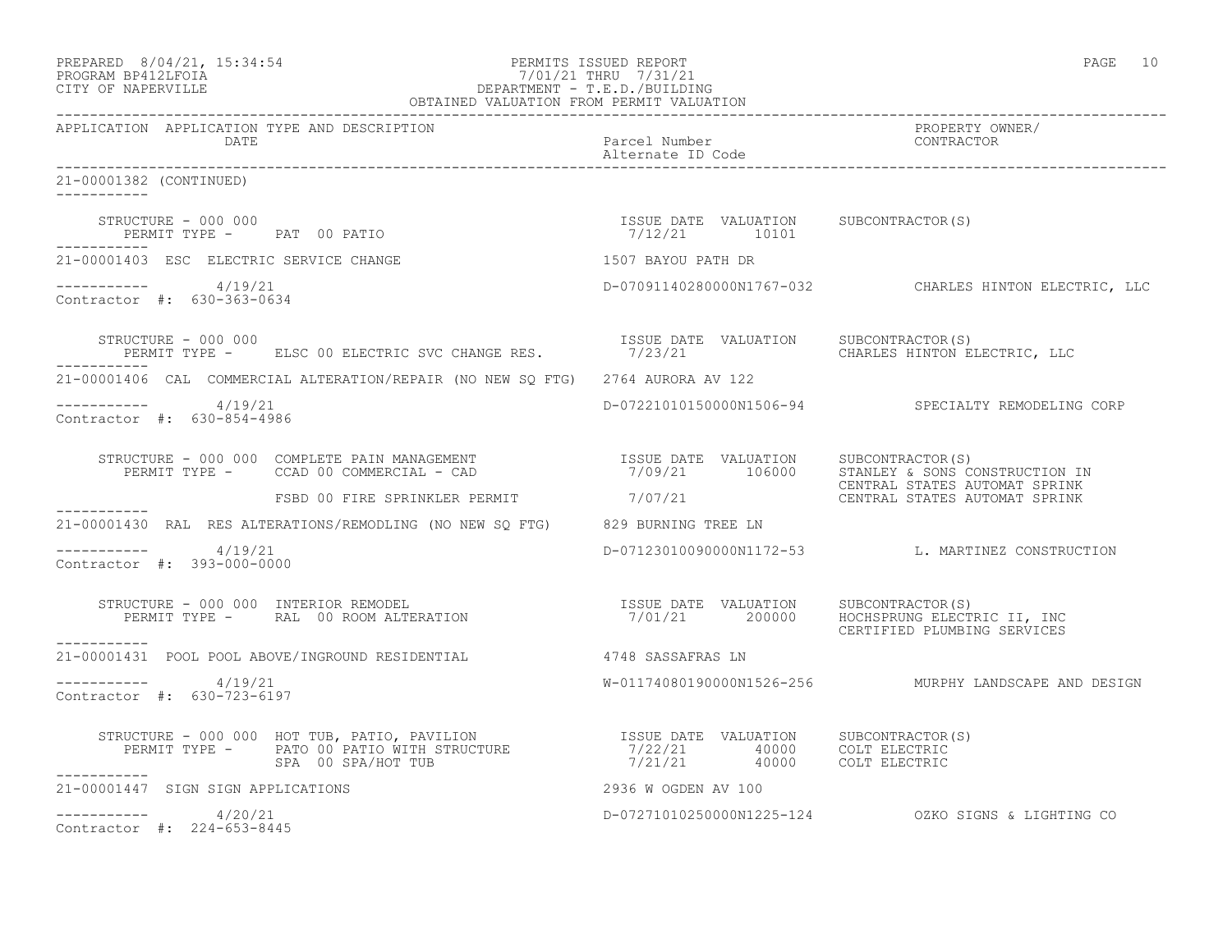PREPARED 8/04/21, 15:34:54 PERMITS ISSUED REPORT
PROGRAM BP412LFOIA 7/01/21 THRU 7/31/21
CITY OF NAPERVILLE DEPARTMENT - T.E.D./BUILDING
OBTAINED VALUATION FROM PERMIT VALUATION

| APPLICATION | APPLICATION TYPE AND DESCRIPTION / DATE | Parcel Number / Alternate ID Code | PROPERTY OWNER/ CONTRACTOR |
|---|---|---|---|

21-00001382 (CONTINUED)

STRUCTURE - 000 000
PERMIT TYPE - PAT 00 PATIO — ISSUE DATE 7/12/21 VALUATION 10101 SUBCONTRACTOR(S)

---

21-00001403 ESC ELECTRIC SERVICE CHANGE — 1507 BAYOU PATH DR
4/19/21 — D-07091140280000N1767-032 — CHARLES HINTON ELECTRIC, LLC
Contractor #: 630-363-0634

STRUCTURE - 000 000
PERMIT TYPE - ELSC 00 ELECTRIC SVC CHANGE RES. — ISSUE DATE 7/23/21 — SUBCONTRACTOR(S) CHARLES HINTON ELECTRIC, LLC

---

21-00001406 CAL COMMERCIAL ALTERATION/REPAIR (NO NEW SQ FTG) — 2764 AURORA AV 122
4/19/21 — D-07221010150000N1506-94 — SPECIALTY REMODELING CORP
Contractor #: 630-854-4986

STRUCTURE - 000 000 COMPLETE PAIN MANAGEMENT

| PERMIT TYPE | ISSUE DATE | VALUATION | SUBCONTRACTOR(S) |
|---|---|---|---|
| CCAD 00 COMMERCIAL - CAD | 7/09/21 | 106000 | STANLEY & SONS CONSTRUCTION IN; CENTRAL STATES AUTOMAT SPRINK |
| FSBD 00 FIRE SPRINKLER PERMIT | 7/07/21 | | CENTRAL STATES AUTOMAT SPRINK |

---

21-00001430 RAL RES ALTERATIONS/REMODLING (NO NEW SQ FTG) — 829 BURNING TREE LN
4/19/21 — D-07123010090000N1172-53 — L. MARTINEZ CONSTRUCTION
Contractor #: 393-000-0000

STRUCTURE - 000 000 INTERIOR REMODEL
PERMIT TYPE - RAL 00 ROOM ALTERATION — ISSUE DATE 7/01/21 VALUATION 200000 — SUBCONTRACTOR(S) HOCHSPRUNG ELECTRIC II, INC; CERTIFIED PLUMBING SERVICES

---

21-00001431 POOL POOL ABOVE/INGROUND RESIDENTIAL — 4748 SASSAFRAS LN
4/19/21 — W-01174080190000N1526-256 — MURPHY LANDSCAPE AND DESIGN
Contractor #: 630-723-6197

STRUCTURE - 000 000 HOT TUB, PATIO, PAVILION

| PERMIT TYPE | ISSUE DATE | VALUATION | SUBCONTRACTOR(S) |
|---|---|---|---|
| PATO 00 PATIO WITH STRUCTURE | 7/22/21 | 40000 | COLT ELECTRIC |
| SPA 00 SPA/HOT TUB | 7/21/21 | 40000 | COLT ELECTRIC |

---

21-00001447 SIGN SIGN APPLICATIONS — 2936 W OGDEN AV 100
4/20/21 — D-07271010250000N1225-124 — OZKO SIGNS & LIGHTING CO
Contractor #: 224-653-8445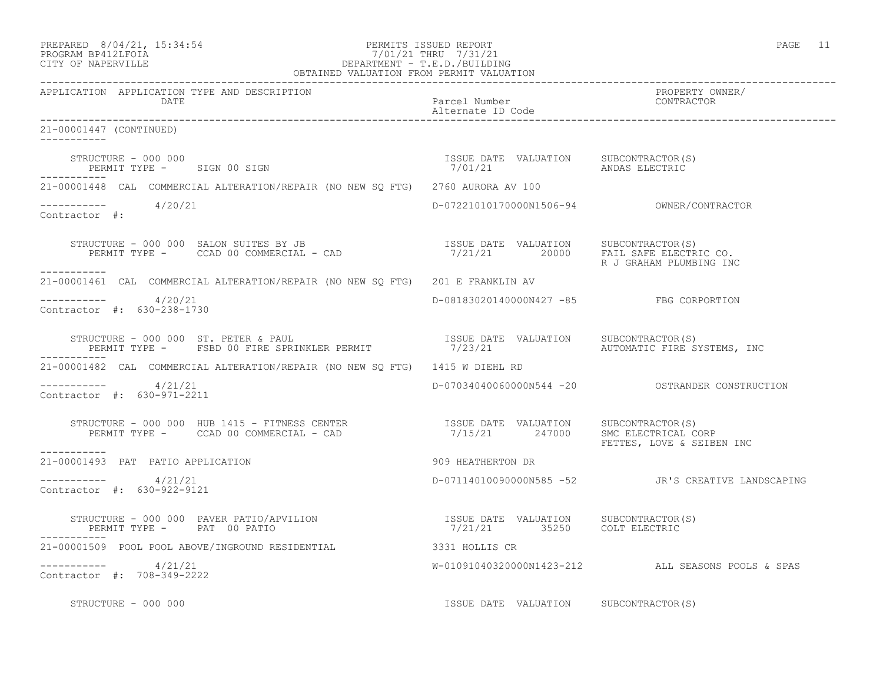APPLICATION APPLICATION TYPE AND DESCRIPTION DATE | Parcel Number Alternate ID Code | PROPERTY OWNER/ CONTRACTOR

21-00001447 (CONTINUED)

STRUCTURE - 000 000
PERMIT TYPE - SIGN 00 SIGN
ISSUE DATE 7/01/21 VALUATION
SUBCONTRACTOR(S) ANDAS ELECTRIC

21-00001448 CAL COMMERCIAL ALTERATION/REPAIR (NO NEW SQ FTG) 2760 AURORA AV 100
4/20/21
D-07221010170000N1506-94 OWNER/CONTRACTOR
Contractor #:

STRUCTURE - 000 000 SALON SUITES BY JB
PERMIT TYPE - CCAD 00 COMMERCIAL - CAD
ISSUE DATE 7/21/21 VALUATION 20000
SUBCONTRACTOR(S) FAIL SAFE ELECTRIC CO.
R J GRAHAM PLUMBING INC

21-00001461 CAL COMMERCIAL ALTERATION/REPAIR (NO NEW SQ FTG) 201 E FRANKLIN AV
4/20/21
D-08183020140000N427 -85 FBG CORPORTION
Contractor #: 630-238-1730

STRUCTURE - 000 000 ST. PETER & PAUL
PERMIT TYPE - FSBD 00 FIRE SPRINKLER PERMIT
ISSUE DATE 7/23/21 VALUATION
SUBCONTRACTOR(S) AUTOMATIC FIRE SYSTEMS, INC

21-00001482 CAL COMMERCIAL ALTERATION/REPAIR (NO NEW SQ FTG) 1415 W DIEHL RD
4/21/21
D-07034040060000N544 -20 OSTRANDER CONSTRUCTION
Contractor #: 630-971-2211

STRUCTURE - 000 000 HUB 1415 - FITNESS CENTER
PERMIT TYPE - CCAD 00 COMMERCIAL - CAD
ISSUE DATE 7/15/21 VALUATION 247000
SUBCONTRACTOR(S) SMC ELECTRICAL CORP
FETTES, LOVE & SEIBEN INC

21-00001493 PAT PATIO APPLICATION 909 HEATHERTON DR
4/21/21
D-07114010090000N585 -52 JR'S CREATIVE LANDSCAPING
Contractor #: 630-922-9121

STRUCTURE - 000 000 PAVER PATIO/APVILION
PERMIT TYPE - PAT 00 PATIO
ISSUE DATE 7/21/21 VALUATION 35250
SUBCONTRACTOR(S) COLT ELECTRIC

21-00001509 POOL POOL ABOVE/INGROUND RESIDENTIAL 3331 HOLLIS CR
4/21/21
W-01091040320000N1423-212 ALL SEASONS POOLS & SPAS
Contractor #: 708-349-2222

STRUCTURE - 000 000
ISSUE DATE VALUATION SUBCONTRACTOR(S)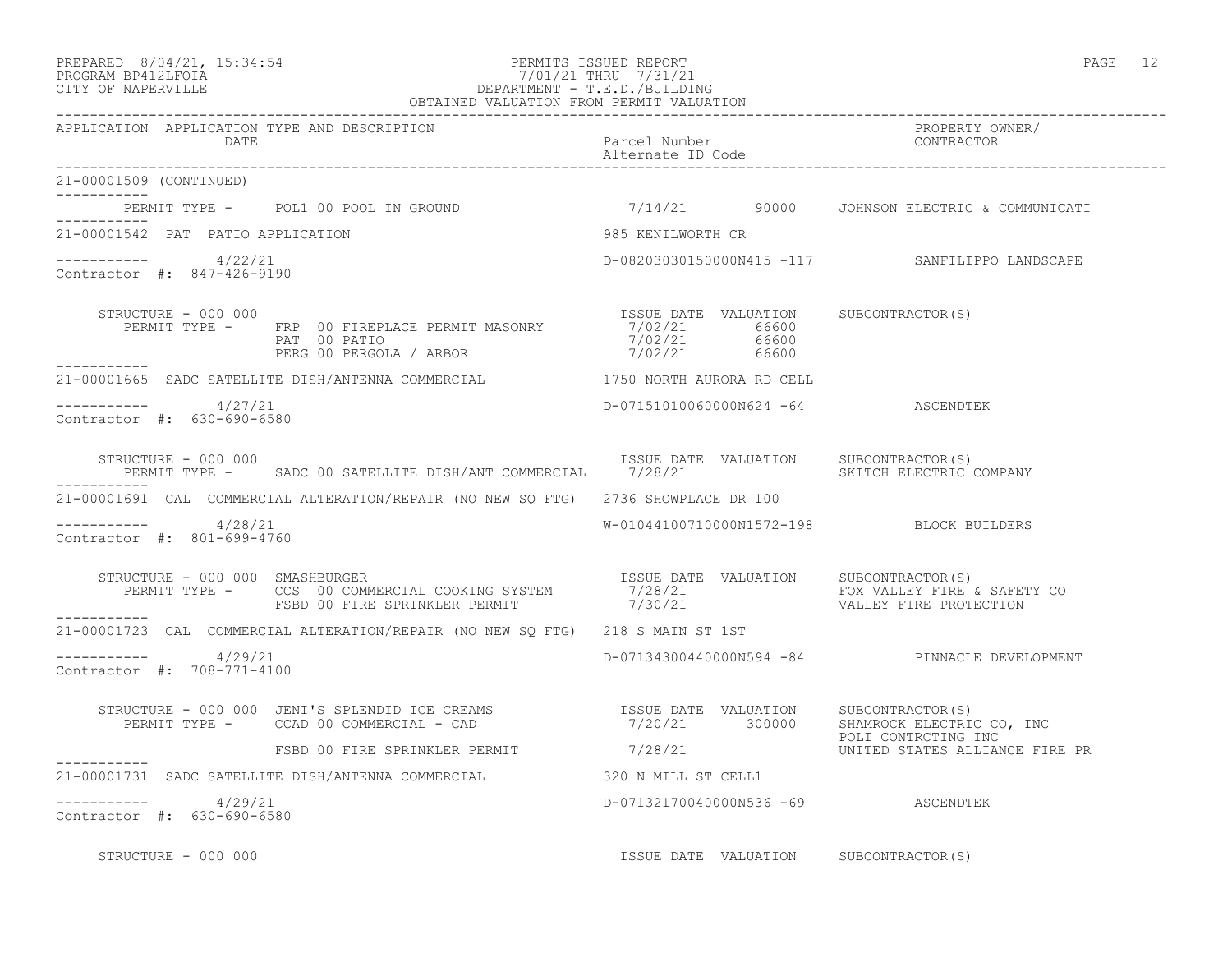PREPARED 8/04/21, 15:34:54
PROGRAM BP412LFOIA
CITY OF NAPERVILLE

PERMITS ISSUED REPORT
7/01/21 THRU 7/31/21
DEPARTMENT - T.E.D./BUILDING
OBTAINED VALUATION FROM PERMIT VALUATION

| APPLICATION | APPLICATION TYPE AND DESCRIPTION / DATE | Parcel Number / Alternate ID Code | PROPERTY OWNER/ CONTRACTOR |
|---|---|---|---|

21-00001509 (CONTINUED)

PERMIT TYPE - POL1 00 POOL IN GROUND — 7/14/21 — 90000 — JOHNSON ELECTRIC & COMMUNICATI

---

**21-00001542 PAT PATIO APPLICATION** — 985 KENILWORTH CR

4/22/21 — D-08203030150000N415 -117 — SANFILIPPO LANDSCAPE
Contractor #: 847-426-9190

STRUCTURE - 000 000

| PERMIT TYPE | ISSUE DATE | VALUATION | SUBCONTRACTOR(S) |
|---|---|---|---|
| FRP 00 FIREPLACE PERMIT MASONRY | 7/02/21 | 66600 | |
| PAT 00 PATIO | 7/02/21 | 66600 | |
| PERG 00 PERGOLA / ARBOR | 7/02/21 | 66600 | |

---

**21-00001665 SADC SATELLITE DISH/ANTENNA COMMERCIAL** — 1750 NORTH AURORA RD CELL

4/27/21 — D-07151010060000N624 -64 — ASCENDTEK
Contractor #: 630-690-6580

STRUCTURE - 000 000

| PERMIT TYPE | ISSUE DATE | VALUATION | SUBCONTRACTOR(S) |
|---|---|---|---|
| SADC 00 SATELLITE DISH/ANT COMMERCIAL | 7/28/21 | | SKITCH ELECTRIC COMPANY |

---

**21-00001691 CAL COMMERCIAL ALTERATION/REPAIR (NO NEW SQ FTG)** — 2736 SHOWPLACE DR 100

4/28/21 — W-01044100710000N1572-198 — BLOCK BUILDERS
Contractor #: 801-699-4760

STRUCTURE - 000 000 SMASHBURGER

| PERMIT TYPE | ISSUE DATE | VALUATION | SUBCONTRACTOR(S) |
|---|---|---|---|
| CCS 00 COMMERCIAL COOKING SYSTEM | 7/28/21 | | FOX VALLEY FIRE & SAFETY CO |
| FSBD 00 FIRE SPRINKLER PERMIT | 7/30/21 | | VALLEY FIRE PROTECTION |

---

**21-00001723 CAL COMMERCIAL ALTERATION/REPAIR (NO NEW SQ FTG)** — 218 S MAIN ST 1ST

4/29/21 — D-07134300440000N594 -84 — PINNACLE DEVELOPMENT
Contractor #: 708-771-4100

STRUCTURE - 000 000 JENI'S SPLENDID ICE CREAMS

| PERMIT TYPE | ISSUE DATE | VALUATION | SUBCONTRACTOR(S) |
|---|---|---|---|
| CCAD 00 COMMERCIAL - CAD | 7/20/21 | 300000 | SHAMROCK ELECTRIC CO, INC; POLI CONTRCTING INC |
| FSBD 00 FIRE SPRINKLER PERMIT | 7/28/21 | | UNITED STATES ALLIANCE FIRE PR |

---

**21-00001731 SADC SATELLITE DISH/ANTENNA COMMERCIAL** — 320 N MILL ST CELL1

4/29/21 — D-07132170040000N536 -69 — ASCENDTEK
Contractor #: 630-690-6580

STRUCTURE - 000 000 — ISSUE DATE VALUATION SUBCONTRACTOR(S)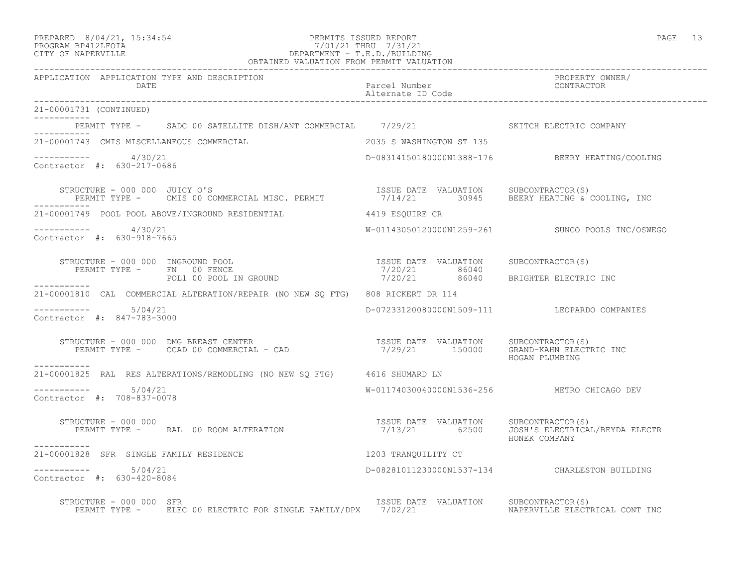PREPARED 8/04/21, 15:34:54
PROGRAM BP412LFOIA
CITY OF NAPERVILLE

PERMITS ISSUED REPORT
7/01/21 THRU 7/31/21
DEPARTMENT - T.E.D./BUILDING
OBTAINED VALUATION FROM PERMIT VALUATION

```
APPLICATION  APPLICATION TYPE AND DESCRIPTION                                                                    PROPERTY OWNER/
             DATE                                                    Parcel Number                              CONTRACTOR
                                                                     Alternate ID Code
-----------------------------------------------------------------------------------------------------------------------------------
21-00001731 (CONTINUED)
-----------
     PERMIT TYPE -     SADC 00 SATELLITE DISH/ANT COMMERCIAL    7/29/21                   SKITCH ELECTRIC COMPANY
-----------
21-00001743  CMIS MISCELLANEOUS COMMERCIAL                        2035 S WASHINGTON ST 135

-----------     4/30/21                                           D-08314150180000N1388-176          BEERY HEATING/COOLING
Contractor #:  630-217-0686

     STRUCTURE - 000 000  JUICY O'S                                ISSUE DATE  VALUATION     SUBCONTRACTOR(S)
       PERMIT TYPE -     CMIS 00 COMMERCIAL MISC. PERMIT           7/14/21       30945       BEERY HEATING & COOLING, INC
-----------
21-00001749  POOL POOL ABOVE/INGROUND RESIDENTIAL                 4419 ESQUIRE CR

-----------     4/30/21                                           W-01143050120000N1259-261          SUNCO POOLS INC/OSWEGO
Contractor #:  630-918-7665

     STRUCTURE - 000 000  INGROUND POOL                            ISSUE DATE  VALUATION     SUBCONTRACTOR(S)
       PERMIT TYPE -     FN   00 FENCE                             7/20/21       86040
                         POL1 00 POOL IN GROUND                    7/20/21       86040       BRIGHTER ELECTRIC INC
-----------
21-00001810  CAL  COMMERCIAL ALTERATION/REPAIR (NO NEW SQ FTG)    808 RICKERT DR 114

-----------     5/04/21                                           D-07233120080000N1509-111          LEOPARDO COMPANIES
Contractor #:  847-783-3000

     STRUCTURE - 000 000  DMG BREAST CENTER                        ISSUE DATE  VALUATION     SUBCONTRACTOR(S)
       PERMIT TYPE -     CCAD 00 COMMERCIAL - CAD                  7/29/21      150000       GRAND-KAHN ELECTRIC INC
                                                                                             HOGAN PLUMBING
-----------
21-00001825  RAL  RES ALTERATIONS/REMODLING (NO NEW SQ FTG)       4616 SHUMARD LN

-----------     5/04/21                                           W-01174030040000N1536-256          METRO CHICAGO DEV
Contractor #:  708-837-0078

     STRUCTURE - 000 000                                           ISSUE DATE  VALUATION     SUBCONTRACTOR(S)
       PERMIT TYPE -     RAL  00 ROOM ALTERATION                   7/13/21       62500       JOSH'S ELECTRICAL/BEYDA ELECTR
                                                                                             HONEK COMPANY
-----------
21-00001828  SFR  SINGLE FAMILY RESIDENCE                         1203 TRANQUILITY CT

-----------     5/04/21                                           D-08281011230000N1537-134          CHARLESTON BUILDING
Contractor #:  630-420-8084

     STRUCTURE - 000 000  SFR                                      ISSUE DATE  VALUATION     SUBCONTRACTOR(S)
       PERMIT TYPE -     ELEC 00 ELECTRIC FOR SINGLE FAMILY/DPX    7/02/21                   NAPERVILLE ELECTRICAL CONT INC
```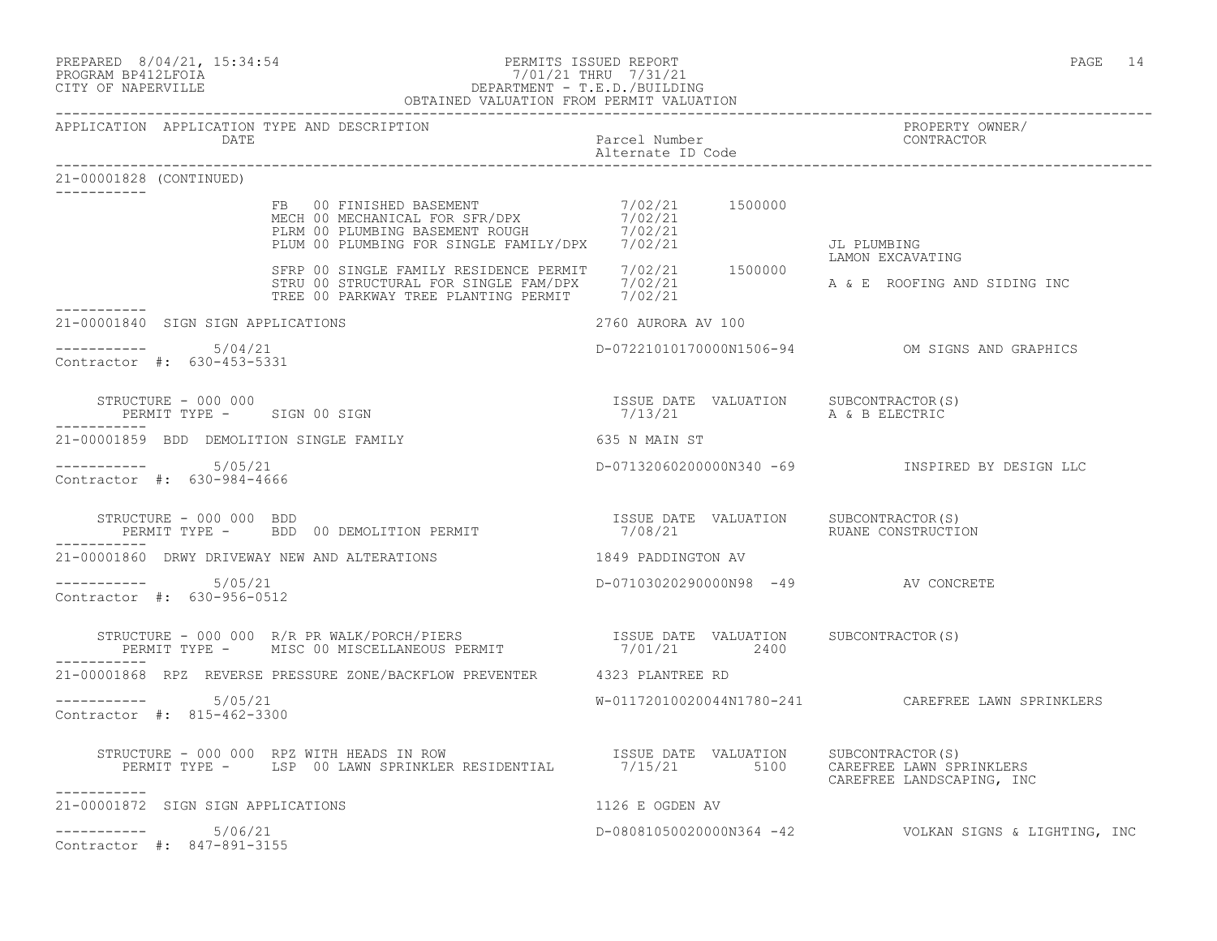PREPARED 8/04/21, 15:34:54 PERMITS ISSUED REPORT
PROGRAM BP412LFOIA 7/01/21 THRU 7/31/21
CITY OF NAPERVILLE DEPARTMENT - T.E.D./BUILDING
OBTAINED VALUATION FROM PERMIT VALUATION

```
APPLICATION  APPLICATION TYPE AND DESCRIPTION                                                      PROPERTY OWNER/
             DATE                                                    Parcel Number                  CONTRACTOR
                                                                     Alternate ID Code

21-00001828 (CONTINUED)

                 FB   00 FINISHED BASEMENT                  7/02/21      1500000
                 MECH 00 MECHANICAL FOR SFR/DPX             7/02/21
                 PLRM 00 PLUMBING BASEMENT ROUGH            7/02/21
                 PLUM 00 PLUMBING FOR SINGLE FAMILY/DPX     7/02/21                  JL PLUMBING
                                                                                     LAMON EXCAVATING
                 SFRP 00 SINGLE FAMILY RESIDENCE PERMIT     7/02/21      1500000
                 STRU 00 STRUCTURAL FOR SINGLE FAM/DPX      7/02/21                  A & E  ROOFING AND SIDING INC
                 TREE 00 PARKWAY TREE PLANTING PERMIT       7/02/21

21-00001840  SIGN SIGN APPLICATIONS                          2760 AURORA AV 100

-----------       5/04/21                                    D-07221010170000N1506-94        OM SIGNS AND GRAPHICS
Contractor  #:  630-453-5331

    STRUCTURE - 000 000                                      ISSUE DATE  VALUATION     SUBCONTRACTOR(S)
      PERMIT TYPE -     SIGN 00 SIGN                          7/13/21                  A & B ELECTRIC

21-00001859  BDD  DEMOLITION SINGLE FAMILY                   635 N MAIN ST

-----------       5/05/21                                    D-07132060200000N340 -69        INSPIRED BY DESIGN LLC
Contractor  #:  630-984-4666

    STRUCTURE - 000 000  BDD                                 ISSUE DATE  VALUATION     SUBCONTRACTOR(S)
      PERMIT TYPE -     BDD  00 DEMOLITION PERMIT             7/08/21                  RUANE CONSTRUCTION

21-00001860  DRWY DRIVEWAY NEW AND ALTERATIONS               1849 PADDINGTON AV

-----------       5/05/21                                    D-07103020290000N98  -49        AV CONCRETE
Contractor  #:  630-956-0512

    STRUCTURE - 000 000  R/R PR WALK/PORCH/PIERS             ISSUE DATE  VALUATION     SUBCONTRACTOR(S)
      PERMIT TYPE -     MISC 00 MISCELLANEOUS PERMIT          7/01/21        2400

21-00001868  RPZ  REVERSE PRESSURE ZONE/BACKFLOW PREVENTER   4323 PLANTREE RD

-----------       5/05/21                                    W-01172010020044N1780-241       CAREFREE LAWN SPRINKLERS
Contractor  #:  815-462-3300

    STRUCTURE - 000 000  RPZ WITH HEADS IN ROW               ISSUE DATE  VALUATION     SUBCONTRACTOR(S)
      PERMIT TYPE -     LSP  00 LAWN SPRINKLER RESIDENTIAL    7/15/21        5100      CAREFREE LAWN SPRINKLERS
                                                                                       CAREFREE LANDSCAPING, INC

21-00001872  SIGN SIGN APPLICATIONS                          1126 E OGDEN AV

-----------       5/06/21                                    D-08081050020000N364 -42        VOLKAN SIGNS & LIGHTING, INC
Contractor  #:  847-891-3155
```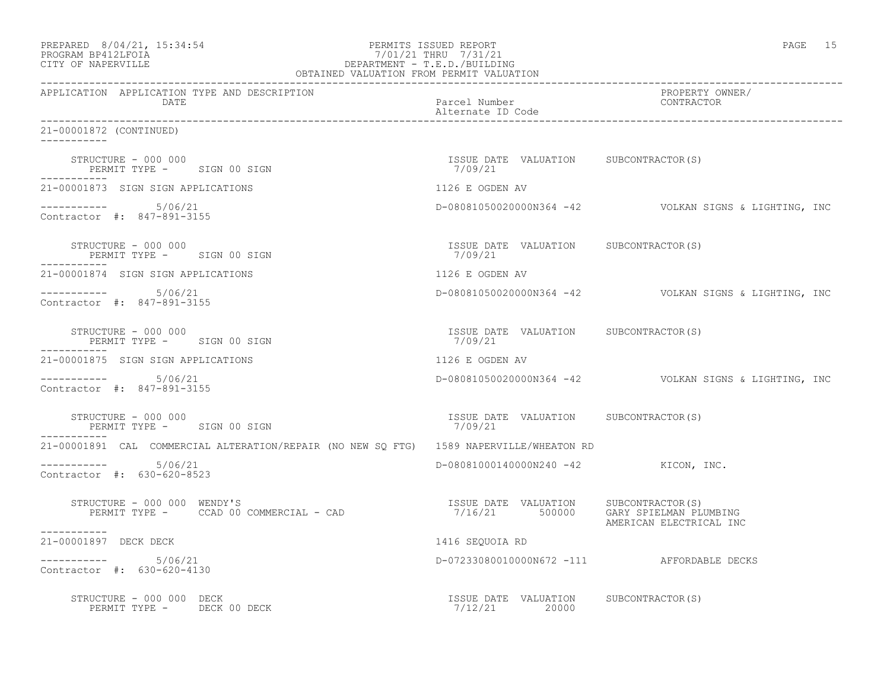PREPARED 8/04/21, 15:34:54
PROGRAM BP412LFOIA
CITY OF NAPERVILLE

PERMITS ISSUED REPORT
7/01/21 THRU 7/31/21
DEPARTMENT - T.E.D./BUILDING
OBTAINED VALUATION FROM PERMIT VALUATION

| APPLICATION APPLICATION TYPE AND DESCRIPTION DATE | Parcel Number Alternate ID Code | PROPERTY OWNER/ CONTRACTOR |
|---|---|---|

21-00001872 (CONTINUED)

STRUCTURE - 000 000
PERMIT TYPE - SIGN 00 SIGN
ISSUE DATE 7/09/21 VALUATION SUBCONTRACTOR(S)

21-00001873 SIGN SIGN APPLICATIONS — 1126 E OGDEN AV
5/06/21 — D-08081050020000N364 -42 — VOLKAN SIGNS & LIGHTING, INC
Contractor #: 847-891-3155

STRUCTURE - 000 000
PERMIT TYPE - SIGN 00 SIGN
ISSUE DATE 7/09/21 VALUATION SUBCONTRACTOR(S)

21-00001874 SIGN SIGN APPLICATIONS — 1126 E OGDEN AV
5/06/21 — D-08081050020000N364 -42 — VOLKAN SIGNS & LIGHTING, INC
Contractor #: 847-891-3155

STRUCTURE - 000 000
PERMIT TYPE - SIGN 00 SIGN
ISSUE DATE 7/09/21 VALUATION SUBCONTRACTOR(S)

21-00001875 SIGN SIGN APPLICATIONS — 1126 E OGDEN AV
5/06/21 — D-08081050020000N364 -42 — VOLKAN SIGNS & LIGHTING, INC
Contractor #: 847-891-3155

STRUCTURE - 000 000
PERMIT TYPE - SIGN 00 SIGN
ISSUE DATE 7/09/21 VALUATION SUBCONTRACTOR(S)

21-00001891 CAL COMMERCIAL ALTERATION/REPAIR (NO NEW SQ FTG) — 1589 NAPERVILLE/WHEATON RD
5/06/21 — D-08081000140000N240 -42 — KICON, INC.
Contractor #: 630-620-8523

STRUCTURE - 000 000 WENDY'S
PERMIT TYPE - CCAD 00 COMMERCIAL - CAD
ISSUE DATE 7/16/21 VALUATION 500000 SUBCONTRACTOR(S) GARY SPIELMAN PLUMBING, AMERICAN ELECTRICAL INC

21-00001897 DECK DECK — 1416 SEQUOIA RD
5/06/21 — D-07233080010000N672 -111 — AFFORDABLE DECKS
Contractor #: 630-620-4130

STRUCTURE - 000 000 DECK
PERMIT TYPE - DECK 00 DECK
ISSUE DATE 7/12/21 VALUATION 20000 SUBCONTRACTOR(S)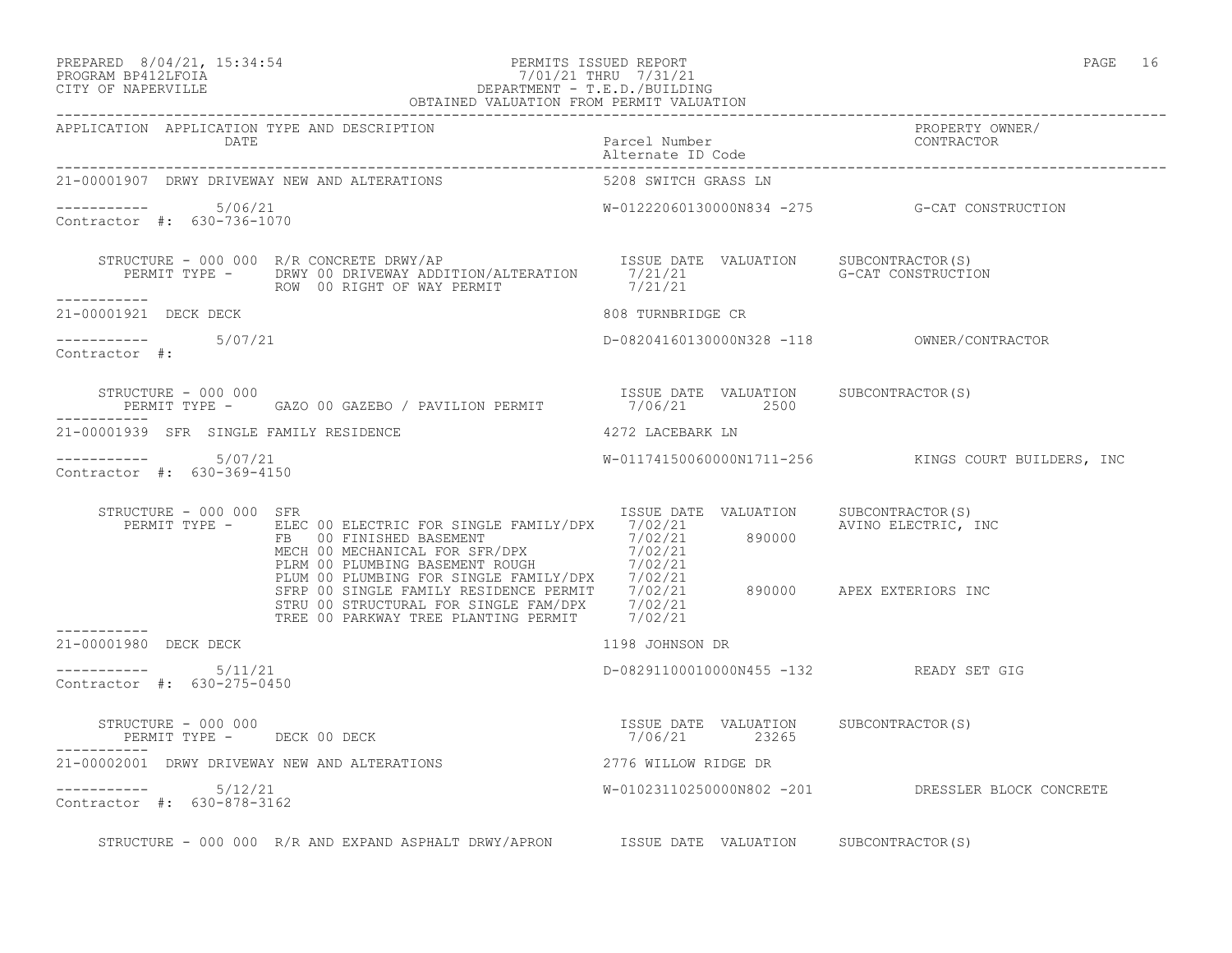PREPARED 8/04/21, 15:34:54 — PERMITS ISSUED REPORT
PROGRAM BP412LFOIA — 7/01/21 THRU 7/31/21
CITY OF NAPERVILLE — DEPARTMENT - T.E.D./BUILDING
OBTAINED VALUATION FROM PERMIT VALUATION

| APPLICATION | APPLICATION TYPE AND DESCRIPTION / DATE | Parcel Number / Alternate ID Code | PROPERTY OWNER/ CONTRACTOR |
|---|---|---|---|

---

**21-00001907** DRWY DRIVEWAY NEW AND ALTERATIONS — 5208 SWITCH GRASS LN

----------- 5/06/21 — W-01222060130000N834 -275 — G-CAT CONSTRUCTION
Contractor #: 630-736-1070

STRUCTURE - 000 000 R/R CONCRETE DRWY/AP

| PERMIT TYPE | ISSUE DATE | VALUATION | SUBCONTRACTOR(S) |
|---|---|---|---|
| DRWY 00 DRIVEWAY ADDITION/ALTERATION | 7/21/21 | | G-CAT CONSTRUCTION |
| ROW 00 RIGHT OF WAY PERMIT | 7/21/21 | | |

---

**21-00001921** DECK DECK — 808 TURNBRIDGE CR

----------- 5/07/21 — D-08204160130000N328 -118 — OWNER/CONTRACTOR
Contractor #:

STRUCTURE - 000 000

| PERMIT TYPE | ISSUE DATE | VALUATION | SUBCONTRACTOR(S) |
|---|---|---|---|
| GAZO 00 GAZEBO / PAVILION PERMIT | 7/06/21 | 2500 | |

---

**21-00001939** SFR SINGLE FAMILY RESIDENCE — 4272 LACEBARK LN

----------- 5/07/21 — W-01174150060000N1711-256 — KINGS COURT BUILDERS, INC
Contractor #: 630-369-4150

STRUCTURE - 000 000 SFR

| PERMIT TYPE | ISSUE DATE | VALUATION | SUBCONTRACTOR(S) |
|---|---|---|---|
| ELEC 00 ELECTRIC FOR SINGLE FAMILY/DPX | 7/02/21 | | AVINO ELECTRIC, INC |
| FB 00 FINISHED BASEMENT | 7/02/21 | 890000 | |
| MECH 00 MECHANICAL FOR SFR/DPX | 7/02/21 | | |
| PLRM 00 PLUMBING BASEMENT ROUGH | 7/02/21 | | |
| PLUM 00 PLUMBING FOR SINGLE FAMILY/DPX | 7/02/21 | | |
| SFRP 00 SINGLE FAMILY RESIDENCE PERMIT | 7/02/21 | 890000 | APEX EXTERIORS INC |
| STRU 00 STRUCTURAL FOR SINGLE FAM/DPX | 7/02/21 | | |
| TREE 00 PARKWAY TREE PLANTING PERMIT | 7/02/21 | | |

---

**21-00001980** DECK DECK — 1198 JOHNSON DR

----------- 5/11/21 — D-08291100010000N455 -132 — READY SET GIG
Contractor #: 630-275-0450

STRUCTURE - 000 000

| PERMIT TYPE | ISSUE DATE | VALUATION | SUBCONTRACTOR(S) |
|---|---|---|---|
| DECK 00 DECK | 7/06/21 | 23265 | |

---

**21-00002001** DRWY DRIVEWAY NEW AND ALTERATIONS — 2776 WILLOW RIDGE DR

----------- 5/12/21 — W-01023110250000N802 -201 — DRESSLER BLOCK CONCRETE
Contractor #: 630-878-3162

STRUCTURE - 000 000 R/R AND EXPAND ASPHALT DRWY/APRON — ISSUE DATE VALUATION SUBCONTRACTOR(S)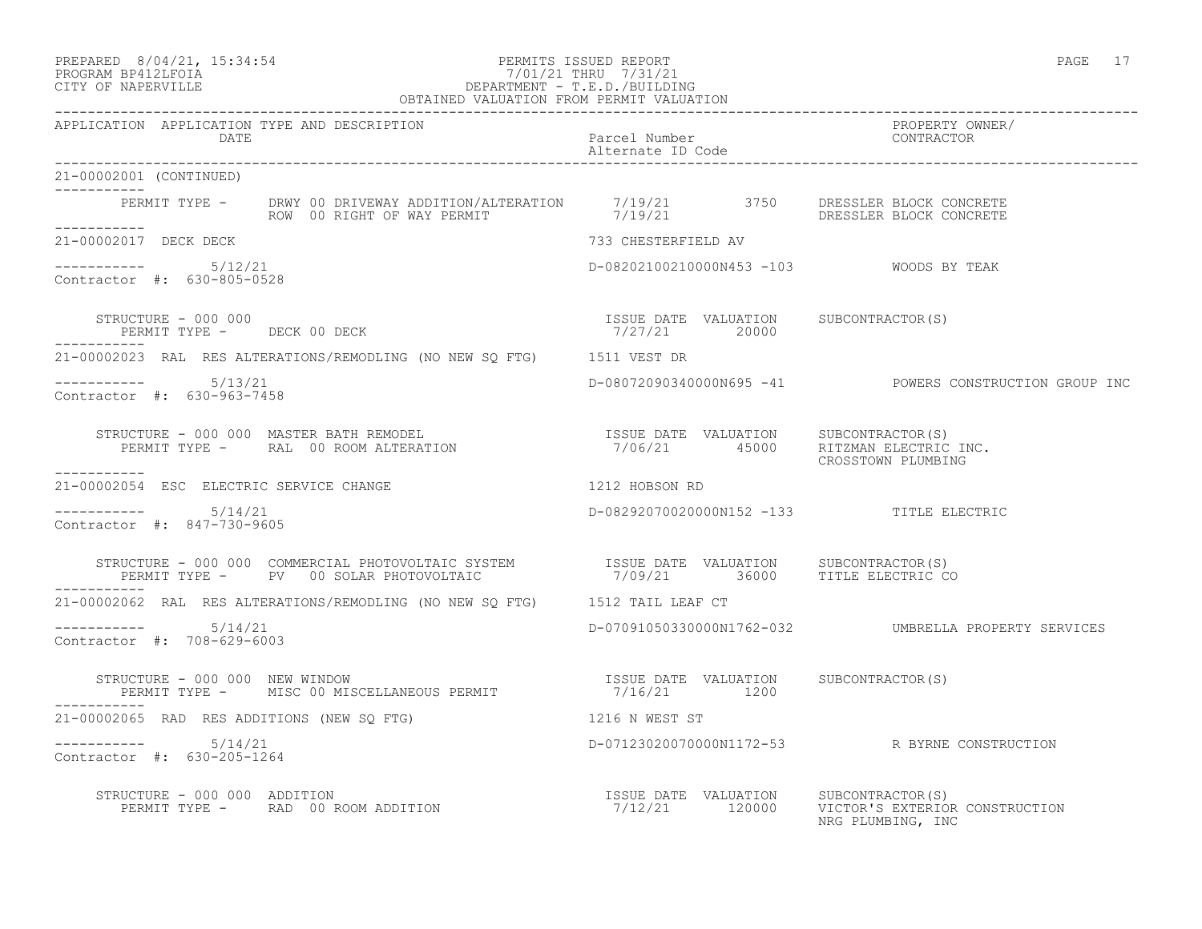PREPARED 8/04/21, 15:34:54 PERMITS ISSUED REPORT
PROGRAM BP412LFOIA 7/01/21 THRU 7/31/21
CITY OF NAPERVILLE DEPARTMENT - T.E.D./BUILDING
OBTAINED VALUATION FROM PERMIT VALUATION

| APPLICATION | APPLICATION TYPE AND DESCRIPTION / DATE | Parcel Number / Alternate ID Code | PROPERTY OWNER/ CONTRACTOR |
|---|---|---|---|

21-00002001 (CONTINUED)

PERMIT TYPE - DRWY 00 DRIVEWAY ADDITION/ALTERATION 7/19/21 3750 DRESSLER BLOCK CONCRETE
ROW 00 RIGHT OF WAY PERMIT 7/19/21 DRESSLER BLOCK CONCRETE

21-00002017 DECK DECK — 733 CHESTERFIELD AV
5/12/21 — D-08202100210000N453 -103 — WOODS BY TEAK
Contractor #: 630-805-0528

STRUCTURE - 000 000 — ISSUE DATE VALUATION SUBCONTRACTOR(S)
PERMIT TYPE - DECK 00 DECK — 7/27/21 20000

21-00002023 RAL RES ALTERATIONS/REMODLING (NO NEW SQ FTG) — 1511 VEST DR
5/13/21 — D-08072090340000N695 -41 — POWERS CONSTRUCTION GROUP INC
Contractor #: 630-963-7458

STRUCTURE - 000 000 MASTER BATH REMODEL — ISSUE DATE VALUATION SUBCONTRACTOR(S)
PERMIT TYPE - RAL 00 ROOM ALTERATION — 7/06/21 45000 RITZMAN ELECTRIC INC.
CROSSTOWN PLUMBING

21-00002054 ESC ELECTRIC SERVICE CHANGE — 1212 HOBSON RD
5/14/21 — D-08292070020000N152 -133 — TITLE ELECTRIC
Contractor #: 847-730-9605

STRUCTURE - 000 000 COMMERCIAL PHOTOVOLTAIC SYSTEM — ISSUE DATE VALUATION SUBCONTRACTOR(S)
PERMIT TYPE - PV 00 SOLAR PHOTOVOLTAIC — 7/09/21 36000 TITLE ELECTRIC CO

21-00002062 RAL RES ALTERATIONS/REMODLING (NO NEW SQ FTG) — 1512 TAIL LEAF CT
5/14/21 — D-07091050330000N1762-032 — UMBRELLA PROPERTY SERVICES
Contractor #: 708-629-6003

STRUCTURE - 000 000 NEW WINDOW — ISSUE DATE VALUATION SUBCONTRACTOR(S)
PERMIT TYPE - MISC 00 MISCELLANEOUS PERMIT — 7/16/21 1200

21-00002065 RAD RES ADDITIONS (NEW SQ FTG) — 1216 N WEST ST
5/14/21 — D-07123020070000N1172-53 — R BYRNE CONSTRUCTION
Contractor #: 630-205-1264

STRUCTURE - 000 000 ADDITION — ISSUE DATE VALUATION SUBCONTRACTOR(S)
PERMIT TYPE - RAD 00 ROOM ADDITION — 7/12/21 120000 VICTOR'S EXTERIOR CONSTRUCTION
NRG PLUMBING, INC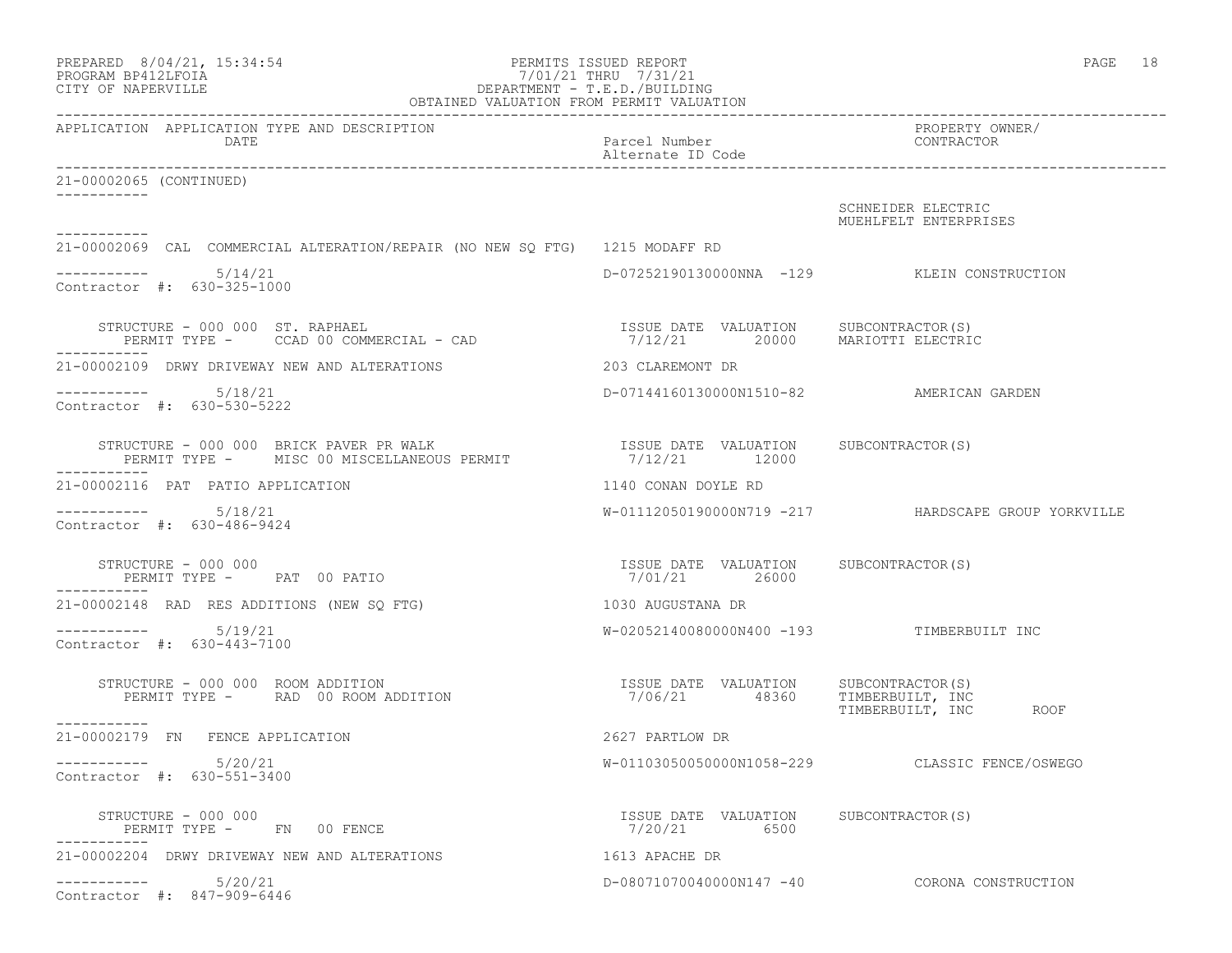PERMITS ISSUED REPORT
7/01/21 THRU 7/31/21
DEPARTMENT - T.E.D./BUILDING
OBTAINED VALUATION FROM PERMIT VALUATION

PREPARED 8/04/21, 15:34:54
PROGRAM BP412LFOIA
CITY OF NAPERVILLE

```
-----------------------------------------------------------------------------------------------------------------------------------
APPLICATION  APPLICATION TYPE AND DESCRIPTION                                                              PROPERTY OWNER/
             DATE                                                     Parcel Number                        CONTRACTOR
                                                                      Alternate ID Code
-----------------------------------------------------------------------------------------------------------------------------------
21-00002065 (CONTINUED)
-----------
                                                                                                  SCHNEIDER ELECTRIC
                                                                                                  MUEHLFELT ENTERPRISES
-----------
21-00002069  CAL  COMMERCIAL ALTERATION/REPAIR (NO NEW SQ FTG)   1215 MODAFF RD

-----------        5/14/21                                        D-07252190130000NNA  -129           KLEIN CONSTRUCTION
Contractor  #:  630-325-1000

     STRUCTURE - 000 000  ST. RAPHAEL                              ISSUE DATE  VALUATION     SUBCONTRACTOR(S)
        PERMIT TYPE -      CCAD 00 COMMERCIAL - CAD                 7/12/21        20000     MARIOTTI ELECTRIC
-----------
21-00002109  DRWY DRIVEWAY NEW AND ALTERATIONS                    203 CLAREMONT DR

-----------        5/18/21                                        D-07144160130000N1510-82            AMERICAN GARDEN
Contractor  #:  630-530-5222

     STRUCTURE - 000 000  BRICK PAVER PR WALK                      ISSUE DATE  VALUATION     SUBCONTRACTOR(S)
        PERMIT TYPE -      MISC 00 MISCELLANEOUS PERMIT             7/12/21        12000
-----------
21-00002116  PAT  PATIO APPLICATION                               1140 CONAN DOYLE RD

-----------        5/18/21                                        W-01112050190000N719  -217          HARDSCAPE GROUP YORKVILLE
Contractor  #:  630-486-9424

     STRUCTURE - 000 000                                           ISSUE DATE  VALUATION     SUBCONTRACTOR(S)
        PERMIT TYPE -      PAT  00 PATIO                            7/01/21        26000
-----------
21-00002148  RAD  RES ADDITIONS (NEW SQ FTG)                      1030 AUGUSTANA DR

-----------        5/19/21                                        W-02052140080000N400  -193          TIMBERBUILT INC
Contractor  #:  630-443-7100

     STRUCTURE - 000 000  ROOM ADDITION                            ISSUE DATE  VALUATION     SUBCONTRACTOR(S)
        PERMIT TYPE -      RAD  00 ROOM ADDITION                    7/06/21        48360     TIMBERBUILT, INC
                                                                                             TIMBERBUILT, INC        ROOF
-----------
21-00002179  FN   FENCE APPLICATION                               2627 PARTLOW DR

-----------        5/20/21                                        W-01103050050000N1058-229           CLASSIC FENCE/OSWEGO
Contractor  #:  630-551-3400

     STRUCTURE - 000 000                                           ISSUE DATE  VALUATION     SUBCONTRACTOR(S)
        PERMIT TYPE -      FN   00 FENCE                            7/20/21         6500
-----------
21-00002204  DRWY DRIVEWAY NEW AND ALTERATIONS                    1613 APACHE DR

-----------        5/20/21                                        D-08071070040000N147  -40           CORONA CONSTRUCTION
Contractor  #:  847-909-6446
```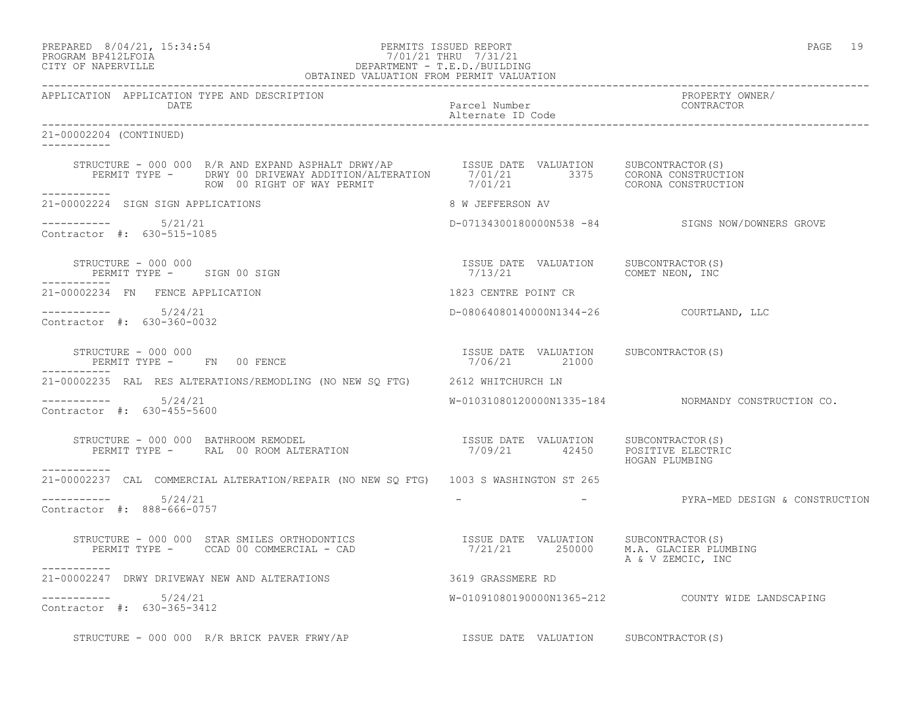PREPARED 8/04/21, 15:34:54
PROGRAM BP412LFOIA
CITY OF NAPERVILLE

PERMITS ISSUED REPORT
7/01/21 THRU 7/31/21
DEPARTMENT - T.E.D./BUILDING
OBTAINED VALUATION FROM PERMIT VALUATION

| APPLICATION | APPLICATION TYPE AND DESCRIPTION / DATE | Parcel Number / Alternate ID Code | PROPERTY OWNER/ CONTRACTOR |
|---|---|---|---|

21-00002204 (CONTINUED)

STRUCTURE - 000 000 R/R AND EXPAND ASPHALT DRWY/AP — ISSUE DATE / VALUATION / SUBCONTRACTOR(S)
PERMIT TYPE - DRWY 00 DRIVEWAY ADDITION/ALTERATION — 7/01/21 — 3375 — CORONA CONSTRUCTION
ROW 00 RIGHT OF WAY PERMIT — 7/01/21 — CORONA CONSTRUCTION

21-00002224 SIGN SIGN APPLICATIONS — 8 W JEFFERSON AV
5/21/21 — D-07134300180000N538 -84 — SIGNS NOW/DOWNERS GROVE
Contractor #: 630-515-1085

STRUCTURE - 000 000 — ISSUE DATE / VALUATION / SUBCONTRACTOR(S)
PERMIT TYPE - SIGN 00 SIGN — 7/13/21 — COMET NEON, INC

21-00002234 FN FENCE APPLICATION — 1823 CENTRE POINT CR
5/24/21 — D-08064080140000N1344-26 — COURTLAND, LLC
Contractor #: 630-360-0032

STRUCTURE - 000 000 — ISSUE DATE / VALUATION / SUBCONTRACTOR(S)
PERMIT TYPE - FN 00 FENCE — 7/06/21 — 21000

21-00002235 RAL RES ALTERATIONS/REMODLING (NO NEW SQ FTG) — 2612 WHITCHURCH LN
5/24/21 — W-01031080120000N1335-184 — NORMANDY CONSTRUCTION CO.
Contractor #: 630-455-5600

STRUCTURE - 000 000 BATHROOM REMODEL — ISSUE DATE / VALUATION / SUBCONTRACTOR(S)
PERMIT TYPE - RAL 00 ROOM ALTERATION — 7/09/21 — 42450 — POSITIVE ELECTRIC
HOGAN PLUMBING

21-00002237 CAL COMMERCIAL ALTERATION/REPAIR (NO NEW SQ FTG) — 1003 S WASHINGTON ST 265
5/24/21 — - - — PYRA-MED DESIGN & CONSTRUCTION
Contractor #: 888-666-0757

STRUCTURE - 000 000 STAR SMILES ORTHODONTICS — ISSUE DATE / VALUATION / SUBCONTRACTOR(S)
PERMIT TYPE - CCAD 00 COMMERCIAL - CAD — 7/21/21 — 250000 — M.A. GLACIER PLUMBING
A & V ZEMCIC, INC

21-00002247 DRWY DRIVEWAY NEW AND ALTERATIONS — 3619 GRASSMERE RD
5/24/21 — W-01091080190000N1365-212 — COUNTY WIDE LANDSCAPING
Contractor #: 630-365-3412

STRUCTURE - 000 000 R/R BRICK PAVER FRWY/AP — ISSUE DATE / VALUATION / SUBCONTRACTOR(S)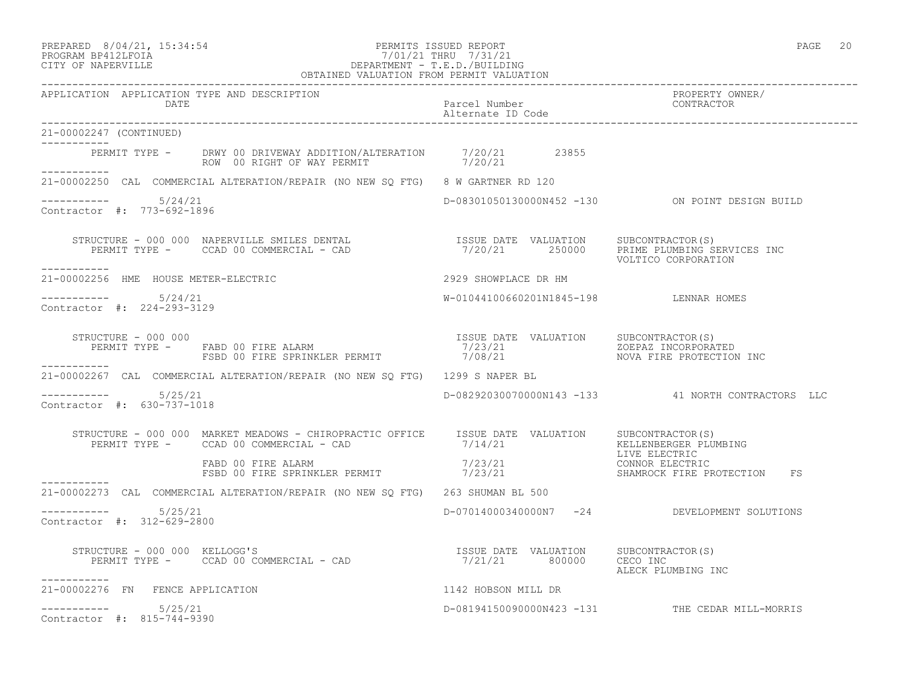APPLICATION APPLICATION TYPE AND DESCRIPTION DATE | Parcel Number Alternate ID Code | PROPERTY OWNER/ CONTRACTOR

21-00002247 (CONTINUED)

```
        PERMIT TYPE -     DRWY 00 DRIVEWAY ADDITION/ALTERATION      7/20/21        23855
                          ROW  00 RIGHT OF WAY PERMIT               7/20/21
-----------
21-00002250  CAL  COMMERCIAL ALTERATION/REPAIR (NO NEW SQ FTG)   8 W GARTNER RD 120

-----------        5/24/21                                       D-08301050130000N452 -130          ON POINT DESIGN BUILD
Contractor #:  773-692-1896

     STRUCTURE - 000 000  NAPERVILLE SMILES DENTAL                  ISSUE DATE  VALUATION     SUBCONTRACTOR(S)
        PERMIT TYPE -     CCAD 00 COMMERCIAL - CAD                  7/20/21       250000     PRIME PLUMBING SERVICES INC
                                                                                             VOLTICO CORPORATION
-----------
21-00002256  HME  HOUSE METER-ELECTRIC                           2929 SHOWPLACE DR HM

-----------        5/24/21                                       W-01044100660201N1845-198          LENNAR HOMES
Contractor #:  224-293-3129

     STRUCTURE - 000 000                                            ISSUE DATE  VALUATION     SUBCONTRACTOR(S)
        PERMIT TYPE -     FABD 00 FIRE ALARM                        7/23/21                   ZOEPAZ INCORPORATED
                          FSBD 00 FIRE SPRINKLER PERMIT             7/08/21                   NOVA FIRE PROTECTION INC
-----------
21-00002267  CAL  COMMERCIAL ALTERATION/REPAIR (NO NEW SQ FTG)   1299 S NAPER BL

-----------        5/25/21                                       D-08292030070000N143 -133          41 NORTH CONTRACTORS  LLC
Contractor #:  630-737-1018

     STRUCTURE - 000 000  MARKET MEADOWS - CHIROPRACTIC OFFICE      ISSUE DATE  VALUATION     SUBCONTRACTOR(S)
        PERMIT TYPE -     CCAD 00 COMMERCIAL - CAD                  7/14/21                   KELLENBERGER PLUMBING
                                                                                             LIVE ELECTRIC
                          FABD 00 FIRE ALARM                        7/23/21                   CONNOR ELECTRIC
                          FSBD 00 FIRE SPRINKLER PERMIT             7/23/21                   SHAMROCK FIRE PROTECTION    FS
-----------
21-00002273  CAL  COMMERCIAL ALTERATION/REPAIR (NO NEW SQ FTG)   263 SHUMAN BL 500

-----------        5/25/21                                       D-07014000340000N7   -24           DEVELOPMENT SOLUTIONS
Contractor #:  312-629-2800

     STRUCTURE - 000 000  KELLOGG'S                                 ISSUE DATE  VALUATION     SUBCONTRACTOR(S)
        PERMIT TYPE -     CCAD 00 COMMERCIAL - CAD                  7/21/21       800000     CECO INC
                                                                                             ALECK PLUMBING INC
-----------
21-00002276  FN   FENCE APPLICATION                              1142 HOBSON MILL DR

-----------        5/25/21                                       D-08194150090000N423 -131          THE CEDAR MILL-MORRIS
Contractor #:  815-744-9390
```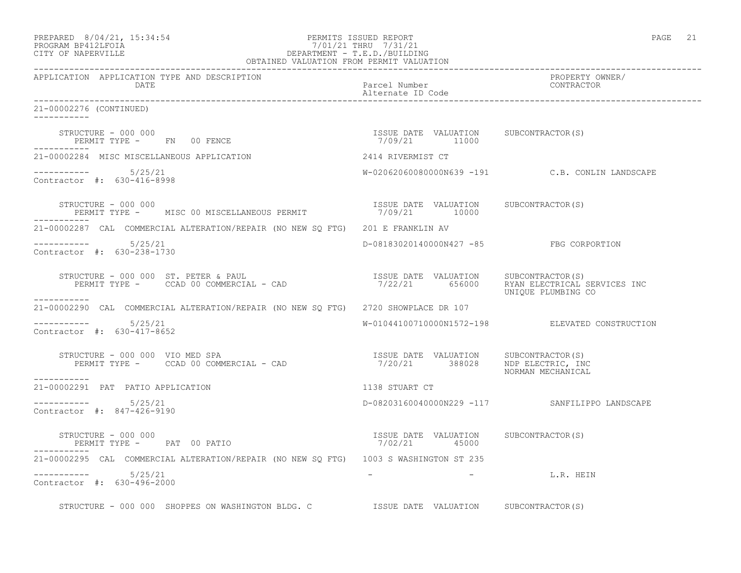PREPARED 8/04/21, 15:34:54
PROGRAM BP412LFOIA
CITY OF NAPERVILLE

PERMITS ISSUED REPORT
7/01/21 THRU 7/31/21
DEPARTMENT - T.E.D./BUILDING
OBTAINED VALUATION FROM PERMIT VALUATION

| APPLICATION | APPLICATION TYPE AND DESCRIPTION / DATE | Parcel Number / Alternate ID Code | PROPERTY OWNER/ CONTRACTOR |
|---|---|---|---|

21-00002276 (CONTINUED)

STRUCTURE - 000 000
PERMIT TYPE - FN 00 FENCE
ISSUE DATE 7/09/21 VALUATION 11000 SUBCONTRACTOR(S)

21-00002284 MISC MISCELLANEOUS APPLICATION — 2414 RIVERMIST CT
5/25/21 — W-02062060080000N639 -191 — C.B. CONLIN LANDSCAPE
Contractor #: 630-416-8998

STRUCTURE - 000 000
PERMIT TYPE - MISC 00 MISCELLANEOUS PERMIT
ISSUE DATE 7/09/21 VALUATION 10000 SUBCONTRACTOR(S)

21-00002287 CAL COMMERCIAL ALTERATION/REPAIR (NO NEW SQ FTG) — 201 E FRANKLIN AV
5/25/21 — D-08183020140000N427 -85 — FBG CORPORTION
Contractor #: 630-238-1730

STRUCTURE - 000 000 ST. PETER & PAUL
PERMIT TYPE - CCAD 00 COMMERCIAL - CAD
ISSUE DATE 7/22/21 VALUATION 656000 SUBCONTRACTOR(S) RYAN ELECTRICAL SERVICES INC, UNIQUE PLUMBING CO

21-00002290 CAL COMMERCIAL ALTERATION/REPAIR (NO NEW SQ FTG) — 2720 SHOWPLACE DR 107
5/25/21 — W-01044100710000N1572-198 — ELEVATED CONSTRUCTION
Contractor #: 630-417-8652

STRUCTURE - 000 000 VIO MED SPA
PERMIT TYPE - CCAD 00 COMMERCIAL - CAD
ISSUE DATE 7/20/21 VALUATION 388028 SUBCONTRACTOR(S) NDP ELECTRIC, INC, NORMAN MECHANICAL

21-00002291 PAT PATIO APPLICATION — 1138 STUART CT
5/25/21 — D-08203160040000N229 -117 — SANFILIPPO LANDSCAPE
Contractor #: 847-426-9190

STRUCTURE - 000 000
PERMIT TYPE - PAT 00 PATIO
ISSUE DATE 7/02/21 VALUATION 45000 SUBCONTRACTOR(S)

21-00002295 CAL COMMERCIAL ALTERATION/REPAIR (NO NEW SQ FTG) — 1003 S WASHINGTON ST 235
5/25/21 — - - — L.R. HEIN
Contractor #: 630-496-2000

STRUCTURE - 000 000 SHOPPES ON WASHINGTON BLDG. C
ISSUE DATE VALUATION SUBCONTRACTOR(S)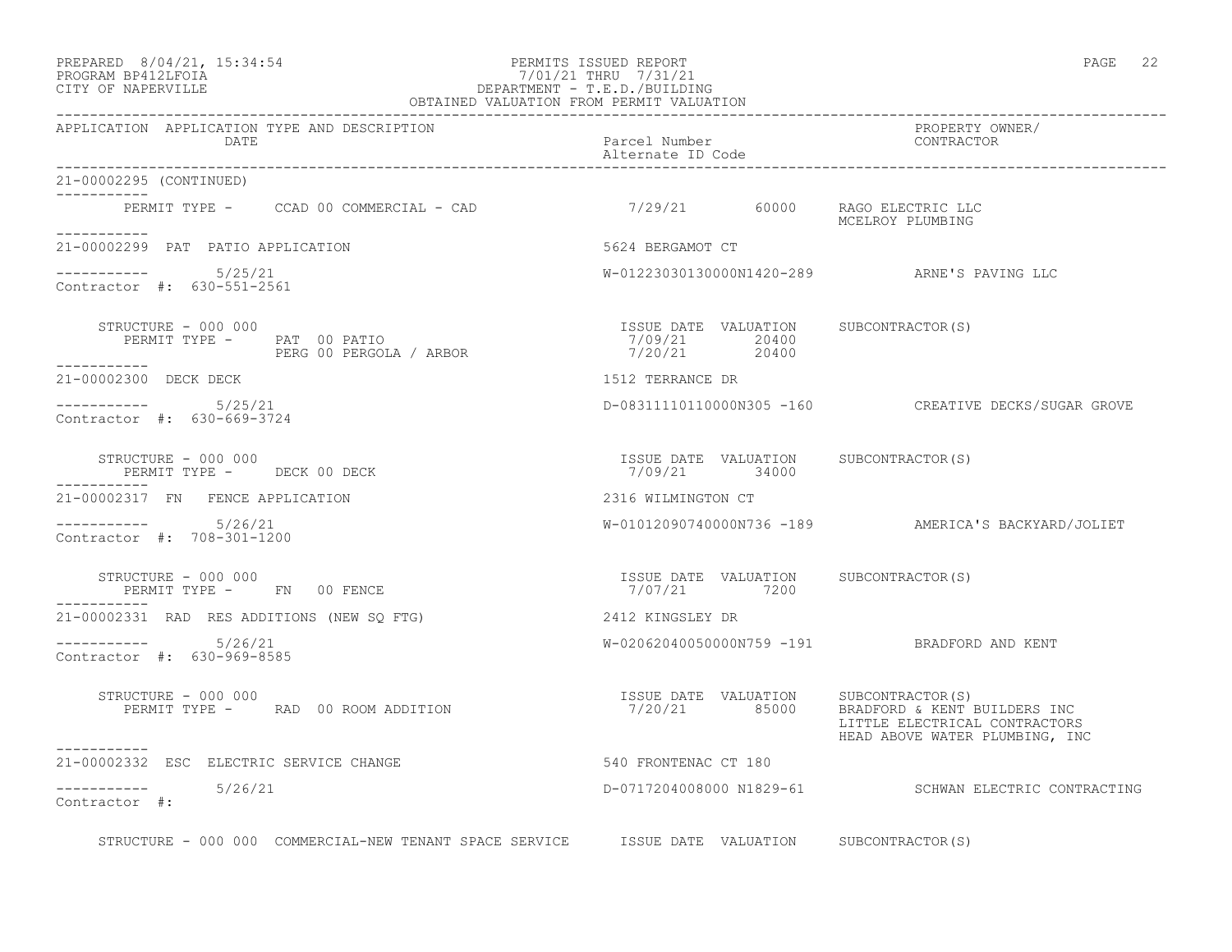PERMITS ISSUED REPORT
7/01/21 THRU 7/31/21
DEPARTMENT - T.E.D./BUILDING
OBTAINED VALUATION FROM PERMIT VALUATION

| APPLICATION | APPLICATION TYPE AND DESCRIPTION / DATE | Parcel Number / Alternate ID Code | PROPERTY OWNER/ CONTRACTOR |
|---|---|---|---|

21-00002295 (CONTINUED)

PERMIT TYPE - CCAD 00 COMMERCIAL - CAD — 7/29/21 — 60000 — RAGO ELECTRIC LLC, MCELROY PLUMBING

---

21-00002299 PAT PATIO APPLICATION — 5624 BERGAMOT CT

5/25/21 — W-01223030130000N1420-289 — ARNE'S PAVING LLC

Contractor #: 630-551-2561

| STRUCTURE - 000 000 | ISSUE DATE | VALUATION | SUBCONTRACTOR(S) |
|---|---|---|---|
| PERMIT TYPE - PAT 00 PATIO | 7/09/21 | 20400 | |
| PERG 00 PERGOLA / ARBOR | 7/20/21 | 20400 | |

---

21-00002300 DECK DECK — 1512 TERRANCE DR

5/25/21 — D-08311110110000N305 -160 — CREATIVE DECKS/SUGAR GROVE

Contractor #: 630-669-3724

| STRUCTURE - 000 000 | ISSUE DATE | VALUATION | SUBCONTRACTOR(S) |
|---|---|---|---|
| PERMIT TYPE - DECK 00 DECK | 7/09/21 | 34000 | |

---

21-00002317 FN FENCE APPLICATION — 2316 WILMINGTON CT

5/26/21 — W-01012090740000N736 -189 — AMERICA'S BACKYARD/JOLIET

Contractor #: 708-301-1200

| STRUCTURE - 000 000 | ISSUE DATE | VALUATION | SUBCONTRACTOR(S) |
|---|---|---|---|
| PERMIT TYPE - FN 00 FENCE | 7/07/21 | 7200 | |

---

21-00002331 RAD RES ADDITIONS (NEW SQ FTG) — 2412 KINGSLEY DR

5/26/21 — W-02062040050000N759 -191 — BRADFORD AND KENT

Contractor #: 630-969-8585

| STRUCTURE - 000 000 | ISSUE DATE | VALUATION | SUBCONTRACTOR(S) |
|---|---|---|---|
| PERMIT TYPE - RAD 00 ROOM ADDITION | 7/20/21 | 85000 | BRADFORD & KENT BUILDERS INC<br>LITTLE ELECTRICAL CONTRACTORS<br>HEAD ABOVE WATER PLUMBING, INC |

---

21-00002332 ESC ELECTRIC SERVICE CHANGE — 540 FRONTENAC CT 180

5/26/21 — D-0717204008000 N1829-61 — SCHWAN ELECTRIC CONTRACTING

Contractor #:

STRUCTURE - 000 000 COMMERCIAL-NEW TENANT SPACE SERVICE — ISSUE DATE — VALUATION — SUBCONTRACTOR(S)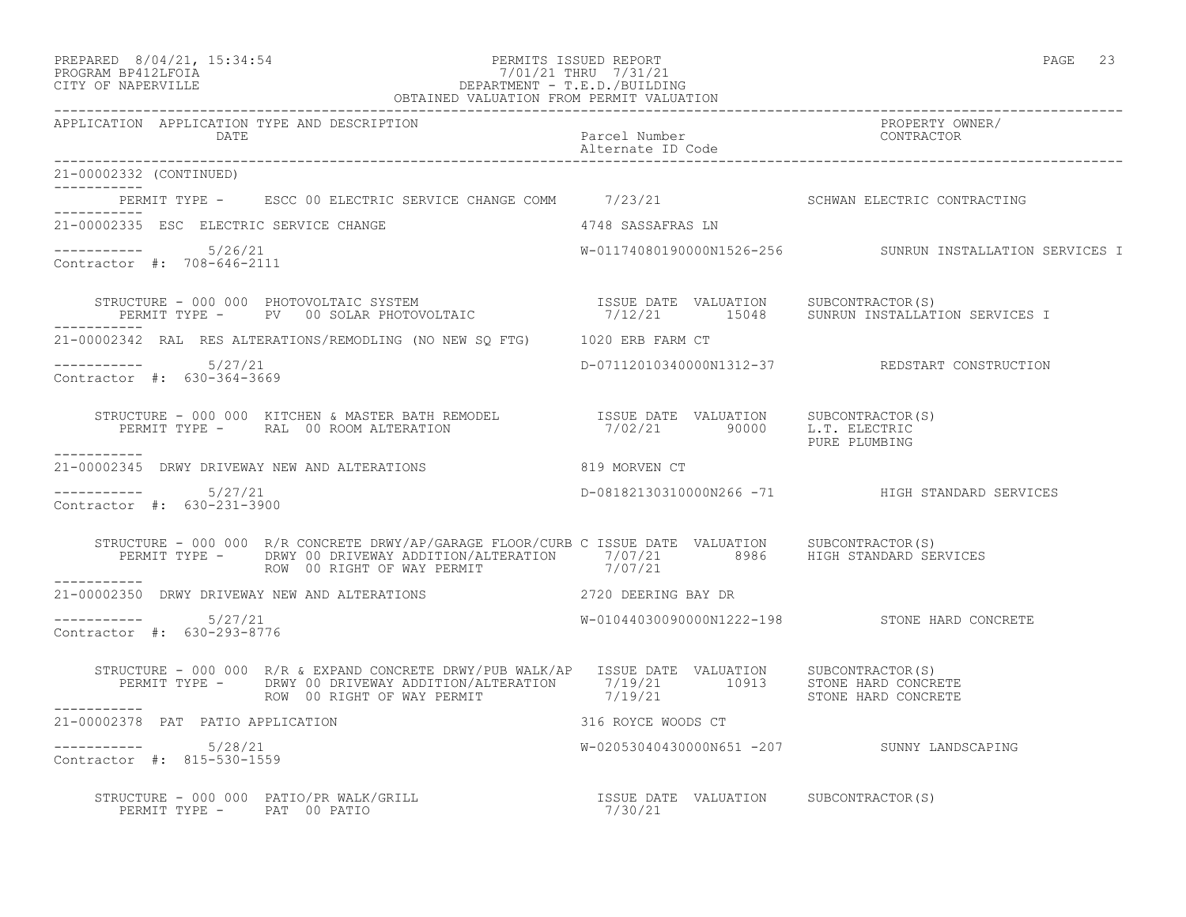PREPARED 8/04/21, 15:34:54 PERMITS ISSUED REPORT
PROGRAM BP412LFOIA 7/01/21 THRU 7/31/21
CITY OF NAPERVILLE DEPARTMENT - T.E.D./BUILDING
OBTAINED VALUATION FROM PERMIT VALUATION

| APPLICATION | APPLICATION TYPE AND DESCRIPTION / DATE | Parcel Number / Alternate ID Code | PROPERTY OWNER/ CONTRACTOR |
|---|---|---|---|

**21-00002332 (CONTINUED)**

PERMIT TYPE - ESCC 00 ELECTRIC SERVICE CHANGE COMM 7/23/21 SCHWAN ELECTRIC CONTRACTING

---

**21-00002335 ESC ELECTRIC SERVICE CHANGE** — 4748 SASSAFRAS LN

5/26/21 — W-01174080190000N1526-256 — SUNRUN INSTALLATION SERVICES I

Contractor #: 708-646-2111

| STRUCTURE / PERMIT TYPE | ISSUE DATE | VALUATION | SUBCONTRACTOR(S) |
|---|---|---|---|
| STRUCTURE - 000 000 PHOTOVOLTAIC SYSTEM | | | |
| PERMIT TYPE - PV 00 SOLAR PHOTOVOLTAIC | 7/12/21 | 15048 | SUNRUN INSTALLATION SERVICES I |

---

**21-00002342 RAL RES ALTERATIONS/REMODLING (NO NEW SQ FTG)** — 1020 ERB FARM CT

5/27/21 — D-07112010340000N1312-37 — REDSTART CONSTRUCTION

Contractor #: 630-364-3669

| STRUCTURE / PERMIT TYPE | ISSUE DATE | VALUATION | SUBCONTRACTOR(S) |
|---|---|---|---|
| STRUCTURE - 000 000 KITCHEN & MASTER BATH REMODEL | | | |
| PERMIT TYPE - RAL 00 ROOM ALTERATION | 7/02/21 | 90000 | L.T. ELECTRIC |
| | | | PURE PLUMBING |

---

**21-00002345 DRWY DRIVEWAY NEW AND ALTERATIONS** — 819 MORVEN CT

5/27/21 — D-08182130310000N266 -71 — HIGH STANDARD SERVICES

Contractor #: 630-231-3900

| STRUCTURE / PERMIT TYPE | ISSUE DATE | VALUATION | SUBCONTRACTOR(S) |
|---|---|---|---|
| STRUCTURE - 000 000 R/R CONCRETE DRWY/AP/GARAGE FLOOR/CURB C | | | |
| PERMIT TYPE - DRWY 00 DRIVEWAY ADDITION/ALTERATION | 7/07/21 | 8986 | HIGH STANDARD SERVICES |
| ROW 00 RIGHT OF WAY PERMIT | 7/07/21 | | |

---

**21-00002350 DRWY DRIVEWAY NEW AND ALTERATIONS** — 2720 DEERING BAY DR

5/27/21 — W-01044030090000N1222-198 — STONE HARD CONCRETE

Contractor #: 630-293-8776

| STRUCTURE / PERMIT TYPE | ISSUE DATE | VALUATION | SUBCONTRACTOR(S) |
|---|---|---|---|
| STRUCTURE - 000 000 R/R & EXPAND CONCRETE DRWY/PUB WALK/AP | | | |
| PERMIT TYPE - DRWY 00 DRIVEWAY ADDITION/ALTERATION | 7/19/21 | 10913 | STONE HARD CONCRETE |
| ROW 00 RIGHT OF WAY PERMIT | 7/19/21 | | STONE HARD CONCRETE |

---

**21-00002378 PAT PATIO APPLICATION** — 316 ROYCE WOODS CT

5/28/21 — W-02053040430000N651 -207 — SUNNY LANDSCAPING

Contractor #: 815-530-1559

| STRUCTURE / PERMIT TYPE | ISSUE DATE | VALUATION | SUBCONTRACTOR(S) |
|---|---|---|---|
| STRUCTURE - 000 000 PATIO/PR WALK/GRILL | | | |
| PERMIT TYPE - PAT 00 PATIO | 7/30/21 | | |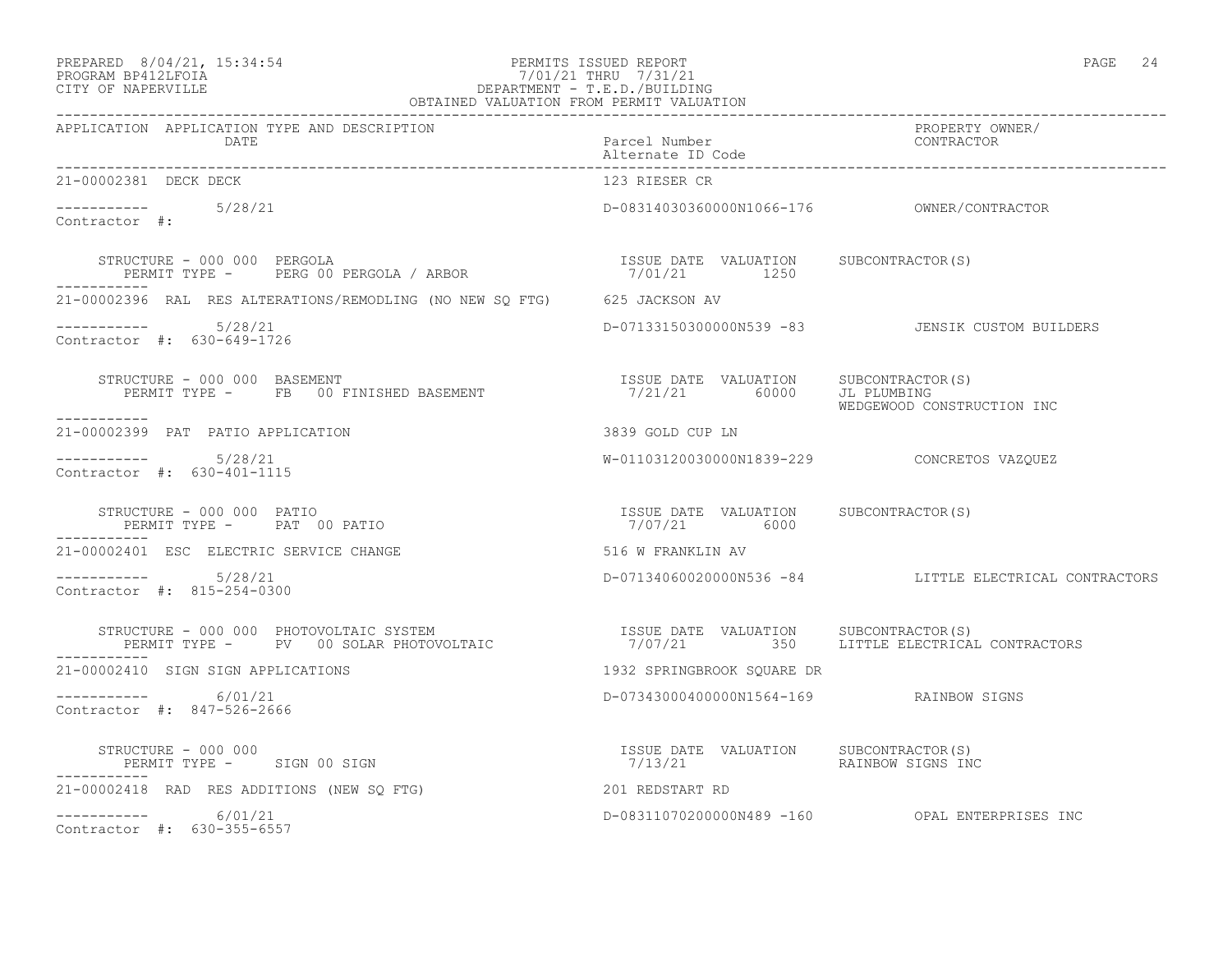PREPARED 8/04/21, 15:34:54 PERMITS ISSUED REPORT
PROGRAM BP412LFOIA 7/01/21 THRU 7/31/21
CITY OF NAPERVILLE DEPARTMENT - T.E.D./BUILDING
OBTAINED VALUATION FROM PERMIT VALUATION

| APPLICATION | APPLICATION TYPE AND DESCRIPTION / DATE | Parcel Number / Alternate ID Code | PROPERTY OWNER/ CONTRACTOR |
|---|---|---|---|
| 21-00002381 | DECK DECK | 123 RIESER CR | |
| ----------- | 5/28/21 | D-08314030360000N1066-176 | OWNER/CONTRACTOR |
| Contractor #: | | | |
| | STRUCTURE - 000 000 PERGOLA / PERMIT TYPE - PERG 00 PERGOLA / ARBOR | ISSUE DATE 7/01/21 VALUATION 1250 | SUBCONTRACTOR(S) |
| 21-00002396 | RAL RES ALTERATIONS/REMODLING (NO NEW SQ FTG) | 625 JACKSON AV | |
| ----------- | 5/28/21 | D-07133150300000N539 -83 | JENSIK CUSTOM BUILDERS |
| Contractor #: 630-649-1726 | | | |
| | STRUCTURE - 000 000 BASEMENT / PERMIT TYPE - FB 00 FINISHED BASEMENT | ISSUE DATE 7/21/21 VALUATION 60000 | SUBCONTRACTOR(S) JL PLUMBING, WEDGEWOOD CONSTRUCTION INC |
| 21-00002399 | PAT PATIO APPLICATION | 3839 GOLD CUP LN | |
| ----------- | 5/28/21 | W-01103120030000N1839-229 | CONCRETOS VAZQUEZ |
| Contractor #: 630-401-1115 | | | |
| | STRUCTURE - 000 000 PATIO / PERMIT TYPE - PAT 00 PATIO | ISSUE DATE 7/07/21 VALUATION 6000 | SUBCONTRACTOR(S) |
| 21-00002401 | ESC ELECTRIC SERVICE CHANGE | 516 W FRANKLIN AV | |
| ----------- | 5/28/21 | D-07134060020000N536 -84 | LITTLE ELECTRICAL CONTRACTORS |
| Contractor #: 815-254-0300 | | | |
| | STRUCTURE - 000 000 PHOTOVOLTAIC SYSTEM / PERMIT TYPE - PV 00 SOLAR PHOTOVOLTAIC | ISSUE DATE 7/07/21 VALUATION 350 | SUBCONTRACTOR(S) LITTLE ELECTRICAL CONTRACTORS |
| 21-00002410 | SIGN SIGN APPLICATIONS | 1932 SPRINGBROOK SQUARE DR | |
| ----------- | 6/01/21 | D-07343000400000N1564-169 | RAINBOW SIGNS |
| Contractor #: 847-526-2666 | | | |
| | STRUCTURE - 000 000 / PERMIT TYPE - SIGN 00 SIGN | ISSUE DATE 7/13/21 VALUATION | SUBCONTRACTOR(S) RAINBOW SIGNS INC |
| 21-00002418 | RAD RES ADDITIONS (NEW SQ FTG) | 201 REDSTART RD | |
| ----------- | 6/01/21 | D-08311070200000N489 -160 | OPAL ENTERPRISES INC |
| Contractor #: 630-355-6557 | | | |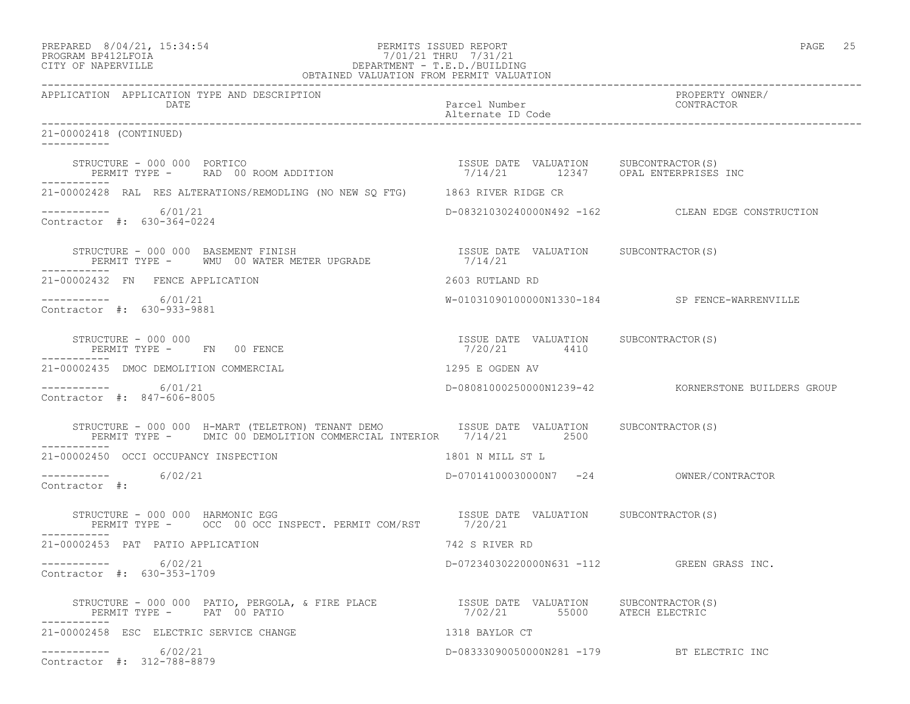PREPARED 8/04/21, 15:34:54 PERMITS ISSUED REPORT
PROGRAM BP412LFOIA 7/01/21 THRU 7/31/21
CITY OF NAPERVILLE DEPARTMENT - T.E.D./BUILDING
OBTAINED VALUATION FROM PERMIT VALUATION

APPLICATION APPLICATION TYPE AND DESCRIPTION / DATE — Parcel Number / Alternate ID Code — PROPERTY OWNER/ CONTRACTOR

21-00002418 (CONTINUED)

STRUCTURE - 000 000 PORTICO — ISSUE DATE 7/14/21 — VALUATION 12347 — SUBCONTRACTOR(S) OPAL ENTERPRISES INC
PERMIT TYPE - RAD 00 ROOM ADDITION

21-00002428 RAL RES ALTERATIONS/REMODLING (NO NEW SQ FTG) — 1863 RIVER RIDGE CR
6/01/21 — D-08321030240000N492 -162 — CLEAN EDGE CONSTRUCTION
Contractor #: 630-364-0224

STRUCTURE - 000 000 BASEMENT FINISH — ISSUE DATE 7/14/21 — VALUATION — SUBCONTRACTOR(S)
PERMIT TYPE - WMU 00 WATER METER UPGRADE

21-00002432 FN FENCE APPLICATION — 2603 RUTLAND RD
6/01/21 — W-01031090100000N1330-184 — SP FENCE-WARRENVILLE
Contractor #: 630-933-9881

STRUCTURE - 000 000 — ISSUE DATE 7/20/21 — VALUATION 4410 — SUBCONTRACTOR(S)
PERMIT TYPE - FN 00 FENCE

21-00002435 DMOC DEMOLITION COMMERCIAL — 1295 E OGDEN AV
6/01/21 — D-08081000250000N1239-42 — KORNERSTONE BUILDERS GROUP
Contractor #: 847-606-8005

STRUCTURE - 000 000 H-MART (TELETRON) TENANT DEMO — ISSUE DATE 7/14/21 — VALUATION 2500 — SUBCONTRACTOR(S)
PERMIT TYPE - DMIC 00 DEMOLITION COMMERCIAL INTERIOR

21-00002450 OCCI OCCUPANCY INSPECTION — 1801 N MILL ST L
6/02/21 — D-07014100030000N7 -24 — OWNER/CONTRACTOR
Contractor #:

STRUCTURE - 000 000 HARMONIC EGG — ISSUE DATE 7/20/21 — VALUATION — SUBCONTRACTOR(S)
PERMIT TYPE - OCC 00 OCC INSPECT. PERMIT COM/RST

21-00002453 PAT PATIO APPLICATION — 742 S RIVER RD
6/02/21 — D-07234030220000N631 -112 — GREEN GRASS INC.
Contractor #: 630-353-1709

STRUCTURE - 000 000 PATIO, PERGOLA, & FIRE PLACE — ISSUE DATE 7/02/21 — VALUATION 55000 — SUBCONTRACTOR(S) ATECH ELECTRIC
PERMIT TYPE - PAT 00 PATIO

21-00002458 ESC ELECTRIC SERVICE CHANGE — 1318 BAYLOR CT
6/02/21 — D-08333090050000N281 -179 — BT ELECTRIC INC
Contractor #: 312-788-8879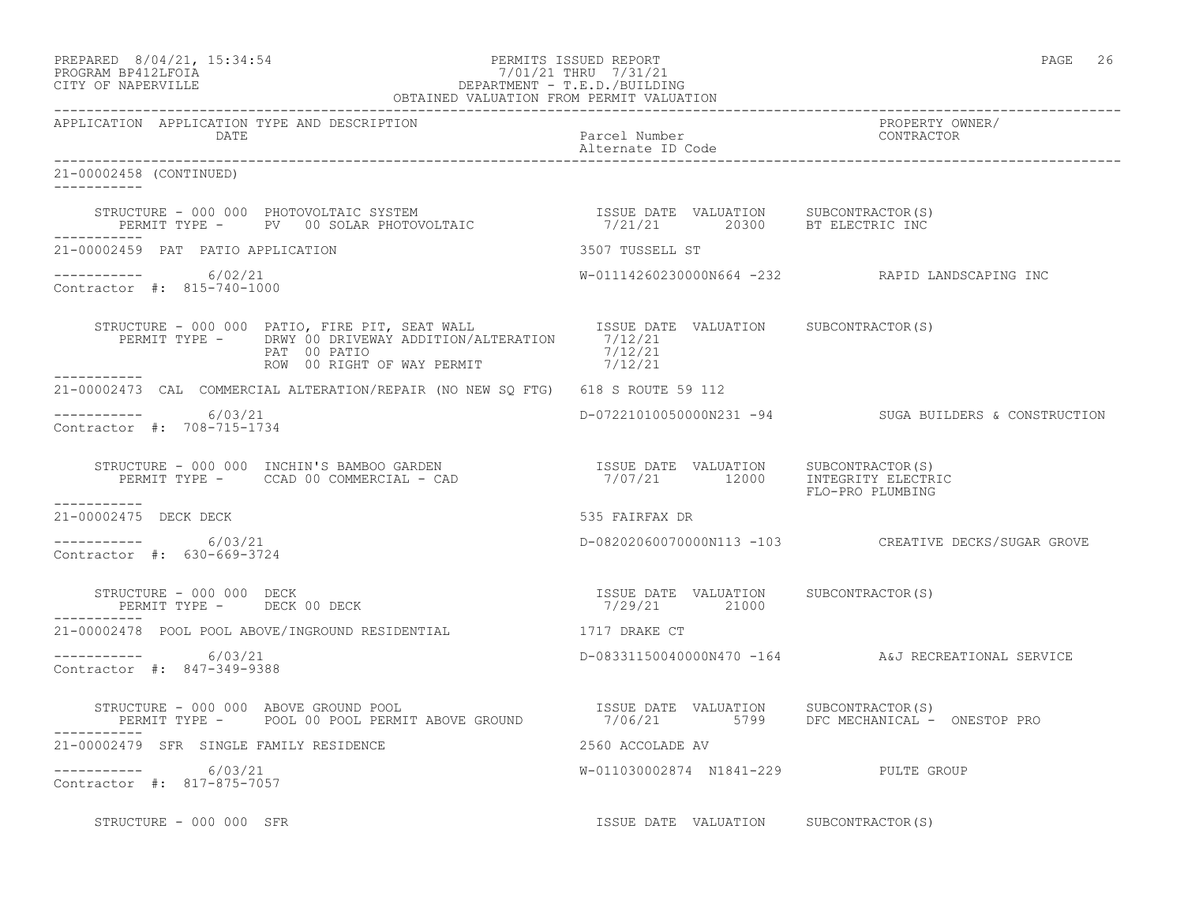PREPARED 8/04/21, 15:34:54 PERMITS ISSUED REPORT
PROGRAM BP412LFOIA 7/01/21 THRU 7/31/21
CITY OF NAPERVILLE DEPARTMENT - T.E.D./BUILDING
OBTAINED VALUATION FROM PERMIT VALUATION

| APPLICATION | APPLICATION TYPE AND DESCRIPTION / DATE | Parcel Number / Alternate ID Code | PROPERTY OWNER/ CONTRACTOR |
|---|---|---|---|

21-00002458 (CONTINUED)

STRUCTURE - 000 000 PHOTOVOLTAIC SYSTEM
PERMIT TYPE - PV 00 SOLAR PHOTOVOLTAIC

| ISSUE DATE | VALUATION | SUBCONTRACTOR(S) |
|---|---|---|
| 7/21/21 | 20300 | BT ELECTRIC INC |

---

21-00002459 PAT PATIO APPLICATION — 3507 TUSSELL ST

6/02/21 — W-01114260230000N664 -232 — RAPID LANDSCAPING INC

Contractor #: 815-740-1000

STRUCTURE - 000 000 PATIO, FIRE PIT, SEAT WALL

| PERMIT TYPE | ISSUE DATE | VALUATION | SUBCONTRACTOR(S) |
|---|---|---|---|
| DRWY 00 DRIVEWAY ADDITION/ALTERATION | 7/12/21 | | |
| PAT 00 PATIO | 7/12/21 | | |
| ROW 00 RIGHT OF WAY PERMIT | 7/12/21 | | |

---

21-00002473 CAL COMMERCIAL ALTERATION/REPAIR (NO NEW SQ FTG) — 618 S ROUTE 59 112

6/03/21 — D-07221010050000N231 -94 — SUGA BUILDERS & CONSTRUCTION

Contractor #: 708-715-1734

STRUCTURE - 000 000 INCHIN'S BAMBOO GARDEN
PERMIT TYPE - CCAD 00 COMMERCIAL - CAD

| ISSUE DATE | VALUATION | SUBCONTRACTOR(S) |
|---|---|---|
| 7/07/21 | 12000 | INTEGRITY ELECTRIC |
| | | FLO-PRO PLUMBING |

---

21-00002475 DECK DECK — 535 FAIRFAX DR

6/03/21 — D-08202060070000N113 -103 — CREATIVE DECKS/SUGAR GROVE

Contractor #: 630-669-3724

STRUCTURE - 000 000 DECK
PERMIT TYPE - DECK 00 DECK

| ISSUE DATE | VALUATION | SUBCONTRACTOR(S) |
|---|---|---|
| 7/29/21 | 21000 | |

---

21-00002478 POOL POOL ABOVE/INGROUND RESIDENTIAL — 1717 DRAKE CT

6/03/21 — D-08331150040000N470 -164 — A&J RECREATIONAL SERVICE

Contractor #: 847-349-9388

STRUCTURE - 000 000 ABOVE GROUND POOL
PERMIT TYPE - POOL 00 POOL PERMIT ABOVE GROUND

| ISSUE DATE | VALUATION | SUBCONTRACTOR(S) |
|---|---|---|
| 7/06/21 | 5799 | DFC MECHANICAL - ONESTOP PRO |

---

21-00002479 SFR SINGLE FAMILY RESIDENCE — 2560 ACCOLADE AV

6/03/21 — W-011030002874 N1841-229 — PULTE GROUP

Contractor #: 817-875-7057

STRUCTURE - 000 000 SFR

| ISSUE DATE | VALUATION | SUBCONTRACTOR(S) |
|---|---|---|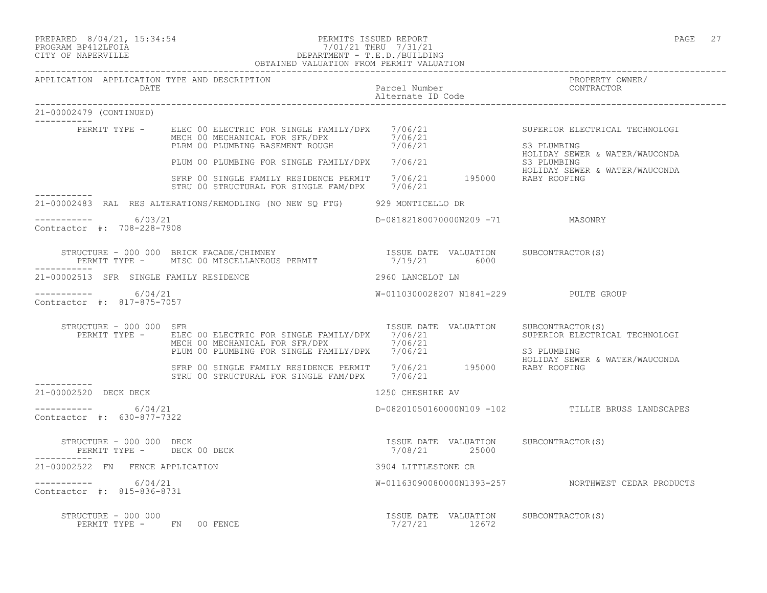PREPARED 8/04/21, 15:34:54 PERMITS ISSUED REPORT
PROGRAM BP412LFOIA 7/01/21 THRU 7/31/21
CITY OF NAPERVILLE DEPARTMENT - T.E.D./BUILDING
OBTAINED VALUATION FROM PERMIT VALUATION

| APPLICATION | APPLICATION TYPE AND DESCRIPTION / DATE | Parcel Number / Alternate ID Code | PROPERTY OWNER/ CONTRACTOR |
|---|---|---|---|

## 21-00002479 (CONTINUED)

| PERMIT TYPE | DESCRIPTION | ISSUE DATE | VALUATION | SUBCONTRACTOR(S) |
|---|---|---|---|---|
| ELEC 00 | ELECTRIC FOR SINGLE FAMILY/DPX | 7/06/21 | | SUPERIOR ELECTRICAL TECHNOLOGI |
| MECH 00 | MECHANICAL FOR SFR/DPX | 7/06/21 | | |
| PLRM 00 | PLUMBING BASEMENT ROUGH | 7/06/21 | | S3 PLUMBING; HOLIDAY SEWER & WATER/WAUCONDA |
| PLUM 00 | PLUMBING FOR SINGLE FAMILY/DPX | 7/06/21 | | S3 PLUMBING; HOLIDAY SEWER & WATER/WAUCONDA |
| SFRP 00 | SINGLE FAMILY RESIDENCE PERMIT | 7/06/21 | 195000 | RABY ROOFING |
| STRU 00 | STRUCTURAL FOR SINGLE FAM/DPX | 7/06/21 | | |

## 21-00002483 RAL RES ALTERATIONS/REMODLING (NO NEW SQ FTG) — 929 MONTICELLO DR

Date: 6/03/21 — D-08182180070000N209 -71 — MASONRY
Contractor #: 708-228-7908

STRUCTURE - 000 000 BRICK FACADE/CHIMNEY

| PERMIT TYPE | DESCRIPTION | ISSUE DATE | VALUATION | SUBCONTRACTOR(S) |
|---|---|---|---|---|
| MISC 00 | MISCELLANEOUS PERMIT | 7/19/21 | 6000 | |

## 21-00002513 SFR SINGLE FAMILY RESIDENCE — 2960 LANCELOT LN

Date: 6/04/21 — W-0110300028207 N1841-229 — PULTE GROUP
Contractor #: 817-875-7057

STRUCTURE - 000 000 SFR

| PERMIT TYPE | DESCRIPTION | ISSUE DATE | VALUATION | SUBCONTRACTOR(S) |
|---|---|---|---|---|
| ELEC 00 | ELECTRIC FOR SINGLE FAMILY/DPX | 7/06/21 | | SUPERIOR ELECTRICAL TECHNOLOGI |
| MECH 00 | MECHANICAL FOR SFR/DPX | 7/06/21 | | |
| PLUM 00 | PLUMBING FOR SINGLE FAMILY/DPX | 7/06/21 | | S3 PLUMBING; HOLIDAY SEWER & WATER/WAUCONDA |
| SFRP 00 | SINGLE FAMILY RESIDENCE PERMIT | 7/06/21 | 195000 | RABY ROOFING |
| STRU 00 | STRUCTURAL FOR SINGLE FAM/DPX | 7/06/21 | | |

## 21-00002520 DECK DECK — 1250 CHESHIRE AV

Date: 6/04/21 — D-08201050160000N109 -102 — TILLIE BRUSS LANDSCAPES
Contractor #: 630-877-7322

STRUCTURE - 000 000 DECK

| PERMIT TYPE | DESCRIPTION | ISSUE DATE | VALUATION | SUBCONTRACTOR(S) |
|---|---|---|---|---|
| DECK 00 | DECK | 7/08/21 | 25000 | |

## 21-00002522 FN FENCE APPLICATION — 3904 LITTLESTONE CR

Date: 6/04/21 — W-01163090080000N1393-257 — NORTHWEST CEDAR PRODUCTS
Contractor #: 815-836-8731

STRUCTURE - 000 000

| PERMIT TYPE | DESCRIPTION | ISSUE DATE | VALUATION | SUBCONTRACTOR(S) |
|---|---|---|---|---|
| FN 00 | FENCE | 7/27/21 | 12672 | |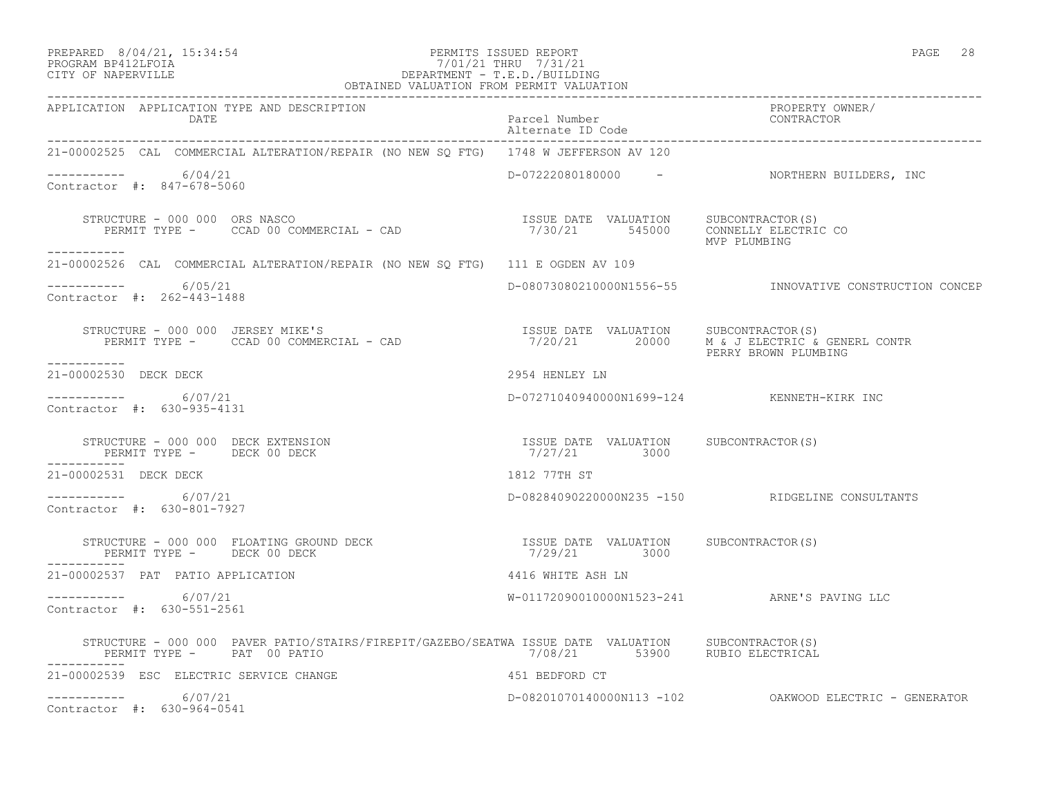PREPARED 8/04/21, 15:34:54 PERMITS ISSUED REPORT
PROGRAM BP412LFOIA 7/01/21 THRU 7/31/21
CITY OF NAPERVILLE DEPARTMENT - T.E.D./BUILDING
OBTAINED VALUATION FROM PERMIT VALUATION

| APPLICATION | APPLICATION TYPE AND DESCRIPTION / DATE | Parcel Number / Alternate ID Code | PROPERTY OWNER/ CONTRACTOR |
|---|---|---|---|

---

**21-00002525** CAL COMMERCIAL ALTERATION/REPAIR (NO NEW SQ FTG) 1748 W JEFFERSON AV 120

----------- 6/04/21 D-07222080180000 - NORTHERN BUILDERS, INC
Contractor #: 847-678-5060

STRUCTURE - 000 000 ORS NASCO
PERMIT TYPE - CCAD 00 COMMERCIAL - CAD
ISSUE DATE 7/30/21 VALUATION 545000 SUBCONTRACTOR(S) CONNELLY ELECTRIC CO, MVP PLUMBING

---

**21-00002526** CAL COMMERCIAL ALTERATION/REPAIR (NO NEW SQ FTG) 111 E OGDEN AV 109

----------- 6/05/21 D-08073080210000N1556-55 INNOVATIVE CONSTRUCTION CONCEP
Contractor #: 262-443-1488

STRUCTURE - 000 000 JERSEY MIKE'S
PERMIT TYPE - CCAD 00 COMMERCIAL - CAD
ISSUE DATE 7/20/21 VALUATION 20000 SUBCONTRACTOR(S) M & J ELECTRIC & GENERL CONTR, PERRY BROWN PLUMBING

---

**21-00002530** DECK DECK 2954 HENLEY LN

----------- 6/07/21 D-07271040940000N1699-124 KENNETH-KIRK INC
Contractor #: 630-935-4131

STRUCTURE - 000 000 DECK EXTENSION
PERMIT TYPE - DECK 00 DECK
ISSUE DATE 7/27/21 VALUATION 3000 SUBCONTRACTOR(S)

---

**21-00002531** DECK DECK 1812 77TH ST

----------- 6/07/21 D-08284090220000N235 -150 RIDGELINE CONSULTANTS
Contractor #: 630-801-7927

STRUCTURE - 000 000 FLOATING GROUND DECK
PERMIT TYPE - DECK 00 DECK
ISSUE DATE 7/29/21 VALUATION 3000 SUBCONTRACTOR(S)

---

**21-00002537** PAT PATIO APPLICATION 4416 WHITE ASH LN

----------- 6/07/21 W-01172090010000N1523-241 ARNE'S PAVING LLC
Contractor #: 630-551-2561

STRUCTURE - 000 000 PAVER PATIO/STAIRS/FIREPIT/GAZEBO/SEATWA
PERMIT TYPE - PAT 00 PATIO
ISSUE DATE 7/08/21 VALUATION 53900 SUBCONTRACTOR(S) RUBIO ELECTRICAL

---

**21-00002539** ESC ELECTRIC SERVICE CHANGE 451 BEDFORD CT

----------- 6/07/21 D-08201070140000N113 -102 OAKWOOD ELECTRIC - GENERATOR
Contractor #: 630-964-0541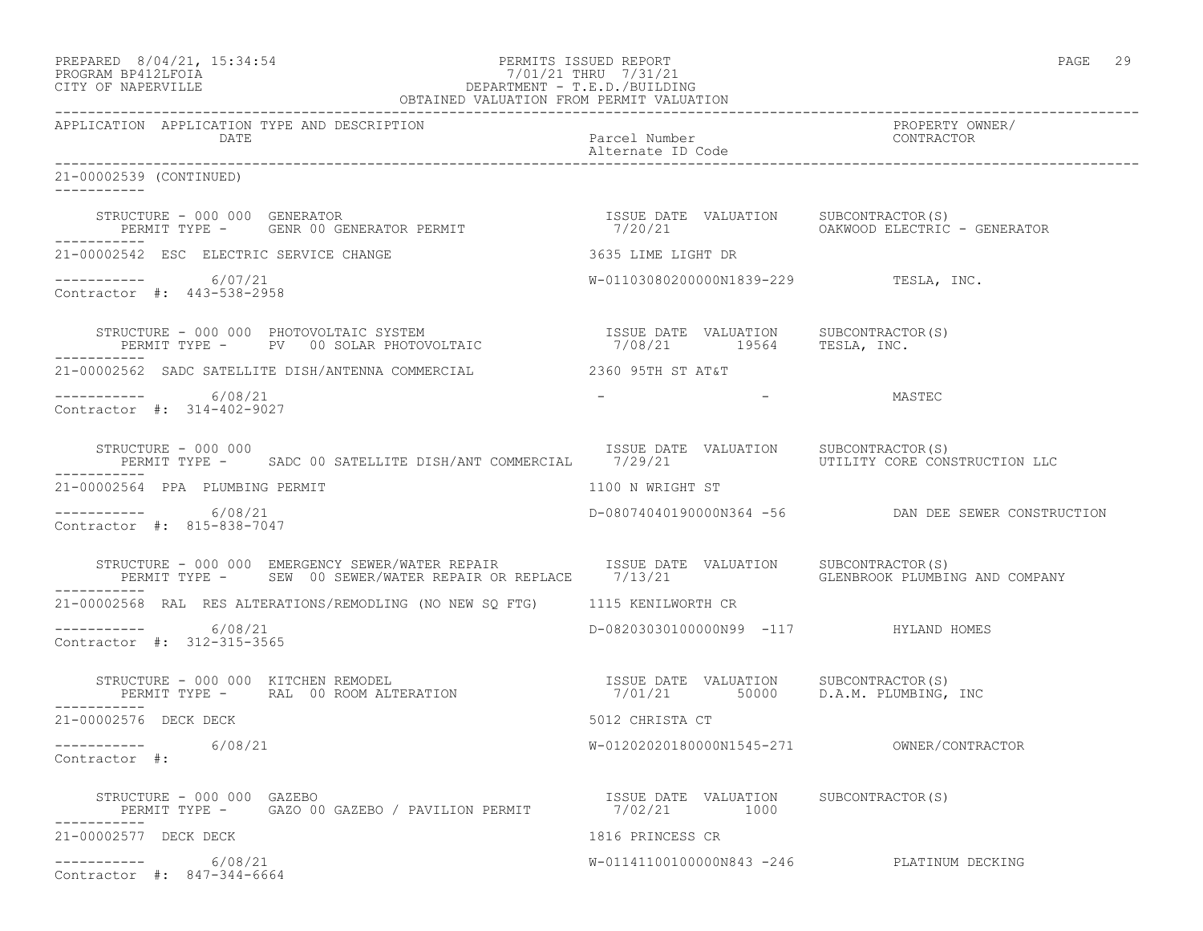APPLICATION APPLICATION TYPE AND DESCRIPTION DATE | Parcel Number / Alternate ID Code | PROPERTY OWNER/ CONTRACTOR

21-00002539 (CONTINUED)

STRUCTURE - 000 000 GENERATOR
PERMIT TYPE - GENR 00 GENERATOR PERMIT
ISSUE DATE 7/20/21 VALUATION
SUBCONTRACTOR(S) OAKWOOD ELECTRIC - GENERATOR

21-00002542 ESC ELECTRIC SERVICE CHANGE — 3635 LIME LIGHT DR
6/07/21 — W-01103080200000N1839-229 — TESLA, INC.
Contractor #: 443-538-2958

STRUCTURE - 000 000 PHOTOVOLTAIC SYSTEM
PERMIT TYPE - PV 00 SOLAR PHOTOVOLTAIC
ISSUE DATE 7/08/21 VALUATION 19564
SUBCONTRACTOR(S) TESLA, INC.

21-00002562 SADC SATELLITE DISH/ANTENNA COMMERCIAL — 2360 95TH ST AT&T
6/08/21 — - - — MASTEC
Contractor #: 314-402-9027

STRUCTURE - 000 000
PERMIT TYPE - SADC 00 SATELLITE DISH/ANT COMMERCIAL
ISSUE DATE 7/29/21 VALUATION
SUBCONTRACTOR(S) UTILITY CORE CONSTRUCTION LLC

21-00002564 PPA PLUMBING PERMIT — 1100 N WRIGHT ST
6/08/21 — D-08074040190000N364 -56 — DAN DEE SEWER CONSTRUCTION
Contractor #: 815-838-7047

STRUCTURE - 000 000 EMERGENCY SEWER/WATER REPAIR
PERMIT TYPE - SEW 00 SEWER/WATER REPAIR OR REPLACE
ISSUE DATE 7/13/21 VALUATION
SUBCONTRACTOR(S) GLENBROOK PLUMBING AND COMPANY

21-00002568 RAL RES ALTERATIONS/REMODLING (NO NEW SQ FTG) — 1115 KENILWORTH CR
6/08/21 — D-08203030100000N99 -117 — HYLAND HOMES
Contractor #: 312-315-3565

STRUCTURE - 000 000 KITCHEN REMODEL
PERMIT TYPE - RAL 00 ROOM ALTERATION
ISSUE DATE 7/01/21 VALUATION 50000
SUBCONTRACTOR(S) D.A.M. PLUMBING, INC

21-00002576 DECK DECK — 5012 CHRISTA CT
6/08/21 — W-01202020180000N1545-271 — OWNER/CONTRACTOR
Contractor #:

STRUCTURE - 000 000 GAZEBO
PERMIT TYPE - GAZO 00 GAZEBO / PAVILION PERMIT
ISSUE DATE 7/02/21 VALUATION 1000
SUBCONTRACTOR(S)

21-00002577 DECK DECK — 1816 PRINCESS CR
6/08/21 — W-01141100100000N843 -246 — PLATINUM DECKING
Contractor #: 847-344-6664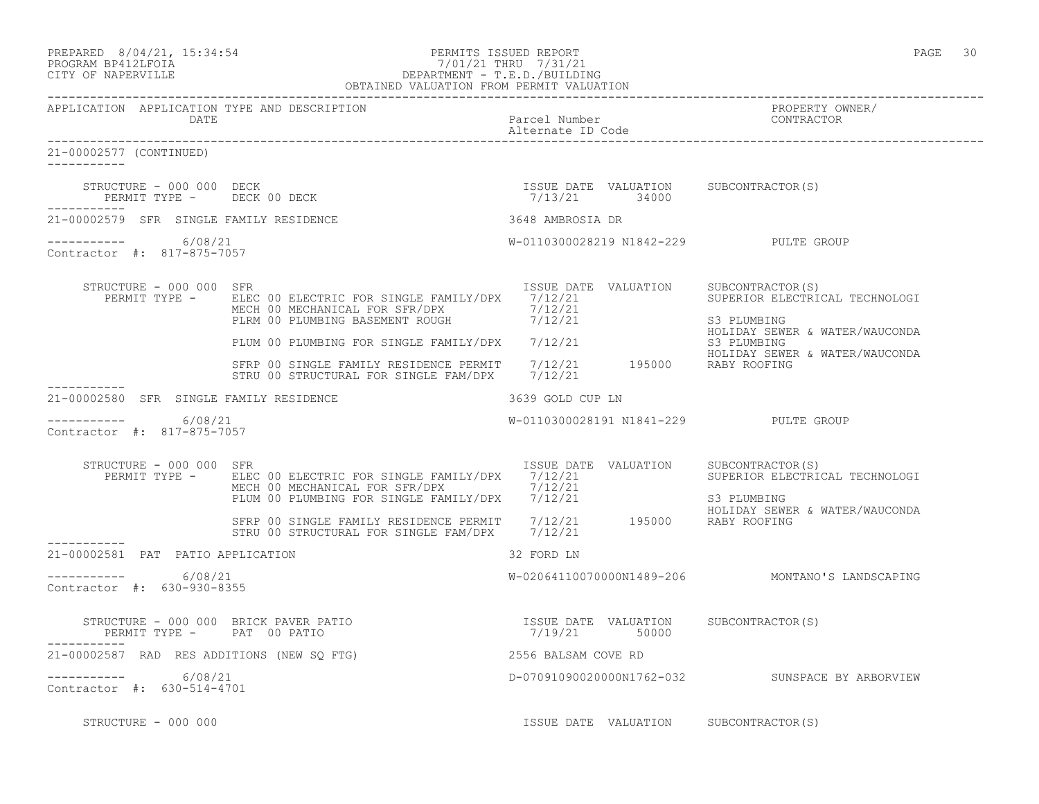PREPARED 8/04/21, 15:34:54 PERMITS ISSUED REPORT
PROGRAM BP412LFOIA 7/01/21 THRU 7/31/21
CITY OF NAPERVILLE DEPARTMENT - T.E.D./BUILDING
OBTAINED VALUATION FROM PERMIT VALUATION

| APPLICATION | APPLICATION TYPE AND DESCRIPTION DATE | Parcel Number Alternate ID Code | PROPERTY OWNER/ CONTRACTOR |
|---|---|---|---|

21-00002577 (CONTINUED)

STRUCTURE - 000 000 DECK
PERMIT TYPE - DECK 00 DECK

| ISSUE DATE | VALUATION | SUBCONTRACTOR(S) |
|---|---|---|
| 7/13/21 | 34000 | |

21-00002579 SFR SINGLE FAMILY RESIDENCE — 3648 AMBROSIA DR

6/08/21 — W-0110300028219 N1842-229 — PULTE GROUP

Contractor #: 817-875-7057

STRUCTURE - 000 000 SFR

| PERMIT TYPE | ISSUE DATE | VALUATION | SUBCONTRACTOR(S) |
|---|---|---|---|
| ELEC 00 ELECTRIC FOR SINGLE FAMILY/DPX | 7/12/21 | | SUPERIOR ELECTRICAL TECHNOLOGI |
| MECH 00 MECHANICAL FOR SFR/DPX | 7/12/21 | | |
| PLRM 00 PLUMBING BASEMENT ROUGH | 7/12/21 | | S3 PLUMBING<br>HOLIDAY SEWER & WATER/WAUCONDA |
| PLUM 00 PLUMBING FOR SINGLE FAMILY/DPX | 7/12/21 | | S3 PLUMBING<br>HOLIDAY SEWER & WATER/WAUCONDA |
| SFRP 00 SINGLE FAMILY RESIDENCE PERMIT | 7/12/21 | 195000 | RABY ROOFING |
| STRU 00 STRUCTURAL FOR SINGLE FAM/DPX | 7/12/21 | | |

21-00002580 SFR SINGLE FAMILY RESIDENCE — 3639 GOLD CUP LN

6/08/21 — W-0110300028191 N1841-229 — PULTE GROUP

Contractor #: 817-875-7057

STRUCTURE - 000 000 SFR

| PERMIT TYPE | ISSUE DATE | VALUATION | SUBCONTRACTOR(S) |
|---|---|---|---|
| ELEC 00 ELECTRIC FOR SINGLE FAMILY/DPX | 7/12/21 | | SUPERIOR ELECTRICAL TECHNOLOGI |
| MECH 00 MECHANICAL FOR SFR/DPX | 7/12/21 | | |
| PLUM 00 PLUMBING FOR SINGLE FAMILY/DPX | 7/12/21 | | S3 PLUMBING<br>HOLIDAY SEWER & WATER/WAUCONDA |
| SFRP 00 SINGLE FAMILY RESIDENCE PERMIT | 7/12/21 | 195000 | RABY ROOFING |
| STRU 00 STRUCTURAL FOR SINGLE FAM/DPX | 7/12/21 | | |

21-00002581 PAT PATIO APPLICATION — 32 FORD LN

6/08/21 — W-02064110070000N1489-206 — MONTANO'S LANDSCAPING

Contractor #: 630-930-8355

STRUCTURE - 000 000 BRICK PAVER PATIO
PERMIT TYPE - PAT 00 PATIO

| ISSUE DATE | VALUATION | SUBCONTRACTOR(S) |
|---|---|---|
| 7/19/21 | 50000 | |

21-00002587 RAD RES ADDITIONS (NEW SQ FTG) — 2556 BALSAM COVE RD

6/08/21 — D-07091090020000N1762-032 — SUNSPACE BY ARBORVIEW

Contractor #: 630-514-4701

STRUCTURE - 000 000 — ISSUE DATE VALUATION SUBCONTRACTOR(S)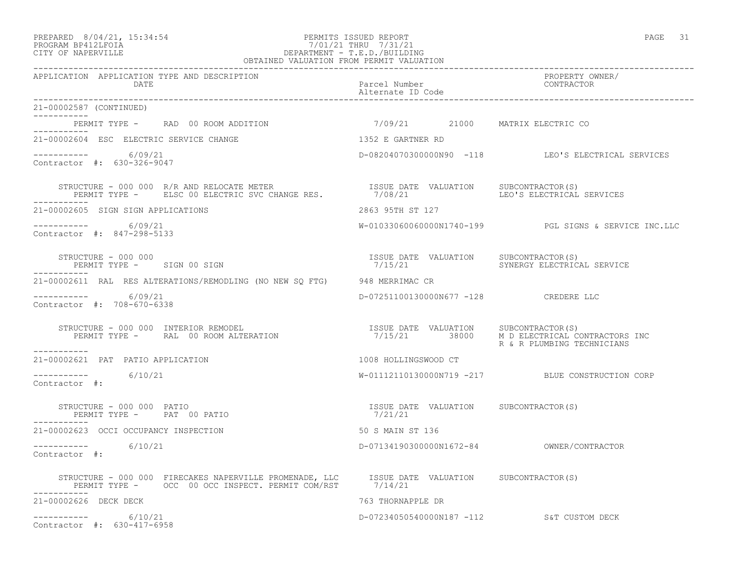PREPARED 8/04/21, 15:34:54
PROGRAM BP412LFOIA
CITY OF NAPERVILLE

PERMITS ISSUED REPORT
7/01/21 THRU 7/31/21
DEPARTMENT - T.E.D./BUILDING
OBTAINED VALUATION FROM PERMIT VALUATION

| APPLICATION | APPLICATION TYPE AND DESCRIPTION / DATE | Parcel Number / Alternate ID Code | PROPERTY OWNER/ CONTRACTOR |
|---|---|---|---|

21-00002587 (CONTINUED)

PERMIT TYPE - RAD 00 ROOM ADDITION — 7/09/21 — 21000 — MATRIX ELECTRIC CO

---

**21-00002604** ESC ELECTRIC SERVICE CHANGE — 1352 E GARTNER RD

6/09/21 — D-08204070300000N90 -118 — LEO'S ELECTRICAL SERVICES

Contractor #: 630-326-9047

STRUCTURE - 000 000 R/R AND RELOCATE METER
PERMIT TYPE - ELSC 00 ELECTRIC SVC CHANGE RES.

| ISSUE DATE | VALUATION | SUBCONTRACTOR(S) |
|---|---|---|
| 7/08/21 | | LEO'S ELECTRICAL SERVICES |

---

**21-00002605** SIGN SIGN APPLICATIONS — 2863 95TH ST 127

6/09/21 — W-01033060060000N1740-199 — PGL SIGNS & SERVICE INC.LLC

Contractor #: 847-298-5133

STRUCTURE - 000 000
PERMIT TYPE - SIGN 00 SIGN

| ISSUE DATE | VALUATION | SUBCONTRACTOR(S) |
|---|---|---|
| 7/15/21 | | SYNERGY ELECTRICAL SERVICE |

---

**21-00002611** RAL RES ALTERATIONS/REMODLING (NO NEW SQ FTG) — 948 MERRIMAC CR

6/09/21 — D-07251100130000N677 -128 — CREDERE LLC

Contractor #: 708-670-6338

STRUCTURE - 000 000 INTERIOR REMODEL
PERMIT TYPE - RAL 00 ROOM ALTERATION

| ISSUE DATE | VALUATION | SUBCONTRACTOR(S) |
|---|---|---|
| 7/15/21 | 38000 | M D ELECTRICAL CONTRACTORS INC<br>R & R PLUMBING TECHNICIANS |

---

**21-00002621** PAT PATIO APPLICATION — 1008 HOLLINGSWOOD CT

6/10/21 — W-01112110130000N719 -217 — BLUE CONSTRUCTION CORP

Contractor #:

STRUCTURE - 000 000 PATIO
PERMIT TYPE - PAT 00 PATIO

| ISSUE DATE | VALUATION | SUBCONTRACTOR(S) |
|---|---|---|
| 7/21/21 | | |

---

**21-00002623** OCCI OCCUPANCY INSPECTION — 50 S MAIN ST 136

6/10/21 — D-07134190300000N1672-84 — OWNER/CONTRACTOR

Contractor #:

STRUCTURE - 000 000 FIRECAKES NAPERVILLE PROMENADE, LLC
PERMIT TYPE - OCC 00 OCC INSPECT. PERMIT COM/RST

| ISSUE DATE | VALUATION | SUBCONTRACTOR(S) |
|---|---|---|
| 7/14/21 | | |

---

**21-00002626** DECK DECK — 763 THORNAPPLE DR

6/10/21 — D-07234050540000N187 -112 — S&T CUSTOM DECK

Contractor #: 630-417-6958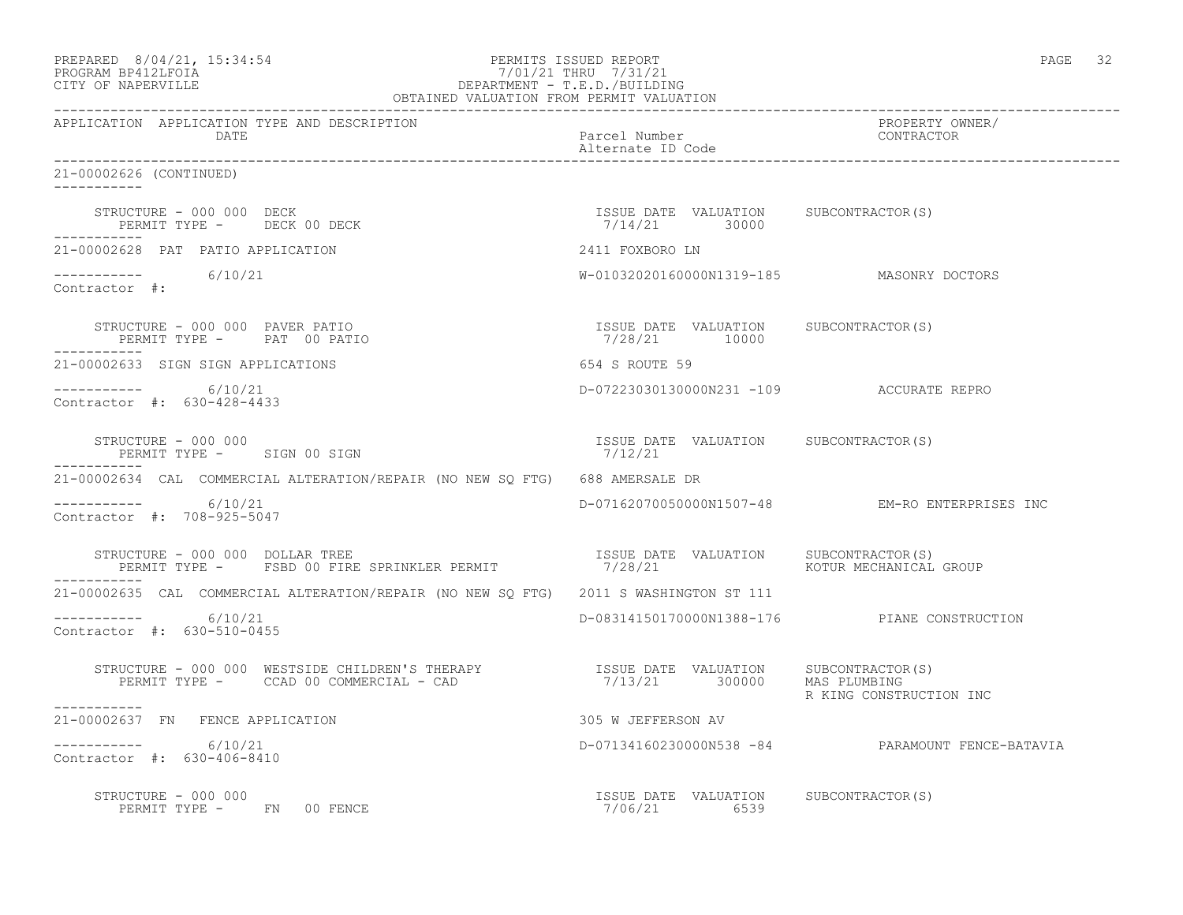APPLICATION APPLICATION TYPE AND DESCRIPTION DATE | Parcel Number Alternate ID Code | PROPERTY OWNER/ CONTRACTOR

21-00002626 (CONTINUED)

STRUCTURE - 000 000 DECK
PERMIT TYPE - DECK 00 DECK
ISSUE DATE 7/14/21 VALUATION 30000 SUBCONTRACTOR(S)

21-00002628 PAT PATIO APPLICATION — 2411 FOXBORO LN
6/10/21 — W-01032020160000N1319-185 — MASONRY DOCTORS
Contractor #:

STRUCTURE - 000 000 PAVER PATIO
PERMIT TYPE - PAT 00 PATIO
ISSUE DATE 7/28/21 VALUATION 10000 SUBCONTRACTOR(S)

21-00002633 SIGN SIGN APPLICATIONS — 654 S ROUTE 59
6/10/21 — D-07223030130000N231 -109 — ACCURATE REPRO
Contractor #: 630-428-4433

STRUCTURE - 000 000
PERMIT TYPE - SIGN 00 SIGN
ISSUE DATE 7/12/21 VALUATION SUBCONTRACTOR(S)

21-00002634 CAL COMMERCIAL ALTERATION/REPAIR (NO NEW SQ FTG) — 688 AMERSALE DR
6/10/21 — D-07162070050000N1507-48 — EM-RO ENTERPRISES INC
Contractor #: 708-925-5047

STRUCTURE - 000 000 DOLLAR TREE
PERMIT TYPE - FSBD 00 FIRE SPRINKLER PERMIT
ISSUE DATE 7/28/21 VALUATION SUBCONTRACTOR(S) KOTUR MECHANICAL GROUP

21-00002635 CAL COMMERCIAL ALTERATION/REPAIR (NO NEW SQ FTG) — 2011 S WASHINGTON ST 111
6/10/21 — D-08314150170000N1388-176 — PIANE CONSTRUCTION
Contractor #: 630-510-0455

STRUCTURE - 000 000 WESTSIDE CHILDREN'S THERAPY
PERMIT TYPE - CCAD 00 COMMERCIAL - CAD
ISSUE DATE 7/13/21 VALUATION 300000 SUBCONTRACTOR(S) MAS PLUMBING, R KING CONSTRUCTION INC

21-00002637 FN FENCE APPLICATION — 305 W JEFFERSON AV
6/10/21 — D-07134160230000N538 -84 — PARAMOUNT FENCE-BATAVIA
Contractor #: 630-406-8410

STRUCTURE - 000 000
PERMIT TYPE - FN 00 FENCE
ISSUE DATE 7/06/21 VALUATION 6539 SUBCONTRACTOR(S)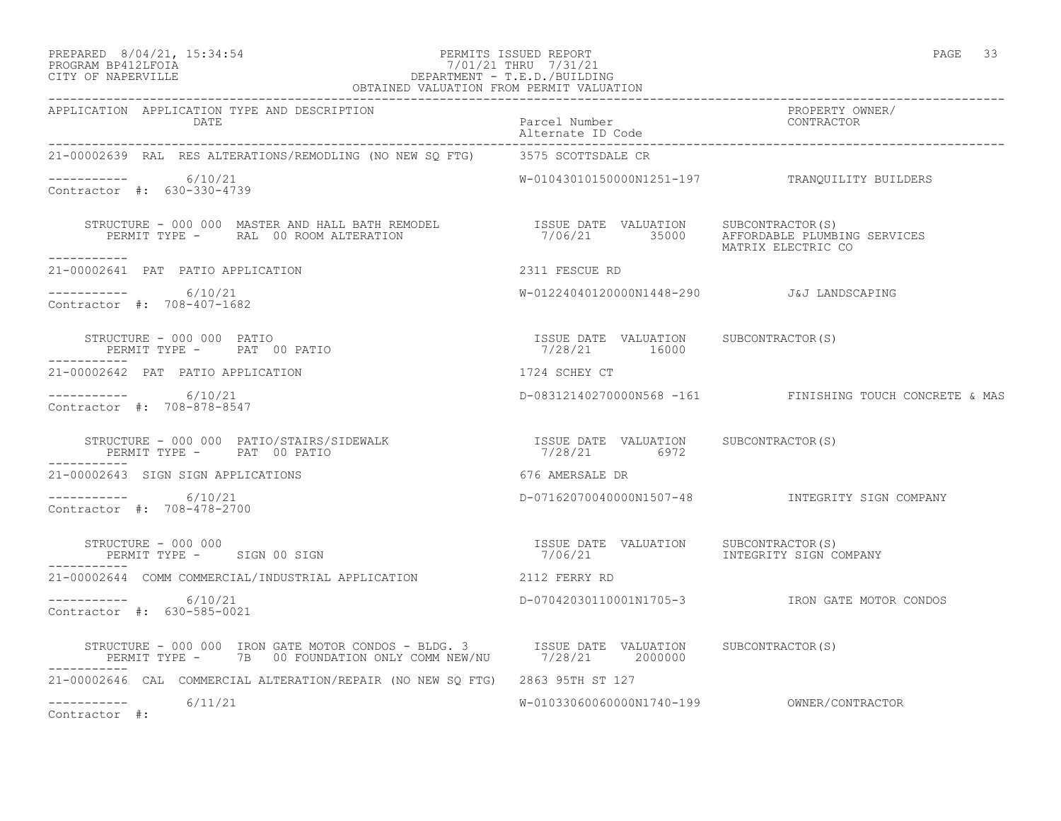| APPLICATION | APPLICATION TYPE AND DESCRIPTION / DATE | Parcel Number / Alternate ID Code | PROPERTY OWNER/ CONTRACTOR |
|---|---|---|---|
| 21-00002639 | RAL RES ALTERATIONS/REMODLING (NO NEW SQ FTG) | 3575 SCOTTSDALE CR | |
| ----------- | 6/10/21 | W-01043010150000N1251-197 | TRANQUILITY BUILDERS |
| Contractor #: 630-330-4739 | | | |
| | STRUCTURE - 000 000 MASTER AND HALL BATH REMODEL<br>PERMIT TYPE - RAL 00 ROOM ALTERATION | ISSUE DATE VALUATION<br>7/06/21 35000 | SUBCONTRACTOR(S)<br>AFFORDABLE PLUMBING SERVICES<br>MATRIX ELECTRIC CO |
| 21-00002641 | PAT PATIO APPLICATION | 2311 FESCUE RD | |
| ----------- | 6/10/21 | W-01224040120000N1448-290 | J&J LANDSCAPING |
| Contractor #: 708-407-1682 | | | |
| | STRUCTURE - 000 000 PATIO<br>PERMIT TYPE - PAT 00 PATIO | ISSUE DATE VALUATION<br>7/28/21 16000 | SUBCONTRACTOR(S) |
| 21-00002642 | PAT PATIO APPLICATION | 1724 SCHEY CT | |
| ----------- | 6/10/21 | D-08312140270000N568 -161 | FINISHING TOUCH CONCRETE & MAS |
| Contractor #: 708-878-8547 | | | |
| | STRUCTURE - 000 000 PATIO/STAIRS/SIDEWALK<br>PERMIT TYPE - PAT 00 PATIO | ISSUE DATE VALUATION<br>7/28/21 6972 | SUBCONTRACTOR(S) |
| 21-00002643 | SIGN SIGN APPLICATIONS | 676 AMERSALE DR | |
| ----------- | 6/10/21 | D-07162070040000N1507-48 | INTEGRITY SIGN COMPANY |
| Contractor #: 708-478-2700 | | | |
| | STRUCTURE - 000 000<br>PERMIT TYPE - SIGN 00 SIGN | ISSUE DATE VALUATION<br>7/06/21 | SUBCONTRACTOR(S)<br>INTEGRITY SIGN COMPANY |
| 21-00002644 | COMM COMMERCIAL/INDUSTRIAL APPLICATION | 2112 FERRY RD | |
| ----------- | 6/10/21 | D-07042030110001N1705-3 | IRON GATE MOTOR CONDOS |
| Contractor #: 630-585-0021 | | | |
| | STRUCTURE - 000 000 IRON GATE MOTOR CONDOS - BLDG. 3<br>PERMIT TYPE - 7B 00 FOUNDATION ONLY COMM NEW/NU | ISSUE DATE VALUATION<br>7/28/21 2000000 | SUBCONTRACTOR(S) |
| 21-00002646 | CAL COMMERCIAL ALTERATION/REPAIR (NO NEW SQ FTG) | 2863 95TH ST 127 | |
| ----------- | 6/11/21 | W-01033060060000N1740-199 | OWNER/CONTRACTOR |
| Contractor #: | | | |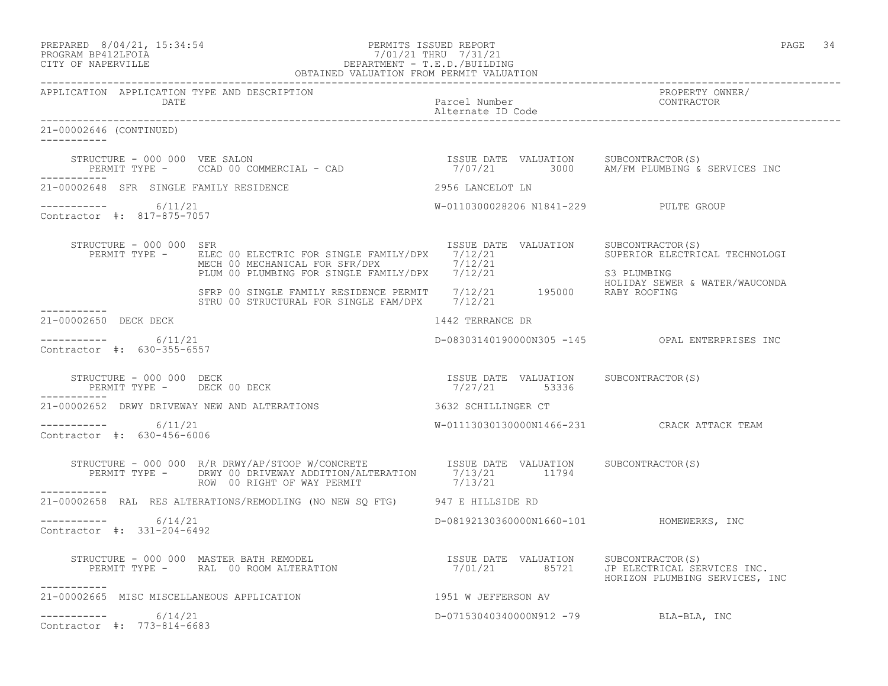21-00002646 (CONTINUED)

STRUCTURE - 000 000 VEE SALON

| PERMIT TYPE | ISSUE DATE | VALUATION | SUBCONTRACTOR(S) |
|---|---|---|---|
| CCAD 00 COMMERCIAL - CAD | 7/07/21 | 3000 | AM/FM PLUMBING & SERVICES INC |

---

21-00002648 SFR SINGLE FAMILY RESIDENCE — 2956 LANCELOT LN

6/11/21 — W-0110300028206 N1841-229 — PULTE GROUP

Contractor #: 817-875-7057

STRUCTURE - 000 000 SFR

| PERMIT TYPE | ISSUE DATE | VALUATION | SUBCONTRACTOR(S) |
|---|---|---|---|
| ELEC 00 ELECTRIC FOR SINGLE FAMILY/DPX | 7/12/21 | | SUPERIOR ELECTRICAL TECHNOLOGI |
| MECH 00 MECHANICAL FOR SFR/DPX | 7/12/21 | | |
| PLUM 00 PLUMBING FOR SINGLE FAMILY/DPX | 7/12/21 | | S3 PLUMBING |
| | | | HOLIDAY SEWER & WATER/WAUCONDA |
| SFRP 00 SINGLE FAMILY RESIDENCE PERMIT | 7/12/21 | 195000 | RABY ROOFING |
| STRU 00 STRUCTURAL FOR SINGLE FAM/DPX | 7/12/21 | | |

---

21-00002650 DECK DECK — 1442 TERRANCE DR

6/11/21 — D-08303140190000N305 -145 — OPAL ENTERPRISES INC

Contractor #: 630-355-6557

STRUCTURE - 000 000 DECK

| PERMIT TYPE | ISSUE DATE | VALUATION | SUBCONTRACTOR(S) |
|---|---|---|---|
| DECK 00 DECK | 7/27/21 | 53336 | |

---

21-00002652 DRWY DRIVEWAY NEW AND ALTERATIONS — 3632 SCHILLINGER CT

6/11/21 — W-01113030130000N1466-231 — CRACK ATTACK TEAM

Contractor #: 630-456-6006

STRUCTURE - 000 000 R/R DRWY/AP/STOOP W/CONCRETE

| PERMIT TYPE | ISSUE DATE | VALUATION | SUBCONTRACTOR(S) |
|---|---|---|---|
| DRWY 00 DRIVEWAY ADDITION/ALTERATION | 7/13/21 | 11794 | |
| ROW 00 RIGHT OF WAY PERMIT | 7/13/21 | | |

---

21-00002658 RAL RES ALTERATIONS/REMODLING (NO NEW SQ FTG) — 947 E HILLSIDE RD

6/14/21 — D-08192130360000N1660-101 — HOMEWERKS, INC

Contractor #: 331-204-6492

STRUCTURE - 000 000 MASTER BATH REMODEL

| PERMIT TYPE | ISSUE DATE | VALUATION | SUBCONTRACTOR(S) |
|---|---|---|---|
| RAL 00 ROOM ALTERATION | 7/01/21 | 85721 | JP ELECTRICAL SERVICES INC. |
| | | | HORIZON PLUMBING SERVICES, INC |

---

21-00002665 MISC MISCELLANEOUS APPLICATION — 1951 W JEFFERSON AV

6/14/21 — D-07153040340000N912 -79 — BLA-BLA, INC

Contractor #: 773-814-6683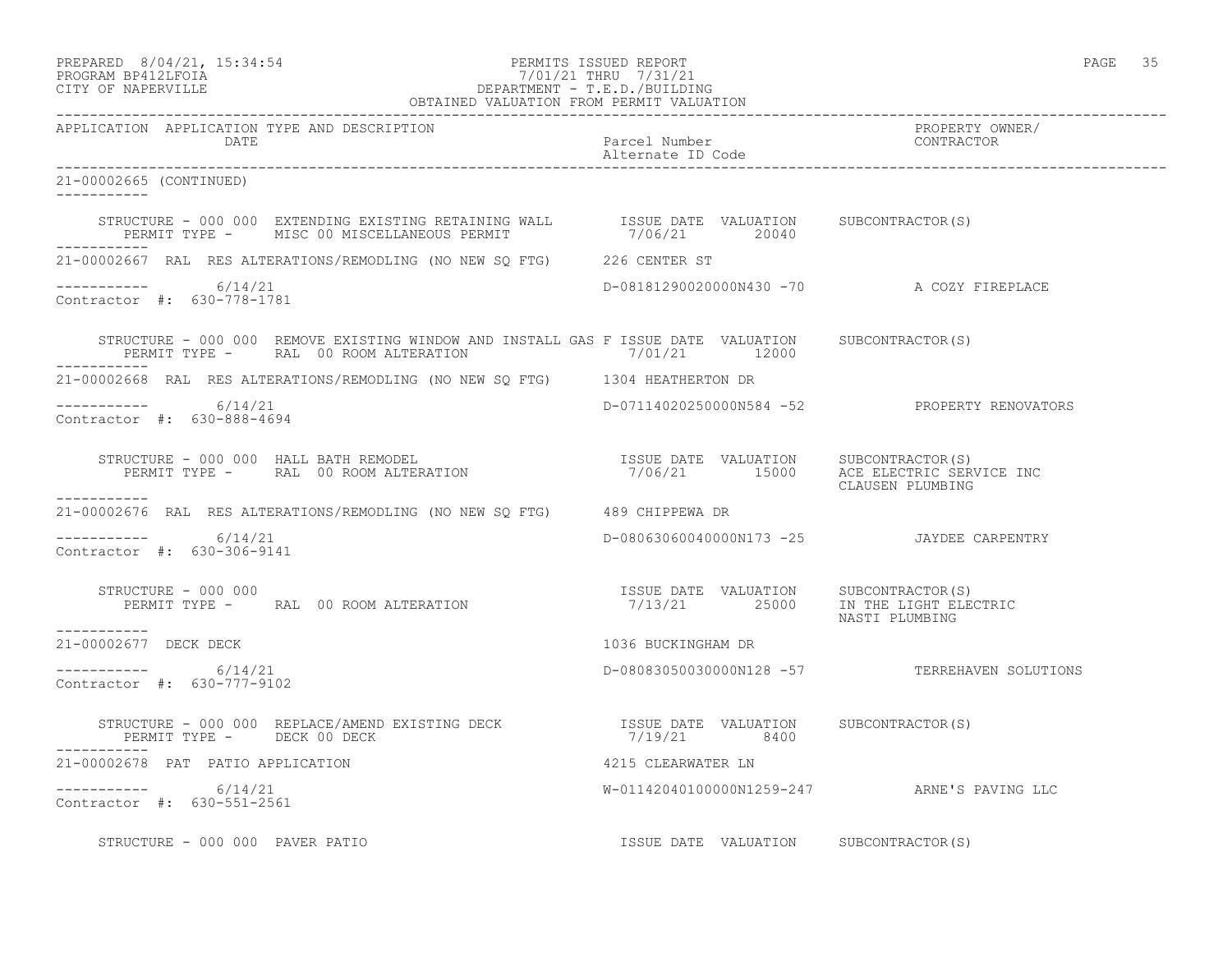PREPARED 8/04/21, 15:34:54 PERMITS ISSUED REPORT
PROGRAM BP412LFOIA 7/01/21 THRU 7/31/21
CITY OF NAPERVILLE DEPARTMENT - T.E.D./BUILDING
OBTAINED VALUATION FROM PERMIT VALUATION

APPLICATION APPLICATION TYPE AND DESCRIPTION | DATE | Parcel Number | Alternate ID Code | PROPERTY OWNER/ CONTRACTOR

---

21-00002665 (CONTINUED)

STRUCTURE - 000 000 EXTENDING EXISTING RETAINING WALL — ISSUE DATE 7/06/21 — VALUATION 20040 — SUBCONTRACTOR(S)
PERMIT TYPE - MISC 00 MISCELLANEOUS PERMIT

---

21-00002667 RAL RES ALTERATIONS/REMODLING (NO NEW SQ FTG) 226 CENTER ST
6/14/21 — D-08181290020000N430 -70 — A COZY FIREPLACE
Contractor #: 630-778-1781

STRUCTURE - 000 000 REMOVE EXISTING WINDOW AND INSTALL GAS F — ISSUE DATE 7/01/21 — VALUATION 12000 — SUBCONTRACTOR(S)
PERMIT TYPE - RAL 00 ROOM ALTERATION

---

21-00002668 RAL RES ALTERATIONS/REMODLING (NO NEW SQ FTG) 1304 HEATHERTON DR
6/14/21 — D-07114020250000N584 -52 — PROPERTY RENOVATORS
Contractor #: 630-888-4694

STRUCTURE - 000 000 HALL BATH REMODEL — ISSUE DATE 7/06/21 — VALUATION 15000 — SUBCONTRACTOR(S) ACE ELECTRIC SERVICE INC, CLAUSEN PLUMBING
PERMIT TYPE - RAL 00 ROOM ALTERATION

---

21-00002676 RAL RES ALTERATIONS/REMODLING (NO NEW SQ FTG) 489 CHIPPEWA DR
6/14/21 — D-08063060040000N173 -25 — JAYDEE CARPENTRY
Contractor #: 630-306-9141

STRUCTURE - 000 000 — ISSUE DATE 7/13/21 — VALUATION 25000 — SUBCONTRACTOR(S) IN THE LIGHT ELECTRIC, NASTI PLUMBING
PERMIT TYPE - RAL 00 ROOM ALTERATION

---

21-00002677 DECK DECK 1036 BUCKINGHAM DR
6/14/21 — D-08083050030000N128 -57 — TERREHAVEN SOLUTIONS
Contractor #: 630-777-9102

STRUCTURE - 000 000 REPLACE/AMEND EXISTING DECK — ISSUE DATE 7/19/21 — VALUATION 8400 — SUBCONTRACTOR(S)
PERMIT TYPE - DECK 00 DECK

---

21-00002678 PAT PATIO APPLICATION 4215 CLEARWATER LN
6/14/21 — W-01142040100000N1259-247 — ARNE'S PAVING LLC
Contractor #: 630-551-2561

STRUCTURE - 000 000 PAVER PATIO — ISSUE DATE — VALUATION — SUBCONTRACTOR(S)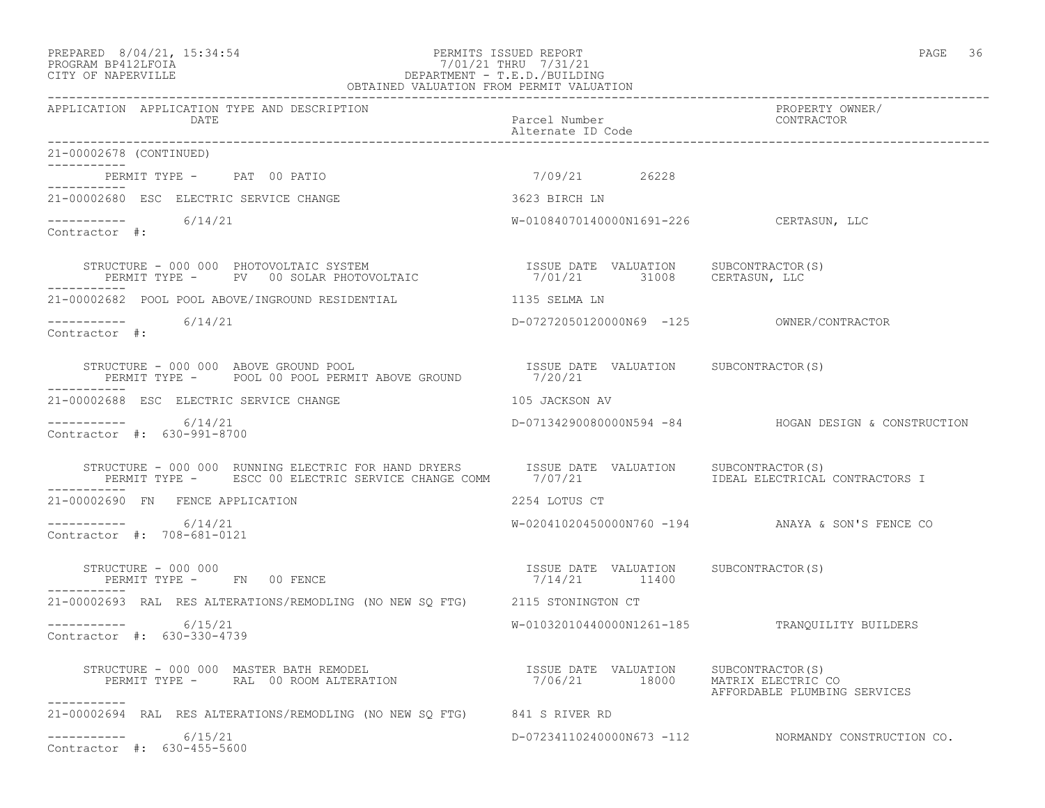21-00002678 (CONTINUED)

PERMIT TYPE - PAT 00 PATIO 7/09/21 26228

21-00002680 ESC ELECTRIC SERVICE CHANGE 3623 BIRCH LN

6/14/21 W-01084070140000N1691-226 CERTASUN, LLC

Contractor #:

STRUCTURE - 000 000 PHOTOVOLTAIC SYSTEM ISSUE DATE VALUATION SUBCONTRACTOR(S)
PERMIT TYPE - PV 00 SOLAR PHOTOVOLTAIC 7/01/21 31008 CERTASUN, LLC

21-00002682 POOL POOL ABOVE/INGROUND RESIDENTIAL 1135 SELMA LN

6/14/21 D-07272050120000N69 -125 OWNER/CONTRACTOR

Contractor #:

STRUCTURE - 000 000 ABOVE GROUND POOL ISSUE DATE VALUATION SUBCONTRACTOR(S)
PERMIT TYPE - POOL 00 POOL PERMIT ABOVE GROUND 7/20/21

21-00002688 ESC ELECTRIC SERVICE CHANGE 105 JACKSON AV

6/14/21 D-07134290080000N594 -84 HOGAN DESIGN & CONSTRUCTION

Contractor #: 630-991-8700

STRUCTURE - 000 000 RUNNING ELECTRIC FOR HAND DRYERS ISSUE DATE VALUATION SUBCONTRACTOR(S)
PERMIT TYPE - ESCC 00 ELECTRIC SERVICE CHANGE COMM 7/07/21 IDEAL ELECTRICAL CONTRACTORS I

21-00002690 FN FENCE APPLICATION 2254 LOTUS CT

6/14/21 W-02041020450000N760 -194 ANAYA & SON'S FENCE CO

Contractor #: 708-681-0121

STRUCTURE - 000 000 ISSUE DATE VALUATION SUBCONTRACTOR(S)
PERMIT TYPE - FN 00 FENCE 7/14/21 11400

21-00002693 RAL RES ALTERATIONS/REMODLING (NO NEW SQ FTG) 2115 STONINGTON CT

6/15/21 W-01032010440000N1261-185 TRANQUILITY BUILDERS

Contractor #: 630-330-4739

STRUCTURE - 000 000 MASTER BATH REMODEL ISSUE DATE VALUATION SUBCONTRACTOR(S)
PERMIT TYPE - RAL 00 ROOM ALTERATION 7/06/21 18000 MATRIX ELECTRIC CO
AFFORDABLE PLUMBING SERVICES

21-00002694 RAL RES ALTERATIONS/REMODLING (NO NEW SQ FTG) 841 S RIVER RD

6/15/21 D-07234110240000N673 -112 NORMANDY CONSTRUCTION CO.

Contractor #: 630-455-5600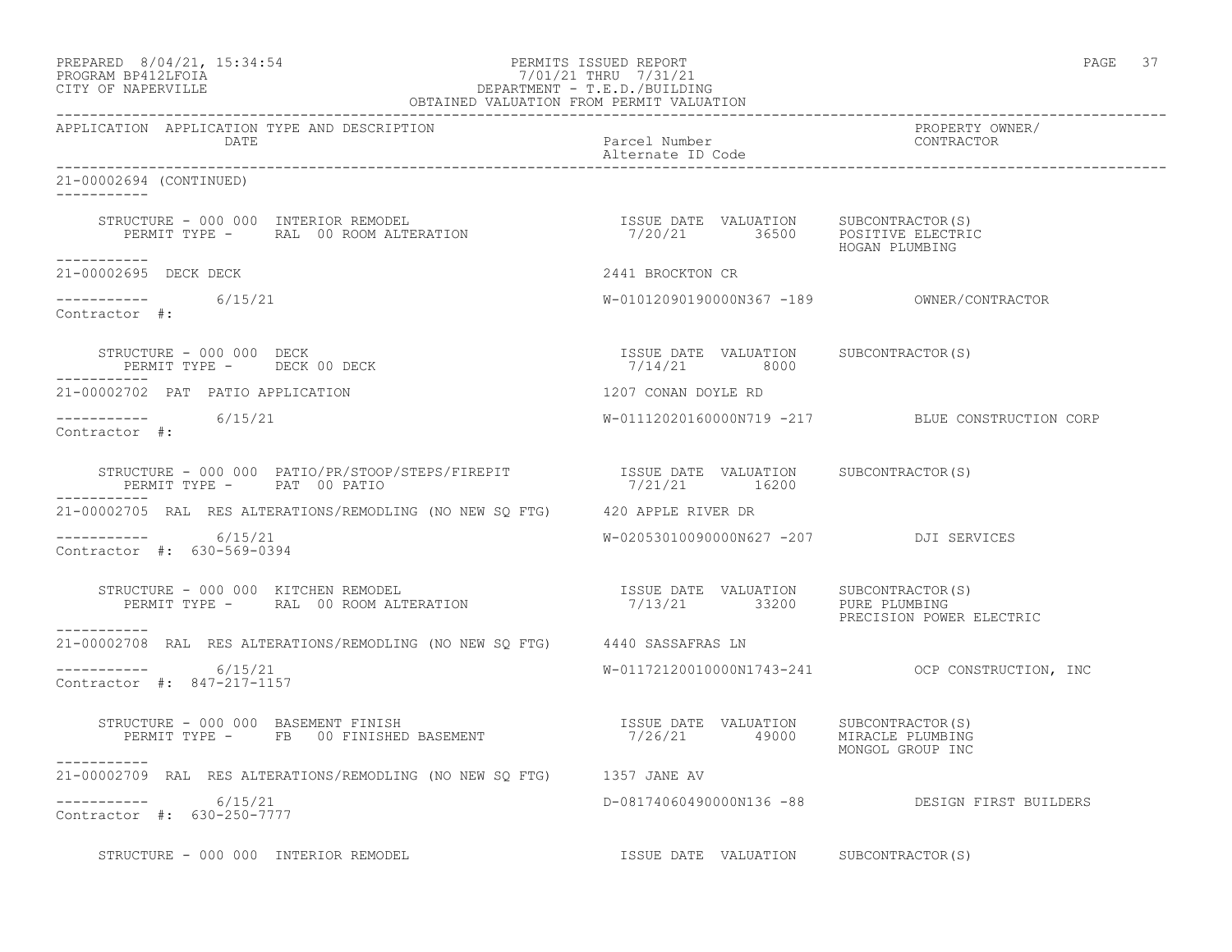PREPARED 8/04/21, 15:34:54 PERMITS ISSUED REPORT
PROGRAM BP412LFOIA 7/01/21 THRU 7/31/21
CITY OF NAPERVILLE DEPARTMENT - T.E.D./BUILDING
OBTAINED VALUATION FROM PERMIT VALUATION

| APPLICATION | APPLICATION TYPE AND DESCRIPTION / DATE | Parcel Number / Alternate ID Code | PROPERTY OWNER/ CONTRACTOR |
|---|---|---|---|

**21-00002694 (CONTINUED)**

STRUCTURE - 000 000 INTERIOR REMODEL
PERMIT TYPE - RAL 00 ROOM ALTERATION
ISSUE DATE 7/20/21 VALUATION 36500
SUBCONTRACTOR(S): POSITIVE ELECTRIC, HOGAN PLUMBING

---

**21-00002695 DECK DECK** — 2441 BROCKTON CR
6/15/21 — W-01012090190000N367 -189 — OWNER/CONTRACTOR
Contractor #:

STRUCTURE - 000 000 DECK
PERMIT TYPE - DECK 00 DECK
ISSUE DATE 7/14/21 VALUATION 8000
SUBCONTRACTOR(S):

---

**21-00002702 PAT PATIO APPLICATION** — 1207 CONAN DOYLE RD
6/15/21 — W-01112020160000N719 -217 — BLUE CONSTRUCTION CORP
Contractor #:

STRUCTURE - 000 000 PATIO/PR/STOOP/STEPS/FIREPIT
PERMIT TYPE - PAT 00 PATIO
ISSUE DATE 7/21/21 VALUATION 16200
SUBCONTRACTOR(S):

---

**21-00002705 RAL RES ALTERATIONS/REMODLING (NO NEW SQ FTG)** — 420 APPLE RIVER DR
6/15/21 — W-02053010090000N627 -207 — DJI SERVICES
Contractor #: 630-569-0394

STRUCTURE - 000 000 KITCHEN REMODEL
PERMIT TYPE - RAL 00 ROOM ALTERATION
ISSUE DATE 7/13/21 VALUATION 33200
SUBCONTRACTOR(S): PURE PLUMBING, PRECISION POWER ELECTRIC

---

**21-00002708 RAL RES ALTERATIONS/REMODLING (NO NEW SQ FTG)** — 4440 SASSAFRAS LN
6/15/21 — W-01172120010000N1743-241 — OCP CONSTRUCTION, INC
Contractor #: 847-217-1157

STRUCTURE - 000 000 BASEMENT FINISH
PERMIT TYPE - FB 00 FINISHED BASEMENT
ISSUE DATE 7/26/21 VALUATION 49000
SUBCONTRACTOR(S): MIRACLE PLUMBING, MONGOL GROUP INC

---

**21-00002709 RAL RES ALTERATIONS/REMODLING (NO NEW SQ FTG)** — 1357 JANE AV
6/15/21 — D-08174060490000N136 -88 — DESIGN FIRST BUILDERS
Contractor #: 630-250-7777

STRUCTURE - 000 000 INTERIOR REMODEL
ISSUE DATE VALUATION SUBCONTRACTOR(S)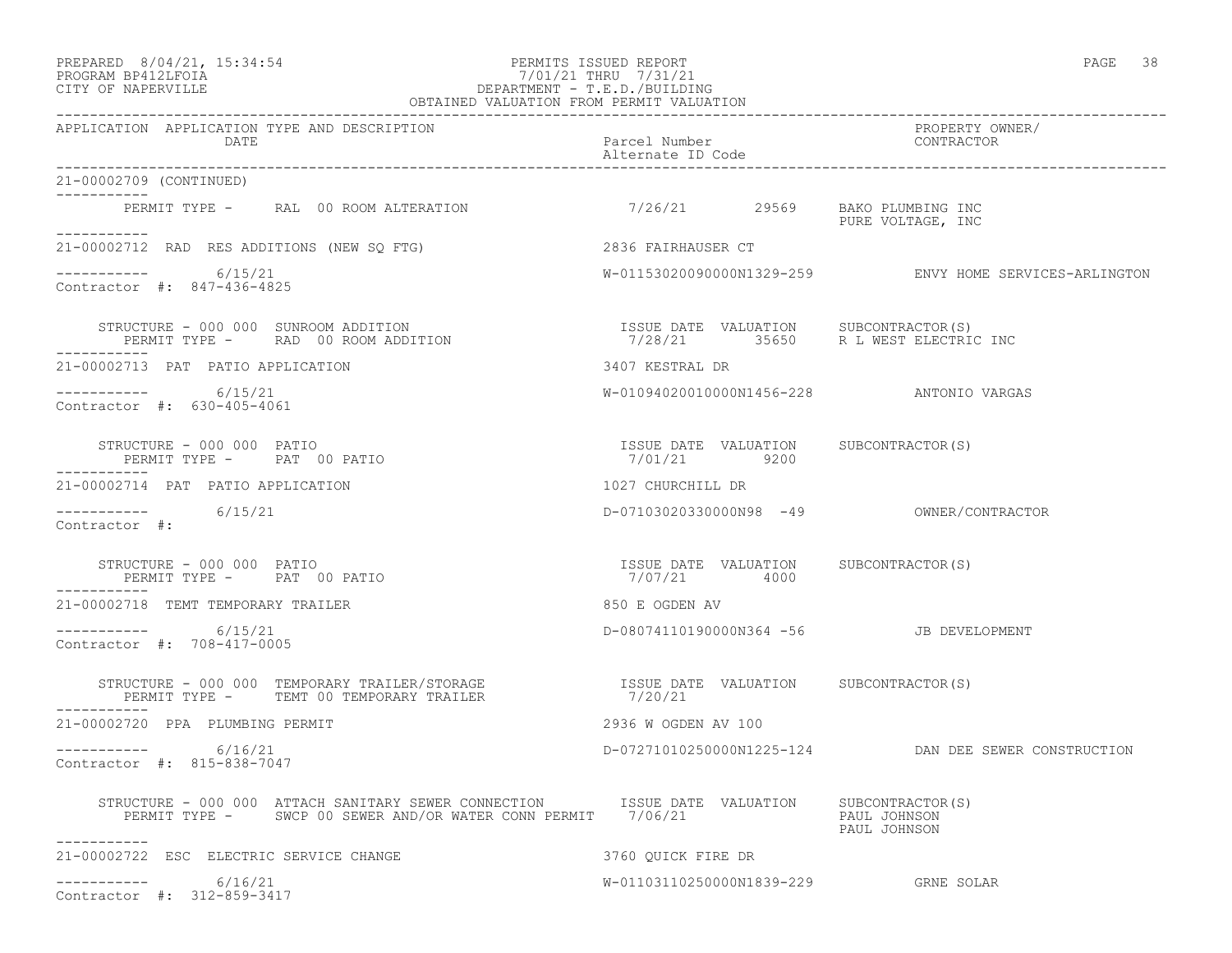PREPARED 8/04/21, 15:34:54 PERMITS ISSUED REPORT PAGE 38
PROGRAM BP412LFOIA 7/01/21 THRU 7/31/21
CITY OF NAPERVILLE DEPARTMENT - T.E.D./BUILDING
OBTAINED VALUATION FROM PERMIT VALUATION

| APPLICATION | APPLICATION TYPE AND DESCRIPTION / DATE | Parcel Number / Alternate ID Code | PROPERTY OWNER/ CONTRACTOR |
|---|---|---|---|

21-00002709 (CONTINUED)

PERMIT TYPE - RAL 00 ROOM ALTERATION — 7/26/21 — 29569 — BAKO PLUMBING INC; PURE VOLTAGE, INC

---

**21-00002712 RAD RES ADDITIONS (NEW SQ FTG)** — 2836 FAIRHAUSER CT
6/15/21 — W-01153020090000N1329-259 — ENVY HOME SERVICES-ARLINGTON
Contractor #: 847-436-4825

STRUCTURE - 000 000 SUNROOM ADDITION
PERMIT TYPE - RAD 00 ROOM ADDITION
ISSUE DATE 7/28/21 — VALUATION 35650 — SUBCONTRACTOR(S): R L WEST ELECTRIC INC

---

**21-00002713 PAT PATIO APPLICATION** — 3407 KESTRAL DR
6/15/21 — W-01094020010000N1456-228 — ANTONIO VARGAS
Contractor #: 630-405-4061

STRUCTURE - 000 000 PATIO
PERMIT TYPE - PAT 00 PATIO
ISSUE DATE 7/01/21 — VALUATION 9200 — SUBCONTRACTOR(S):

---

**21-00002714 PAT PATIO APPLICATION** — 1027 CHURCHILL DR
6/15/21 — D-07103020330000N98 -49 — OWNER/CONTRACTOR
Contractor #:

STRUCTURE - 000 000 PATIO
PERMIT TYPE - PAT 00 PATIO
ISSUE DATE 7/07/21 — VALUATION 4000 — SUBCONTRACTOR(S):

---

**21-00002718 TEMT TEMPORARY TRAILER** — 850 E OGDEN AV
6/15/21 — D-08074110190000N364 -56 — JB DEVELOPMENT
Contractor #: 708-417-0005

STRUCTURE - 000 000 TEMPORARY TRAILER/STORAGE
PERMIT TYPE - TEMT 00 TEMPORARY TRAILER
ISSUE DATE 7/20/21 — VALUATION — SUBCONTRACTOR(S):

---

**21-00002720 PPA PLUMBING PERMIT** — 2936 W OGDEN AV 100
6/16/21 — D-07271010250000N1225-124 — DAN DEE SEWER CONSTRUCTION
Contractor #: 815-838-7047

STRUCTURE - 000 000 ATTACH SANITARY SEWER CONNECTION
PERMIT TYPE - SWCP 00 SEWER AND/OR WATER CONN PERMIT
ISSUE DATE 7/06/21 — VALUATION — SUBCONTRACTOR(S): PAUL JOHNSON; PAUL JOHNSON

---

**21-00002722 ESC ELECTRIC SERVICE CHANGE** — 3760 QUICK FIRE DR
6/16/21 — W-01103110250000N1839-229 — GRNE SOLAR
Contractor #: 312-859-3417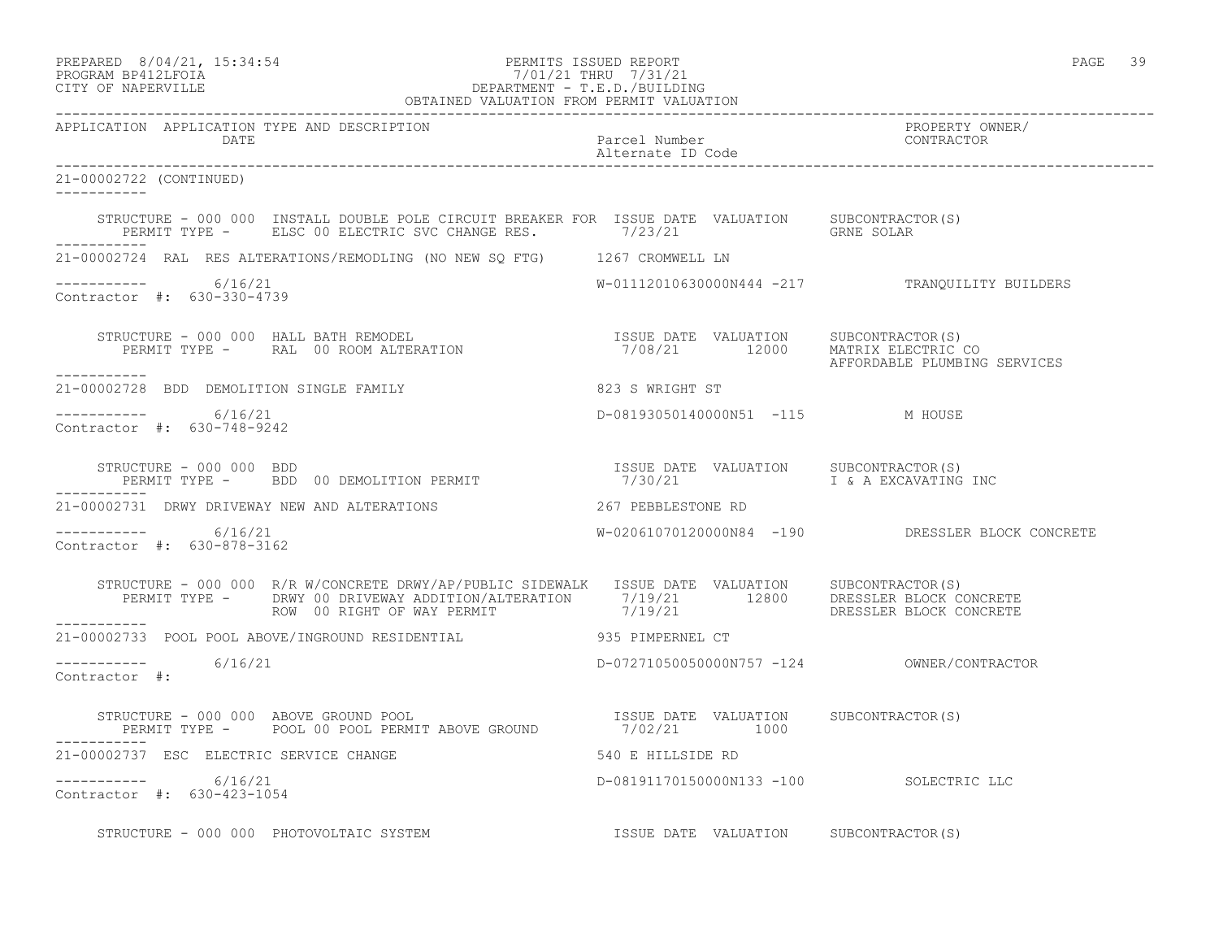APPLICATION APPLICATION TYPE AND DESCRIPTION DATE | Parcel Number / Alternate ID Code | PROPERTY OWNER/ CONTRACTOR

21-00002722 (CONTINUED)

STRUCTURE - 000 000 INSTALL DOUBLE POLE CIRCUIT BREAKER FOR ISSUE DATE VALUATION SUBCONTRACTOR(S)
PERMIT TYPE - ELSC 00 ELECTRIC SVC CHANGE RES. 7/23/21 GRNE SOLAR

21-00002724 RAL RES ALTERATIONS/REMODLING (NO NEW SQ FTG) 1267 CROMWELL LN

6/16/21 W-01112010630000N444 -217 TRANQUILITY BUILDERS
Contractor #: 630-330-4739

STRUCTURE - 000 000 HALL BATH REMODEL ISSUE DATE VALUATION SUBCONTRACTOR(S)
PERMIT TYPE - RAL 00 ROOM ALTERATION 7/08/21 12000 MATRIX ELECTRIC CO
AFFORDABLE PLUMBING SERVICES

21-00002728 BDD DEMOLITION SINGLE FAMILY 823 S WRIGHT ST

6/16/21 D-08193050140000N51 -115 M HOUSE
Contractor #: 630-748-9242

STRUCTURE - 000 000 BDD ISSUE DATE VALUATION SUBCONTRACTOR(S)
PERMIT TYPE - BDD 00 DEMOLITION PERMIT 7/30/21 I & A EXCAVATING INC

21-00002731 DRWY DRIVEWAY NEW AND ALTERATIONS 267 PEBBLESTONE RD

6/16/21 W-02061070120000N84 -190 DRESSLER BLOCK CONCRETE
Contractor #: 630-878-3162

STRUCTURE - 000 000 R/R W/CONCRETE DRWY/AP/PUBLIC SIDEWALK ISSUE DATE VALUATION SUBCONTRACTOR(S)
PERMIT TYPE - DRWY 00 DRIVEWAY ADDITION/ALTERATION 7/19/21 12800 DRESSLER BLOCK CONCRETE
ROW 00 RIGHT OF WAY PERMIT 7/19/21 DRESSLER BLOCK CONCRETE

21-00002733 POOL POOL ABOVE/INGROUND RESIDENTIAL 935 PIMPERNEL CT

6/16/21 D-07271050050000N757 -124 OWNER/CONTRACTOR
Contractor #:

STRUCTURE - 000 000 ABOVE GROUND POOL ISSUE DATE VALUATION SUBCONTRACTOR(S)
PERMIT TYPE - POOL 00 POOL PERMIT ABOVE GROUND 7/02/21 1000

21-00002737 ESC ELECTRIC SERVICE CHANGE 540 E HILLSIDE RD

6/16/21 D-08191170150000N133 -100 SOLECTRIC LLC
Contractor #: 630-423-1054

STRUCTURE - 000 000 PHOTOVOLTAIC SYSTEM ISSUE DATE VALUATION SUBCONTRACTOR(S)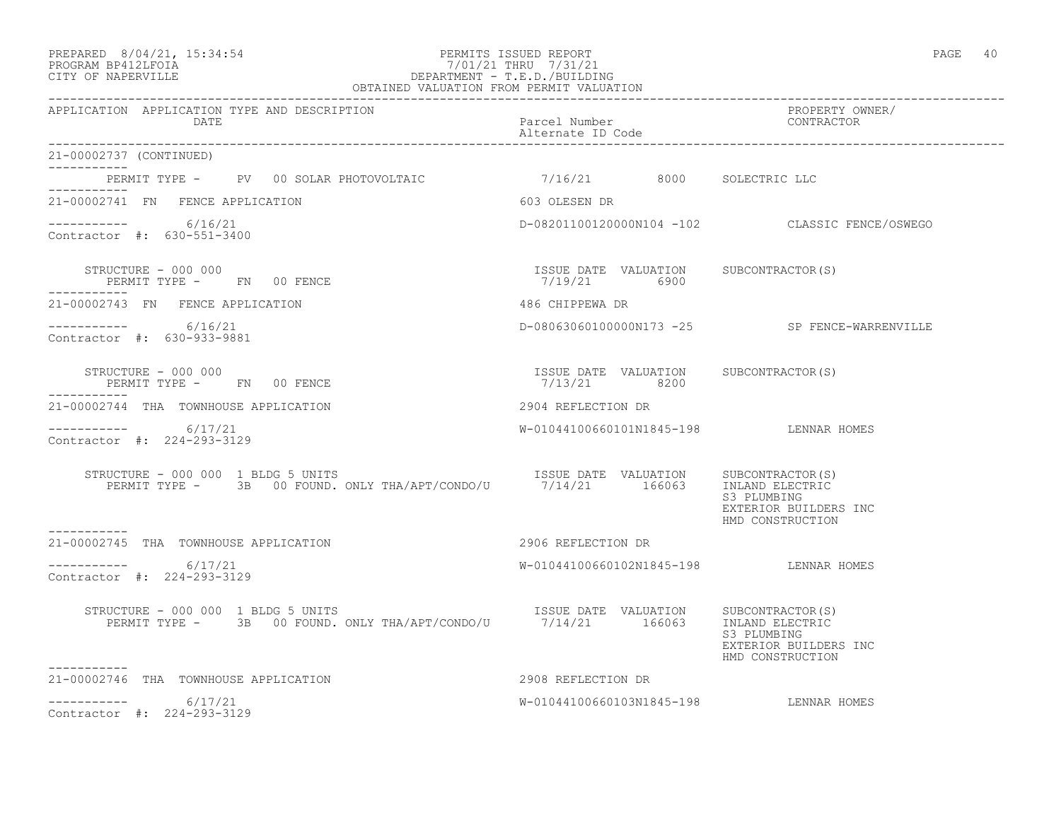PREPARED 8/04/21, 15:34:54 PERMITS ISSUED REPORT
PROGRAM BP412LFOIA 7/01/21 THRU 7/31/21
CITY OF NAPERVILLE DEPARTMENT - T.E.D./BUILDING
OBTAINED VALUATION FROM PERMIT VALUATION

| APPLICATION APPLICATION TYPE AND DESCRIPTION DATE | Parcel Number Alternate ID Code | PROPERTY OWNER/ CONTRACTOR |
|---|---|---|
| 21-00002737 (CONTINUED) | | |
| PERMIT TYPE - PV 00 SOLAR PHOTOVOLTAIC | 7/16/21 8000 | SOLECTRIC LLC |
| 21-00002741 FN FENCE APPLICATION | 603 OLESEN DR | |
| 6/16/21 Contractor #: 630-551-3400 | D-08201100120000N104 -102 | CLASSIC FENCE/OSWEGO |
| STRUCTURE - 000 000 PERMIT TYPE - FN 00 FENCE | ISSUE DATE VALUATION 7/19/21 6900 | SUBCONTRACTOR(S) |
| 21-00002743 FN FENCE APPLICATION | 486 CHIPPEWA DR | |
| 6/16/21 Contractor #: 630-933-9881 | D-08063060100000N173 -25 | SP FENCE-WARRENVILLE |
| STRUCTURE - 000 000 PERMIT TYPE - FN 00 FENCE | ISSUE DATE VALUATION 7/13/21 8200 | SUBCONTRACTOR(S) |
| 21-00002744 THA TOWNHOUSE APPLICATION | 2904 REFLECTION DR | |
| 6/17/21 Contractor #: 224-293-3129 | W-01044100660101N1845-198 | LENNAR HOMES |
| STRUCTURE - 000 000 1 BLDG 5 UNITS PERMIT TYPE - 3B 00 FOUND. ONLY THA/APT/CONDO/U | ISSUE DATE VALUATION 7/14/21 166063 | SUBCONTRACTOR(S) INLAND ELECTRIC S3 PLUMBING EXTERIOR BUILDERS INC HMD CONSTRUCTION |
| 21-00002745 THA TOWNHOUSE APPLICATION | 2906 REFLECTION DR | |
| 6/17/21 Contractor #: 224-293-3129 | W-01044100660102N1845-198 | LENNAR HOMES |
| STRUCTURE - 000 000 1 BLDG 5 UNITS PERMIT TYPE - 3B 00 FOUND. ONLY THA/APT/CONDO/U | ISSUE DATE VALUATION 7/14/21 166063 | SUBCONTRACTOR(S) INLAND ELECTRIC S3 PLUMBING EXTERIOR BUILDERS INC HMD CONSTRUCTION |
| 21-00002746 THA TOWNHOUSE APPLICATION | 2908 REFLECTION DR | |
| 6/17/21 Contractor #: 224-293-3129 | W-01044100660103N1845-198 | LENNAR HOMES |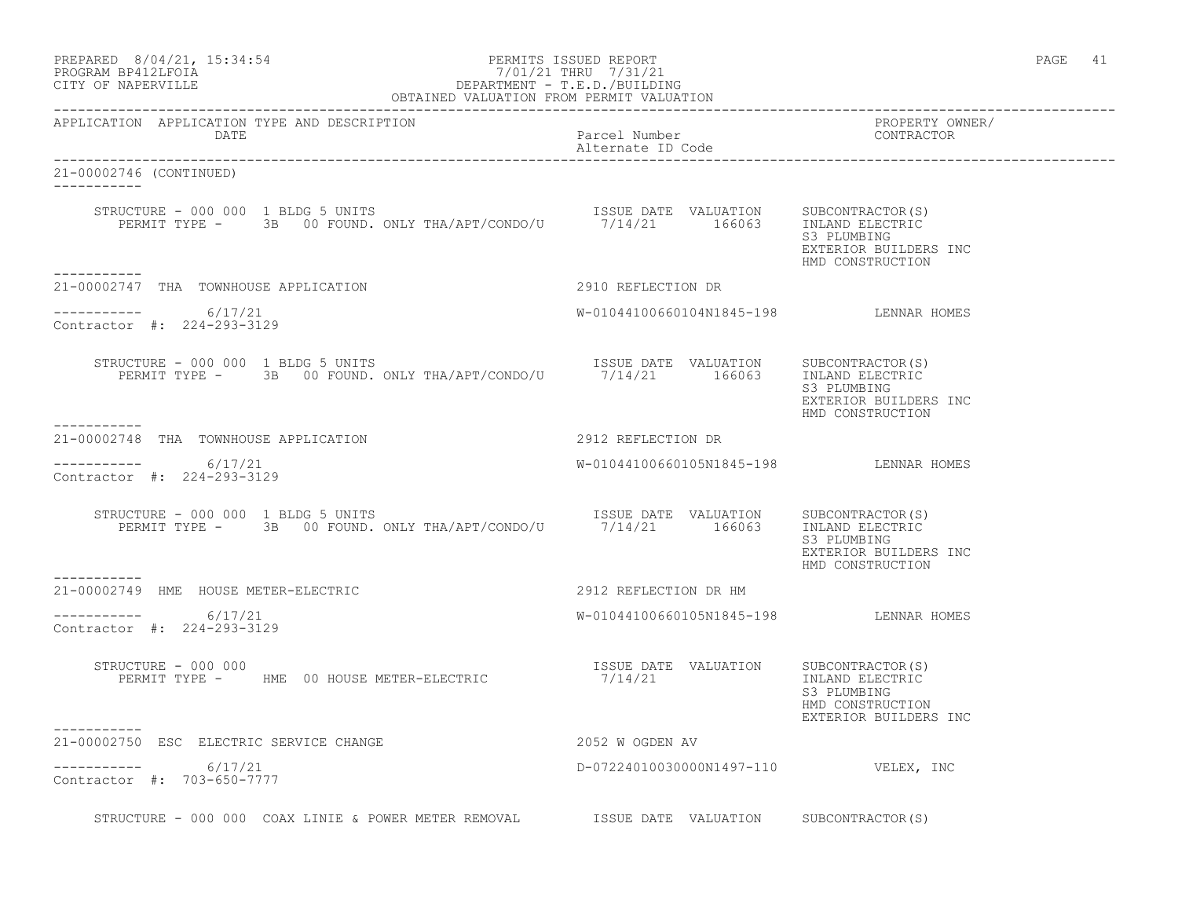APPLICATION APPLICATION TYPE AND DESCRIPTION DATE | Parcel Number Alternate ID Code | PROPERTY OWNER/ CONTRACTOR

21-00002746 (CONTINUED)

```
STRUCTURE - 000 000  1 BLDG 5 UNITS                        ISSUE DATE  VALUATION    SUBCONTRACTOR(S)
   PERMIT TYPE -     3B   00 FOUND. ONLY THA/APT/CONDO/U     7/14/21      166063     INLAND ELECTRIC
                                                                                    S3 PLUMBING
                                                                                    EXTERIOR BUILDERS INC
                                                                                    HMD CONSTRUCTION
-----------
21-00002747  THA  TOWNHOUSE APPLICATION                    2910 REFLECTION DR

-----------       6/17/21                                  W-01044100660104N1845-198          LENNAR HOMES
Contractor #:  224-293-3129

STRUCTURE - 000 000  1 BLDG 5 UNITS                        ISSUE DATE  VALUATION    SUBCONTRACTOR(S)
   PERMIT TYPE -     3B   00 FOUND. ONLY THA/APT/CONDO/U     7/14/21      166063     INLAND ELECTRIC
                                                                                    S3 PLUMBING
                                                                                    EXTERIOR BUILDERS INC
                                                                                    HMD CONSTRUCTION
-----------
21-00002748  THA  TOWNHOUSE APPLICATION                    2912 REFLECTION DR

-----------       6/17/21                                  W-01044100660105N1845-198          LENNAR HOMES
Contractor #:  224-293-3129

STRUCTURE - 000 000  1 BLDG 5 UNITS                        ISSUE DATE  VALUATION    SUBCONTRACTOR(S)
   PERMIT TYPE -     3B   00 FOUND. ONLY THA/APT/CONDO/U     7/14/21      166063     INLAND ELECTRIC
                                                                                    S3 PLUMBING
                                                                                    EXTERIOR BUILDERS INC
                                                                                    HMD CONSTRUCTION
-----------
21-00002749  HME  HOUSE METER-ELECTRIC                     2912 REFLECTION DR HM

-----------       6/17/21                                  W-01044100660105N1845-198          LENNAR HOMES
Contractor #:  224-293-3129

STRUCTURE - 000 000                                        ISSUE DATE  VALUATION    SUBCONTRACTOR(S)
   PERMIT TYPE -     HME  00 HOUSE METER-ELECTRIC            7/14/21                 INLAND ELECTRIC
                                                                                    S3 PLUMBING
                                                                                    HMD CONSTRUCTION
                                                                                    EXTERIOR BUILDERS INC
-----------
21-00002750  ESC  ELECTRIC SERVICE CHANGE                  2052 W OGDEN AV

-----------       6/17/21                                  D-07224010030000N1497-110          VELEX, INC
Contractor #:  703-650-7777

STRUCTURE - 000 000  COAX LINIE & POWER METER REMOVAL      ISSUE DATE  VALUATION    SUBCONTRACTOR(S)
```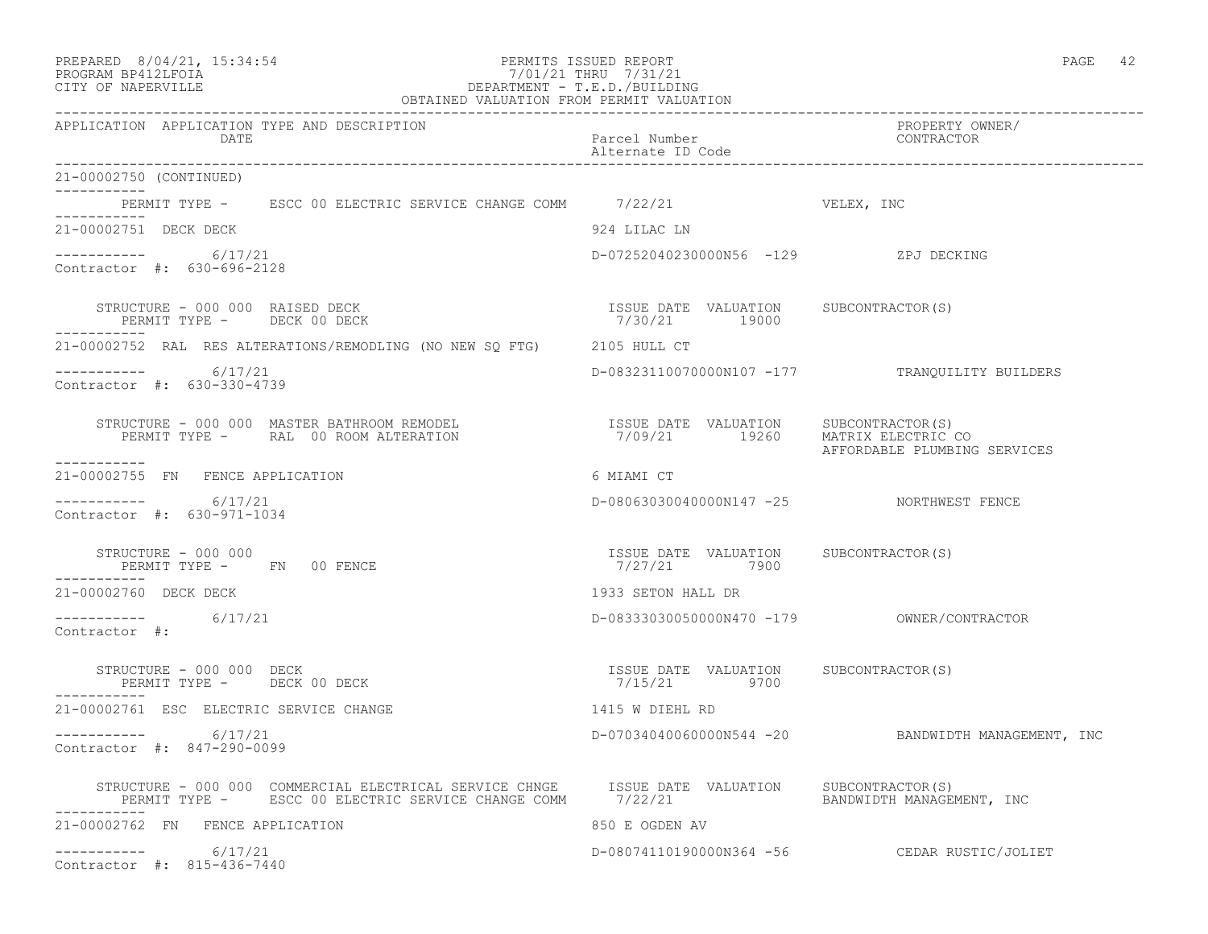PREPARED 8/04/21, 15:34:54
PROGRAM BP412LFOIA
CITY OF NAPERVILLE

PERMITS ISSUED REPORT
7/01/21 THRU 7/31/21
DEPARTMENT - T.E.D./BUILDING
OBTAINED VALUATION FROM PERMIT VALUATION

| APPLICATION | APPLICATION TYPE AND DESCRIPTION / DATE | Parcel Number / Alternate ID Code | PROPERTY OWNER/ CONTRACTOR |
|---|---|---|---|

21-00002750 (CONTINUED)

PERMIT TYPE - ESCC 00 ELECTRIC SERVICE CHANGE COMM 7/22/21 VELEX, INC

---

21-00002751 DECK DECK — 924 LILAC LN

6/17/21 — D-07252040230000N56 -129 — ZPJ DECKING
Contractor #: 630-696-2128

| STRUCTURE / PERMIT TYPE | ISSUE DATE | VALUATION | SUBCONTRACTOR(S) |
|---|---|---|---|
| STRUCTURE - 000 000 RAISED DECK / PERMIT TYPE - DECK 00 DECK | 7/30/21 | 19000 | |

---

21-00002752 RAL RES ALTERATIONS/REMODLING (NO NEW SQ FTG) — 2105 HULL CT

6/17/21 — D-08323110070000N107 -177 — TRANQUILITY BUILDERS
Contractor #: 630-330-4739

| STRUCTURE / PERMIT TYPE | ISSUE DATE | VALUATION | SUBCONTRACTOR(S) |
|---|---|---|---|
| STRUCTURE - 000 000 MASTER BATHROOM REMODEL / PERMIT TYPE - RAL 00 ROOM ALTERATION | 7/09/21 | 19260 | MATRIX ELECTRIC CO; AFFORDABLE PLUMBING SERVICES |

---

21-00002755 FN FENCE APPLICATION — 6 MIAMI CT

6/17/21 — D-08063030040000N147 -25 — NORTHWEST FENCE
Contractor #: 630-971-1034

| STRUCTURE / PERMIT TYPE | ISSUE DATE | VALUATION | SUBCONTRACTOR(S) |
|---|---|---|---|
| STRUCTURE - 000 000 / PERMIT TYPE - FN 00 FENCE | 7/27/21 | 7900 | |

---

21-00002760 DECK DECK — 1933 SETON HALL DR

6/17/21 — D-08333030050000N470 -179 — OWNER/CONTRACTOR
Contractor #:

| STRUCTURE / PERMIT TYPE | ISSUE DATE | VALUATION | SUBCONTRACTOR(S) |
|---|---|---|---|
| STRUCTURE - 000 000 DECK / PERMIT TYPE - DECK 00 DECK | 7/15/21 | 9700 | |

---

21-00002761 ESC ELECTRIC SERVICE CHANGE — 1415 W DIEHL RD

6/17/21 — D-07034040060000N544 -20 — BANDWIDTH MANAGEMENT, INC
Contractor #: 847-290-0099

| STRUCTURE / PERMIT TYPE | ISSUE DATE | VALUATION | SUBCONTRACTOR(S) |
|---|---|---|---|
| STRUCTURE - 000 000 COMMERCIAL ELECTRICAL SERVICE CHNGE / PERMIT TYPE - ESCC 00 ELECTRIC SERVICE CHANGE COMM | 7/22/21 | | BANDWIDTH MANAGEMENT, INC |

---

21-00002762 FN FENCE APPLICATION — 850 E OGDEN AV

6/17/21 — D-08074110190000N364 -56 — CEDAR RUSTIC/JOLIET
Contractor #: 815-436-7440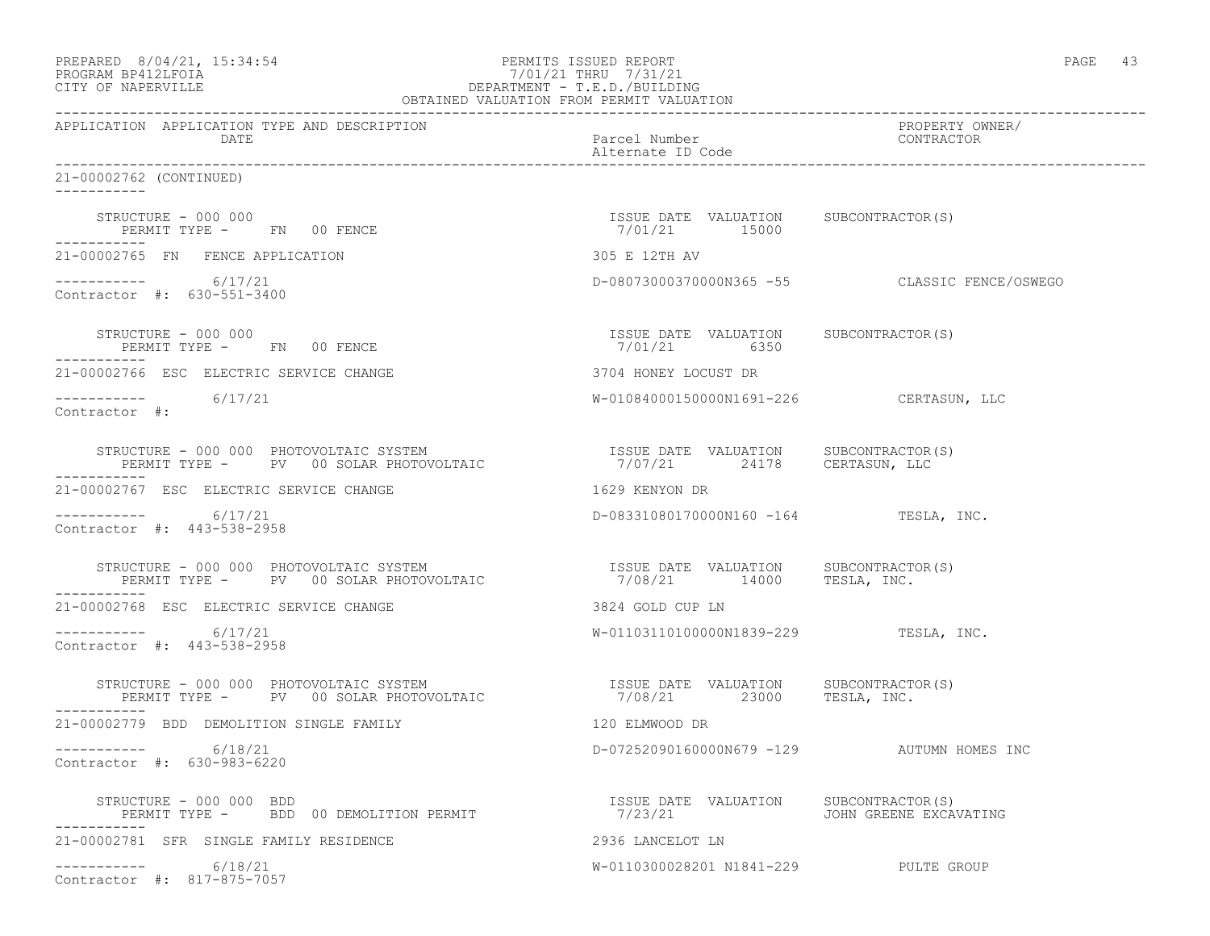| APPLICATION | APPLICATION TYPE AND DESCRIPTION DATE | Parcel Number Alternate ID Code | PROPERTY OWNER/ CONTRACTOR |
|---|---|---|---|

21-00002762 (CONTINUED)

```
STRUCTURE - 000 000                                              ISSUE DATE  VALUATION     SUBCONTRACTOR(S)
    PERMIT TYPE -     FN   00 FENCE                               7/01/21        15000
-----------
21-00002765  FN   FENCE APPLICATION                             305 E 12TH AV

-----------        6/17/21                                      D-08073000370000N365 -55           CLASSIC FENCE/OSWEGO
Contractor  #:  630-551-3400

STRUCTURE - 000 000                                              ISSUE DATE  VALUATION     SUBCONTRACTOR(S)
    PERMIT TYPE -     FN   00 FENCE                               7/01/21         6350
-----------
21-00002766  ESC  ELECTRIC SERVICE CHANGE                       3704 HONEY LOCUST DR

-----------        6/17/21                                      W-01084000150000N1691-226          CERTASUN, LLC
Contractor  #:

STRUCTURE - 000 000  PHOTOVOLTAIC SYSTEM                         ISSUE DATE  VALUATION     SUBCONTRACTOR(S)
    PERMIT TYPE -     PV   00 SOLAR PHOTOVOLTAIC                  7/07/21        24178     CERTASUN, LLC
-----------
21-00002767  ESC  ELECTRIC SERVICE CHANGE                       1629 KENYON DR

-----------        6/17/21                                      D-08331080170000N160 -164          TESLA, INC.
Contractor  #:  443-538-2958

STRUCTURE - 000 000  PHOTOVOLTAIC SYSTEM                         ISSUE DATE  VALUATION     SUBCONTRACTOR(S)
    PERMIT TYPE -     PV   00 SOLAR PHOTOVOLTAIC                  7/08/21        14000     TESLA, INC.
-----------
21-00002768  ESC  ELECTRIC SERVICE CHANGE                       3824 GOLD CUP LN

-----------        6/17/21                                      W-01103110100000N1839-229          TESLA, INC.
Contractor  #:  443-538-2958

STRUCTURE - 000 000  PHOTOVOLTAIC SYSTEM                         ISSUE DATE  VALUATION     SUBCONTRACTOR(S)
    PERMIT TYPE -     PV   00 SOLAR PHOTOVOLTAIC                  7/08/21        23000     TESLA, INC.
-----------
21-00002779  BDD  DEMOLITION SINGLE FAMILY                      120 ELMWOOD DR

-----------        6/18/21                                      D-07252090160000N679 -129          AUTUMN HOMES INC
Contractor  #:  630-983-6220

STRUCTURE - 000 000  BDD                                         ISSUE DATE  VALUATION     SUBCONTRACTOR(S)
    PERMIT TYPE -     BDD  00 DEMOLITION PERMIT                   7/23/21                  JOHN GREENE EXCAVATING
-----------
21-00002781  SFR  SINGLE FAMILY RESIDENCE                       2936 LANCELOT LN

-----------        6/18/21                                      W-0110300028201 N1841-229          PULTE GROUP
Contractor  #:  817-875-7057
```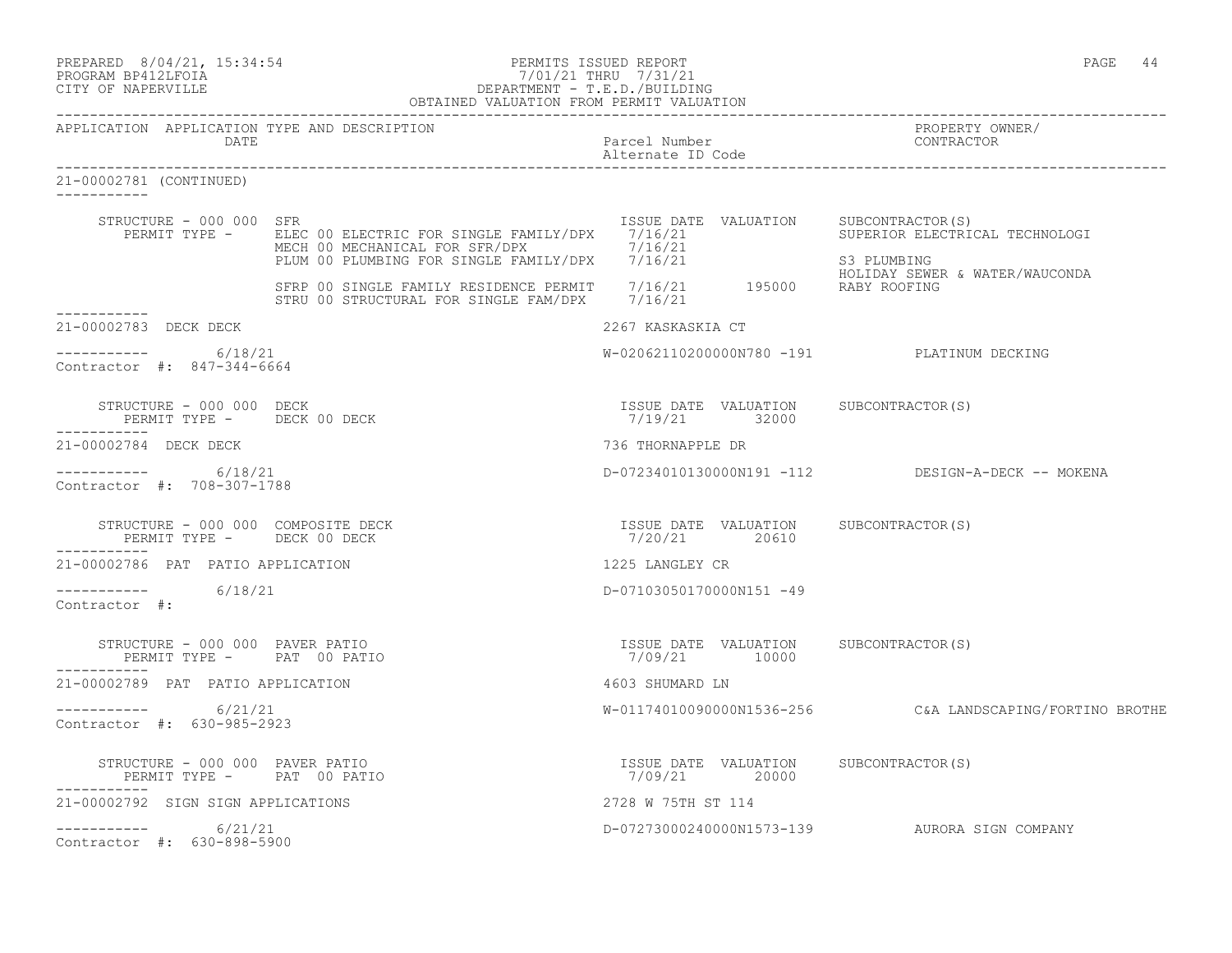PREPARED 8/04/21, 15:34:54
PROGRAM BP412LFOIA
CITY OF NAPERVILLE

PERMITS ISSUED REPORT
7/01/21 THRU 7/31/21
DEPARTMENT - T.E.D./BUILDING
OBTAINED VALUATION FROM PERMIT VALUATION

| APPLICATION | APPLICATION TYPE AND DESCRIPTION DATE | Parcel Number Alternate ID Code | PROPERTY OWNER/ CONTRACTOR |
|---|---|---|---|

21-00002781 (CONTINUED)

```
STRUCTURE - 000 000  SFR                                        ISSUE DATE  VALUATION     SUBCONTRACTOR(S)
   PERMIT TYPE -     ELEC 00 ELECTRIC FOR SINGLE FAMILY/DPX    7/16/21                   SUPERIOR ELECTRICAL TECHNOLOGI
                     MECH 00 MECHANICAL FOR SFR/DPX            7/16/21
                     PLUM 00 PLUMBING FOR SINGLE FAMILY/DPX    7/16/21                   S3 PLUMBING
                                                                                         HOLIDAY SEWER & WATER/WAUCONDA
                     SFRP 00 SINGLE FAMILY RESIDENCE PERMIT    7/16/21      195000       RABY ROOFING
                     STRU 00 STRUCTURAL FOR SINGLE FAM/DPX     7/16/21
```

```
21-00002783  DECK DECK                                  2267 KASKASKIA CT
-----------        6/18/21                              W-02062110200000N780 -191          PLATINUM DECKING
Contractor #:  847-344-6664

   STRUCTURE - 000 000  DECK                            ISSUE DATE  VALUATION     SUBCONTRACTOR(S)
      PERMIT TYPE -     DECK 00 DECK                     7/19/21       32000
```

```
21-00002784  DECK DECK                                  736 THORNAPPLE DR
-----------        6/18/21                              D-07234010130000N191 -112          DESIGN-A-DECK -- MOKENA
Contractor #:  708-307-1788

   STRUCTURE - 000 000  COMPOSITE DECK                  ISSUE DATE  VALUATION     SUBCONTRACTOR(S)
      PERMIT TYPE -     DECK 00 DECK                     7/20/21       20610
```

```
21-00002786  PAT  PATIO APPLICATION                     1225 LANGLEY CR
-----------        6/18/21                              D-07103050170000N151 -49
Contractor #:

   STRUCTURE - 000 000  PAVER PATIO                     ISSUE DATE  VALUATION     SUBCONTRACTOR(S)
      PERMIT TYPE -     PAT  00 PATIO                    7/09/21       10000
```

```
21-00002789  PAT  PATIO APPLICATION                     4603 SHUMARD LN
-----------        6/21/21                              W-01174010090000N1536-256          C&A LANDSCAPING/FORTINO BROTHE
Contractor #:  630-985-2923

   STRUCTURE - 000 000  PAVER PATIO                     ISSUE DATE  VALUATION     SUBCONTRACTOR(S)
      PERMIT TYPE -     PAT  00 PATIO                    7/09/21       20000
```

```
21-00002792  SIGN SIGN APPLICATIONS                     2728 W 75TH ST 114
-----------        6/21/21                              D-07273000240000N1573-139          AURORA SIGN COMPANY
Contractor #:  630-898-5900
```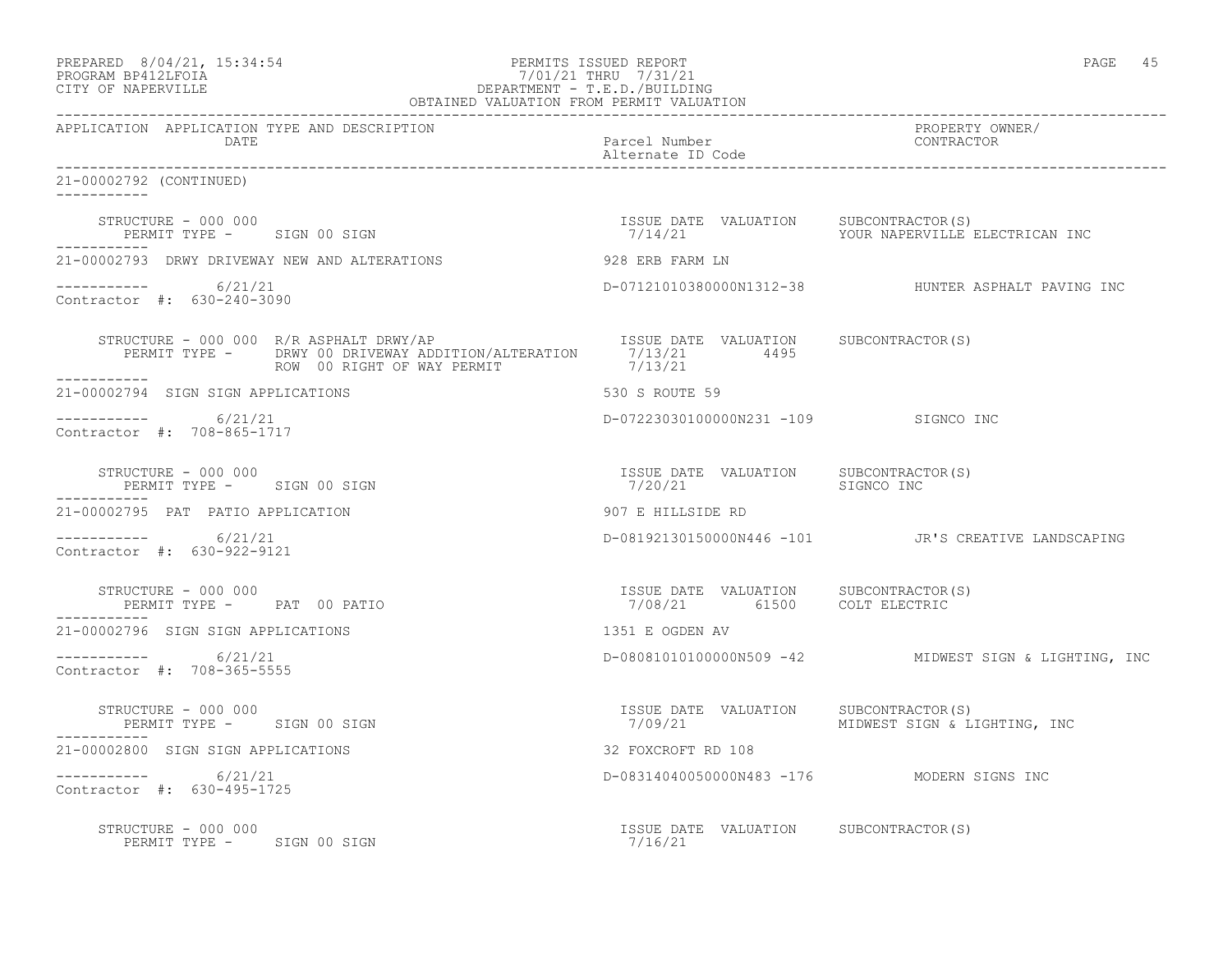PREPARED 8/04/21, 15:34:54 PERMITS ISSUED REPORT
PROGRAM BP412LFOIA 7/01/21 THRU 7/31/21
CITY OF NAPERVILLE DEPARTMENT - T.E.D./BUILDING
OBTAINED VALUATION FROM PERMIT VALUATION

| APPLICATION | APPLICATION TYPE AND DESCRIPTION / DATE | Parcel Number / Alternate ID Code | PROPERTY OWNER/ CONTRACTOR |
|---|---|---|---|

21-00002792 (CONTINUED)

STRUCTURE - 000 000
PERMIT TYPE - SIGN 00 SIGN
ISSUE DATE 7/14/21 VALUATION SUBCONTRACTOR(S) YOUR NAPERVILLE ELECTRICAN INC

21-00002793 DRWY DRIVEWAY NEW AND ALTERATIONS — 928 ERB FARM LN
6/21/21 — D-07121010380000N1312-38 — HUNTER ASPHALT PAVING INC
Contractor #: 630-240-3090

STRUCTURE - 000 000 R/R ASPHALT DRWY/AP
PERMIT TYPE - DRWY 00 DRIVEWAY ADDITION/ALTERATION — ISSUE DATE 7/13/21 VALUATION 4495 SUBCONTRACTOR(S)
ROW 00 RIGHT OF WAY PERMIT — 7/13/21

21-00002794 SIGN SIGN APPLICATIONS — 530 S ROUTE 59
6/21/21 — D-07223030100000N231 -109 — SIGNCO INC
Contractor #: 708-865-1717

STRUCTURE - 000 000
PERMIT TYPE - SIGN 00 SIGN — ISSUE DATE 7/20/21 VALUATION SUBCONTRACTOR(S) SIGNCO INC

21-00002795 PAT PATIO APPLICATION — 907 E HILLSIDE RD
6/21/21 — D-08192130150000N446 -101 — JR'S CREATIVE LANDSCAPING
Contractor #: 630-922-9121

STRUCTURE - 000 000
PERMIT TYPE - PAT 00 PATIO — ISSUE DATE 7/08/21 VALUATION 61500 SUBCONTRACTOR(S) COLT ELECTRIC

21-00002796 SIGN SIGN APPLICATIONS — 1351 E OGDEN AV
6/21/21 — D-08081010100000N509 -42 — MIDWEST SIGN & LIGHTING, INC
Contractor #: 708-365-5555

STRUCTURE - 000 000
PERMIT TYPE - SIGN 00 SIGN — ISSUE DATE 7/09/21 VALUATION SUBCONTRACTOR(S) MIDWEST SIGN & LIGHTING, INC

21-00002800 SIGN SIGN APPLICATIONS — 32 FOXCROFT RD 108
6/21/21 — D-08314040050000N483 -176 — MODERN SIGNS INC
Contractor #: 630-495-1725

STRUCTURE - 000 000
PERMIT TYPE - SIGN 00 SIGN — ISSUE DATE 7/16/21 VALUATION SUBCONTRACTOR(S)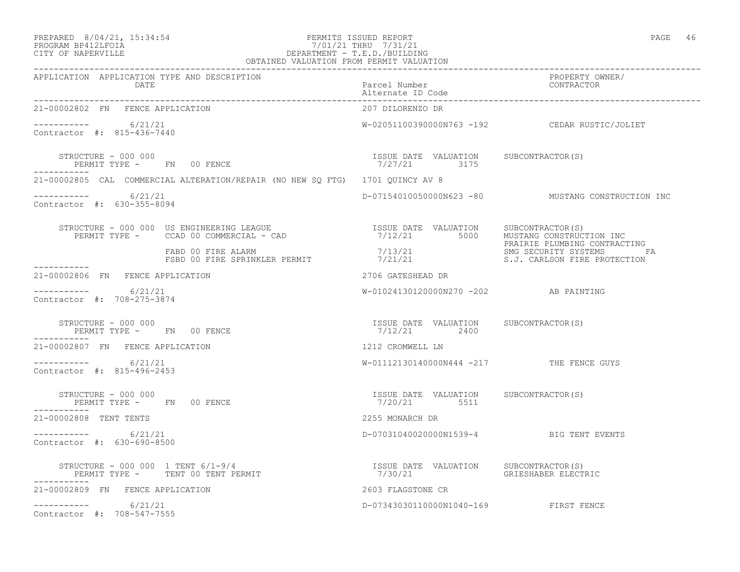PREPARED 8/04/21, 15:34:54 PERMITS ISSUED REPORT
PROGRAM BP412LFOIA 7/01/21 THRU 7/31/21
CITY OF NAPERVILLE DEPARTMENT - T.E.D./BUILDING
OBTAINED VALUATION FROM PERMIT VALUATION

| APPLICATION | APPLICATION TYPE AND DESCRIPTION / DATE | Parcel Number / Alternate ID Code | PROPERTY OWNER/ CONTRACTOR |
|---|---|---|---|
| 21-00002802 FN | FENCE APPLICATION | 207 DILORENZO DR | |
| ----------- | 6/21/21 | W-02051100390000N763 -192 | CEDAR RUSTIC/JOLIET |
| Contractor #: 815-436-7440 | | | |
| STRUCTURE - 000 000 | PERMIT TYPE - FN 00 FENCE | ISSUE DATE 7/27/21 VALUATION 3175 | SUBCONTRACTOR(S) |
| 21-00002805 CAL | COMMERCIAL ALTERATION/REPAIR (NO NEW SQ FTG) | 1701 QUINCY AV 8 | |
| ----------- | 6/21/21 | D-07154010050000N623 -80 | MUSTANG CONSTRUCTION INC |
| Contractor #: 630-355-8094 | | | |
| STRUCTURE - 000 000 US ENGINEERING LEAGUE | PERMIT TYPE - CCAD 00 COMMERCIAL - CAD | ISSUE DATE 7/12/21 VALUATION 5000 | SUBCONTRACTOR(S) MUSTANG CONSTRUCTION INC; PRAIRIE PLUMBING CONTRACTING |
| | FABD 00 FIRE ALARM | 7/13/21 | SMG SECURITY SYSTEMS FA |
| | FSBD 00 FIRE SPRINKLER PERMIT | 7/21/21 | S.J. CARLSON FIRE PROTECTION |
| 21-00002806 FN | FENCE APPLICATION | 2706 GATESHEAD DR | |
| ----------- | 6/21/21 | W-01024130120000N270 -202 | AB PAINTING |
| Contractor #: 708-275-3874 | | | |
| STRUCTURE - 000 000 | PERMIT TYPE - FN 00 FENCE | ISSUE DATE 7/12/21 VALUATION 2400 | SUBCONTRACTOR(S) |
| 21-00002807 FN | FENCE APPLICATION | 1212 CROMWELL LN | |
| ----------- | 6/21/21 | W-01112130140000N444 -217 | THE FENCE GUYS |
| Contractor #: 815-496-2453 | | | |
| STRUCTURE - 000 000 | PERMIT TYPE - FN 00 FENCE | ISSUE DATE 7/20/21 VALUATION 5511 | SUBCONTRACTOR(S) |
| 21-00002808 TENT | TENTS | 2255 MONARCH DR | |
| ----------- | 6/21/21 | D-07031040020000N1539-4 | BIG TENT EVENTS |
| Contractor #: 630-690-8500 | | | |
| STRUCTURE - 000 000 1 TENT 6/1-9/4 | PERMIT TYPE - TENT 00 TENT PERMIT | ISSUE DATE 7/30/21 VALUATION | SUBCONTRACTOR(S) GRIESHABER ELECTRIC |
| 21-00002809 FN | FENCE APPLICATION | 2603 FLAGSTONE CR | |
| ----------- | 6/21/21 | D-07343030110000N1040-169 | FIRST FENCE |
| Contractor #: 708-547-7555 | | | |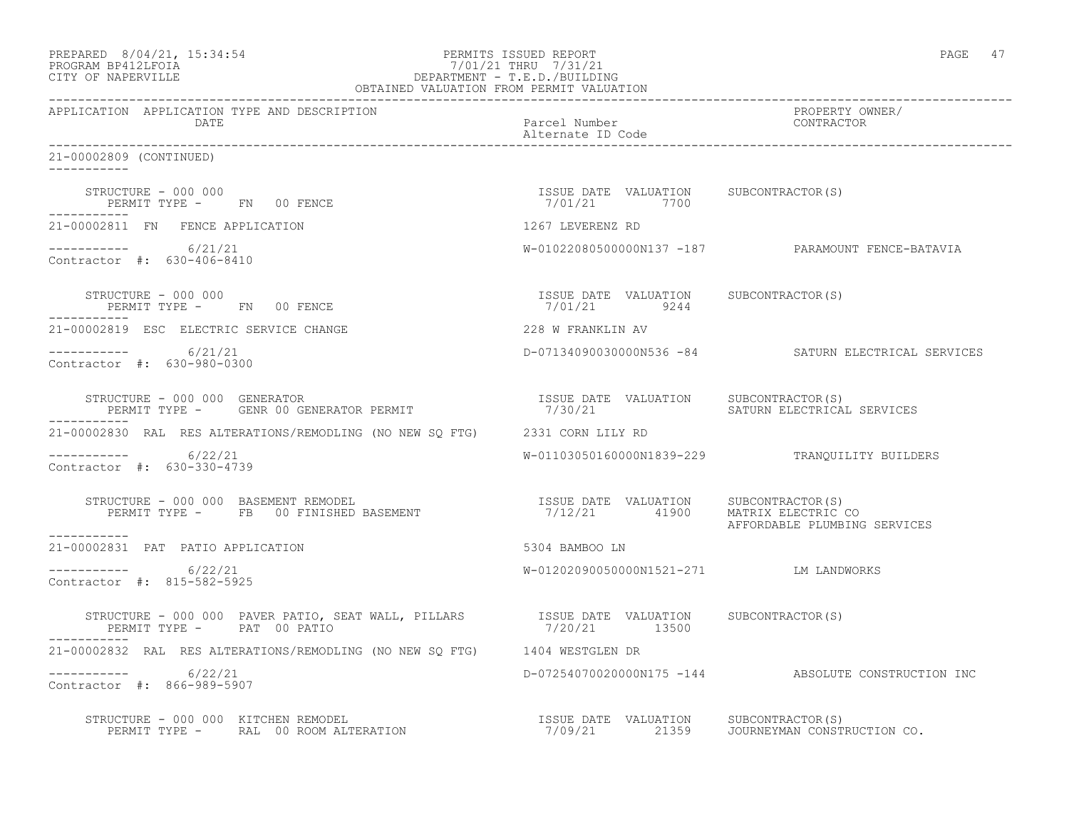APPLICATION APPLICATION TYPE AND DESCRIPTION DATE | Parcel Number Alternate ID Code | PROPERTY OWNER/ CONTRACTOR

21-00002809 (CONTINUED)

STRUCTURE - 000 000
PERMIT TYPE - FN 00 FENCE
ISSUE DATE 7/01/21 VALUATION 7700 SUBCONTRACTOR(S)

21-00002811 FN FENCE APPLICATION — 1267 LEVERENZ RD
6/21/21 — W-01022080500000N137 -187 — PARAMOUNT FENCE-BATAVIA
Contractor #: 630-406-8410

STRUCTURE - 000 000
PERMIT TYPE - FN 00 FENCE
ISSUE DATE 7/01/21 VALUATION 9244 SUBCONTRACTOR(S)

21-00002819 ESC ELECTRIC SERVICE CHANGE — 228 W FRANKLIN AV
6/21/21 — D-07134090030000N536 -84 — SATURN ELECTRICAL SERVICES
Contractor #: 630-980-0300

STRUCTURE - 000 000 GENERATOR
PERMIT TYPE - GENR 00 GENERATOR PERMIT
ISSUE DATE 7/30/21 VALUATION SUBCONTRACTOR(S) SATURN ELECTRICAL SERVICES

21-00002830 RAL RES ALTERATIONS/REMODLING (NO NEW SQ FTG) — 2331 CORN LILY RD
6/22/21 — W-01103050160000N1839-229 — TRANQUILITY BUILDERS
Contractor #: 630-330-4739

STRUCTURE - 000 000 BASEMENT REMODEL
PERMIT TYPE - FB 00 FINISHED BASEMENT
ISSUE DATE 7/12/21 VALUATION 41900 SUBCONTRACTOR(S) MATRIX ELECTRIC CO, AFFORDABLE PLUMBING SERVICES

21-00002831 PAT PATIO APPLICATION — 5304 BAMBOO LN
6/22/21 — W-01202090050000N1521-271 — LM LANDWORKS
Contractor #: 815-582-5925

STRUCTURE - 000 000 PAVER PATIO, SEAT WALL, PILLARS
PERMIT TYPE - PAT 00 PATIO
ISSUE DATE 7/20/21 VALUATION 13500 SUBCONTRACTOR(S)

21-00002832 RAL RES ALTERATIONS/REMODLING (NO NEW SQ FTG) — 1404 WESTGLEN DR
6/22/21 — D-07254070020000N175 -144 — ABSOLUTE CONSTRUCTION INC
Contractor #: 866-989-5907

STRUCTURE - 000 000 KITCHEN REMODEL
PERMIT TYPE - RAL 00 ROOM ALTERATION
ISSUE DATE 7/09/21 VALUATION 21359 SUBCONTRACTOR(S) JOURNEYMAN CONSTRUCTION CO.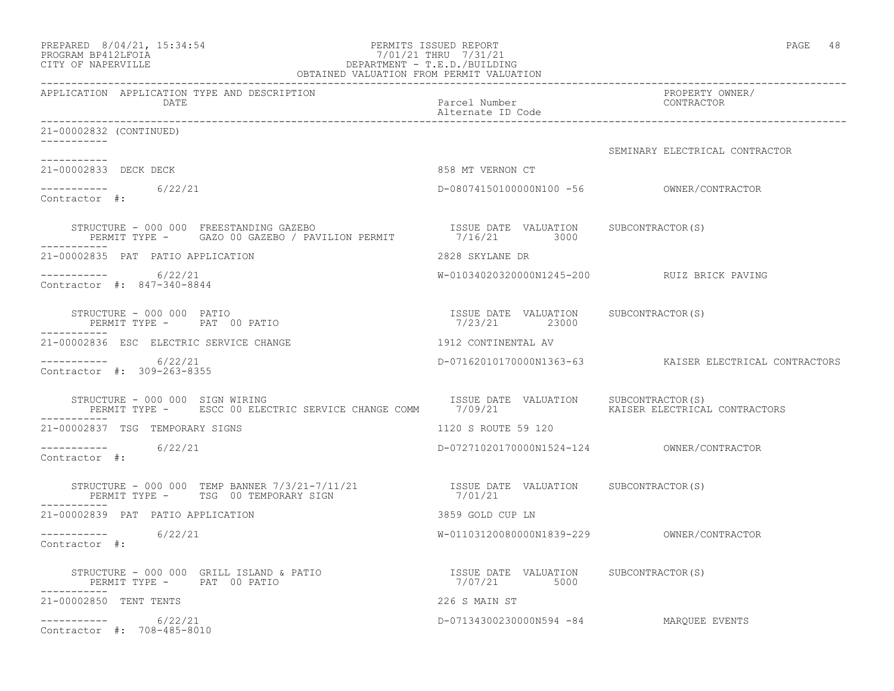| APPLICATION | APPLICATION TYPE AND DESCRIPTION DATE | Parcel Number / Alternate ID Code | PROPERTY OWNER/ CONTRACTOR |
|---|---|---|---|
| 21-00002832 (CONTINUED) | | | |
| | | | SEMINARY ELECTRICAL CONTRACTOR |
| 21-00002833 | DECK DECK | 858 MT VERNON CT | |
| | 6/22/21 | D-08074150100000N100 -56 | OWNER/CONTRACTOR |
| Contractor #: | | | |
| | STRUCTURE - 000 000 FREESTANDING GAZEBO / PERMIT TYPE - GAZO 00 GAZEBO / PAVILION PERMIT | ISSUE DATE 7/16/21 VALUATION 3000 | SUBCONTRACTOR(S) |
| 21-00002835 | PAT PATIO APPLICATION | 2828 SKYLANE DR | |
| | 6/22/21 | W-01034020320000N1245-200 | RUIZ BRICK PAVING |
| Contractor #: 847-340-8844 | | | |
| | STRUCTURE - 000 000 PATIO / PERMIT TYPE - PAT 00 PATIO | ISSUE DATE 7/23/21 VALUATION 23000 | SUBCONTRACTOR(S) |
| 21-00002836 | ESC ELECTRIC SERVICE CHANGE | 1912 CONTINENTAL AV | |
| | 6/22/21 | D-07162010170000N1363-63 | KAISER ELECTRICAL CONTRACTORS |
| Contractor #: 309-263-8355 | | | |
| | STRUCTURE - 000 000 SIGN WIRING / PERMIT TYPE - ESCC 00 ELECTRIC SERVICE CHANGE COMM | ISSUE DATE 7/09/21 VALUATION | SUBCONTRACTOR(S) KAISER ELECTRICAL CONTRACTORS |
| 21-00002837 | TSG TEMPORARY SIGNS | 1120 S ROUTE 59 120 | |
| | 6/22/21 | D-07271020170000N1524-124 | OWNER/CONTRACTOR |
| Contractor #: | | | |
| | STRUCTURE - 000 000 TEMP BANNER 7/3/21-7/11/21 / PERMIT TYPE - TSG 00 TEMPORARY SIGN | ISSUE DATE 7/01/21 VALUATION | SUBCONTRACTOR(S) |
| 21-00002839 | PAT PATIO APPLICATION | 3859 GOLD CUP LN | |
| | 6/22/21 | W-01103120080000N1839-229 | OWNER/CONTRACTOR |
| Contractor #: | | | |
| | STRUCTURE - 000 000 GRILL ISLAND & PATIO / PERMIT TYPE - PAT 00 PATIO | ISSUE DATE 7/07/21 VALUATION 5000 | SUBCONTRACTOR(S) |
| 21-00002850 | TENT TENTS | 226 S MAIN ST | |
| | 6/22/21 | D-07134300230000N594 -84 | MARQUEE EVENTS |
| Contractor #: 708-485-8010 | | | |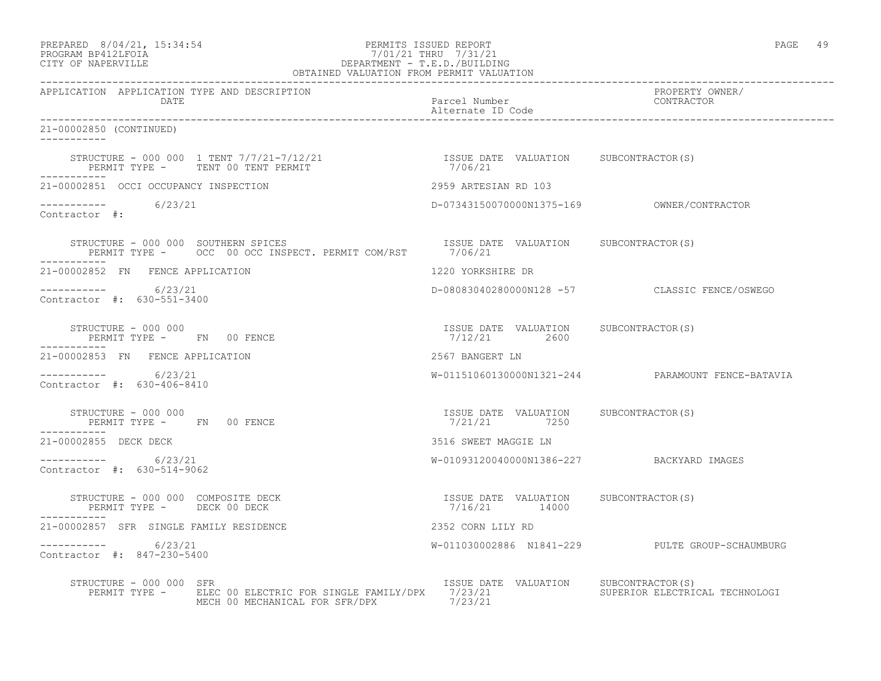PREPARED 8/04/21, 15:34:54 PERMITS ISSUED REPORT
PROGRAM BP412LFOIA 7/01/21 THRU 7/31/21
CITY OF NAPERVILLE DEPARTMENT - T.E.D./BUILDING
OBTAINED VALUATION FROM PERMIT VALUATION

| APPLICATION | APPLICATION TYPE AND DESCRIPTION / DATE | Parcel Number / Alternate ID Code | PROPERTY OWNER/ CONTRACTOR |
|---|---|---|---|

21-00002850 (CONTINUED)

STRUCTURE - 000 000 1 TENT 7/7/21-7/12/21 — ISSUE DATE 7/06/21 — VALUATION — SUBCONTRACTOR(S)
PERMIT TYPE - TENT 00 TENT PERMIT

---

21-00002851 OCCI OCCUPANCY INSPECTION — 2959 ARTESIAN RD 103
6/23/21 — D-07343150070000N1375-169 — OWNER/CONTRACTOR
Contractor #:

STRUCTURE - 000 000 SOUTHERN SPICES — ISSUE DATE 7/06/21 — VALUATION — SUBCONTRACTOR(S)
PERMIT TYPE - OCC 00 OCC INSPECT. PERMIT COM/RST

---

21-00002852 FN FENCE APPLICATION — 1220 YORKSHIRE DR
6/23/21 — D-08083040280000N128 -57 — CLASSIC FENCE/OSWEGO
Contractor #: 630-551-3400

STRUCTURE - 000 000 — ISSUE DATE 7/12/21 — VALUATION 2600 — SUBCONTRACTOR(S)
PERMIT TYPE - FN 00 FENCE

---

21-00002853 FN FENCE APPLICATION — 2567 BANGERT LN
6/23/21 — W-01151060130000N1321-244 — PARAMOUNT FENCE-BATAVIA
Contractor #: 630-406-8410

STRUCTURE - 000 000 — ISSUE DATE 7/21/21 — VALUATION 7250 — SUBCONTRACTOR(S)
PERMIT TYPE - FN 00 FENCE

---

21-00002855 DECK DECK — 3516 SWEET MAGGIE LN
6/23/21 — W-01093120040000N1386-227 — BACKYARD IMAGES
Contractor #: 630-514-9062

STRUCTURE - 000 000 COMPOSITE DECK — ISSUE DATE 7/16/21 — VALUATION 14000 — SUBCONTRACTOR(S)
PERMIT TYPE - DECK 00 DECK

---

21-00002857 SFR SINGLE FAMILY RESIDENCE — 2352 CORN LILY RD
6/23/21 — W-011030002886 N1841-229 — PULTE GROUP-SCHAUMBURG
Contractor #: 847-230-5400

STRUCTURE - 000 000 SFR — ISSUE DATE — VALUATION — SUBCONTRACTOR(S)
PERMIT TYPE - ELEC 00 ELECTRIC FOR SINGLE FAMILY/DPX — 7/23/21 — SUPERIOR ELECTRICAL TECHNOLOGI
MECH 00 MECHANICAL FOR SFR/DPX — 7/23/21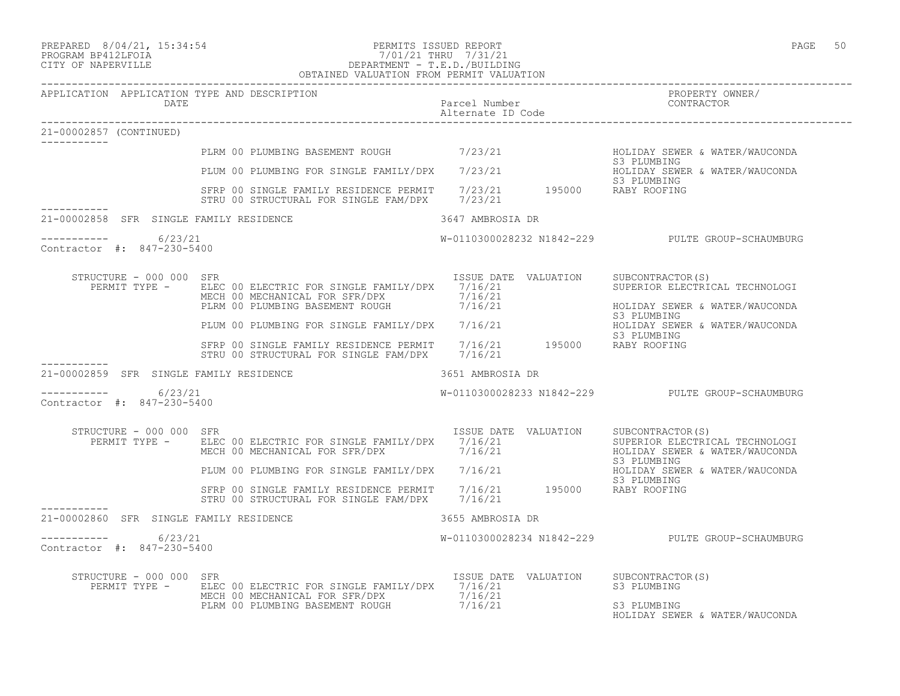```
APPLICATION  APPLICATION TYPE AND DESCRIPTION                                                             PROPERTY OWNER/
             DATE                                                 Parcel Number                           CONTRACTOR
                                                                  Alternate ID Code
----------------------------------------------------------------------------------------------------------------------------------
21-00002857 (CONTINUED)
-----------
                   PLRM 00 PLUMBING BASEMENT ROUGH           7/23/21                          HOLIDAY SEWER & WATER/WAUCONDA
                                                                                              S3 PLUMBING
                   PLUM 00 PLUMBING FOR SINGLE FAMILY/DPX    7/23/21                          HOLIDAY SEWER & WATER/WAUCONDA
                                                                                              S3 PLUMBING
                   SFRP 00 SINGLE FAMILY RESIDENCE PERMIT    7/23/21       195000             RABY ROOFING
                   STRU 00 STRUCTURAL FOR SINGLE FAM/DPX     7/23/21
-----------
21-00002858  SFR  SINGLE FAMILY RESIDENCE                    3647 AMBROSIA DR

-----------        6/23/21                                   W-0110300028232 N1842-229        PULTE GROUP-SCHAUMBURG
Contractor  #:  847-230-5400

   STRUCTURE - 000 000  SFR                                  ISSUE DATE  VALUATION            SUBCONTRACTOR(S)
      PERMIT TYPE -     ELEC 00 ELECTRIC FOR SINGLE FAMILY/DPX   7/16/21                      SUPERIOR ELECTRICAL TECHNOLOGI
                        MECH 00 MECHANICAL FOR SFR/DPX           7/16/21
                        PLRM 00 PLUMBING BASEMENT ROUGH          7/16/21                      HOLIDAY SEWER & WATER/WAUCONDA
                                                                                              S3 PLUMBING
                        PLUM 00 PLUMBING FOR SINGLE FAMILY/DPX   7/16/21                      HOLIDAY SEWER & WATER/WAUCONDA
                                                                                              S3 PLUMBING
                        SFRP 00 SINGLE FAMILY RESIDENCE PERMIT   7/16/21       195000         RABY ROOFING
                        STRU 00 STRUCTURAL FOR SINGLE FAM/DPX    7/16/21
-----------
21-00002859  SFR  SINGLE FAMILY RESIDENCE                    3651 AMBROSIA DR

-----------        6/23/21                                   W-0110300028233 N1842-229        PULTE GROUP-SCHAUMBURG
Contractor  #:  847-230-5400

   STRUCTURE - 000 000  SFR                                  ISSUE DATE  VALUATION            SUBCONTRACTOR(S)
      PERMIT TYPE -     ELEC 00 ELECTRIC FOR SINGLE FAMILY/DPX   7/16/21                      SUPERIOR ELECTRICAL TECHNOLOGI
                        MECH 00 MECHANICAL FOR SFR/DPX           7/16/21                      HOLIDAY SEWER & WATER/WAUCONDA
                                                                                              S3 PLUMBING
                        PLUM 00 PLUMBING FOR SINGLE FAMILY/DPX   7/16/21                      HOLIDAY SEWER & WATER/WAUCONDA
                                                                                              S3 PLUMBING
                        SFRP 00 SINGLE FAMILY RESIDENCE PERMIT   7/16/21       195000         RABY ROOFING
                        STRU 00 STRUCTURAL FOR SINGLE FAM/DPX    7/16/21
-----------
21-00002860  SFR  SINGLE FAMILY RESIDENCE                    3655 AMBROSIA DR

-----------        6/23/21                                   W-0110300028234 N1842-229        PULTE GROUP-SCHAUMBURG
Contractor  #:  847-230-5400

   STRUCTURE - 000 000  SFR                                  ISSUE DATE  VALUATION            SUBCONTRACTOR(S)
      PERMIT TYPE -     ELEC 00 ELECTRIC FOR SINGLE FAMILY/DPX   7/16/21                      S3 PLUMBING
                        MECH 00 MECHANICAL FOR SFR/DPX           7/16/21
                        PLRM 00 PLUMBING BASEMENT ROUGH          7/16/21                      S3 PLUMBING
                                                                                              HOLIDAY SEWER & WATER/WAUCONDA
```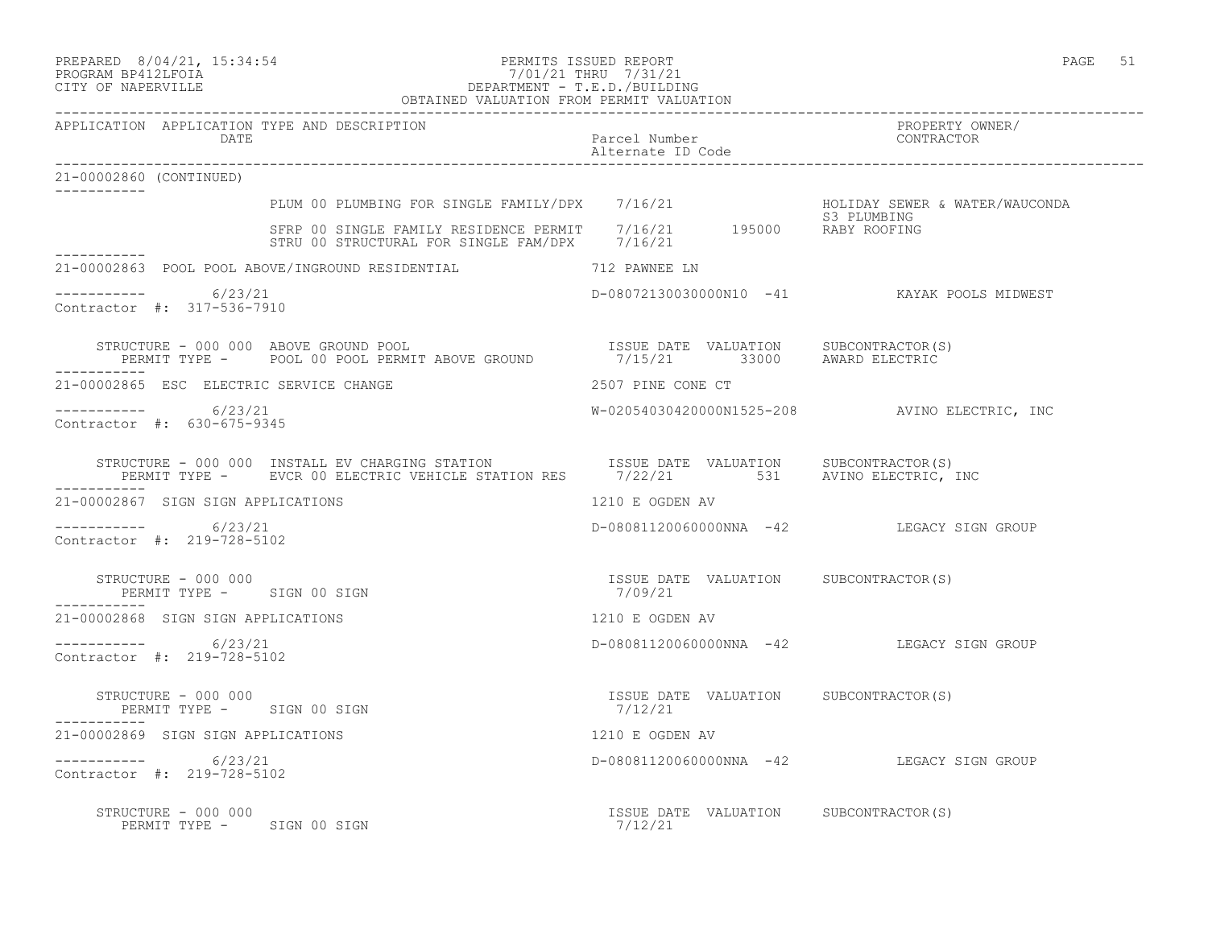PREPARED 8/04/21, 15:34:54 PERMITS ISSUED REPORT
PROGRAM BP412LFOIA 7/01/21 THRU 7/31/21
CITY OF NAPERVILLE DEPARTMENT - T.E.D./BUILDING
OBTAINED VALUATION FROM PERMIT VALUATION

| APPLICATION | APPLICATION TYPE AND DESCRIPTION / DATE | Parcel Number / Alternate ID Code | PROPERTY OWNER/ CONTRACTOR |
| --- | --- | --- | --- |
| 21-00002860 (CONTINUED) | | | |
| | PLUM 00 PLUMBING FOR SINGLE FAMILY/DPX 7/16/21 | | HOLIDAY SEWER & WATER/WAUCONDA S3 PLUMBING |
| | SFRP 00 SINGLE FAMILY RESIDENCE PERMIT 7/16/21 195000 | | RABY ROOFING |
| | STRU 00 STRUCTURAL FOR SINGLE FAM/DPX 7/16/21 | | |
| 21-00002863 | POOL POOL ABOVE/INGROUND RESIDENTIAL | 712 PAWNEE LN | |
| | 6/23/21 | D-08072130030000N10 -41 | KAYAK POOLS MIDWEST |
| Contractor #: 317-536-7910 | | | |
| | STRUCTURE - 000 000 ABOVE GROUND POOL / PERMIT TYPE - POOL 00 POOL PERMIT ABOVE GROUND | ISSUE DATE 7/15/21 VALUATION 33000 | SUBCONTRACTOR(S) AWARD ELECTRIC |
| 21-00002865 | ESC ELECTRIC SERVICE CHANGE | 2507 PINE CONE CT | |
| | 6/23/21 | W-02054030420000N1525-208 | AVINO ELECTRIC, INC |
| Contractor #: 630-675-9345 | | | |
| | STRUCTURE - 000 000 INSTALL EV CHARGING STATION / PERMIT TYPE - EVCR 00 ELECTRIC VEHICLE STATION RES | ISSUE DATE 7/22/21 VALUATION 531 | SUBCONTRACTOR(S) AVINO ELECTRIC, INC |
| 21-00002867 | SIGN SIGN APPLICATIONS | 1210 E OGDEN AV | |
| | 6/23/21 | D-08081120060000NNA -42 | LEGACY SIGN GROUP |
| Contractor #: 219-728-5102 | | | |
| | STRUCTURE - 000 000 / PERMIT TYPE - SIGN 00 SIGN | ISSUE DATE 7/09/21 VALUATION | SUBCONTRACTOR(S) |
| 21-00002868 | SIGN SIGN APPLICATIONS | 1210 E OGDEN AV | |
| | 6/23/21 | D-08081120060000NNA -42 | LEGACY SIGN GROUP |
| Contractor #: 219-728-5102 | | | |
| | STRUCTURE - 000 000 / PERMIT TYPE - SIGN 00 SIGN | ISSUE DATE 7/12/21 VALUATION | SUBCONTRACTOR(S) |
| 21-00002869 | SIGN SIGN APPLICATIONS | 1210 E OGDEN AV | |
| | 6/23/21 | D-08081120060000NNA -42 | LEGACY SIGN GROUP |
| Contractor #: 219-728-5102 | | | |
| | STRUCTURE - 000 000 / PERMIT TYPE - SIGN 00 SIGN | ISSUE DATE 7/12/21 VALUATION | SUBCONTRACTOR(S) |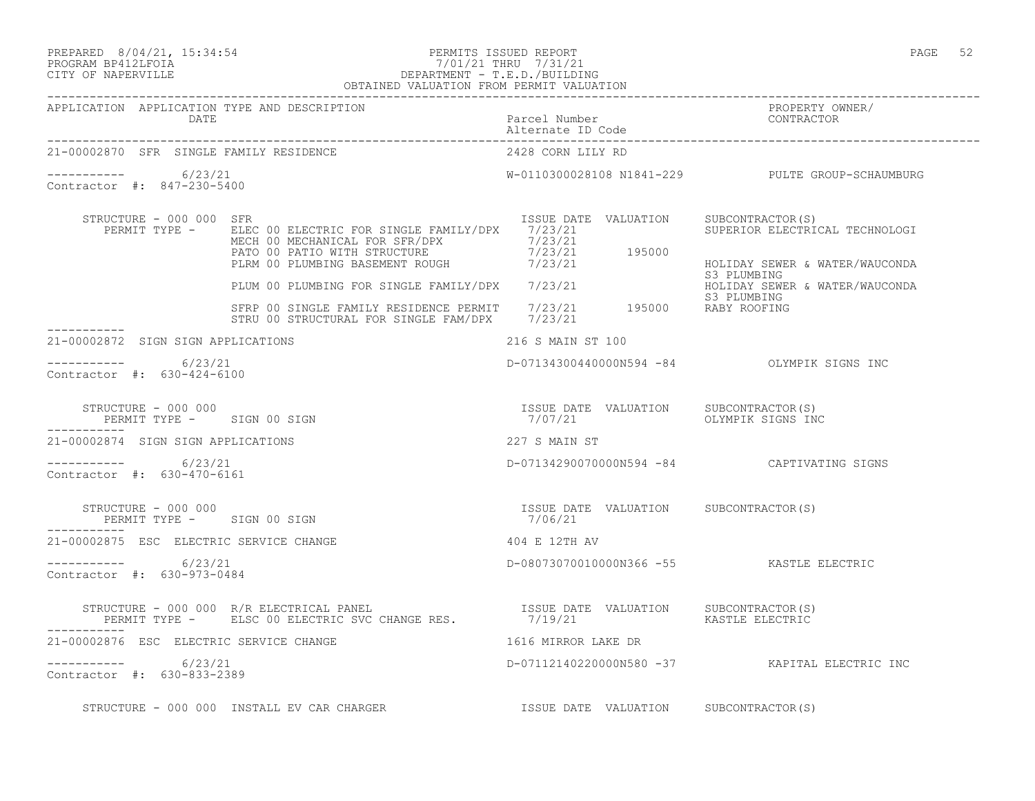PREPARED 8/04/21, 15:34:54 PERMITS ISSUED REPORT
PROGRAM BP412LFOIA 7/01/21 THRU 7/31/21
CITY OF NAPERVILLE DEPARTMENT - T.E.D./BUILDING
OBTAINED VALUATION FROM PERMIT VALUATION

| APPLICATION | APPLICATION TYPE AND DESCRIPTION / DATE | Parcel Number / Alternate ID Code | PROPERTY OWNER/ CONTRACTOR |
|---|---|---|---|
| 21-00002870 | SFR SINGLE FAMILY RESIDENCE | 2428 CORN LILY RD | |
| ----------- | 6/23/21 | W-0110300028108 N1841-229 | PULTE GROUP-SCHAUMBURG |
| Contractor #: 847-230-5400 | | | |

STRUCTURE - 000 000 SFR

| PERMIT TYPE | ISSUE DATE | VALUATION | SUBCONTRACTOR(S) |
|---|---|---|---|
| ELEC 00 ELECTRIC FOR SINGLE FAMILY/DPX | 7/23/21 | | SUPERIOR ELECTRICAL TECHNOLOGI |
| MECH 00 MECHANICAL FOR SFR/DPX | 7/23/21 | | |
| PATO 00 PATIO WITH STRUCTURE | 7/23/21 | 195000 | |
| PLRM 00 PLUMBING BASEMENT ROUGH | 7/23/21 | | HOLIDAY SEWER & WATER/WAUCONDA; S3 PLUMBING |
| PLUM 00 PLUMBING FOR SINGLE FAMILY/DPX | 7/23/21 | | HOLIDAY SEWER & WATER/WAUCONDA; S3 PLUMBING |
| SFRP 00 SINGLE FAMILY RESIDENCE PERMIT | 7/23/21 | 195000 | RABY ROOFING |
| STRU 00 STRUCTURAL FOR SINGLE FAM/DPX | 7/23/21 | | |

-----------

| APPLICATION | APPLICATION TYPE AND DESCRIPTION / DATE | Parcel Number / Alternate ID Code | PROPERTY OWNER/ CONTRACTOR |
|---|---|---|---|
| 21-00002872 | SIGN SIGN APPLICATIONS | 216 S MAIN ST 100 | |
| ----------- | 6/23/21 | D-07134300440000N594 -84 | OLYMPIK SIGNS INC |
| Contractor #: 630-424-6100 | | | |

STRUCTURE - 000 000

| PERMIT TYPE | ISSUE DATE | VALUATION | SUBCONTRACTOR(S) |
|---|---|---|---|
| SIGN 00 SIGN | 7/07/21 | | OLYMPIK SIGNS INC |

-----------

| APPLICATION | APPLICATION TYPE AND DESCRIPTION / DATE | Parcel Number / Alternate ID Code | PROPERTY OWNER/ CONTRACTOR |
|---|---|---|---|
| 21-00002874 | SIGN SIGN APPLICATIONS | 227 S MAIN ST | |
| ----------- | 6/23/21 | D-07134290070000N594 -84 | CAPTIVATING SIGNS |
| Contractor #: 630-470-6161 | | | |

STRUCTURE - 000 000

| PERMIT TYPE | ISSUE DATE | VALUATION | SUBCONTRACTOR(S) |
|---|---|---|---|
| SIGN 00 SIGN | 7/06/21 | | |

-----------

| APPLICATION | APPLICATION TYPE AND DESCRIPTION / DATE | Parcel Number / Alternate ID Code | PROPERTY OWNER/ CONTRACTOR |
|---|---|---|---|
| 21-00002875 | ESC ELECTRIC SERVICE CHANGE | 404 E 12TH AV | |
| ----------- | 6/23/21 | D-08073070010000N366 -55 | KASTLE ELECTRIC |
| Contractor #: 630-973-0484 | | | |

STRUCTURE - 000 000 R/R ELECTRICAL PANEL

| PERMIT TYPE | ISSUE DATE | VALUATION | SUBCONTRACTOR(S) |
|---|---|---|---|
| ELSC 00 ELECTRIC SVC CHANGE RES. | 7/19/21 | | KASTLE ELECTRIC |

-----------

| APPLICATION | APPLICATION TYPE AND DESCRIPTION / DATE | Parcel Number / Alternate ID Code | PROPERTY OWNER/ CONTRACTOR |
|---|---|---|---|
| 21-00002876 | ESC ELECTRIC SERVICE CHANGE | 1616 MIRROR LAKE DR | |
| ----------- | 6/23/21 | D-07112140220000N580 -37 | KAPITAL ELECTRIC INC |
| Contractor #: 630-833-2389 | | | |

STRUCTURE - 000 000 INSTALL EV CAR CHARGER — ISSUE DATE VALUATION SUBCONTRACTOR(S)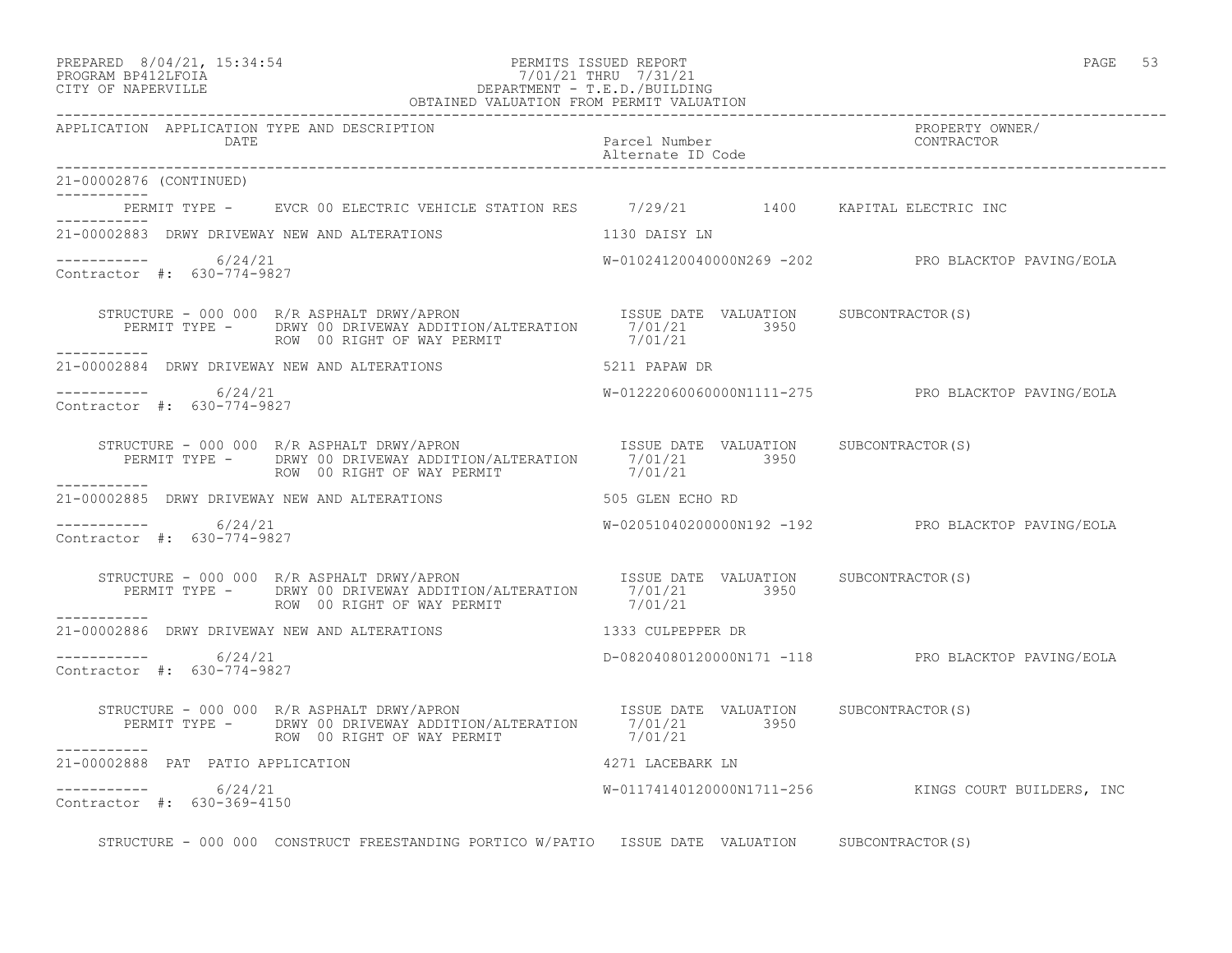APPLICATION APPLICATION TYPE AND DESCRIPTION | DATE | Parcel Number / Alternate ID Code | PROPERTY OWNER/ CONTRACTOR

21-00002876 (CONTINUED)

PERMIT TYPE - EVCR 00 ELECTRIC VEHICLE STATION RES 7/29/21 1400 KAPITAL ELECTRIC INC

21-00002883 DRWY DRIVEWAY NEW AND ALTERATIONS 1130 DAISY LN

6/24/21 W-01024120040000N269 -202 PRO BLACKTOP PAVING/EOLA
Contractor #: 630-774-9827

| STRUCTURE - 000 000 R/R ASPHALT DRWY/APRON | ISSUE DATE | VALUATION | SUBCONTRACTOR(S) |
|---|---|---|---|
| PERMIT TYPE - DRWY 00 DRIVEWAY ADDITION/ALTERATION | 7/01/21 | 3950 | |
| ROW 00 RIGHT OF WAY PERMIT | 7/01/21 | | |

21-00002884 DRWY DRIVEWAY NEW AND ALTERATIONS 5211 PAPAW DR

6/24/21 W-01222060060000N1111-275 PRO BLACKTOP PAVING/EOLA
Contractor #: 630-774-9827

| STRUCTURE - 000 000 R/R ASPHALT DRWY/APRON | ISSUE DATE | VALUATION | SUBCONTRACTOR(S) |
|---|---|---|---|
| PERMIT TYPE - DRWY 00 DRIVEWAY ADDITION/ALTERATION | 7/01/21 | 3950 | |
| ROW 00 RIGHT OF WAY PERMIT | 7/01/21 | | |

21-00002885 DRWY DRIVEWAY NEW AND ALTERATIONS 505 GLEN ECHO RD

6/24/21 W-02051040200000N192 -192 PRO BLACKTOP PAVING/EOLA
Contractor #: 630-774-9827

| STRUCTURE - 000 000 R/R ASPHALT DRWY/APRON | ISSUE DATE | VALUATION | SUBCONTRACTOR(S) |
|---|---|---|---|
| PERMIT TYPE - DRWY 00 DRIVEWAY ADDITION/ALTERATION | 7/01/21 | 3950 | |
| ROW 00 RIGHT OF WAY PERMIT | 7/01/21 | | |

21-00002886 DRWY DRIVEWAY NEW AND ALTERATIONS 1333 CULPEPPER DR

6/24/21 D-08204080120000N171 -118 PRO BLACKTOP PAVING/EOLA
Contractor #: 630-774-9827

| STRUCTURE - 000 000 R/R ASPHALT DRWY/APRON | ISSUE DATE | VALUATION | SUBCONTRACTOR(S) |
|---|---|---|---|
| PERMIT TYPE - DRWY 00 DRIVEWAY ADDITION/ALTERATION | 7/01/21 | 3950 | |
| ROW 00 RIGHT OF WAY PERMIT | 7/01/21 | | |

21-00002888 PAT PATIO APPLICATION 4271 LACEBARK LN

6/24/21 W-01174140120000N1711-256 KINGS COURT BUILDERS, INC
Contractor #: 630-369-4150

STRUCTURE - 000 000 CONSTRUCT FREESTANDING PORTICO W/PATIO ISSUE DATE VALUATION SUBCONTRACTOR(S)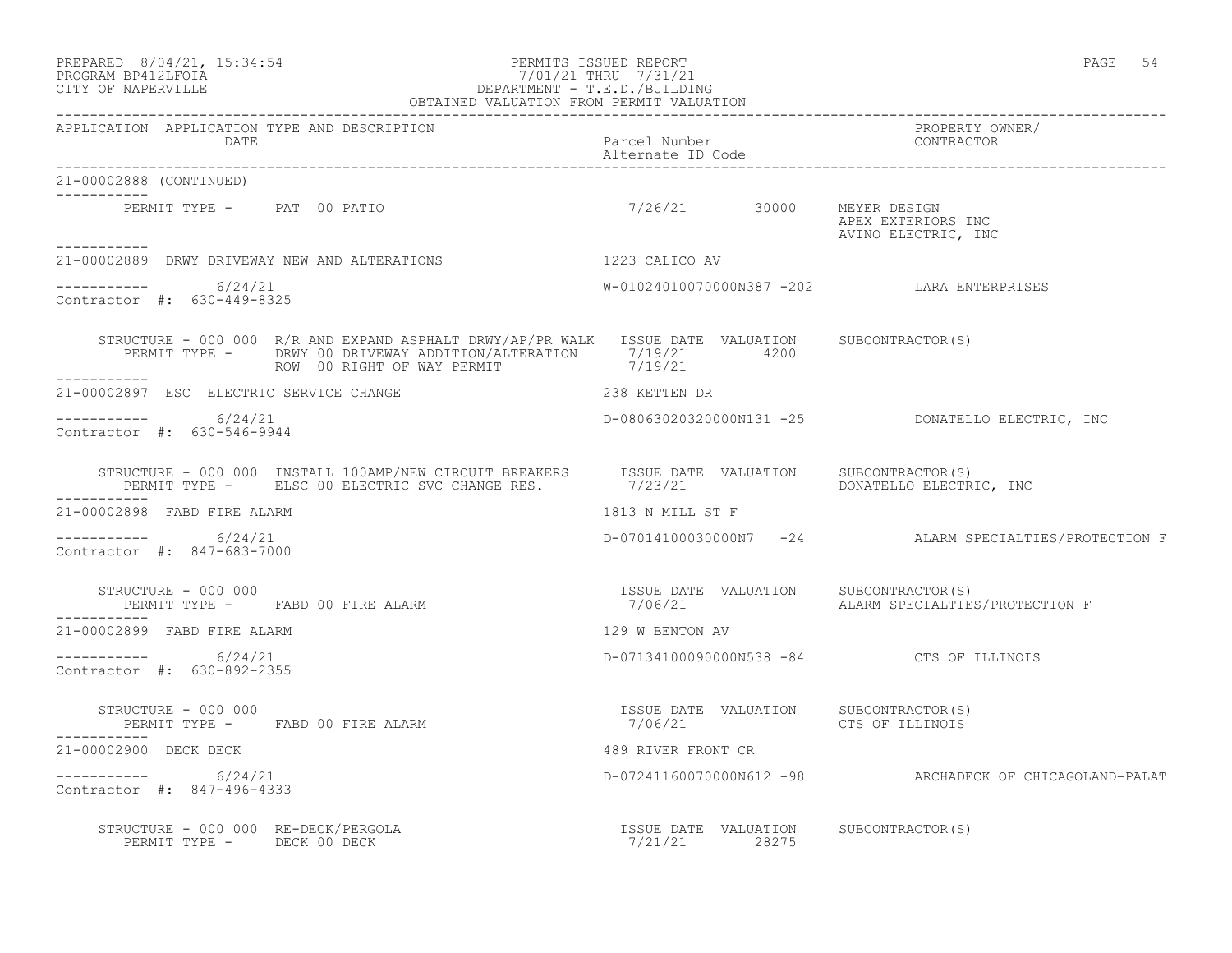APPLICATION APPLICATION TYPE AND DESCRIPTION DATE | Parcel Number / Alternate ID Code | PROPERTY OWNER/ CONTRACTOR

21-00002888 (CONTINUED)

PERMIT TYPE - PAT 00 PATIO 7/26/21 30000 MEYER DESIGN
APEX EXTERIORS INC
AVINO ELECTRIC, INC

21-00002889 DRWY DRIVEWAY NEW AND ALTERATIONS 1223 CALICO AV

6/24/21 W-01024010070000N387 -202 LARA ENTERPRISES
Contractor #: 630-449-8325

STRUCTURE - 000 000 R/R AND EXPAND ASPHALT DRWY/AP/PR WALK ISSUE DATE VALUATION SUBCONTRACTOR(S)
PERMIT TYPE - DRWY 00 DRIVEWAY ADDITION/ALTERATION 7/19/21 4200
ROW 00 RIGHT OF WAY PERMIT 7/19/21

21-00002897 ESC ELECTRIC SERVICE CHANGE 238 KETTEN DR

6/24/21 D-08063020320000N131 -25 DONATELLO ELECTRIC, INC
Contractor #: 630-546-9944

STRUCTURE - 000 000 INSTALL 100AMP/NEW CIRCUIT BREAKERS ISSUE DATE VALUATION SUBCONTRACTOR(S)
PERMIT TYPE - ELSC 00 ELECTRIC SVC CHANGE RES. 7/23/21 DONATELLO ELECTRIC, INC

21-00002898 FABD FIRE ALARM 1813 N MILL ST F

6/24/21 D-07014100030000N7 -24 ALARM SPECIALTIES/PROTECTION F
Contractor #: 847-683-7000

STRUCTURE - 000 000 ISSUE DATE VALUATION SUBCONTRACTOR(S)
PERMIT TYPE - FABD 00 FIRE ALARM 7/06/21 ALARM SPECIALTIES/PROTECTION F

21-00002899 FABD FIRE ALARM 129 W BENTON AV

6/24/21 D-07134100090000N538 -84 CTS OF ILLINOIS
Contractor #: 630-892-2355

STRUCTURE - 000 000 ISSUE DATE VALUATION SUBCONTRACTOR(S)
PERMIT TYPE - FABD 00 FIRE ALARM 7/06/21 CTS OF ILLINOIS

21-00002900 DECK DECK 489 RIVER FRONT CR

6/24/21 D-07241160070000N612 -98 ARCHADECK OF CHICAGOLAND-PALAT
Contractor #: 847-496-4333

STRUCTURE - 000 000 RE-DECK/PERGOLA ISSUE DATE VALUATION SUBCONTRACTOR(S)
PERMIT TYPE - DECK 00 DECK 7/21/21 28275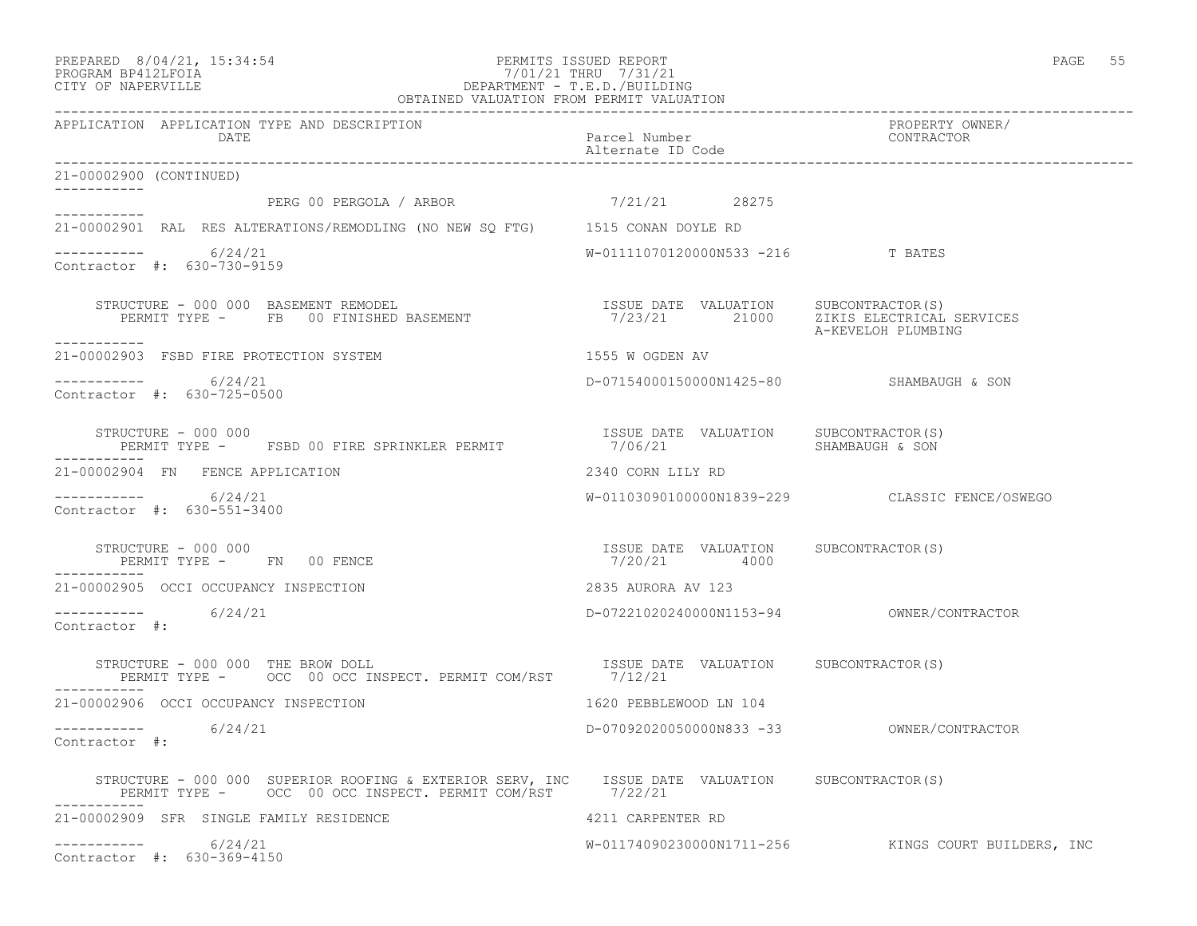PREPARED 8/04/21, 15:34:54 PERMITS ISSUED REPORT
PROGRAM BP412LFOIA 7/01/21 THRU 7/31/21
CITY OF NAPERVILLE DEPARTMENT - T.E.D./BUILDING
OBTAINED VALUATION FROM PERMIT VALUATION

| APPLICATION | APPLICATION TYPE AND DESCRIPTION / DATE | Parcel Number / Alternate ID Code | PROPERTY OWNER/ CONTRACTOR |
|---|---|---|---|

21-00002900 (CONTINUED)

PERG 00 PERGOLA / ARBOR — 7/21/21 — 28275

---

21-00002901 RAL RES ALTERATIONS/REMODLING (NO NEW SQ FTG) — 1515 CONAN DOYLE RD

6/24/21 — W-01111070120000N533 -216 — T BATES

Contractor #: 630-730-9159

STRUCTURE - 000 000 BASEMENT REMODEL
PERMIT TYPE - FB 00 FINISHED BASEMENT

| ISSUE DATE | VALUATION | SUBCONTRACTOR(S) |
|---|---|---|
| 7/23/21 | 21000 | ZIKIS ELECTRICAL SERVICES |
| | | A-KEVELOH PLUMBING |

---

21-00002903 FSBD FIRE PROTECTION SYSTEM — 1555 W OGDEN AV

6/24/21 — D-07154000150000N1425-80 — SHAMBAUGH & SON

Contractor #: 630-725-0500

STRUCTURE - 000 000
PERMIT TYPE - FSBD 00 FIRE SPRINKLER PERMIT

| ISSUE DATE | VALUATION | SUBCONTRACTOR(S) |
|---|---|---|
| 7/06/21 | | SHAMBAUGH & SON |

---

21-00002904 FN FENCE APPLICATION — 2340 CORN LILY RD

6/24/21 — W-01103090100000N1839-229 — CLASSIC FENCE/OSWEGO

Contractor #: 630-551-3400

STRUCTURE - 000 000
PERMIT TYPE - FN 00 FENCE

| ISSUE DATE | VALUATION | SUBCONTRACTOR(S) |
|---|---|---|
| 7/20/21 | 4000 | |

---

21-00002905 OCCI OCCUPANCY INSPECTION — 2835 AURORA AV 123

6/24/21 — D-07221020240000N1153-94 — OWNER/CONTRACTOR

Contractor #:

STRUCTURE - 000 000 THE BROW DOLL
PERMIT TYPE - OCC 00 OCC INSPECT. PERMIT COM/RST

| ISSUE DATE | VALUATION | SUBCONTRACTOR(S) |
|---|---|---|
| 7/12/21 | | |

---

21-00002906 OCCI OCCUPANCY INSPECTION — 1620 PEBBLEWOOD LN 104

6/24/21 — D-07092020050000N833 -33 — OWNER/CONTRACTOR

Contractor #:

STRUCTURE - 000 000 SUPERIOR ROOFING & EXTERIOR SERV, INC
PERMIT TYPE - OCC 00 OCC INSPECT. PERMIT COM/RST

| ISSUE DATE | VALUATION | SUBCONTRACTOR(S) |
|---|---|---|
| 7/22/21 | | |

---

21-00002909 SFR SINGLE FAMILY RESIDENCE — 4211 CARPENTER RD

6/24/21 — W-01174090230000N1711-256 — KINGS COURT BUILDERS, INC

Contractor #: 630-369-4150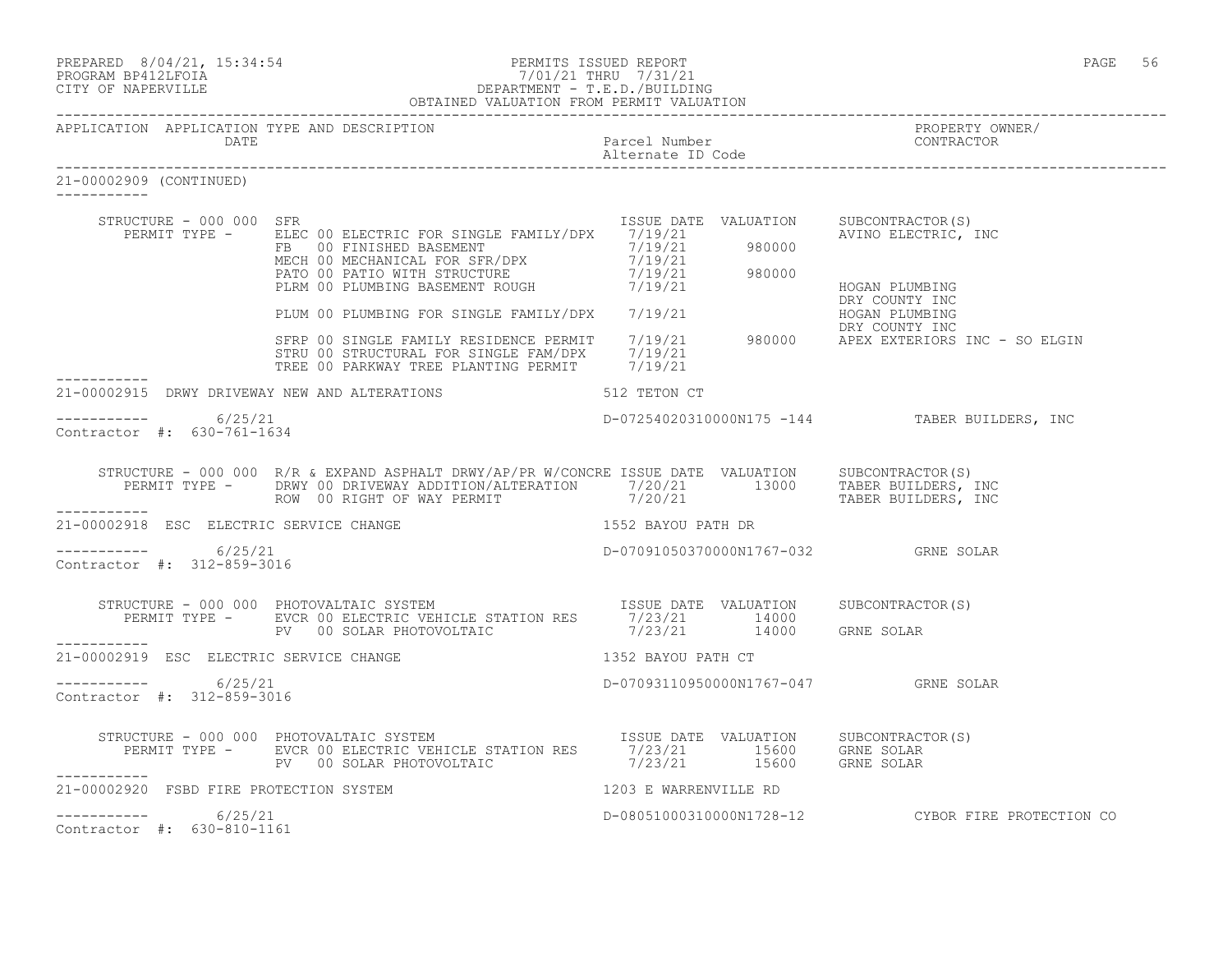PREPARED 8/04/21, 15:34:54 PERMITS ISSUED REPORT
PROGRAM BP412LFOIA 7/01/21 THRU 7/31/21
CITY OF NAPERVILLE DEPARTMENT - T.E.D./BUILDING
OBTAINED VALUATION FROM PERMIT VALUATION

| APPLICATION | APPLICATION TYPE AND DESCRIPTION / DATE | Parcel Number / Alternate ID Code | PROPERTY OWNER/ CONTRACTOR |
|---|---|---|---|

21-00002909 (CONTINUED)

STRUCTURE - 000 000 SFR

| PERMIT TYPE | ISSUE DATE | VALUATION | SUBCONTRACTOR(S) |
|---|---|---|---|
| ELEC 00 ELECTRIC FOR SINGLE FAMILY/DPX | 7/19/21 | | AVINO ELECTRIC, INC |
| FB 00 FINISHED BASEMENT | 7/19/21 | 980000 | |
| MECH 00 MECHANICAL FOR SFR/DPX | 7/19/21 | | |
| PATO 00 PATIO WITH STRUCTURE | 7/19/21 | 980000 | |
| PLRM 00 PLUMBING BASEMENT ROUGH | 7/19/21 | | HOGAN PLUMBING; DRY COUNTY INC |
| PLUM 00 PLUMBING FOR SINGLE FAMILY/DPX | 7/19/21 | | HOGAN PLUMBING; DRY COUNTY INC |
| SFRP 00 SINGLE FAMILY RESIDENCE PERMIT | 7/19/21 | 980000 | APEX EXTERIORS INC - SO ELGIN |
| STRU 00 STRUCTURAL FOR SINGLE FAM/DPX | 7/19/21 | | |
| TREE 00 PARKWAY TREE PLANTING PERMIT | 7/19/21 | | |

21-00002915 DRWY DRIVEWAY NEW AND ALTERATIONS — 512 TETON CT
6/25/21 — D-07254020310000N175 -144 — TABER BUILDERS, INC
Contractor #: 630-761-1634

STRUCTURE - 000 000 R/R & EXPAND ASPHALT DRWY/AP/PR W/CONCRE

| PERMIT TYPE | ISSUE DATE | VALUATION | SUBCONTRACTOR(S) |
|---|---|---|---|
| DRWY 00 DRIVEWAY ADDITION/ALTERATION | 7/20/21 | 13000 | TABER BUILDERS, INC |
| ROW 00 RIGHT OF WAY PERMIT | 7/20/21 | | TABER BUILDERS, INC |

21-00002918 ESC ELECTRIC SERVICE CHANGE — 1552 BAYOU PATH DR
6/25/21 — D-07091050370000N1767-032 — GRNE SOLAR
Contractor #: 312-859-3016

STRUCTURE - 000 000 PHOTOVALTAIC SYSTEM

| PERMIT TYPE | ISSUE DATE | VALUATION | SUBCONTRACTOR(S) |
|---|---|---|---|
| EVCR 00 ELECTRIC VEHICLE STATION RES | 7/23/21 | 14000 | |
| PV 00 SOLAR PHOTOVOLTAIC | 7/23/21 | 14000 | GRNE SOLAR |

21-00002919 ESC ELECTRIC SERVICE CHANGE — 1352 BAYOU PATH CT
6/25/21 — D-07093110950000N1767-047 — GRNE SOLAR
Contractor #: 312-859-3016

STRUCTURE - 000 000 PHOTOVALTAIC SYSTEM

| PERMIT TYPE | ISSUE DATE | VALUATION | SUBCONTRACTOR(S) |
|---|---|---|---|
| EVCR 00 ELECTRIC VEHICLE STATION RES | 7/23/21 | 15600 | GRNE SOLAR |
| PV 00 SOLAR PHOTOVOLTAIC | 7/23/21 | 15600 | GRNE SOLAR |

21-00002920 FSBD FIRE PROTECTION SYSTEM — 1203 E WARRENVILLE RD
6/25/21 — D-08051000310000N1728-12 — CYBOR FIRE PROTECTION CO
Contractor #: 630-810-1161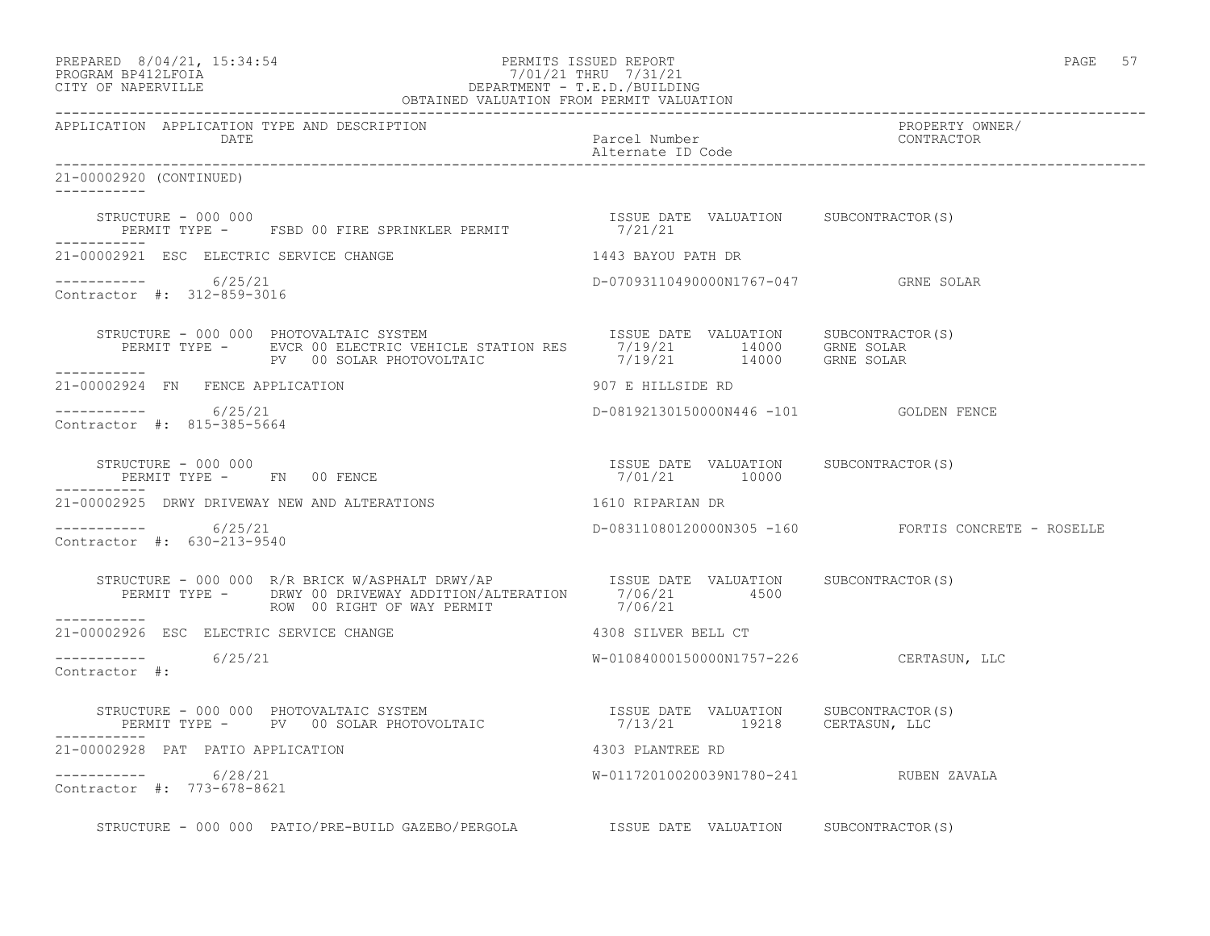PREPARED 8/04/21, 15:34:54
PROGRAM BP412LFOIA
CITY OF NAPERVILLE

PERMITS ISSUED REPORT
7/01/21 THRU 7/31/21
DEPARTMENT - T.E.D./BUILDING
OBTAINED VALUATION FROM PERMIT VALUATION

| APPLICATION | APPLICATION TYPE AND DESCRIPTION / DATE | Parcel Number / Alternate ID Code | PROPERTY OWNER/ CONTRACTOR |
|---|---|---|---|

21-00002920 (CONTINUED)

STRUCTURE - 000 000
PERMIT TYPE - FSBD 00 FIRE SPRINKLER PERMIT — ISSUE DATE 7/21/21 — VALUATION — SUBCONTRACTOR(S)

---

**21-00002921 ESC ELECTRIC SERVICE CHANGE** — 1443 BAYOU PATH DR

6/25/21 — D-07093110490000N1767-047 — GRNE SOLAR
Contractor #: 312-859-3016

STRUCTURE - 000 000 PHOTOVALTAIC SYSTEM

| PERMIT TYPE | ISSUE DATE | VALUATION | SUBCONTRACTOR(S) |
|---|---|---|---|
| EVCR 00 ELECTRIC VEHICLE STATION RES | 7/19/21 | 14000 | GRNE SOLAR |
| PV 00 SOLAR PHOTOVOLTAIC | 7/19/21 | 14000 | GRNE SOLAR |

---

**21-00002924 FN FENCE APPLICATION** — 907 E HILLSIDE RD

6/25/21 — D-08192130150000N446 -101 — GOLDEN FENCE
Contractor #: 815-385-5664

STRUCTURE - 000 000

| PERMIT TYPE | ISSUE DATE | VALUATION | SUBCONTRACTOR(S) |
|---|---|---|---|
| FN 00 FENCE | 7/01/21 | 10000 | |

---

**21-00002925 DRWY DRIVEWAY NEW AND ALTERATIONS** — 1610 RIPARIAN DR

6/25/21 — D-08311080120000N305 -160 — FORTIS CONCRETE - ROSELLE
Contractor #: 630-213-9540

STRUCTURE - 000 000 R/R BRICK W/ASPHALT DRWY/AP

| PERMIT TYPE | ISSUE DATE | VALUATION | SUBCONTRACTOR(S) |
|---|---|---|---|
| DRWY 00 DRIVEWAY ADDITION/ALTERATION | 7/06/21 | 4500 | |
| ROW 00 RIGHT OF WAY PERMIT | 7/06/21 | | |

---

**21-00002926 ESC ELECTRIC SERVICE CHANGE** — 4308 SILVER BELL CT

6/25/21 — W-01084000150000N1757-226 — CERTASUN, LLC
Contractor #:

STRUCTURE - 000 000 PHOTOVALTAIC SYSTEM

| PERMIT TYPE | ISSUE DATE | VALUATION | SUBCONTRACTOR(S) |
|---|---|---|---|
| PV 00 SOLAR PHOTOVOLTAIC | 7/13/21 | 19218 | CERTASUN, LLC |

---

**21-00002928 PAT PATIO APPLICATION** — 4303 PLANTREE RD

6/28/21 — W-01172010020039N1780-241 — RUBEN ZAVALA
Contractor #: 773-678-8621

STRUCTURE - 000 000 PATIO/PRE-BUILD GAZEBO/PERGOLA — ISSUE DATE — VALUATION — SUBCONTRACTOR(S)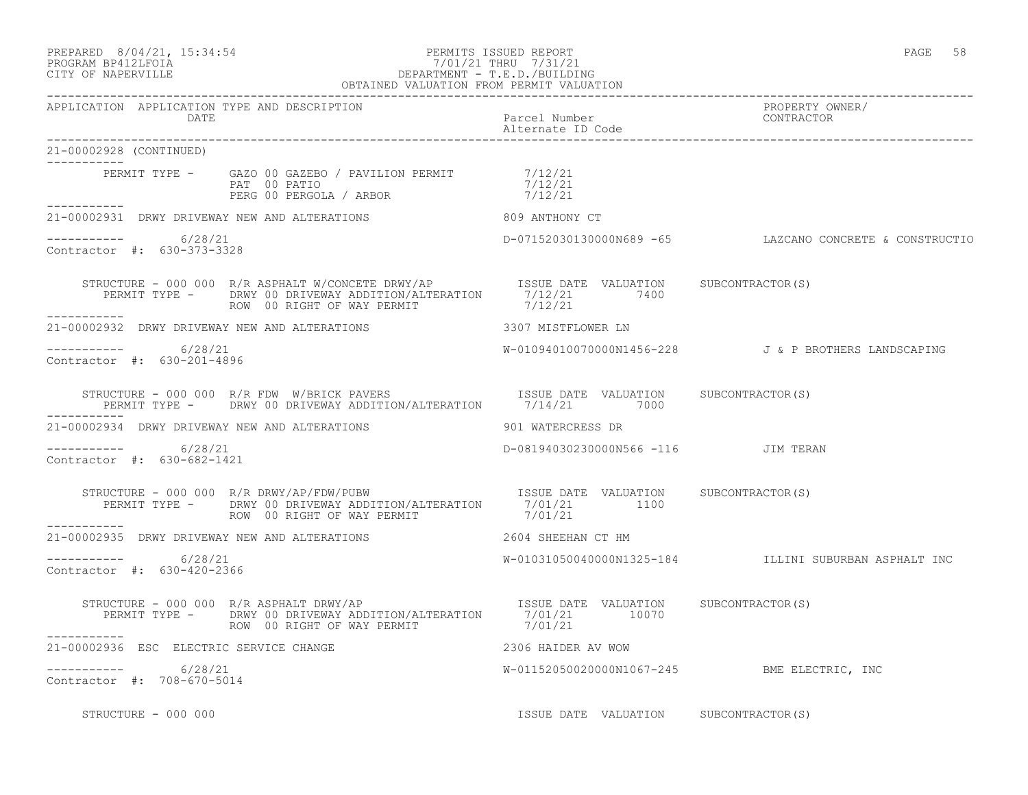PREPARED 8/04/21, 15:34:54 PERMITS ISSUED REPORT
PROGRAM BP412LFOIA 7/01/21 THRU 7/31/21
CITY OF NAPERVILLE DEPARTMENT - T.E.D./BUILDING
OBTAINED VALUATION FROM PERMIT VALUATION

| APPLICATION | APPLICATION TYPE AND DESCRIPTION / DATE | Parcel Number / Alternate ID Code | PROPERTY OWNER/ CONTRACTOR |
|---|---|---|---|

**21-00002928 (CONTINUED)**

PERMIT TYPE - GAZO 00 GAZEBO / PAVILION PERMIT 7/12/21
PAT 00 PATIO 7/12/21
PERG 00 PERGOLA / ARBOR 7/12/21

---

**21-00002931 DRWY DRIVEWAY NEW AND ALTERATIONS** — 809 ANTHONY CT

6/28/21 — D-07152030130000N689 -65 — LAZCANO CONCRETE & CONSTRUCTIO
Contractor #: 630-373-3328

STRUCTURE - 000 000 R/R ASPHALT W/CONCETE DRWY/AP — ISSUE DATE VALUATION SUBCONTRACTOR(S)
PERMIT TYPE - DRWY 00 DRIVEWAY ADDITION/ALTERATION 7/12/21 7400
ROW 00 RIGHT OF WAY PERMIT 7/12/21

---

**21-00002932 DRWY DRIVEWAY NEW AND ALTERATIONS** — 3307 MISTFLOWER LN

6/28/21 — W-01094010070000N1456-228 — J & P BROTHERS LANDSCAPING
Contractor #: 630-201-4896

STRUCTURE - 000 000 R/R FDW W/BRICK PAVERS — ISSUE DATE VALUATION SUBCONTRACTOR(S)
PERMIT TYPE - DRWY 00 DRIVEWAY ADDITION/ALTERATION 7/14/21 7000

---

**21-00002934 DRWY DRIVEWAY NEW AND ALTERATIONS** — 901 WATERCRESS DR

6/28/21 — D-08194030230000N566 -116 — JIM TERAN
Contractor #: 630-682-1421

STRUCTURE - 000 000 R/R DRWY/AP/FDW/PUBW — ISSUE DATE VALUATION SUBCONTRACTOR(S)
PERMIT TYPE - DRWY 00 DRIVEWAY ADDITION/ALTERATION 7/01/21 1100
ROW 00 RIGHT OF WAY PERMIT 7/01/21

---

**21-00002935 DRWY DRIVEWAY NEW AND ALTERATIONS** — 2604 SHEEHAN CT HM

6/28/21 — W-01031050040000N1325-184 — ILLINI SUBURBAN ASPHALT INC
Contractor #: 630-420-2366

STRUCTURE - 000 000 R/R ASPHALT DRWY/AP — ISSUE DATE VALUATION SUBCONTRACTOR(S)
PERMIT TYPE - DRWY 00 DRIVEWAY ADDITION/ALTERATION 7/01/21 10070
ROW 00 RIGHT OF WAY PERMIT 7/01/21

---

**21-00002936 ESC ELECTRIC SERVICE CHANGE** — 2306 HAIDER AV WOW

6/28/21 — W-01152050020000N1067-245 — BME ELECTRIC, INC
Contractor #: 708-670-5014

STRUCTURE - 000 000 — ISSUE DATE VALUATION SUBCONTRACTOR(S)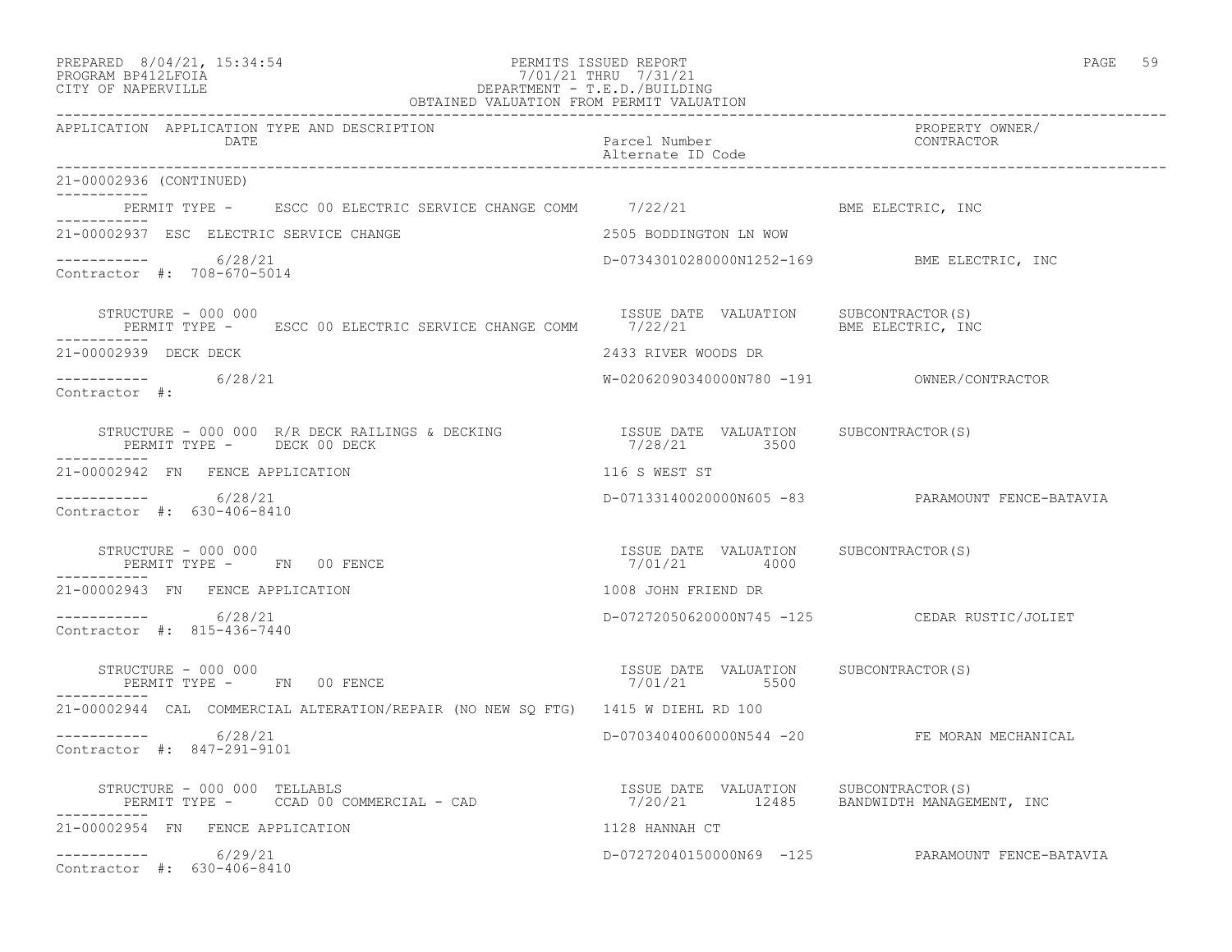OBTAINED VALUATION FROM PERMIT VALUATION

| APPLICATION | APPLICATION TYPE AND DESCRIPTION / DATE | Parcel Number / Alternate ID Code | PROPERTY OWNER/ CONTRACTOR |
|---|---|---|---|
| 21-00002936 (CONTINUED) | | | |
| | PERMIT TYPE - ESCC 00 ELECTRIC SERVICE CHANGE COMM | 7/22/21 | BME ELECTRIC, INC |
| 21-00002937 | ESC ELECTRIC SERVICE CHANGE | 2505 BODDINGTON LN WOW | |
| | 6/28/21 | D-07343010280000N1252-169 | BME ELECTRIC, INC |
| Contractor #: 708-670-5014 | | | |
| | STRUCTURE - 000 000 | ISSUE DATE VALUATION | SUBCONTRACTOR(S) |
| | PERMIT TYPE - ESCC 00 ELECTRIC SERVICE CHANGE COMM | 7/22/21 | BME ELECTRIC, INC |
| 21-00002939 | DECK DECK | 2433 RIVER WOODS DR | |
| | 6/28/21 | W-02062090340000N780 -191 | OWNER/CONTRACTOR |
| Contractor #: | | | |
| | STRUCTURE - 000 000 R/R DECK RAILINGS & DECKING | ISSUE DATE VALUATION | SUBCONTRACTOR(S) |
| | PERMIT TYPE - DECK 00 DECK | 7/28/21 3500 | |
| 21-00002942 | FN FENCE APPLICATION | 116 S WEST ST | |
| | 6/28/21 | D-07133140020000N605 -83 | PARAMOUNT FENCE-BATAVIA |
| Contractor #: 630-406-8410 | | | |
| | STRUCTURE - 000 000 | ISSUE DATE VALUATION | SUBCONTRACTOR(S) |
| | PERMIT TYPE - FN 00 FENCE | 7/01/21 4000 | |
| 21-00002943 | FN FENCE APPLICATION | 1008 JOHN FRIEND DR | |
| | 6/28/21 | D-07272050620000N745 -125 | CEDAR RUSTIC/JOLIET |
| Contractor #: 815-436-7440 | | | |
| | STRUCTURE - 000 000 | ISSUE DATE VALUATION | SUBCONTRACTOR(S) |
| | PERMIT TYPE - FN 00 FENCE | 7/01/21 5500 | |
| 21-00002944 | CAL COMMERCIAL ALTERATION/REPAIR (NO NEW SQ FTG) | 1415 W DIEHL RD 100 | |
| | 6/28/21 | D-07034040060000N544 -20 | FE MORAN MECHANICAL |
| Contractor #: 847-291-9101 | | | |
| | STRUCTURE - 000 000 TELLABLS | ISSUE DATE VALUATION | SUBCONTRACTOR(S) |
| | PERMIT TYPE - CCAD 00 COMMERCIAL - CAD | 7/20/21 12485 | BANDWIDTH MANAGEMENT, INC |
| 21-00002954 | FN FENCE APPLICATION | 1128 HANNAH CT | |
| | 6/29/21 | D-07272040150000N69 -125 | PARAMOUNT FENCE-BATAVIA |
| Contractor #: 630-406-8410 | | | |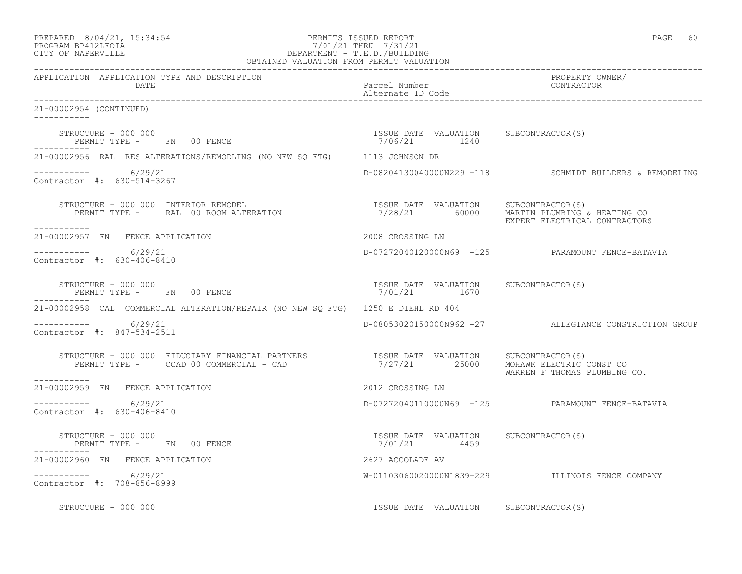APPLICATION APPLICATION TYPE AND DESCRIPTION DATE | Parcel Number Alternate ID Code | PROPERTY OWNER/ CONTRACTOR

21-00002954 (CONTINUED)

```
    STRUCTURE - 000 000                                              ISSUE DATE  VALUATION     SUBCONTRACTOR(S)
       PERMIT TYPE -     FN   00 FENCE                                 7/06/21        1240
-----------
21-00002956  RAL  RES ALTERATIONS/REMODLING (NO NEW SQ FTG)       1113 JOHNSON DR

-----------        6/29/21                                      D-08204130040000N229 -118          SCHMIDT BUILDERS & REMODELING
Contractor #:  630-514-3267

    STRUCTURE - 000 000  INTERIOR REMODEL                            ISSUE DATE  VALUATION     SUBCONTRACTOR(S)
       PERMIT TYPE -     RAL  00 ROOM ALTERATION                       7/28/21       60000     MARTIN PLUMBING & HEATING CO
                                                                                               EXPERT ELECTRICAL CONTRACTORS
-----------
21-00002957  FN   FENCE APPLICATION                             2008 CROSSING LN

-----------        6/29/21                                      D-07272040120000N69  -125          PARAMOUNT FENCE-BATAVIA
Contractor #:  630-406-8410

    STRUCTURE - 000 000                                              ISSUE DATE  VALUATION     SUBCONTRACTOR(S)
       PERMIT TYPE -     FN   00 FENCE                                 7/01/21        1670
-----------
21-00002958  CAL  COMMERCIAL ALTERATION/REPAIR (NO NEW SQ FTG)   1250 E DIEHL RD 404

-----------        6/29/21                                      D-08053020150000N962 -27           ALLEGIANCE CONSTRUCTION GROUP
Contractor #:  847-534-2511

    STRUCTURE - 000 000  FIDUCIARY FINANCIAL PARTNERS                ISSUE DATE  VALUATION     SUBCONTRACTOR(S)
       PERMIT TYPE -     CCAD 00 COMMERCIAL - CAD                      7/27/21       25000     MOHAWK ELECTRIC CONST CO
                                                                                               WARREN F THOMAS PLUMBING CO.
-----------
21-00002959  FN   FENCE APPLICATION                             2012 CROSSING LN

-----------        6/29/21                                      D-07272040110000N69  -125          PARAMOUNT FENCE-BATAVIA
Contractor #:  630-406-8410

    STRUCTURE - 000 000                                              ISSUE DATE  VALUATION     SUBCONTRACTOR(S)
       PERMIT TYPE -     FN   00 FENCE                                 7/01/21        4459
-----------
21-00002960  FN   FENCE APPLICATION                             2627 ACCOLADE AV

-----------        6/29/21                                      W-01103060020000N1839-229          ILLINOIS FENCE COMPANY
Contractor #:  708-856-8999

    STRUCTURE - 000 000                                              ISSUE DATE  VALUATION     SUBCONTRACTOR(S)
```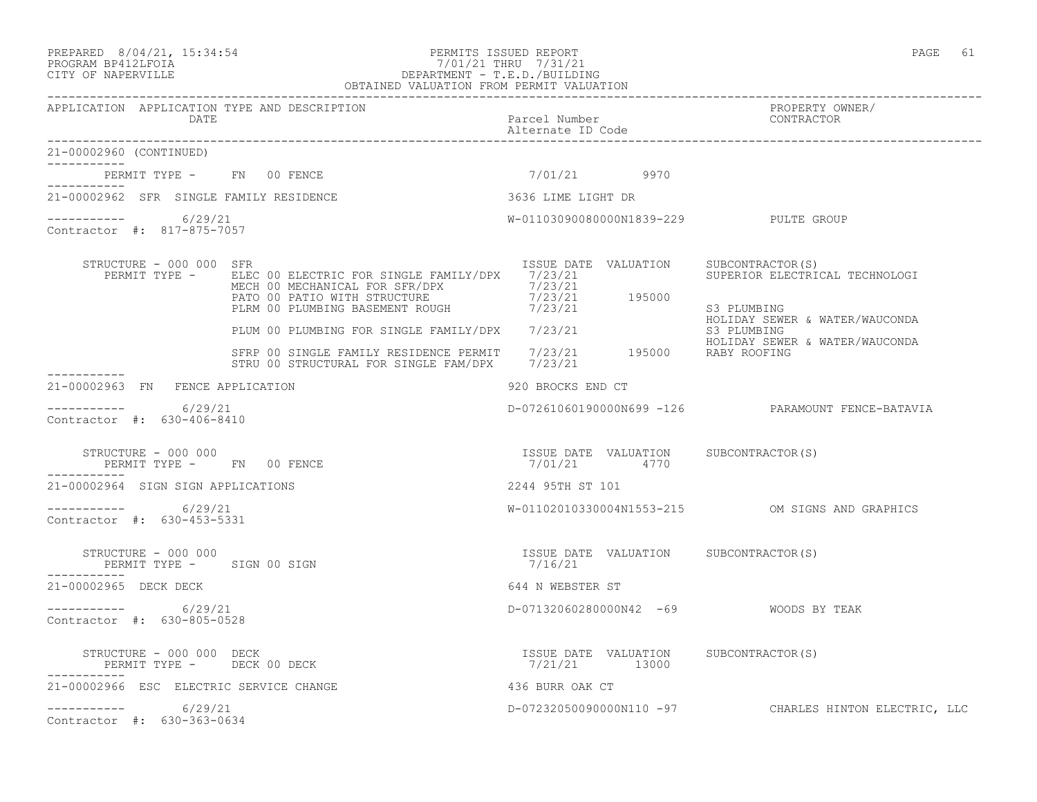PREPARED 8/04/21, 15:34:54 PERMITS ISSUED REPORT
PROGRAM BP412LFOIA 7/01/21 THRU 7/31/21
CITY OF NAPERVILLE DEPARTMENT - T.E.D./BUILDING
OBTAINED VALUATION FROM PERMIT VALUATION

| APPLICATION | APPLICATION TYPE AND DESCRIPTION DATE | Parcel Number Alternate ID Code | PROPERTY OWNER/ CONTRACTOR |
|---|---|---|---|

21-00002960 (CONTINUED)

PERMIT TYPE - FN 00 FENCE 7/01/21 9970

21-00002962 SFR SINGLE FAMILY RESIDENCE 3636 LIME LIGHT DR

6/29/21 W-01103090080000N1839-229 PULTE GROUP
Contractor #: 817-875-7057

STRUCTURE - 000 000 SFR

| PERMIT TYPE | ISSUE DATE | VALUATION | SUBCONTRACTOR(S) |
|---|---|---|---|
| ELEC 00 ELECTRIC FOR SINGLE FAMILY/DPX | 7/23/21 | | SUPERIOR ELECTRICAL TECHNOLOGI |
| MECH 00 MECHANICAL FOR SFR/DPX | 7/23/21 | | |
| PATO 00 PATIO WITH STRUCTURE | 7/23/21 | 195000 | |
| PLRM 00 PLUMBING BASEMENT ROUGH | 7/23/21 | | S3 PLUMBING<br>HOLIDAY SEWER & WATER/WAUCONDA |
| PLUM 00 PLUMBING FOR SINGLE FAMILY/DPX | 7/23/21 | | S3 PLUMBING<br>HOLIDAY SEWER & WATER/WAUCONDA |
| SFRP 00 SINGLE FAMILY RESIDENCE PERMIT | 7/23/21 | 195000 | RABY ROOFING |
| STRU 00 STRUCTURAL FOR SINGLE FAM/DPX | 7/23/21 | | |

21-00002963 FN FENCE APPLICATION 920 BROCKS END CT

6/29/21 D-07261060190000N699 -126 PARAMOUNT FENCE-BATAVIA
Contractor #: 630-406-8410

STRUCTURE - 000 000

| PERMIT TYPE | ISSUE DATE | VALUATION | SUBCONTRACTOR(S) |
|---|---|---|---|
| FN 00 FENCE | 7/01/21 | 4770 | |

21-00002964 SIGN SIGN APPLICATIONS 2244 95TH ST 101

6/29/21 W-01102010330004N1553-215 OM SIGNS AND GRAPHICS
Contractor #: 630-453-5331

STRUCTURE - 000 000

| PERMIT TYPE | ISSUE DATE | VALUATION | SUBCONTRACTOR(S) |
|---|---|---|---|
| SIGN 00 SIGN | 7/16/21 | | |

21-00002965 DECK DECK 644 N WEBSTER ST

6/29/21 D-07132060280000N42 -69 WOODS BY TEAK
Contractor #: 630-805-0528

STRUCTURE - 000 000 DECK

| PERMIT TYPE | ISSUE DATE | VALUATION | SUBCONTRACTOR(S) |
|---|---|---|---|
| DECK 00 DECK | 7/21/21 | 13000 | |

21-00002966 ESC ELECTRIC SERVICE CHANGE 436 BURR OAK CT

6/29/21 D-07232050090000N110 -97 CHARLES HINTON ELECTRIC, LLC
Contractor #: 630-363-0634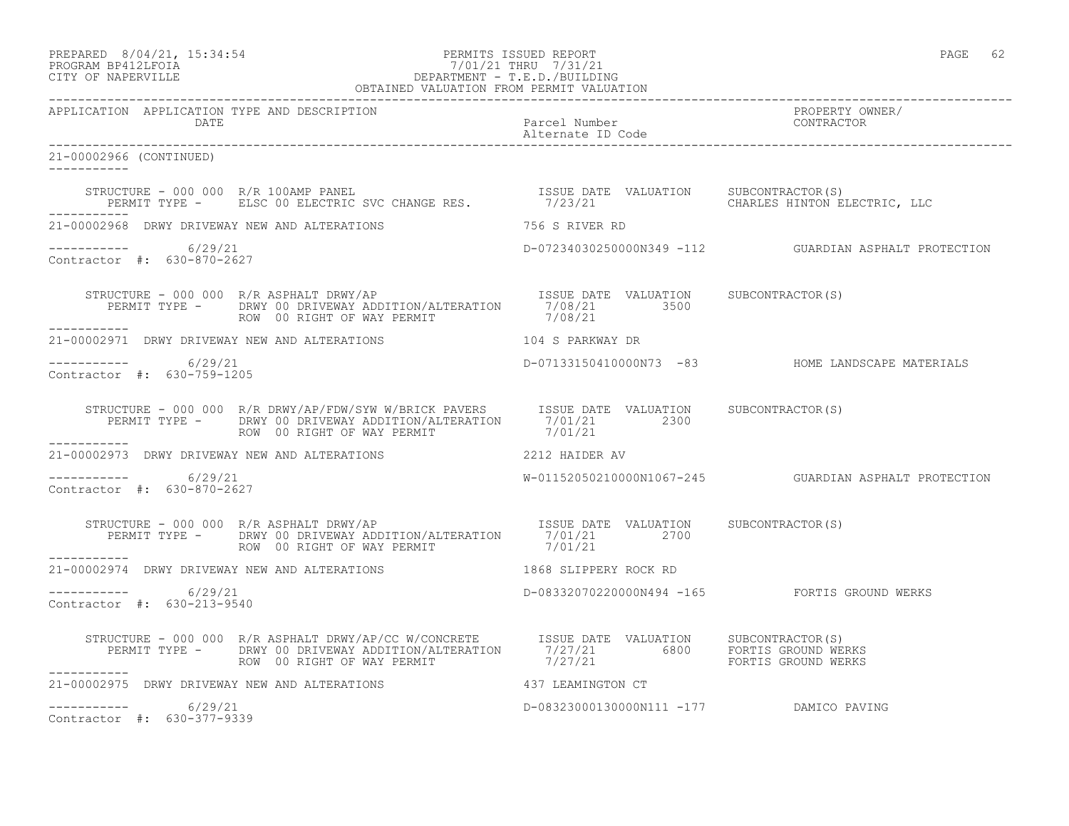PERMITS ISSUED REPORT
7/01/21 THRU 7/31/21
DEPARTMENT - T.E.D./BUILDING
OBTAINED VALUATION FROM PERMIT VALUATION

PREPARED 8/04/21, 15:34:54
PROGRAM BP412LFOIA
CITY OF NAPERVILLE

| APPLICATION | APPLICATION TYPE AND DESCRIPTION / DATE | Parcel Number / Alternate ID Code | PROPERTY OWNER/ CONTRACTOR |
|---|---|---|---|

21-00002966 (CONTINUED)

STRUCTURE - 000 000 R/R 100AMP PANEL — ISSUE DATE 7/23/21 VALUATION — SUBCONTRACTOR(S): CHARLES HINTON ELECTRIC, LLC
PERMIT TYPE - ELSC 00 ELECTRIC SVC CHANGE RES.

---

21-00002968 DRWY DRIVEWAY NEW AND ALTERATIONS — 756 S RIVER RD
6/29/21 — D-07234030250000N349 -112 — GUARDIAN ASPHALT PROTECTION
Contractor #: 630-870-2627

STRUCTURE - 000 000 R/R ASPHALT DRWY/AP

| PERMIT TYPE | ISSUE DATE | VALUATION | SUBCONTRACTOR(S) |
|---|---|---|---|
| DRWY 00 DRIVEWAY ADDITION/ALTERATION | 7/08/21 | 3500 | |
| ROW 00 RIGHT OF WAY PERMIT | 7/08/21 | | |

---

21-00002971 DRWY DRIVEWAY NEW AND ALTERATIONS — 104 S PARKWAY DR
6/29/21 — D-07133150410000N73 -83 — HOME LANDSCAPE MATERIALS
Contractor #: 630-759-1205

STRUCTURE - 000 000 R/R DRWY/AP/FDW/SYW W/BRICK PAVERS

| PERMIT TYPE | ISSUE DATE | VALUATION | SUBCONTRACTOR(S) |
|---|---|---|---|
| DRWY 00 DRIVEWAY ADDITION/ALTERATION | 7/01/21 | 2300 | |
| ROW 00 RIGHT OF WAY PERMIT | 7/01/21 | | |

---

21-00002973 DRWY DRIVEWAY NEW AND ALTERATIONS — 2212 HAIDER AV
6/29/21 — W-01152050210000N1067-245 — GUARDIAN ASPHALT PROTECTION
Contractor #: 630-870-2627

STRUCTURE - 000 000 R/R ASPHALT DRWY/AP

| PERMIT TYPE | ISSUE DATE | VALUATION | SUBCONTRACTOR(S) |
|---|---|---|---|
| DRWY 00 DRIVEWAY ADDITION/ALTERATION | 7/01/21 | 2700 | |
| ROW 00 RIGHT OF WAY PERMIT | 7/01/21 | | |

---

21-00002974 DRWY DRIVEWAY NEW AND ALTERATIONS — 1868 SLIPPERY ROCK RD
6/29/21 — D-08332070220000N494 -165 — FORTIS GROUND WERKS
Contractor #: 630-213-9540

STRUCTURE - 000 000 R/R ASPHALT DRWY/AP/CC W/CONCRETE

| PERMIT TYPE | ISSUE DATE | VALUATION | SUBCONTRACTOR(S) |
|---|---|---|---|
| DRWY 00 DRIVEWAY ADDITION/ALTERATION | 7/27/21 | 6800 | FORTIS GROUND WERKS |
| ROW 00 RIGHT OF WAY PERMIT | 7/27/21 | | FORTIS GROUND WERKS |

---

21-00002975 DRWY DRIVEWAY NEW AND ALTERATIONS — 437 LEAMINGTON CT
6/29/21 — D-08323000130000N111 -177 — DAMICO PAVING
Contractor #: 630-377-9339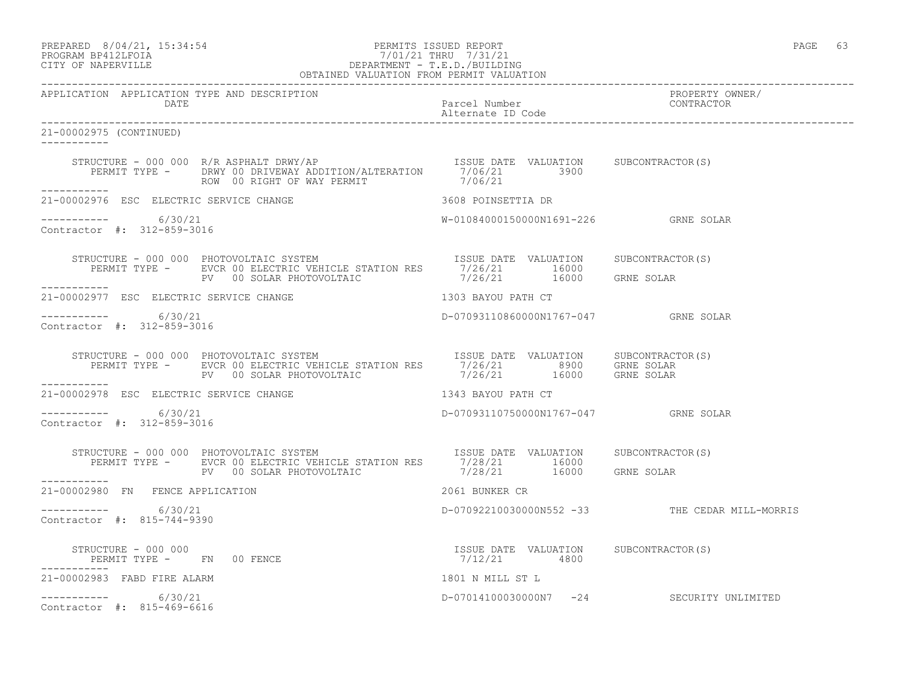APPLICATION APPLICATION TYPE AND DESCRIPTION DATE | Parcel Number / Alternate ID Code | PROPERTY OWNER/ CONTRACTOR

21-00002975 (CONTINUED)

```
    STRUCTURE - 000 000  R/R ASPHALT DRWY/AP                          ISSUE DATE  VALUATION     SUBCONTRACTOR(S)
       PERMIT TYPE -     DRWY 00 DRIVEWAY ADDITION/ALTERATION      7/06/21        3900
                         ROW  00 RIGHT OF WAY PERMIT               7/06/21
-----------
21-00002976  ESC  ELECTRIC SERVICE CHANGE                          3608 POINSETTIA DR

-----------        6/30/21                                         W-01084000150000N1691-226           GRNE SOLAR
Contractor #:  312-859-3016

    STRUCTURE - 000 000  PHOTOVOLTAIC SYSTEM                          ISSUE DATE  VALUATION     SUBCONTRACTOR(S)
       PERMIT TYPE -     EVCR 00 ELECTRIC VEHICLE STATION RES      7/26/21       16000
                         PV   00 SOLAR PHOTOVOLTAIC                7/26/21       16000      GRNE SOLAR
-----------
21-00002977  ESC  ELECTRIC SERVICE CHANGE                          1303 BAYOU PATH CT

-----------        6/30/21                                         D-07093110860000N1767-047           GRNE SOLAR
Contractor #:  312-859-3016

    STRUCTURE - 000 000  PHOTOVOLTAIC SYSTEM                          ISSUE DATE  VALUATION     SUBCONTRACTOR(S)
       PERMIT TYPE -     EVCR 00 ELECTRIC VEHICLE STATION RES      7/26/21        8900      GRNE SOLAR
                         PV   00 SOLAR PHOTOVOLTAIC                7/26/21       16000      GRNE SOLAR
-----------
21-00002978  ESC  ELECTRIC SERVICE CHANGE                          1343 BAYOU PATH CT

-----------        6/30/21                                         D-07093110750000N1767-047           GRNE SOLAR
Contractor #:  312-859-3016

    STRUCTURE - 000 000  PHOTOVOLTAIC SYSTEM                          ISSUE DATE  VALUATION     SUBCONTRACTOR(S)
       PERMIT TYPE -     EVCR 00 ELECTRIC VEHICLE STATION RES      7/28/21       16000
                         PV   00 SOLAR PHOTOVOLTAIC                7/28/21       16000      GRNE SOLAR
-----------
21-00002980  FN   FENCE APPLICATION                                2061 BUNKER CR

-----------        6/30/21                                         D-07092210030000N552 -33            THE CEDAR MILL-MORRIS
Contractor #:  815-744-9390

    STRUCTURE - 000 000                                               ISSUE DATE  VALUATION     SUBCONTRACTOR(S)
       PERMIT TYPE -     FN   00 FENCE                             7/12/21        4800
-----------
21-00002983  FABD FIRE ALARM                                       1801 N MILL ST L

-----------        6/30/21                                         D-07014100030000N7   -24            SECURITY UNLIMITED
Contractor #:  815-469-6616
```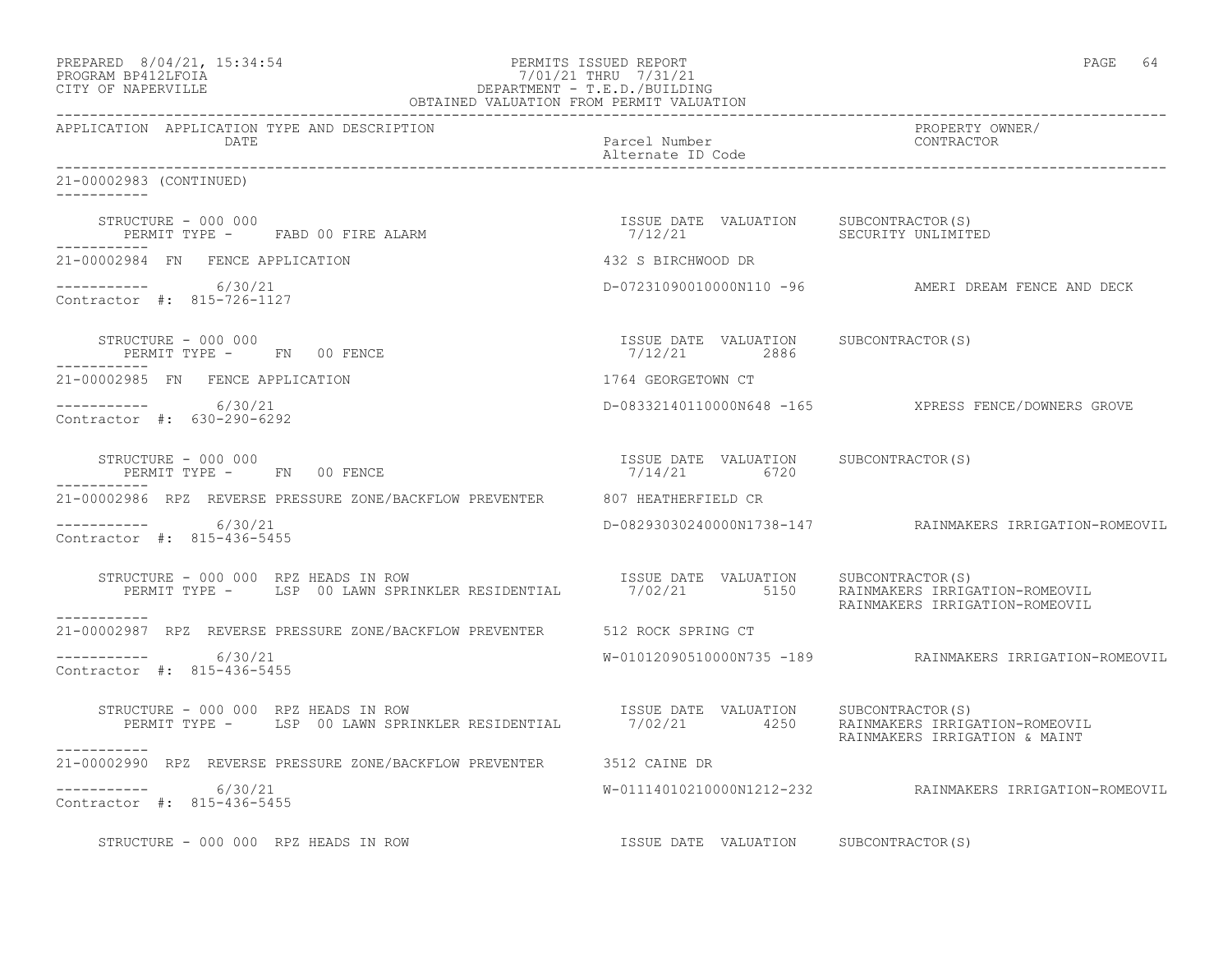OBTAINED VALUATION FROM PERMIT VALUATION

| APPLICATION | APPLICATION TYPE AND DESCRIPTION DATE | Parcel Number Alternate ID Code | PROPERTY OWNER/ CONTRACTOR |
|---|---|---|---|

21-00002983 (CONTINUED)

STRUCTURE - 000 000
PERMIT TYPE - FABD 00 FIRE ALARM
ISSUE DATE 7/12/21 VALUATION
SUBCONTRACTOR(S) SECURITY UNLIMITED

21-00002984 FN FENCE APPLICATION — 432 S BIRCHWOOD DR
6/30/21 — D-07231090010000N110 -96 — AMERI DREAM FENCE AND DECK
Contractor #: 815-726-1127

STRUCTURE - 000 000
PERMIT TYPE - FN 00 FENCE
ISSUE DATE 7/12/21 VALUATION 2886
SUBCONTRACTOR(S)

21-00002985 FN FENCE APPLICATION — 1764 GEORGETOWN CT
6/30/21 — D-08332140110000N648 -165 — XPRESS FENCE/DOWNERS GROVE
Contractor #: 630-290-6292

STRUCTURE - 000 000
PERMIT TYPE - FN 00 FENCE
ISSUE DATE 7/14/21 VALUATION 6720
SUBCONTRACTOR(S)

21-00002986 RPZ REVERSE PRESSURE ZONE/BACKFLOW PREVENTER — 807 HEATHERFIELD CR
6/30/21 — D-08293030240000N1738-147 — RAINMAKERS IRRIGATION-ROMEOVIL
Contractor #: 815-436-5455

STRUCTURE - 000 000 RPZ HEADS IN ROW
PERMIT TYPE - LSP 00 LAWN SPRINKLER RESIDENTIAL
ISSUE DATE 7/02/21 VALUATION 5150
SUBCONTRACTOR(S) RAINMAKERS IRRIGATION-ROMEOVIL, RAINMAKERS IRRIGATION-ROMEOVIL

21-00002987 RPZ REVERSE PRESSURE ZONE/BACKFLOW PREVENTER — 512 ROCK SPRING CT
6/30/21 — W-01012090510000N735 -189 — RAINMAKERS IRRIGATION-ROMEOVIL
Contractor #: 815-436-5455

STRUCTURE - 000 000 RPZ HEADS IN ROW
PERMIT TYPE - LSP 00 LAWN SPRINKLER RESIDENTIAL
ISSUE DATE 7/02/21 VALUATION 4250
SUBCONTRACTOR(S) RAINMAKERS IRRIGATION-ROMEOVIL, RAINMAKERS IRRIGATION & MAINT

21-00002990 RPZ REVERSE PRESSURE ZONE/BACKFLOW PREVENTER — 3512 CAINE DR
6/30/21 — W-01114010210000N1212-232 — RAINMAKERS IRRIGATION-ROMEOVIL
Contractor #: 815-436-5455

STRUCTURE - 000 000 RPZ HEADS IN ROW
ISSUE DATE VALUATION
SUBCONTRACTOR(S)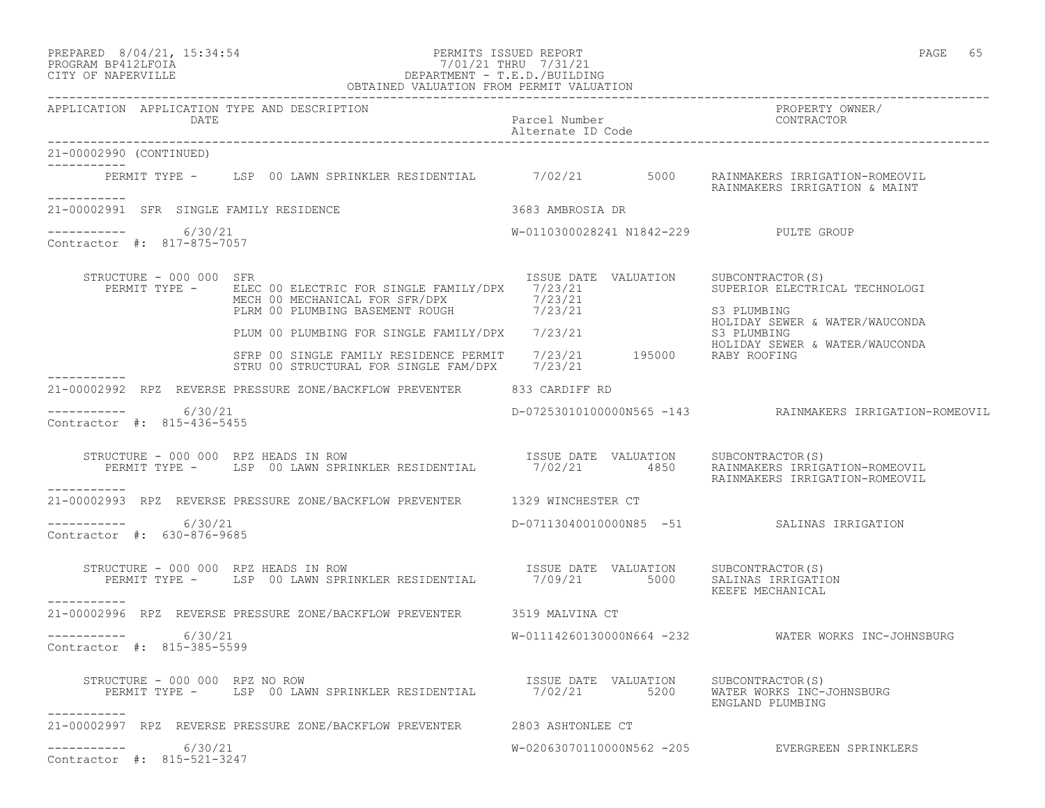```
APPLICATION  APPLICATION TYPE AND DESCRIPTION                                                         PROPERTY OWNER/
             DATE                                             Parcel Number                           CONTRACTOR
                                                              Alternate ID Code
------------------------------------------------------------------------------------------------------------------------------------
21-00002990 (CONTINUED)
-----------
       PERMIT TYPE -     LSP  00 LAWN SPRINKLER RESIDENTIAL       7/02/21          5000    RAINMAKERS IRRIGATION-ROMEOVIL
                                                                                           RAINMAKERS IRRIGATION & MAINT
-----------
21-00002991  SFR  SINGLE FAMILY RESIDENCE                         3683 AMBROSIA DR

-----------         6/30/21                                       W-0110300028241 N1842-229            PULTE GROUP
Contractor  #:  817-875-7057


     STRUCTURE - 000 000  SFR                                     ISSUE DATE  VALUATION     SUBCONTRACTOR(S)
       PERMIT TYPE -     ELEC 00 ELECTRIC FOR SINGLE FAMILY/DPX    7/23/21                   SUPERIOR ELECTRICAL TECHNOLOGI
                         MECH 00 MECHANICAL FOR SFR/DPX            7/23/21
                         PLRM 00 PLUMBING BASEMENT ROUGH           7/23/21                   S3 PLUMBING
                                                                                            HOLIDAY SEWER & WATER/WAUCONDA
                         PLUM 00 PLUMBING FOR SINGLE FAMILY/DPX    7/23/21                   S3 PLUMBING
                                                                                            HOLIDAY SEWER & WATER/WAUCONDA
                         SFRP 00 SINGLE FAMILY RESIDENCE PERMIT    7/23/21       195000     RABY ROOFING
                         STRU 00 STRUCTURAL FOR SINGLE FAM/DPX     7/23/21
-----------
21-00002992  RPZ  REVERSE PRESSURE ZONE/BACKFLOW PREVENTER        833 CARDIFF RD

-----------         6/30/21                                       D-07253010100000N565 -143            RAINMAKERS IRRIGATION-ROMEOVIL
Contractor  #:  815-436-5455


     STRUCTURE - 000 000  RPZ HEADS IN ROW                        ISSUE DATE  VALUATION     SUBCONTRACTOR(S)
       PERMIT TYPE -     LSP  00 LAWN SPRINKLER RESIDENTIAL       7/02/21          4850     RAINMAKERS IRRIGATION-ROMEOVIL
                                                                                            RAINMAKERS IRRIGATION-ROMEOVIL
-----------
21-00002993  RPZ  REVERSE PRESSURE ZONE/BACKFLOW PREVENTER        1329 WINCHESTER CT

-----------         6/30/21                                       D-07113040010000N85  -51             SALINAS IRRIGATION
Contractor  #:  630-876-9685


     STRUCTURE - 000 000  RPZ HEADS IN ROW                        ISSUE DATE  VALUATION     SUBCONTRACTOR(S)
       PERMIT TYPE -     LSP  00 LAWN SPRINKLER RESIDENTIAL       7/09/21          5000     SALINAS IRRIGATION
                                                                                            KEEFE MECHANICAL
-----------
21-00002996  RPZ  REVERSE PRESSURE ZONE/BACKFLOW PREVENTER        3519 MALVINA CT

-----------         6/30/21                                       W-01114260130000N664 -232            WATER WORKS INC-JOHNSBURG
Contractor  #:  815-385-5599


     STRUCTURE - 000 000  RPZ NO ROW                              ISSUE DATE  VALUATION     SUBCONTRACTOR(S)
       PERMIT TYPE -     LSP  00 LAWN SPRINKLER RESIDENTIAL       7/02/21          5200     WATER WORKS INC-JOHNSBURG
                                                                                            ENGLAND PLUMBING
-----------
21-00002997  RPZ  REVERSE PRESSURE ZONE/BACKFLOW PREVENTER        2803 ASHTONLEE CT

-----------         6/30/21                                       W-02063070110000N562 -205            EVERGREEN SPRINKLERS
Contractor  #:  815-521-3247
```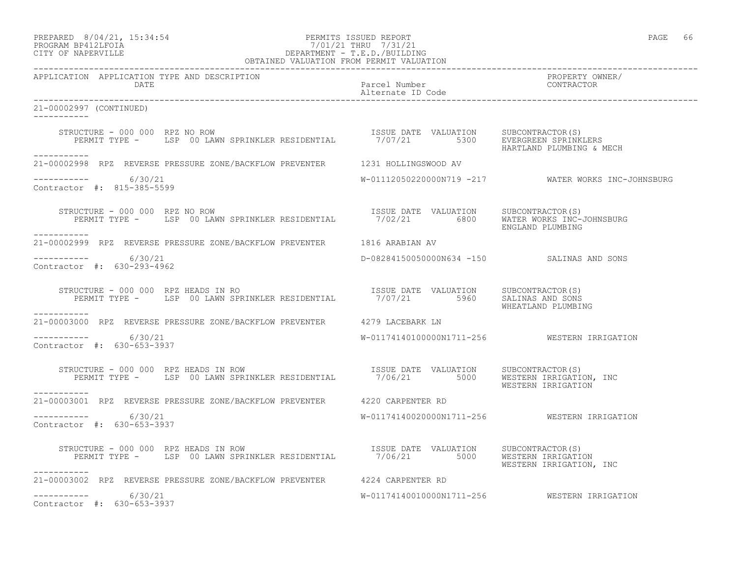| APPLICATION | APPLICATION TYPE AND DESCRIPTION DATE | Parcel Number Alternate ID Code | PROPERTY OWNER/ CONTRACTOR |
|---|---|---|---|

21-00002997 (CONTINUED)

```
    STRUCTURE - 000 000  RPZ NO ROW                              ISSUE DATE  VALUATION     SUBCONTRACTOR(S)
       PERMIT TYPE -    LSP  00 LAWN SPRINKLER RESIDENTIAL        7/07/21        5300     EVERGREEN SPRINKLERS
                                                                                           HARTLAND PLUMBING & MECH
-----------
21-00002998  RPZ  REVERSE PRESSURE ZONE/BACKFLOW PREVENTER       1231 HOLLINGSWOOD AV

-----------       6/30/21                                       W-01112050220000N719 -217         WATER WORKS INC-JOHNSBURG
Contractor #:  815-385-5599

    STRUCTURE - 000 000  RPZ NO ROW                              ISSUE DATE  VALUATION     SUBCONTRACTOR(S)
       PERMIT TYPE -    LSP  00 LAWN SPRINKLER RESIDENTIAL        7/02/21        6800     WATER WORKS INC-JOHNSBURG
                                                                                           ENGLAND PLUMBING
-----------
21-00002999  RPZ  REVERSE PRESSURE ZONE/BACKFLOW PREVENTER       1816 ARABIAN AV

-----------       6/30/21                                       D-08284150050000N634 -150         SALINAS AND SONS
Contractor #:  630-293-4962

    STRUCTURE - 000 000  RPZ HEADS IN RO                         ISSUE DATE  VALUATION     SUBCONTRACTOR(S)
       PERMIT TYPE -    LSP  00 LAWN SPRINKLER RESIDENTIAL        7/07/21        5960     SALINAS AND SONS
                                                                                           WHEATLAND PLUMBING
-----------
21-00003000  RPZ  REVERSE PRESSURE ZONE/BACKFLOW PREVENTER       4279 LACEBARK LN

-----------       6/30/21                                       W-01174140100000N1711-256         WESTERN IRRIGATION
Contractor #:  630-653-3937

    STRUCTURE - 000 000  RPZ HEADS IN ROW                        ISSUE DATE  VALUATION     SUBCONTRACTOR(S)
       PERMIT TYPE -    LSP  00 LAWN SPRINKLER RESIDENTIAL        7/06/21        5000     WESTERN IRRIGATION, INC
                                                                                           WESTERN IRRIGATION
-----------
21-00003001  RPZ  REVERSE PRESSURE ZONE/BACKFLOW PREVENTER       4220 CARPENTER RD

-----------       6/30/21                                       W-01174140020000N1711-256         WESTERN IRRIGATION
Contractor #:  630-653-3937

    STRUCTURE - 000 000  RPZ HEADS IN ROW                        ISSUE DATE  VALUATION     SUBCONTRACTOR(S)
       PERMIT TYPE -    LSP  00 LAWN SPRINKLER RESIDENTIAL        7/06/21        5000     WESTERN IRRIGATION
                                                                                           WESTERN IRRIGATION, INC
-----------
21-00003002  RPZ  REVERSE PRESSURE ZONE/BACKFLOW PREVENTER       4224 CARPENTER RD

-----------       6/30/21                                       W-01174140010000N1711-256         WESTERN IRRIGATION
Contractor #:  630-653-3937
```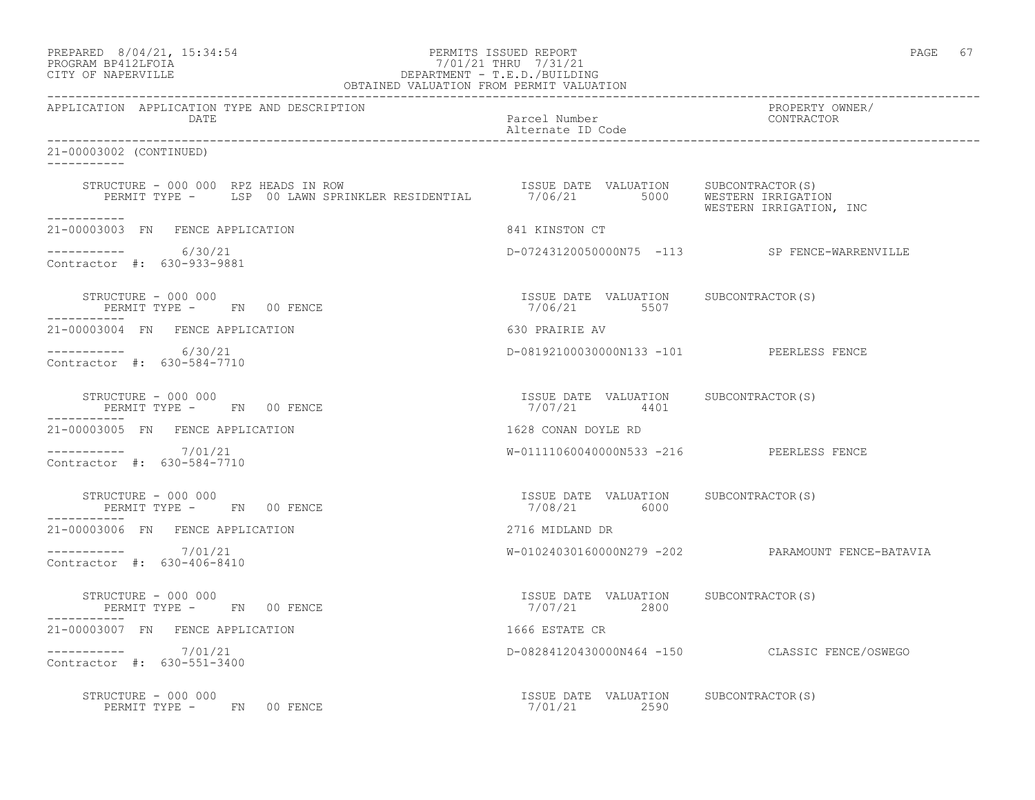PREPARED 8/04/21, 15:34:54 PERMITS ISSUED REPORT
PROGRAM BP412LFOIA 7/01/21 THRU 7/31/21
CITY OF NAPERVILLE DEPARTMENT - T.E.D./BUILDING
OBTAINED VALUATION FROM PERMIT VALUATION

| APPLICATION | APPLICATION TYPE AND DESCRIPTION / DATE | Parcel Number / Alternate ID Code | PROPERTY OWNER/ CONTRACTOR |
|---|---|---|---|

**21-00003002 (CONTINUED)**

STRUCTURE - 000 000 RPZ HEADS IN ROW — ISSUE DATE 7/06/21, VALUATION 5000, SUBCONTRACTOR(S): WESTERN IRRIGATION; WESTERN IRRIGATION, INC
PERMIT TYPE - LSP 00 LAWN SPRINKLER RESIDENTIAL

**21-00003003 FN FENCE APPLICATION** — 841 KINSTON CT
Date: 6/30/21 — D-07243120050000N75 -113 — SP FENCE-WARRENVILLE
Contractor #: 630-933-9881

STRUCTURE - 000 000 — ISSUE DATE 7/06/21, VALUATION 5507, SUBCONTRACTOR(S)
PERMIT TYPE - FN 00 FENCE

**21-00003004 FN FENCE APPLICATION** — 630 PRAIRIE AV
Date: 6/30/21 — D-08192100030000N133 -101 — PEERLESS FENCE
Contractor #: 630-584-7710

STRUCTURE - 000 000 — ISSUE DATE 7/07/21, VALUATION 4401, SUBCONTRACTOR(S)
PERMIT TYPE - FN 00 FENCE

**21-00003005 FN FENCE APPLICATION** — 1628 CONAN DOYLE RD
Date: 7/01/21 — W-01111060040000N533 -216 — PEERLESS FENCE
Contractor #: 630-584-7710

STRUCTURE - 000 000 — ISSUE DATE 7/08/21, VALUATION 6000, SUBCONTRACTOR(S)
PERMIT TYPE - FN 00 FENCE

**21-00003006 FN FENCE APPLICATION** — 2716 MIDLAND DR
Date: 7/01/21 — W-01024030160000N279 -202 — PARAMOUNT FENCE-BATAVIA
Contractor #: 630-406-8410

STRUCTURE - 000 000 — ISSUE DATE 7/07/21, VALUATION 2800, SUBCONTRACTOR(S)
PERMIT TYPE - FN 00 FENCE

**21-00003007 FN FENCE APPLICATION** — 1666 ESTATE CR
Date: 7/01/21 — D-08284120430000N464 -150 — CLASSIC FENCE/OSWEGO
Contractor #: 630-551-3400

STRUCTURE - 000 000 — ISSUE DATE 7/01/21, VALUATION 2590, SUBCONTRACTOR(S)
PERMIT TYPE - FN 00 FENCE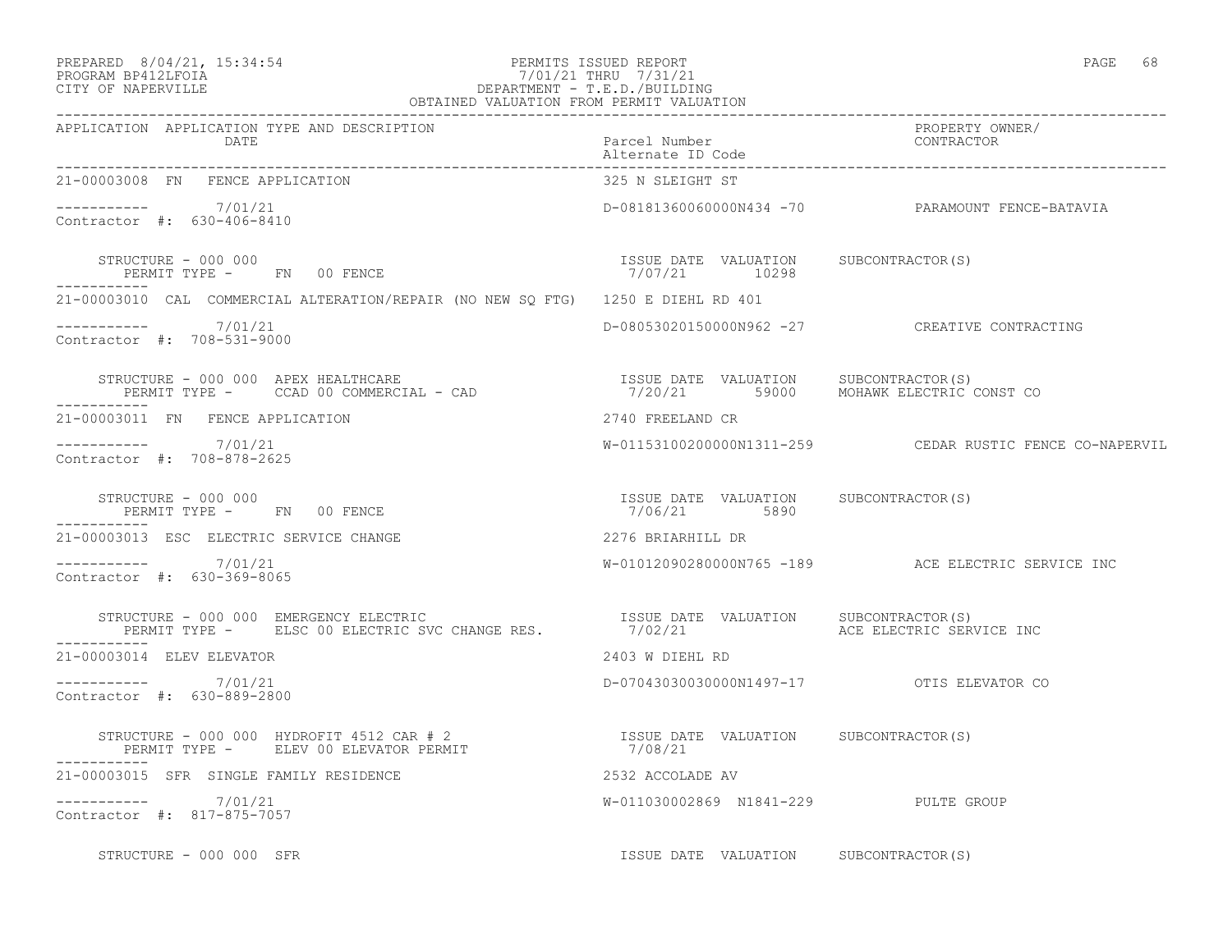PREPARED 8/04/21, 15:34:54
PROGRAM BP412LFOIA
CITY OF NAPERVILLE

PERMITS ISSUED REPORT
7/01/21 THRU 7/31/21
DEPARTMENT - T.E.D./BUILDING
OBTAINED VALUATION FROM PERMIT VALUATION

| APPLICATION APPLICATION TYPE AND DESCRIPTION DATE | Parcel Number Alternate ID Code | PROPERTY OWNER/ CONTRACTOR |
|---|---|---|
| 21-00003008 FN FENCE APPLICATION | 325 N SLEIGHT ST | |
| ----------- 7/01/21 Contractor #: 630-406-8410 | D-08181360060000N434 -70 | PARAMOUNT FENCE-BATAVIA |
| STRUCTURE - 000 000 PERMIT TYPE - FN 00 FENCE | ISSUE DATE VALUATION 7/07/21 10298 | SUBCONTRACTOR(S) |
| 21-00003010 CAL COMMERCIAL ALTERATION/REPAIR (NO NEW SQ FTG) | 1250 E DIEHL RD 401 | |
| ----------- 7/01/21 Contractor #: 708-531-9000 | D-08053020150000N962 -27 | CREATIVE CONTRACTING |
| STRUCTURE - 000 000 APEX HEALTHCARE PERMIT TYPE - CCAD 00 COMMERCIAL - CAD | ISSUE DATE VALUATION 7/20/21 59000 | SUBCONTRACTOR(S) MOHAWK ELECTRIC CONST CO |
| 21-00003011 FN FENCE APPLICATION | 2740 FREELAND CR | |
| ----------- 7/01/21 Contractor #: 708-878-2625 | W-01153100200000N1311-259 | CEDAR RUSTIC FENCE CO-NAPERVIL |
| STRUCTURE - 000 000 PERMIT TYPE - FN 00 FENCE | ISSUE DATE VALUATION 7/06/21 5890 | SUBCONTRACTOR(S) |
| 21-00003013 ESC ELECTRIC SERVICE CHANGE | 2276 BRIARHILL DR | |
| ----------- 7/01/21 Contractor #: 630-369-8065 | W-01012090280000N765 -189 | ACE ELECTRIC SERVICE INC |
| STRUCTURE - 000 000 EMERGENCY ELECTRIC PERMIT TYPE - ELSC 00 ELECTRIC SVC CHANGE RES. | ISSUE DATE VALUATION 7/02/21 | SUBCONTRACTOR(S) ACE ELECTRIC SERVICE INC |
| 21-00003014 ELEV ELEVATOR | 2403 W DIEHL RD | |
| ----------- 7/01/21 Contractor #: 630-889-2800 | D-07043030030000N1497-17 | OTIS ELEVATOR CO |
| STRUCTURE - 000 000 HYDROFIT 4512 CAR # 2 PERMIT TYPE - ELEV 00 ELEVATOR PERMIT | ISSUE DATE VALUATION 7/08/21 | SUBCONTRACTOR(S) |
| 21-00003015 SFR SINGLE FAMILY RESIDENCE | 2532 ACCOLADE AV | |
| ----------- 7/01/21 Contractor #: 817-875-7057 | W-011030002869 N1841-229 | PULTE GROUP |
| STRUCTURE - 000 000 SFR | ISSUE DATE VALUATION | SUBCONTRACTOR(S) |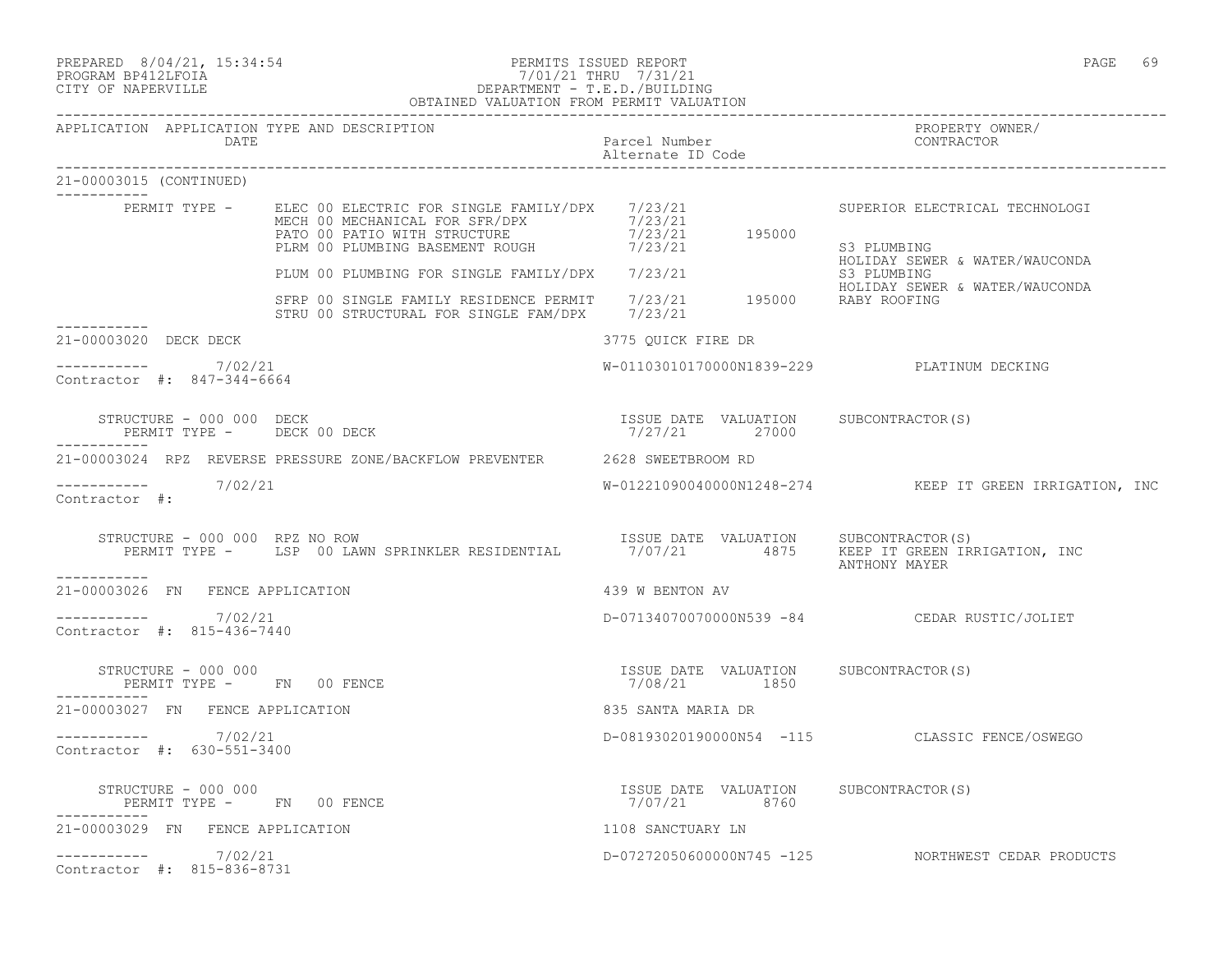PERMITS ISSUED REPORT
7/01/21 THRU 7/31/21
DEPARTMENT - T.E.D./BUILDING
OBTAINED VALUATION FROM PERMIT VALUATION

PREPARED 8/04/21, 15:34:54
PROGRAM BP412LFOIA
CITY OF NAPERVILLE

| APPLICATION | APPLICATION TYPE AND DESCRIPTION / DATE | Parcel Number / Alternate ID Code | PROPERTY OWNER/ CONTRACTOR |
|---|---|---|---|

21-00003015 (CONTINUED)

```
PERMIT TYPE -   ELEC 00 ELECTRIC FOR SINGLE FAMILY/DPX   7/23/21            SUPERIOR ELECTRICAL TECHNOLOGI
                MECH 00 MECHANICAL FOR SFR/DPX           7/23/21
                PATO 00 PATIO WITH STRUCTURE             7/23/21    195000
                PLRM 00 PLUMBING BASEMENT ROUGH          7/23/21            S3 PLUMBING
                                                                            HOLIDAY SEWER & WATER/WAUCONDA
                PLUM 00 PLUMBING FOR SINGLE FAMILY/DPX   7/23/21            S3 PLUMBING
                                                                            HOLIDAY SEWER & WATER/WAUCONDA
                SFRP 00 SINGLE FAMILY RESIDENCE PERMIT   7/23/21    195000  RABY ROOFING
                STRU 00 STRUCTURAL FOR SINGLE FAM/DPX    7/23/21
```

21-00003020 DECK DECK — 3775 QUICK FIRE DR

7/02/21 — W-01103010170000N1839-229 — PLATINUM DECKING
Contractor #: 847-344-6664

```
STRUCTURE - 000 000 DECK                  ISSUE DATE  VALUATION   SUBCONTRACTOR(S)
PERMIT TYPE -   DECK 00 DECK              7/27/21     27000
```

21-00003024 RPZ REVERSE PRESSURE ZONE/BACKFLOW PREVENTER — 2628 SWEETBROOM RD

7/02/21 — W-01221090040000N1248-274 — KEEP IT GREEN IRRIGATION, INC
Contractor #:

```
STRUCTURE - 000 000 RPZ NO ROW                          ISSUE DATE  VALUATION   SUBCONTRACTOR(S)
PERMIT TYPE -   LSP 00 LAWN SPRINKLER RESIDENTIAL       7/07/21     4875        KEEP IT GREEN IRRIGATION, INC
                                                                                ANTHONY MAYER
```

21-00003026 FN FENCE APPLICATION — 439 W BENTON AV

7/02/21 — D-07134070070000N539 -84 — CEDAR RUSTIC/JOLIET
Contractor #: 815-436-7440

```
STRUCTURE - 000 000                       ISSUE DATE  VALUATION   SUBCONTRACTOR(S)
PERMIT TYPE -   FN 00 FENCE               7/08/21     1850
```

21-00003027 FN FENCE APPLICATION — 835 SANTA MARIA DR

7/02/21 — D-08193020190000N54 -115 — CLASSIC FENCE/OSWEGO
Contractor #: 630-551-3400

```
STRUCTURE - 000 000                       ISSUE DATE  VALUATION   SUBCONTRACTOR(S)
PERMIT TYPE -   FN 00 FENCE               7/07/21     8760
```

21-00003029 FN FENCE APPLICATION — 1108 SANCTUARY LN

7/02/21 — D-07272050600000N745 -125 — NORTHWEST CEDAR PRODUCTS
Contractor #: 815-836-8731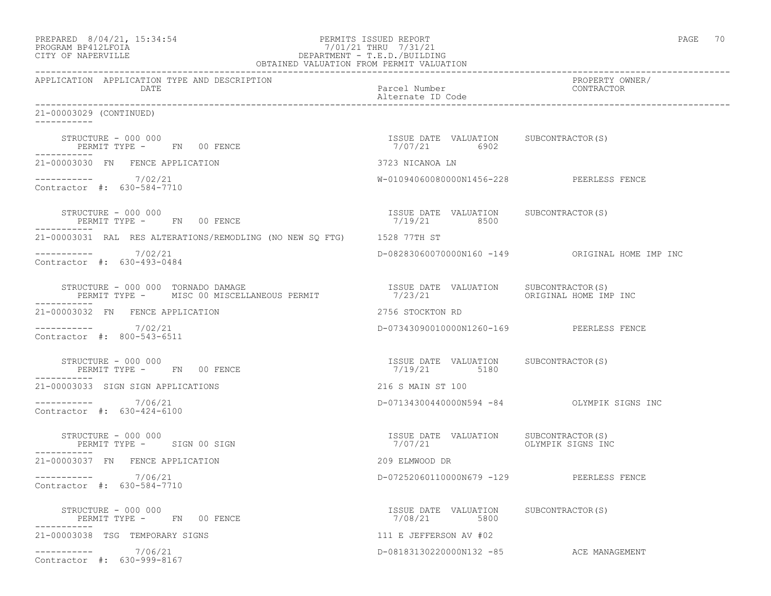PREPARED 8/04/21, 15:34:54 PERMITS ISSUED REPORT
PROGRAM BP412LFOIA 7/01/21 THRU 7/31/21
CITY OF NAPERVILLE DEPARTMENT - T.E.D./BUILDING
OBTAINED VALUATION FROM PERMIT VALUATION

| APPLICATION | APPLICATION TYPE AND DESCRIPTION / DATE | Parcel Number / Alternate ID Code | PROPERTY OWNER/ CONTRACTOR |
|---|---|---|---|

21-00003029 (CONTINUED)

STRUCTURE - 000 000
PERMIT TYPE - FN 00 FENCE
ISSUE DATE 7/07/21 VALUATION 6902 SUBCONTRACTOR(S)

21-00003030 FN FENCE APPLICATION — 3723 NICANOA LN
7/02/21 — W-01094060080000N1456-228 — PEERLESS FENCE
Contractor #: 630-584-7710

STRUCTURE - 000 000
PERMIT TYPE - FN 00 FENCE
ISSUE DATE 7/19/21 VALUATION 8500 SUBCONTRACTOR(S)

21-00003031 RAL RES ALTERATIONS/REMODLING (NO NEW SQ FTG) — 1528 77TH ST
7/02/21 — D-08283060070000N160 -149 — ORIGINAL HOME IMP INC
Contractor #: 630-493-0484

STRUCTURE - 000 000 TORNADO DAMAGE
PERMIT TYPE - MISC 00 MISCELLANEOUS PERMIT
ISSUE DATE 7/23/21 VALUATION SUBCONTRACTOR(S) ORIGINAL HOME IMP INC

21-00003032 FN FENCE APPLICATION — 2756 STOCKTON RD
7/02/21 — D-07343090010000N1260-169 — PEERLESS FENCE
Contractor #: 800-543-6511

STRUCTURE - 000 000
PERMIT TYPE - FN 00 FENCE
ISSUE DATE 7/19/21 VALUATION 5180 SUBCONTRACTOR(S)

21-00003033 SIGN SIGN APPLICATIONS — 216 S MAIN ST 100
7/06/21 — D-07134300440000N594 -84 — OLYMPIK SIGNS INC
Contractor #: 630-424-6100

STRUCTURE - 000 000
PERMIT TYPE - SIGN 00 SIGN
ISSUE DATE 7/07/21 VALUATION SUBCONTRACTOR(S) OLYMPIK SIGNS INC

21-00003037 FN FENCE APPLICATION — 209 ELMWOOD DR
7/06/21 — D-07252060110000N679 -129 — PEERLESS FENCE
Contractor #: 630-584-7710

STRUCTURE - 000 000
PERMIT TYPE - FN 00 FENCE
ISSUE DATE 7/08/21 VALUATION 5800 SUBCONTRACTOR(S)

21-00003038 TSG TEMPORARY SIGNS — 111 E JEFFERSON AV #02
7/06/21 — D-08183130220000N132 -85 — ACE MANAGEMENT
Contractor #: 630-999-8167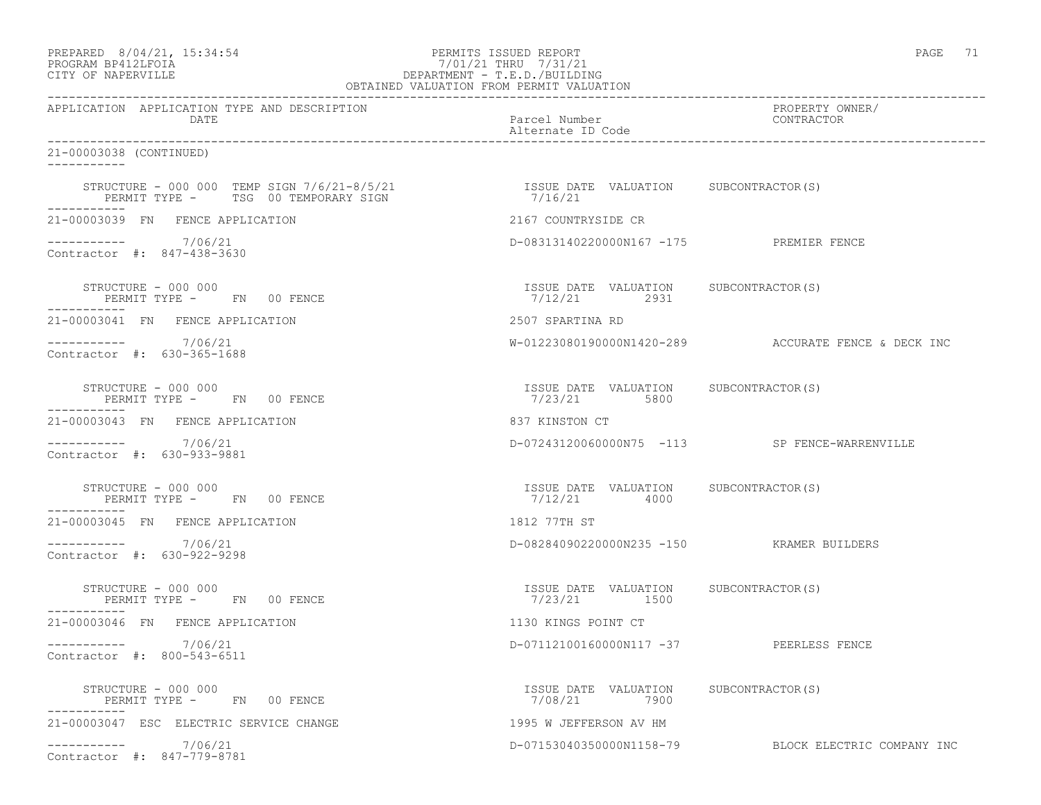APPLICATION APPLICATION TYPE AND DESCRIPTION DATE | Parcel Number Alternate ID Code | PROPERTY OWNER/ CONTRACTOR

21-00003038 (CONTINUED)

STRUCTURE - 000 000 TEMP SIGN 7/6/21-8/5/21
PERMIT TYPE - TSG 00 TEMPORARY SIGN
ISSUE DATE VALUATION SUBCONTRACTOR(S)
7/16/21

21-00003039 FN FENCE APPLICATION — 2167 COUNTRYSIDE CR
7/06/21 — D-08313140220000N167 -175 — PREMIER FENCE
Contractor #: 847-438-3630

STRUCTURE - 000 000
PERMIT TYPE - FN 00 FENCE
ISSUE DATE VALUATION SUBCONTRACTOR(S)
7/12/21 2931

21-00003041 FN FENCE APPLICATION — 2507 SPARTINA RD
7/06/21 — W-01223080190000N1420-289 — ACCURATE FENCE & DECK INC
Contractor #: 630-365-1688

STRUCTURE - 000 000
PERMIT TYPE - FN 00 FENCE
ISSUE DATE VALUATION SUBCONTRACTOR(S)
7/23/21 5800

21-00003043 FN FENCE APPLICATION — 837 KINSTON CT
7/06/21 — D-07243120060000N75 -113 — SP FENCE-WARRENVILLE
Contractor #: 630-933-9881

STRUCTURE - 000 000
PERMIT TYPE - FN 00 FENCE
ISSUE DATE VALUATION SUBCONTRACTOR(S)
7/12/21 4000

21-00003045 FN FENCE APPLICATION — 1812 77TH ST
7/06/21 — D-08284090220000N235 -150 — KRAMER BUILDERS
Contractor #: 630-922-9298

STRUCTURE - 000 000
PERMIT TYPE - FN 00 FENCE
ISSUE DATE VALUATION SUBCONTRACTOR(S)
7/23/21 1500

21-00003046 FN FENCE APPLICATION — 1130 KINGS POINT CT
7/06/21 — D-07112100160000N117 -37 — PEERLESS FENCE
Contractor #: 800-543-6511

STRUCTURE - 000 000
PERMIT TYPE - FN 00 FENCE
ISSUE DATE VALUATION SUBCONTRACTOR(S)
7/08/21 7900

21-00003047 ESC ELECTRIC SERVICE CHANGE — 1995 W JEFFERSON AV HM
7/06/21 — D-07153040350000N1158-79 — BLOCK ELECTRIC COMPANY INC
Contractor #: 847-779-8781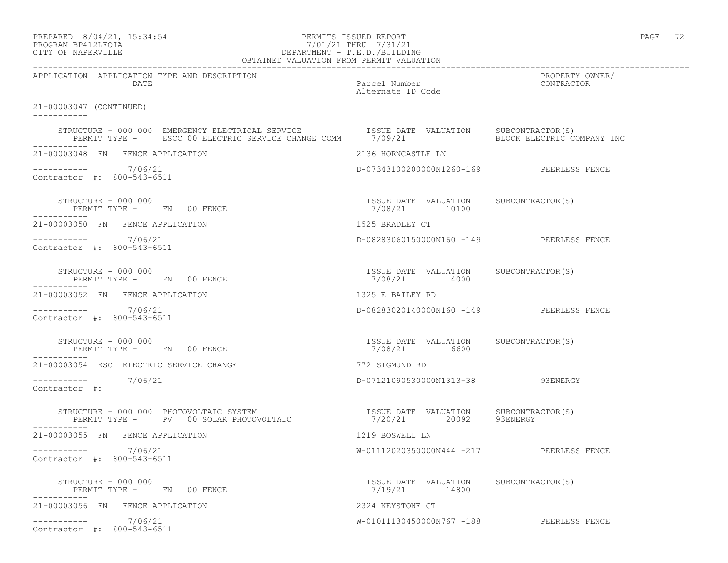APPLICATION APPLICATION TYPE AND DESCRIPTION DATE | Parcel Number Alternate ID Code | PROPERTY OWNER/ CONTRACTOR

21-00003047 (CONTINUED)

STRUCTURE - 000 000 EMERGENCY ELECTRICAL SERVICE
PERMIT TYPE - ESCC 00 ELECTRIC SERVICE CHANGE COMM
ISSUE DATE 7/09/21 VALUATION
SUBCONTRACTOR(S) BLOCK ELECTRIC COMPANY INC

21-00003048 FN FENCE APPLICATION — 2136 HORNCASTLE LN
7/06/21 — D-07343100200000N1260-169 — PEERLESS FENCE
Contractor #: 800-543-6511

STRUCTURE - 000 000
PERMIT TYPE - FN 00 FENCE
ISSUE DATE 7/08/21 VALUATION 10100 SUBCONTRACTOR(S)

21-00003050 FN FENCE APPLICATION — 1525 BRADLEY CT
7/06/21 — D-08283060150000N160 -149 — PEERLESS FENCE
Contractor #: 800-543-6511

STRUCTURE - 000 000
PERMIT TYPE - FN 00 FENCE
ISSUE DATE 7/08/21 VALUATION 4000 SUBCONTRACTOR(S)

21-00003052 FN FENCE APPLICATION — 1325 E BAILEY RD
7/06/21 — D-08283020140000N160 -149 — PEERLESS FENCE
Contractor #: 800-543-6511

STRUCTURE - 000 000
PERMIT TYPE - FN 00 FENCE
ISSUE DATE 7/08/21 VALUATION 6600 SUBCONTRACTOR(S)

21-00003054 ESC ELECTRIC SERVICE CHANGE — 772 SIGMUND RD
7/06/21 — D-07121090530000N1313-38 — 93ENERGY
Contractor #:

STRUCTURE - 000 000 PHOTOVOLTAIC SYSTEM
PERMIT TYPE - PV 00 SOLAR PHOTOVOLTAIC
ISSUE DATE 7/20/21 VALUATION 20092 SUBCONTRACTOR(S) 93ENERGY

21-00003055 FN FENCE APPLICATION — 1219 BOSWELL LN
7/06/21 — W-01112020350000N444 -217 — PEERLESS FENCE
Contractor #: 800-543-6511

STRUCTURE - 000 000
PERMIT TYPE - FN 00 FENCE
ISSUE DATE 7/19/21 VALUATION 14800 SUBCONTRACTOR(S)

21-00003056 FN FENCE APPLICATION — 2324 KEYSTONE CT
7/06/21 — W-01011130450000N767 -188 — PEERLESS FENCE
Contractor #: 800-543-6511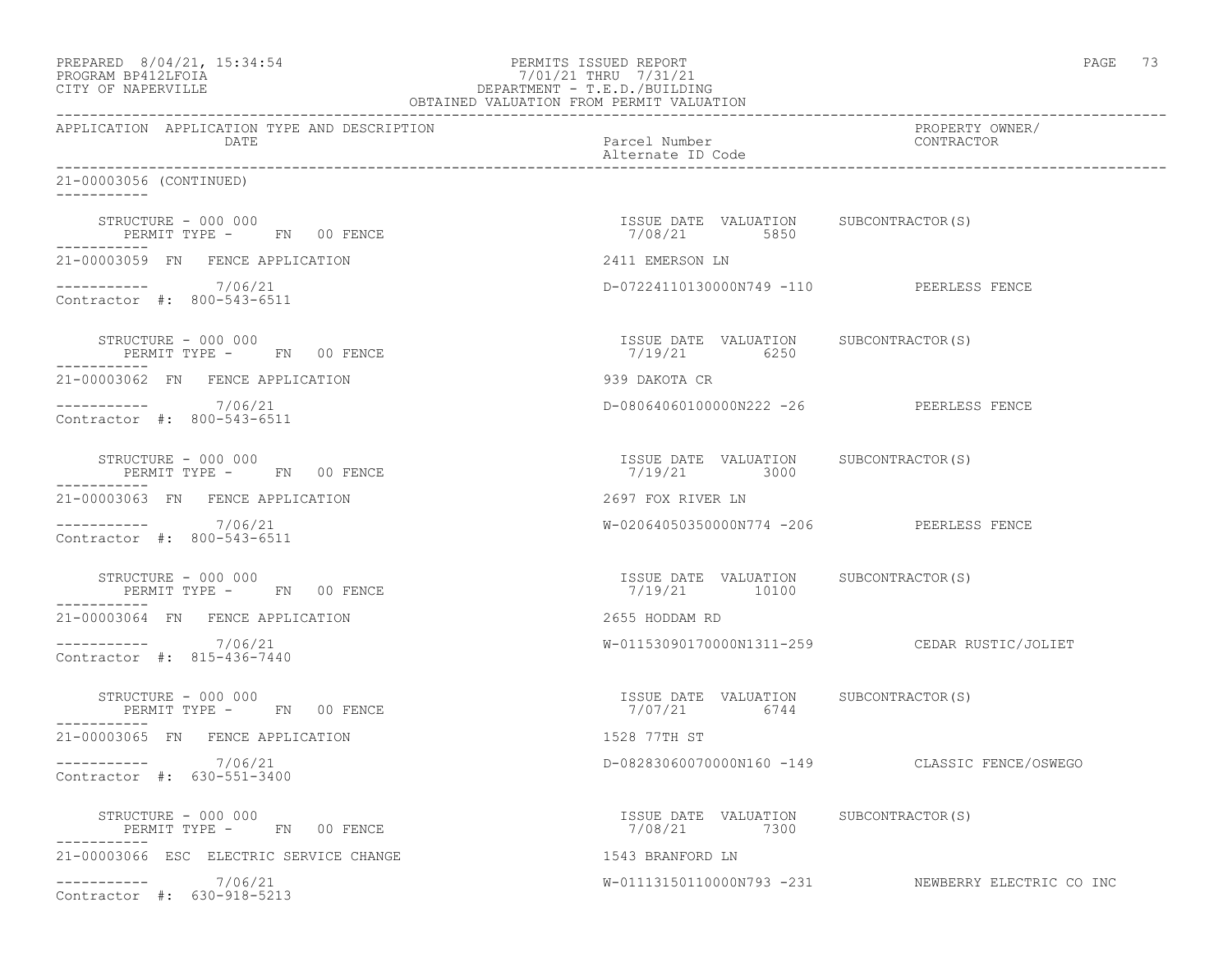OBTAINED VALUATION FROM PERMIT VALUATION

| APPLICATION | APPLICATION TYPE AND DESCRIPTION / DATE | Parcel Number / Alternate ID Code | PROPERTY OWNER/ CONTRACTOR |
|---|---|---|---|
| 21-00003056 (CONTINUED) | | | |
| | STRUCTURE - 000 000 PERMIT TYPE - FN 00 FENCE | ISSUE DATE 7/08/21 VALUATION 5850 | SUBCONTRACTOR(S) |
| 21-00003059 | FN FENCE APPLICATION | 2411 EMERSON LN | |
| | 7/06/21 Contractor #: 800-543-6511 | D-07224110130000N749 -110 | PEERLESS FENCE |
| | STRUCTURE - 000 000 PERMIT TYPE - FN 00 FENCE | ISSUE DATE 7/19/21 VALUATION 6250 | SUBCONTRACTOR(S) |
| 21-00003062 | FN FENCE APPLICATION | 939 DAKOTA CR | |
| | 7/06/21 Contractor #: 800-543-6511 | D-08064060100000N222 -26 | PEERLESS FENCE |
| | STRUCTURE - 000 000 PERMIT TYPE - FN 00 FENCE | ISSUE DATE 7/19/21 VALUATION 3000 | SUBCONTRACTOR(S) |
| 21-00003063 | FN FENCE APPLICATION | 2697 FOX RIVER LN | |
| | 7/06/21 Contractor #: 800-543-6511 | W-02064050350000N774 -206 | PEERLESS FENCE |
| | STRUCTURE - 000 000 PERMIT TYPE - FN 00 FENCE | ISSUE DATE 7/19/21 VALUATION 10100 | SUBCONTRACTOR(S) |
| 21-00003064 | FN FENCE APPLICATION | 2655 HODDAM RD | |
| | 7/06/21 Contractor #: 815-436-7440 | W-01153090170000N1311-259 | CEDAR RUSTIC/JOLIET |
| | STRUCTURE - 000 000 PERMIT TYPE - FN 00 FENCE | ISSUE DATE 7/07/21 VALUATION 6744 | SUBCONTRACTOR(S) |
| 21-00003065 | FN FENCE APPLICATION | 1528 77TH ST | |
| | 7/06/21 Contractor #: 630-551-3400 | D-08283060070000N160 -149 | CLASSIC FENCE/OSWEGO |
| | STRUCTURE - 000 000 PERMIT TYPE - FN 00 FENCE | ISSUE DATE 7/08/21 VALUATION 7300 | SUBCONTRACTOR(S) |
| 21-00003066 | ESC ELECTRIC SERVICE CHANGE | 1543 BRANFORD LN | |
| | 7/06/21 Contractor #: 630-918-5213 | W-01113150110000N793 -231 | NEWBERRY ELECTRIC CO INC |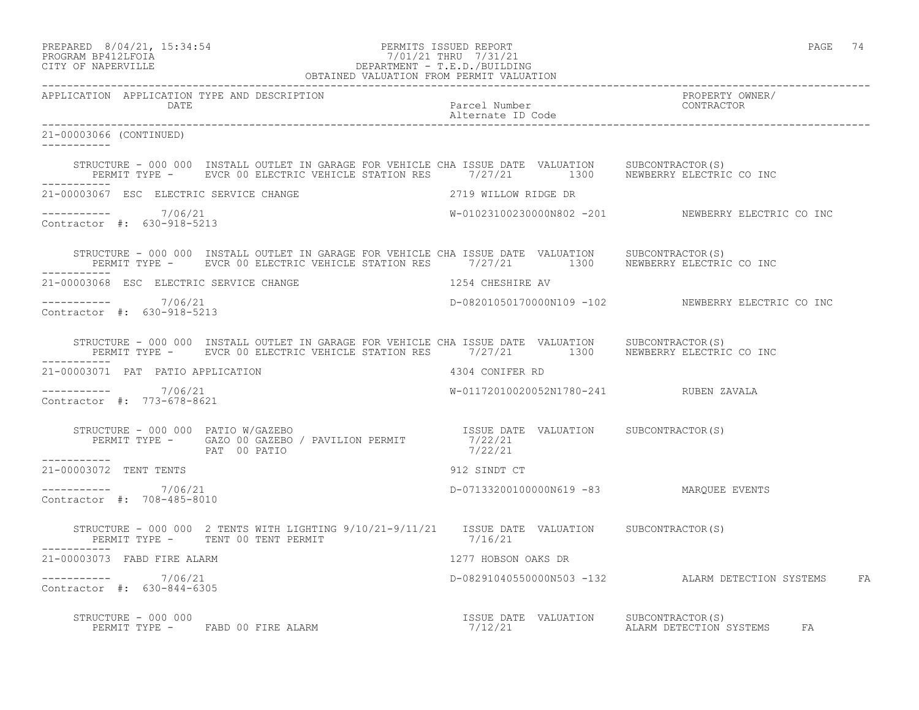PREPARED 8/04/21, 15:34:54 PERMITS ISSUED REPORT
PROGRAM BP412LFOIA 7/01/21 THRU 7/31/21
CITY OF NAPERVILLE DEPARTMENT - T.E.D./BUILDING
OBTAINED VALUATION FROM PERMIT VALUATION

APPLICATION APPLICATION TYPE AND DESCRIPTION | DATE | Parcel Number | Alternate ID Code | PROPERTY OWNER/ CONTRACTOR

21-00003066 (CONTINUED)

STRUCTURE - 000 000 INSTALL OUTLET IN GARAGE FOR VEHICLE CHA ISSUE DATE VALUATION SUBCONTRACTOR(S)
PERMIT TYPE - EVCR 00 ELECTRIC VEHICLE STATION RES 7/27/21 1300 NEWBERRY ELECTRIC CO INC

21-00003067 ESC ELECTRIC SERVICE CHANGE 2719 WILLOW RIDGE DR
7/06/21 W-01023100230000N802 -201 NEWBERRY ELECTRIC CO INC
Contractor #: 630-918-5213

STRUCTURE - 000 000 INSTALL OUTLET IN GARAGE FOR VEHICLE CHA ISSUE DATE VALUATION SUBCONTRACTOR(S)
PERMIT TYPE - EVCR 00 ELECTRIC VEHICLE STATION RES 7/27/21 1300 NEWBERRY ELECTRIC CO INC

21-00003068 ESC ELECTRIC SERVICE CHANGE 1254 CHESHIRE AV
7/06/21 D-08201050170000N109 -102 NEWBERRY ELECTRIC CO INC
Contractor #: 630-918-5213

STRUCTURE - 000 000 INSTALL OUTLET IN GARAGE FOR VEHICLE CHA ISSUE DATE VALUATION SUBCONTRACTOR(S)
PERMIT TYPE - EVCR 00 ELECTRIC VEHICLE STATION RES 7/27/21 1300 NEWBERRY ELECTRIC CO INC

21-00003071 PAT PATIO APPLICATION 4304 CONIFER RD
7/06/21 W-01172010020052N1780-241 RUBEN ZAVALA
Contractor #: 773-678-8621

STRUCTURE - 000 000 PATIO W/GAZEBO ISSUE DATE VALUATION SUBCONTRACTOR(S)
PERMIT TYPE - GAZO 00 GAZEBO / PAVILION PERMIT 7/22/21
PAT 00 PATIO 7/22/21

21-00003072 TENT TENTS 912 SINDT CT
7/06/21 D-07133200100000N619 -83 MARQUEE EVENTS
Contractor #: 708-485-8010

STRUCTURE - 000 000 2 TENTS WITH LIGHTING 9/10/21-9/11/21 ISSUE DATE VALUATION SUBCONTRACTOR(S)
PERMIT TYPE - TENT 00 TENT PERMIT 7/16/21

21-00003073 FABD FIRE ALARM 1277 HOBSON OAKS DR
7/06/21 D-08291040550000N503 -132 ALARM DETECTION SYSTEMS FA
Contractor #: 630-844-6305

STRUCTURE - 000 000 ISSUE DATE VALUATION SUBCONTRACTOR(S)
PERMIT TYPE - FABD 00 FIRE ALARM 7/12/21 ALARM DETECTION SYSTEMS FA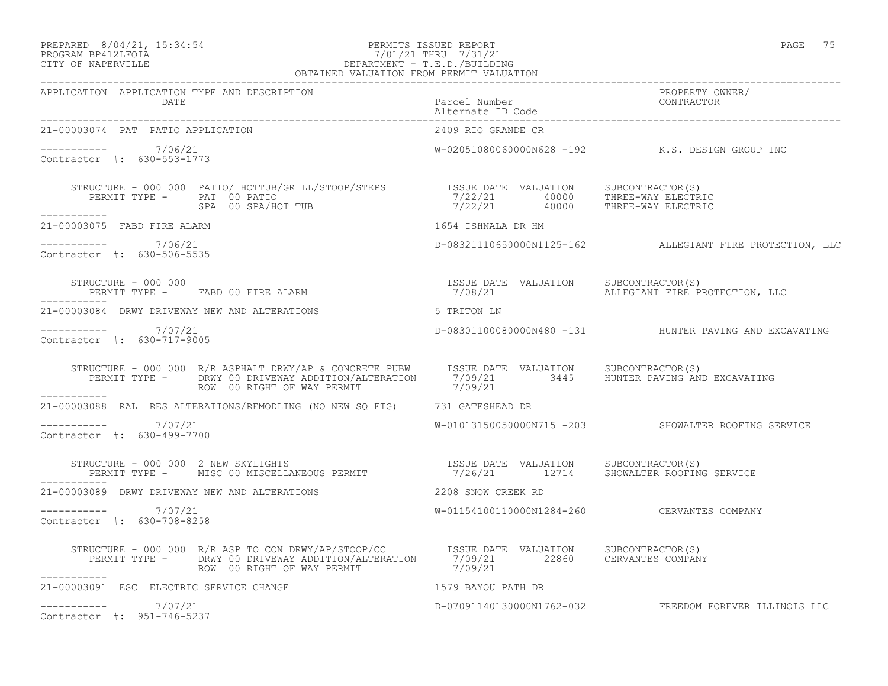PREPARED 8/04/21, 15:34:54 PERMITS ISSUED REPORT
PROGRAM BP412LFOIA 7/01/21 THRU 7/31/21
CITY OF NAPERVILLE DEPARTMENT - T.E.D./BUILDING
OBTAINED VALUATION FROM PERMIT VALUATION

| APPLICATION | APPLICATION TYPE AND DESCRIPTION / DATE | Parcel Number / Alternate ID Code | PROPERTY OWNER/ CONTRACTOR |
|---|---|---|---|

```
21-00003074  PAT  PATIO APPLICATION                                    2409 RIO GRANDE CR

-----------        7/06/21                                             W-02051080060000N628 -192          K.S. DESIGN GROUP INC
Contractor #:  630-553-1773

     STRUCTURE - 000 000  PATIO/ HOTTUB/GRILL/STOOP/STEPS              ISSUE DATE  VALUATION     SUBCONTRACTOR(S)
       PERMIT TYPE -      PAT  00 PATIO                                 7/22/21        40000     THREE-WAY ELECTRIC
                          SPA  00 SPA/HOT TUB                           7/22/21        40000     THREE-WAY ELECTRIC
-----------
21-00003075  FABD FIRE ALARM                                           1654 ISHNALA DR HM

-----------        7/06/21                                             D-08321110650000N1125-162          ALLEGIANT FIRE PROTECTION, LLC
Contractor #:  630-506-5535

     STRUCTURE - 000 000                                               ISSUE DATE  VALUATION     SUBCONTRACTOR(S)
       PERMIT TYPE -      FABD 00 FIRE ALARM                            7/08/21                  ALLEGIANT FIRE PROTECTION, LLC
-----------
21-00003084  DRWY DRIVEWAY NEW AND ALTERATIONS                         5 TRITON LN

-----------        7/07/21                                             D-08301100080000N480 -131          HUNTER PAVING AND EXCAVATING
Contractor #:  630-717-9005

     STRUCTURE - 000 000  R/R ASPHALT DRWY/AP & CONCRETE PUBW          ISSUE DATE  VALUATION     SUBCONTRACTOR(S)
       PERMIT TYPE -      DRWY 00 DRIVEWAY ADDITION/ALTERATION          7/09/21         3445     HUNTER PAVING AND EXCAVATING
                          ROW  00 RIGHT OF WAY PERMIT                   7/09/21
-----------
21-00003088  RAL  RES ALTERATIONS/REMODLING (NO NEW SQ FTG)            731 GATESHEAD DR

-----------        7/07/21                                             W-01013150050000N715 -203          SHOWALTER ROOFING SERVICE
Contractor #:  630-499-7700

     STRUCTURE - 000 000  2 NEW SKYLIGHTS                              ISSUE DATE  VALUATION     SUBCONTRACTOR(S)
       PERMIT TYPE -      MISC 00 MISCELLANEOUS PERMIT                  7/26/21        12714     SHOWALTER ROOFING SERVICE
-----------
21-00003089  DRWY DRIVEWAY NEW AND ALTERATIONS                         2208 SNOW CREEK RD

-----------        7/07/21                                             W-01154100110000N1284-260          CERVANTES COMPANY
Contractor #:  630-708-8258

     STRUCTURE - 000 000  R/R ASP TO CON DRWY/AP/STOOP/CC              ISSUE DATE  VALUATION     SUBCONTRACTOR(S)
       PERMIT TYPE -      DRWY 00 DRIVEWAY ADDITION/ALTERATION          7/09/21        22860     CERVANTES COMPANY
                          ROW  00 RIGHT OF WAY PERMIT                   7/09/21
-----------
21-00003091  ESC  ELECTRIC SERVICE CHANGE                              1579 BAYOU PATH DR

-----------        7/07/21                                             D-07091140130000N1762-032          FREEDOM FOREVER ILLINOIS LLC
Contractor #:  951-746-5237
```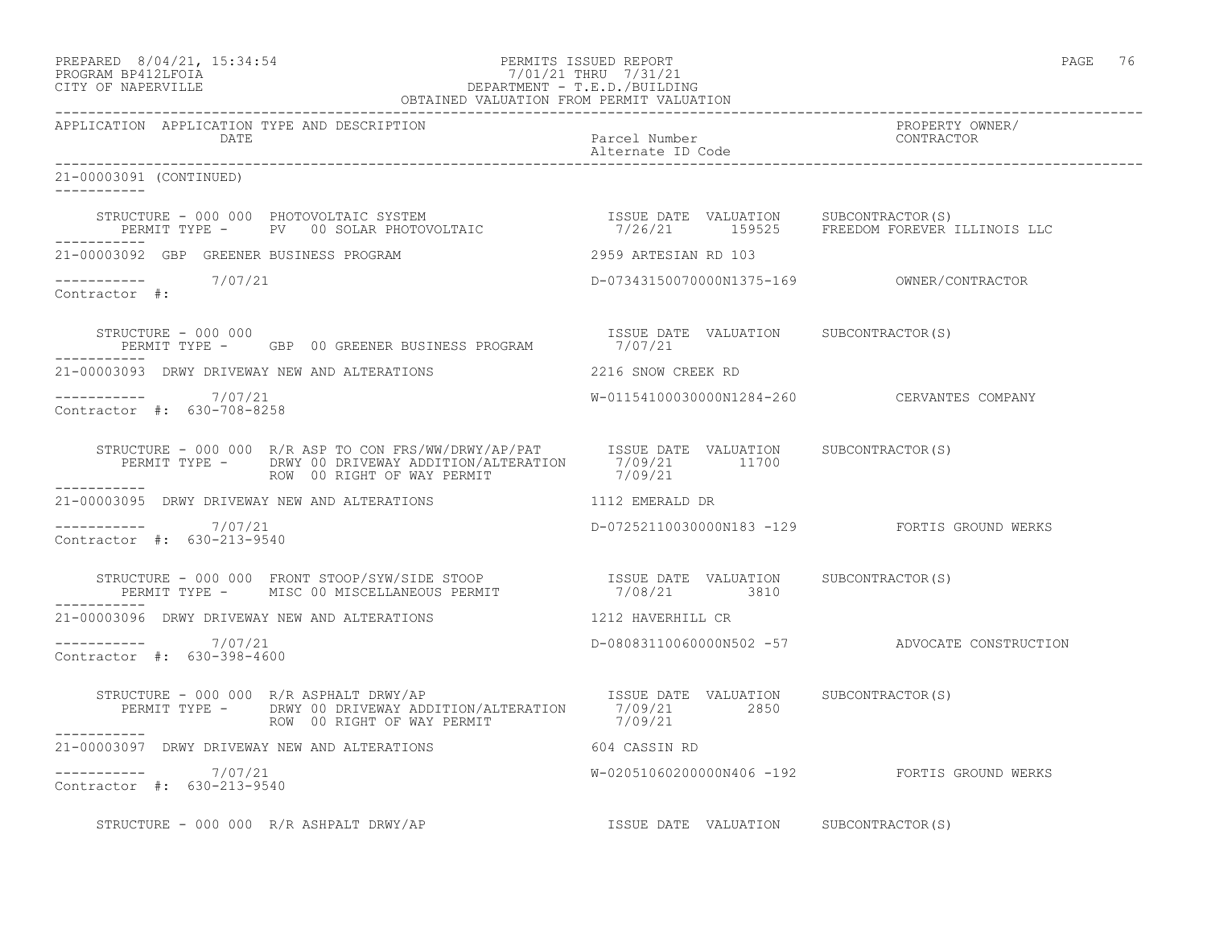PREPARED 8/04/21, 15:34:54 PERMITS ISSUED REPORT PAGE 76
PROGRAM BP412LFOIA 7/01/21 THRU 7/31/21
CITY OF NAPERVILLE DEPARTMENT - T.E.D./BUILDING
OBTAINED VALUATION FROM PERMIT VALUATION

```
APPLICATION  APPLICATION TYPE AND DESCRIPTION                                                              PROPERTY OWNER/
             DATE                                                     Parcel Number                        CONTRACTOR
                                                                      Alternate ID Code

21-00003091 (CONTINUED)
-----------

     STRUCTURE - 000 000  PHOTOVOLTAIC SYSTEM                          ISSUE DATE  VALUATION     SUBCONTRACTOR(S)
        PERMIT TYPE -     PV   00 SOLAR PHOTOVOLTAIC                   7/26/21      159525      FREEDOM FOREVER ILLINOIS LLC
-----------
21-00003092  GBP  GREENER BUSINESS PROGRAM                            2959 ARTESIAN RD 103

-----------        7/07/21                                            D-07343150070000N1375-169          OWNER/CONTRACTOR
Contractor #:

     STRUCTURE - 000 000                                               ISSUE DATE  VALUATION     SUBCONTRACTOR(S)
        PERMIT TYPE -     GBP  00 GREENER BUSINESS PROGRAM             7/07/21
-----------
21-00003093  DRWY DRIVEWAY NEW AND ALTERATIONS                        2216 SNOW CREEK RD

-----------        7/07/21                                            W-01154100030000N1284-260          CERVANTES COMPANY
Contractor #:  630-708-8258

     STRUCTURE - 000 000  R/R ASP TO CON FRS/WW/DRWY/AP/PAT            ISSUE DATE  VALUATION     SUBCONTRACTOR(S)
        PERMIT TYPE -     DRWY 00 DRIVEWAY ADDITION/ALTERATION         7/09/21       11700
                          ROW  00 RIGHT OF WAY PERMIT                  7/09/21
-----------
21-00003095  DRWY DRIVEWAY NEW AND ALTERATIONS                        1112 EMERALD DR

-----------        7/07/21                                            D-07252110030000N183 -129          FORTIS GROUND WERKS
Contractor #:  630-213-9540

     STRUCTURE - 000 000  FRONT STOOP/SYW/SIDE STOOP                   ISSUE DATE  VALUATION     SUBCONTRACTOR(S)
        PERMIT TYPE -     MISC 00 MISCELLANEOUS PERMIT                 7/08/21        3810
-----------
21-00003096  DRWY DRIVEWAY NEW AND ALTERATIONS                        1212 HAVERHILL CR

-----------        7/07/21                                            D-08083110060000N502 -57           ADVOCATE CONSTRUCTION
Contractor #:  630-398-4600

     STRUCTURE - 000 000  R/R ASPHALT DRWY/AP                          ISSUE DATE  VALUATION     SUBCONTRACTOR(S)
        PERMIT TYPE -     DRWY 00 DRIVEWAY ADDITION/ALTERATION         7/09/21        2850
                          ROW  00 RIGHT OF WAY PERMIT                  7/09/21
-----------
21-00003097  DRWY DRIVEWAY NEW AND ALTERATIONS                        604 CASSIN RD

-----------        7/07/21                                            W-02051060200000N406 -192          FORTIS GROUND WERKS
Contractor #:  630-213-9540

     STRUCTURE - 000 000  R/R ASHPALT DRWY/AP                          ISSUE DATE  VALUATION     SUBCONTRACTOR(S)
```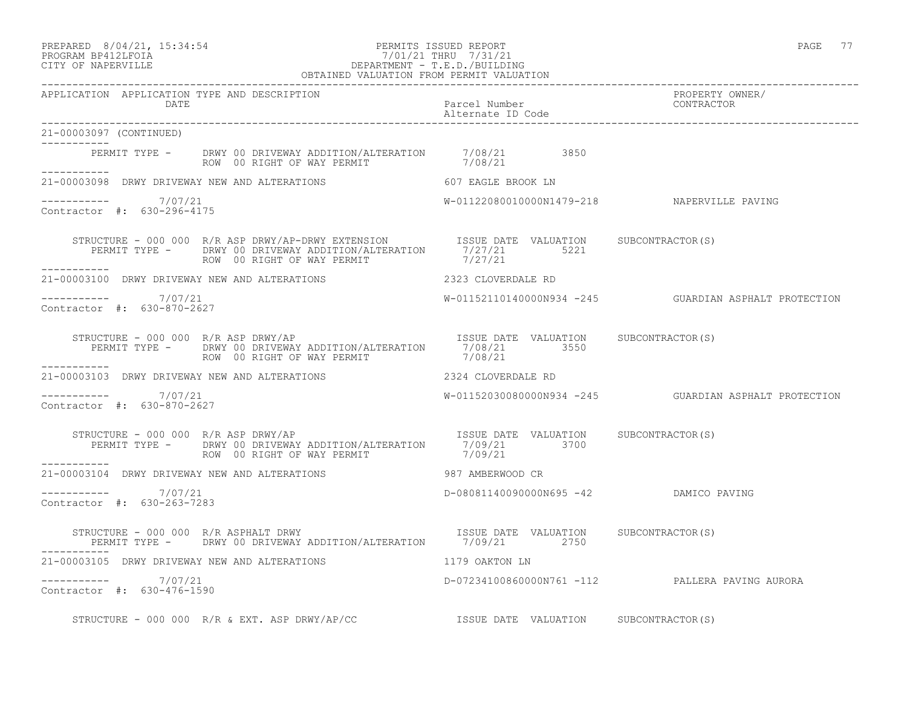21-00003097 (CONTINUED)

PERMIT TYPE - DRWY 00 DRIVEWAY ADDITION/ALTERATION 7/08/21 3850
ROW 00 RIGHT OF WAY PERMIT 7/08/21

---

21-00003098 DRWY DRIVEWAY NEW AND ALTERATIONS 607 EAGLE BROOK LN

7/07/21 W-01122080010000N1479-218 NAPERVILLE PAVING
Contractor #: 630-296-4175

STRUCTURE - 000 000 R/R ASP DRWY/AP-DRWY EXTENSION ISSUE DATE VALUATION SUBCONTRACTOR(S)
PERMIT TYPE - DRWY 00 DRIVEWAY ADDITION/ALTERATION 7/27/21 5221
ROW 00 RIGHT OF WAY PERMIT 7/27/21

---

21-00003100 DRWY DRIVEWAY NEW AND ALTERATIONS 2323 CLOVERDALE RD

7/07/21 W-01152110140000N934 -245 GUARDIAN ASPHALT PROTECTION
Contractor #: 630-870-2627

STRUCTURE - 000 000 R/R ASP DRWY/AP ISSUE DATE VALUATION SUBCONTRACTOR(S)
PERMIT TYPE - DRWY 00 DRIVEWAY ADDITION/ALTERATION 7/08/21 3550
ROW 00 RIGHT OF WAY PERMIT 7/08/21

---

21-00003103 DRWY DRIVEWAY NEW AND ALTERATIONS 2324 CLOVERDALE RD

7/07/21 W-01152030080000N934 -245 GUARDIAN ASPHALT PROTECTION
Contractor #: 630-870-2627

STRUCTURE - 000 000 R/R ASP DRWY/AP ISSUE DATE VALUATION SUBCONTRACTOR(S)
PERMIT TYPE - DRWY 00 DRIVEWAY ADDITION/ALTERATION 7/09/21 3700
ROW 00 RIGHT OF WAY PERMIT 7/09/21

---

21-00003104 DRWY DRIVEWAY NEW AND ALTERATIONS 987 AMBERWOOD CR

7/07/21 D-08081140090000N695 -42 DAMICO PAVING
Contractor #: 630-263-7283

STRUCTURE - 000 000 R/R ASPHALT DRWY ISSUE DATE VALUATION SUBCONTRACTOR(S)
PERMIT TYPE - DRWY 00 DRIVEWAY ADDITION/ALTERATION 7/09/21 2750

---

21-00003105 DRWY DRIVEWAY NEW AND ALTERATIONS 1179 OAKTON LN

7/07/21 D-07234100860000N761 -112 PALLERA PAVING AURORA
Contractor #: 630-476-1590

STRUCTURE - 000 000 R/R & EXT. ASP DRWY/AP/CC ISSUE DATE VALUATION SUBCONTRACTOR(S)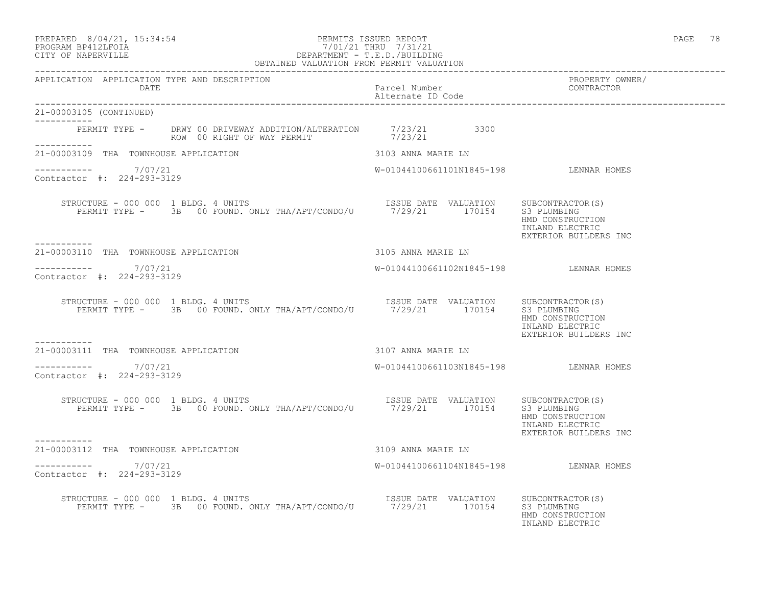| APPLICATION | APPLICATION TYPE AND DESCRIPTION DATE | Parcel Number Alternate ID Code | PROPERTY OWNER/ CONTRACTOR |
|---|---|---|---|

21-00003105 (CONTINUED)

PERMIT TYPE - DRWY 00 DRIVEWAY ADDITION/ALTERATION 7/23/21 3300
ROW 00 RIGHT OF WAY PERMIT 7/23/21

---

21-00003109 THA TOWNHOUSE APPLICATION — 3103 ANNA MARIE LN

7/07/21 — W-01044100661101N1845-198 — LENNAR HOMES

Contractor #: 224-293-3129

STRUCTURE - 000 000 1 BLDG. 4 UNITS

| PERMIT TYPE | ISSUE DATE | VALUATION | SUBCONTRACTOR(S) |
|---|---|---|---|
| 3B 00 FOUND. ONLY THA/APT/CONDO/U | 7/29/21 | 170154 | S3 PLUMBING<br>HMD CONSTRUCTION<br>INLAND ELECTRIC<br>EXTERIOR BUILDERS INC |

---

21-00003110 THA TOWNHOUSE APPLICATION — 3105 ANNA MARIE LN

7/07/21 — W-01044100661102N1845-198 — LENNAR HOMES

Contractor #: 224-293-3129

STRUCTURE - 000 000 1 BLDG. 4 UNITS

| PERMIT TYPE | ISSUE DATE | VALUATION | SUBCONTRACTOR(S) |
|---|---|---|---|
| 3B 00 FOUND. ONLY THA/APT/CONDO/U | 7/29/21 | 170154 | S3 PLUMBING<br>HMD CONSTRUCTION<br>INLAND ELECTRIC<br>EXTERIOR BUILDERS INC |

---

21-00003111 THA TOWNHOUSE APPLICATION — 3107 ANNA MARIE LN

7/07/21 — W-01044100661103N1845-198 — LENNAR HOMES

Contractor #: 224-293-3129

STRUCTURE - 000 000 1 BLDG. 4 UNITS

| PERMIT TYPE | ISSUE DATE | VALUATION | SUBCONTRACTOR(S) |
|---|---|---|---|
| 3B 00 FOUND. ONLY THA/APT/CONDO/U | 7/29/21 | 170154 | S3 PLUMBING<br>HMD CONSTRUCTION<br>INLAND ELECTRIC<br>EXTERIOR BUILDERS INC |

---

21-00003112 THA TOWNHOUSE APPLICATION — 3109 ANNA MARIE LN

7/07/21 — W-01044100661104N1845-198 — LENNAR HOMES

Contractor #: 224-293-3129

STRUCTURE - 000 000 1 BLDG. 4 UNITS

| PERMIT TYPE | ISSUE DATE | VALUATION | SUBCONTRACTOR(S) |
|---|---|---|---|
| 3B 00 FOUND. ONLY THA/APT/CONDO/U | 7/29/21 | 170154 | S3 PLUMBING<br>HMD CONSTRUCTION<br>INLAND ELECTRIC |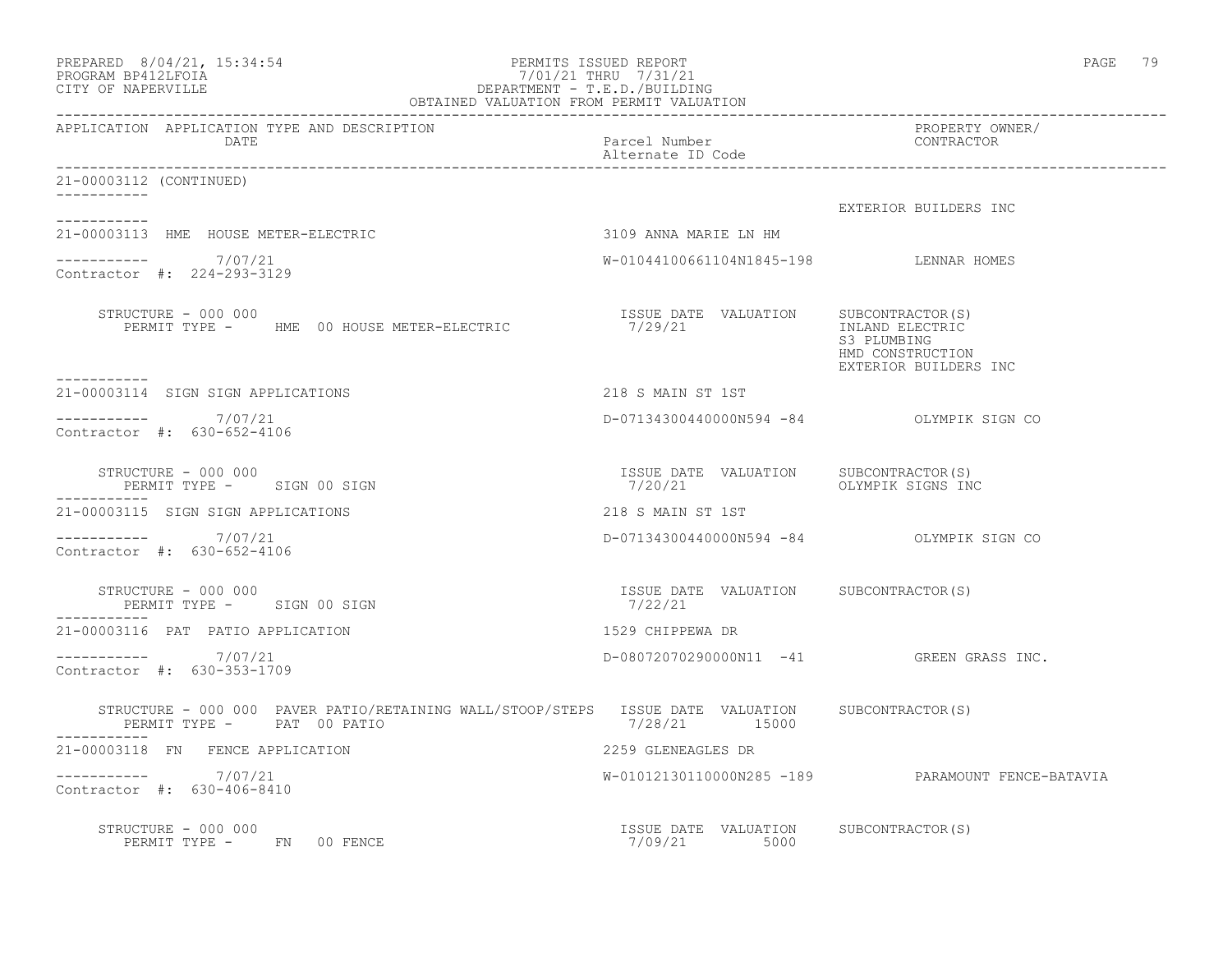PREPARED 8/04/21, 15:34:54
PROGRAM BP412LFOIA
CITY OF NAPERVILLE

PERMITS ISSUED REPORT
7/01/21 THRU 7/31/21
DEPARTMENT - T.E.D./BUILDING
OBTAINED VALUATION FROM PERMIT VALUATION

| APPLICATION APPLICATION TYPE AND DESCRIPTION DATE | Parcel Number Alternate ID Code | PROPERTY OWNER/ CONTRACTOR |
|---|---|---|
| 21-00003112 (CONTINUED) | | |
| | | EXTERIOR BUILDERS INC |
| 21-00003113 HME HOUSE METER-ELECTRIC | 3109 ANNA MARIE LN HM | |
| 7/07/21 Contractor #: 224-293-3129 | W-01044100661104N1845-198 | LENNAR HOMES |
| STRUCTURE - 000 000 PERMIT TYPE - HME 00 HOUSE METER-ELECTRIC | ISSUE DATE VALUATION 7/29/21 | SUBCONTRACTOR(S) INLAND ELECTRIC S3 PLUMBING HMD CONSTRUCTION EXTERIOR BUILDERS INC |
| 21-00003114 SIGN SIGN APPLICATIONS | 218 S MAIN ST 1ST | |
| 7/07/21 Contractor #: 630-652-4106 | D-07134300440000N594 -84 | OLYMPIK SIGN CO |
| STRUCTURE - 000 000 PERMIT TYPE - SIGN 00 SIGN | ISSUE DATE VALUATION 7/20/21 | SUBCONTRACTOR(S) OLYMPIK SIGNS INC |
| 21-00003115 SIGN SIGN APPLICATIONS | 218 S MAIN ST 1ST | |
| 7/07/21 Contractor #: 630-652-4106 | D-07134300440000N594 -84 | OLYMPIK SIGN CO |
| STRUCTURE - 000 000 PERMIT TYPE - SIGN 00 SIGN | ISSUE DATE VALUATION 7/22/21 | SUBCONTRACTOR(S) |
| 21-00003116 PAT PATIO APPLICATION | 1529 CHIPPEWA DR | |
| 7/07/21 Contractor #: 630-353-1709 | D-08072070290000N11 -41 | GREEN GRASS INC. |
| STRUCTURE - 000 000 PAVER PATIO/RETAINING WALL/STOOP/STEPS PERMIT TYPE - PAT 00 PATIO | ISSUE DATE VALUATION 7/28/21 15000 | SUBCONTRACTOR(S) |
| 21-00003118 FN FENCE APPLICATION | 2259 GLENEAGLES DR | |
| 7/07/21 Contractor #: 630-406-8410 | W-01012130110000N285 -189 | PARAMOUNT FENCE-BATAVIA |
| STRUCTURE - 000 000 PERMIT TYPE - FN 00 FENCE | ISSUE DATE VALUATION 7/09/21 5000 | SUBCONTRACTOR(S) |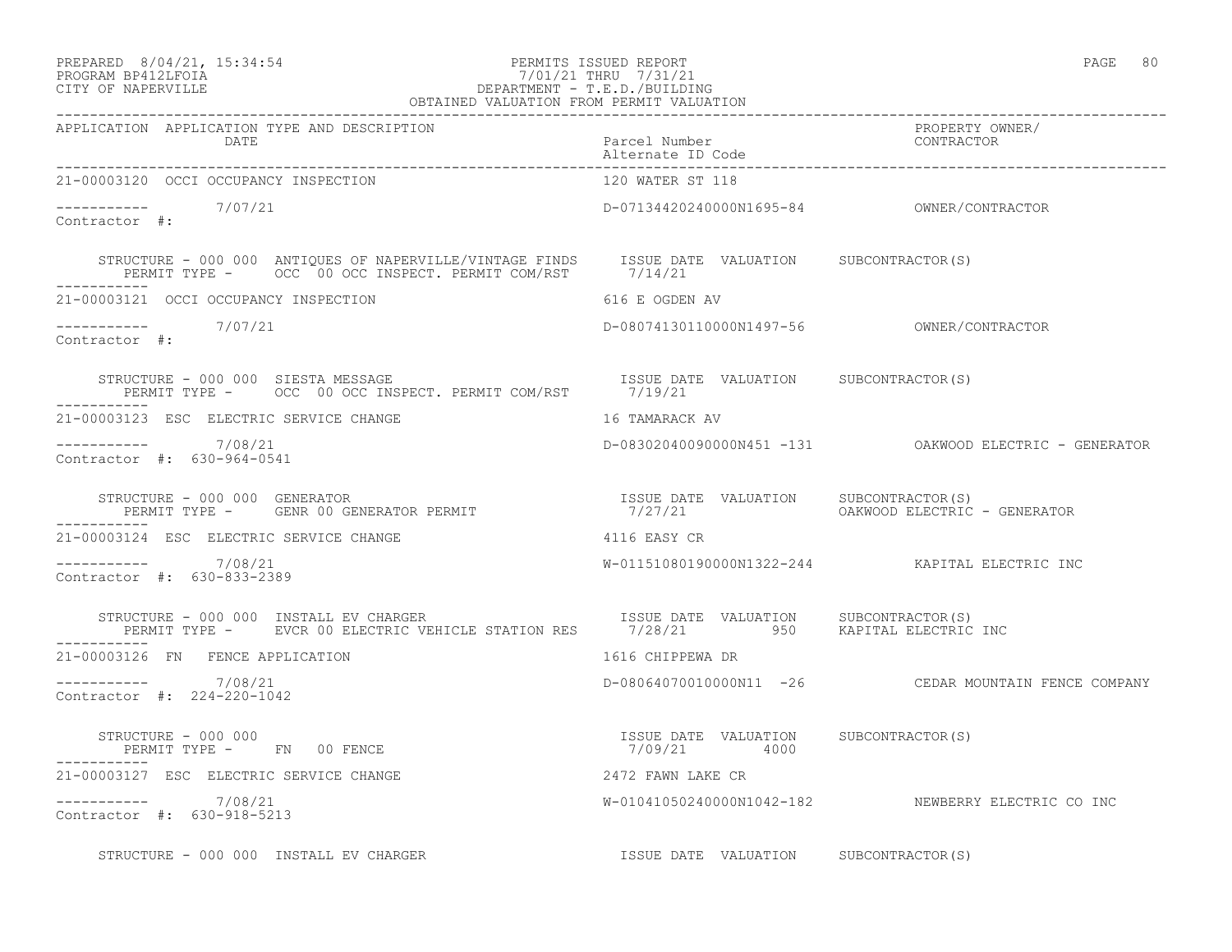PREPARED 8/04/21, 15:34:54 PERMITS ISSUED REPORT
PROGRAM BP412LFOIA 7/01/21 THRU 7/31/21
CITY OF NAPERVILLE DEPARTMENT - T.E.D./BUILDING
OBTAINED VALUATION FROM PERMIT VALUATION

| APPLICATION | APPLICATION TYPE AND DESCRIPTION / DATE | Parcel Number / Alternate ID Code | PROPERTY OWNER/ CONTRACTOR |
|---|---|---|---|
| 21-00003120 | OCCI OCCUPANCY INSPECTION | 120 WATER ST 118 | |
| ----------- | 7/07/21 | D-07134420240000N1695-84 | OWNER/CONTRACTOR |
| Contractor #: | | | |
| | STRUCTURE - 000 000 ANTIQUES OF NAPERVILLE/VINTAGE FINDS<br>PERMIT TYPE - OCC 00 OCC INSPECT. PERMIT COM/RST | ISSUE DATE 7/14/21 VALUATION | SUBCONTRACTOR(S) |
| 21-00003121 | OCCI OCCUPANCY INSPECTION | 616 E OGDEN AV | |
| ----------- | 7/07/21 | D-08074130110000N1497-56 | OWNER/CONTRACTOR |
| Contractor #: | | | |
| | STRUCTURE - 000 000 SIESTA MESSAGE<br>PERMIT TYPE - OCC 00 OCC INSPECT. PERMIT COM/RST | ISSUE DATE 7/19/21 VALUATION | SUBCONTRACTOR(S) |
| 21-00003123 | ESC ELECTRIC SERVICE CHANGE | 16 TAMARACK AV | |
| ----------- | 7/08/21 | D-08302040090000N451 -131 | OAKWOOD ELECTRIC - GENERATOR |
| Contractor #: 630-964-0541 | | | |
| | STRUCTURE - 000 000 GENERATOR<br>PERMIT TYPE - GENR 00 GENERATOR PERMIT | ISSUE DATE 7/27/21 VALUATION | SUBCONTRACTOR(S) OAKWOOD ELECTRIC - GENERATOR |
| 21-00003124 | ESC ELECTRIC SERVICE CHANGE | 4116 EASY CR | |
| ----------- | 7/08/21 | W-01151080190000N1322-244 | KAPITAL ELECTRIC INC |
| Contractor #: 630-833-2389 | | | |
| | STRUCTURE - 000 000 INSTALL EV CHARGER<br>PERMIT TYPE - EVCR 00 ELECTRIC VEHICLE STATION RES | ISSUE DATE 7/28/21 VALUATION 950 | SUBCONTRACTOR(S) KAPITAL ELECTRIC INC |
| 21-00003126 | FN FENCE APPLICATION | 1616 CHIPPEWA DR | |
| ----------- | 7/08/21 | D-08064070010000N11 -26 | CEDAR MOUNTAIN FENCE COMPANY |
| Contractor #: 224-220-1042 | | | |
| | STRUCTURE - 000 000<br>PERMIT TYPE - FN 00 FENCE | ISSUE DATE 7/09/21 VALUATION 4000 | SUBCONTRACTOR(S) |
| 21-00003127 | ESC ELECTRIC SERVICE CHANGE | 2472 FAWN LAKE CR | |
| ----------- | 7/08/21 | W-01041050240000N1042-182 | NEWBERRY ELECTRIC CO INC |
| Contractor #: 630-918-5213 | | | |
| | STRUCTURE - 000 000 INSTALL EV CHARGER | ISSUE DATE VALUATION | SUBCONTRACTOR(S) |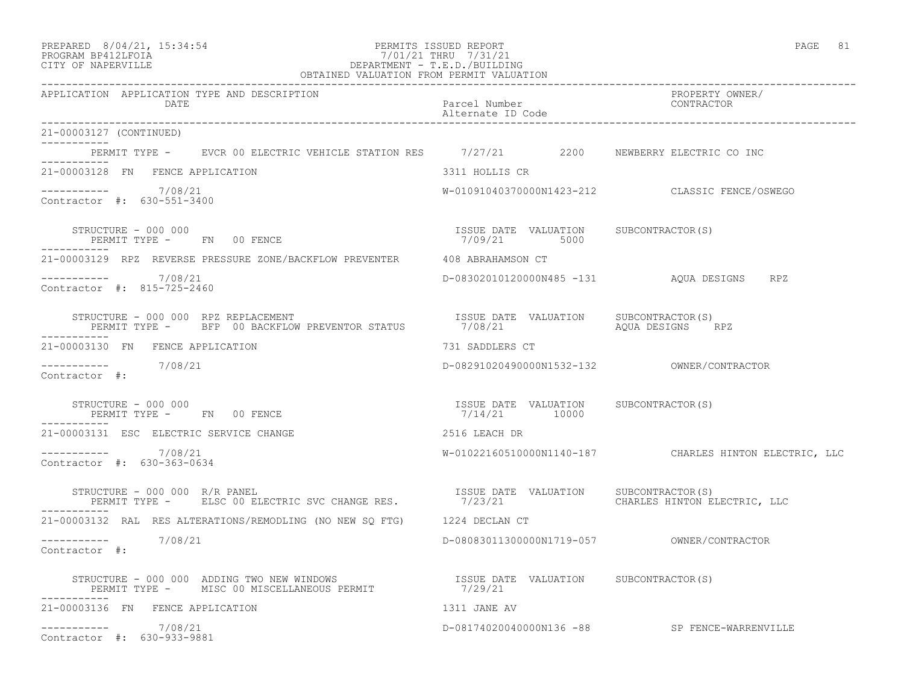PREPARED 8/04/21, 15:34:54 PERMITS ISSUED REPORT
PROGRAM BP412LFOIA 7/01/21 THRU 7/31/21
CITY OF NAPERVILLE DEPARTMENT - T.E.D./BUILDING
OBTAINED VALUATION FROM PERMIT VALUATION

| APPLICATION | APPLICATION TYPE AND DESCRIPTION / DATE | Parcel Number / Alternate ID Code | PROPERTY OWNER/ CONTRACTOR |
|---|---|---|---|

21-00003127 (CONTINUED)

PERMIT TYPE - EVCR 00 ELECTRIC VEHICLE STATION RES 7/27/21 2200 NEWBERRY ELECTRIC CO INC

---

21-00003128 FN FENCE APPLICATION — 3311 HOLLIS CR

7/08/21 — W-01091040370000N1423-212 — CLASSIC FENCE/OSWEGO

Contractor #: 630-551-3400

| STRUCTURE - 000 000 | ISSUE DATE | VALUATION | SUBCONTRACTOR(S) |
|---|---|---|---|
| PERMIT TYPE - FN 00 FENCE | 7/09/21 | 5000 | |

---

21-00003129 RPZ REVERSE PRESSURE ZONE/BACKFLOW PREVENTER — 408 ABRAHAMSON CT

7/08/21 — D-08302010120000N485 -131 — AQUA DESIGNS RPZ

Contractor #: 815-725-2460

| STRUCTURE - 000 000 RPZ REPLACEMENT | ISSUE DATE | VALUATION | SUBCONTRACTOR(S) |
|---|---|---|---|
| PERMIT TYPE - BFP 00 BACKFLOW PREVENTOR STATUS | 7/08/21 | | AQUA DESIGNS RPZ |

---

21-00003130 FN FENCE APPLICATION — 731 SADDLERS CT

7/08/21 — D-08291020490000N1532-132 — OWNER/CONTRACTOR

Contractor #:

| STRUCTURE - 000 000 | ISSUE DATE | VALUATION | SUBCONTRACTOR(S) |
|---|---|---|---|
| PERMIT TYPE - FN 00 FENCE | 7/14/21 | 10000 | |

---

21-00003131 ESC ELECTRIC SERVICE CHANGE — 2516 LEACH DR

7/08/21 — W-01022160510000N1140-187 — CHARLES HINTON ELECTRIC, LLC

Contractor #: 630-363-0634

| STRUCTURE - 000 000 R/R PANEL | ISSUE DATE | VALUATION | SUBCONTRACTOR(S) |
|---|---|---|---|
| PERMIT TYPE - ELSC 00 ELECTRIC SVC CHANGE RES. | 7/23/21 | | CHARLES HINTON ELECTRIC, LLC |

---

21-00003132 RAL RES ALTERATIONS/REMODLING (NO NEW SQ FTG) — 1224 DECLAN CT

7/08/21 — D-08083011300000N1719-057 — OWNER/CONTRACTOR

Contractor #:

| STRUCTURE - 000 000 ADDING TWO NEW WINDOWS | ISSUE DATE | VALUATION | SUBCONTRACTOR(S) |
|---|---|---|---|
| PERMIT TYPE - MISC 00 MISCELLANEOUS PERMIT | 7/29/21 | | |

---

21-00003136 FN FENCE APPLICATION — 1311 JANE AV

7/08/21 — D-08174020040000N136 -88 — SP FENCE-WARRENVILLE

Contractor #: 630-933-9881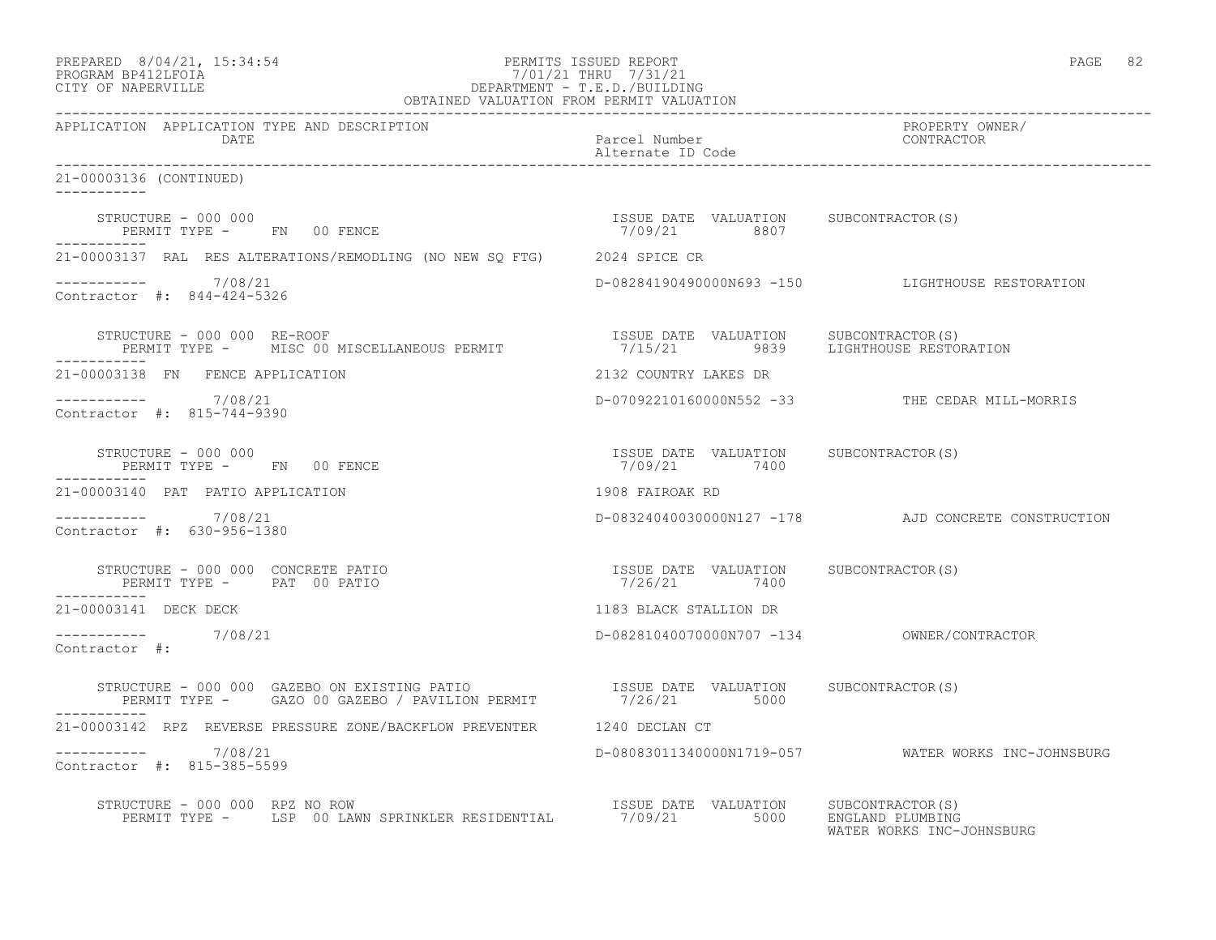| APPLICATION | APPLICATION TYPE AND DESCRIPTION DATE | Parcel Number Alternate ID Code | PROPERTY OWNER/ CONTRACTOR |
|---|---|---|---|
| 21-00003136 (CONTINUED) | | | |
| | STRUCTURE - 000 000 PERMIT TYPE - FN 00 FENCE | ISSUE DATE 7/09/21 VALUATION 8807 | SUBCONTRACTOR(S) |
| 21-00003137 | RAL RES ALTERATIONS/REMODLING (NO NEW SQ FTG) | 2024 SPICE CR | |
| | 7/08/21 Contractor #: 844-424-5326 | D-08284190490000N693 -150 | LIGHTHOUSE RESTORATION |
| | STRUCTURE - 000 000 RE-ROOF PERMIT TYPE - MISC 00 MISCELLANEOUS PERMIT | ISSUE DATE 7/15/21 VALUATION 9839 | SUBCONTRACTOR(S) LIGHTHOUSE RESTORATION |
| 21-00003138 | FN FENCE APPLICATION | 2132 COUNTRY LAKES DR | |
| | 7/08/21 Contractor #: 815-744-9390 | D-07092210160000N552 -33 | THE CEDAR MILL-MORRIS |
| | STRUCTURE - 000 000 PERMIT TYPE - FN 00 FENCE | ISSUE DATE 7/09/21 VALUATION 7400 | SUBCONTRACTOR(S) |
| 21-00003140 | PAT PATIO APPLICATION | 1908 FAIROAK RD | |
| | 7/08/21 Contractor #: 630-956-1380 | D-08324040030000N127 -178 | AJD CONCRETE CONSTRUCTION |
| | STRUCTURE - 000 000 CONCRETE PATIO PERMIT TYPE - PAT 00 PATIO | ISSUE DATE 7/26/21 VALUATION 7400 | SUBCONTRACTOR(S) |
| 21-00003141 | DECK DECK | 1183 BLACK STALLION DR | |
| | 7/08/21 Contractor #: | D-08281040070000N707 -134 | OWNER/CONTRACTOR |
| | STRUCTURE - 000 000 GAZEBO ON EXISTING PATIO PERMIT TYPE - GAZO 00 GAZEBO / PAVILION PERMIT | ISSUE DATE 7/26/21 VALUATION 5000 | SUBCONTRACTOR(S) |
| 21-00003142 | RPZ REVERSE PRESSURE ZONE/BACKFLOW PREVENTER | 1240 DECLAN CT | |
| | 7/08/21 Contractor #: 815-385-5599 | D-08083011340000N1719-057 | WATER WORKS INC-JOHNSBURG |
| | STRUCTURE - 000 000 RPZ NO ROW PERMIT TYPE - LSP 00 LAWN SPRINKLER RESIDENTIAL | ISSUE DATE 7/09/21 VALUATION 5000 | SUBCONTRACTOR(S) ENGLAND PLUMBING WATER WORKS INC-JOHNSBURG |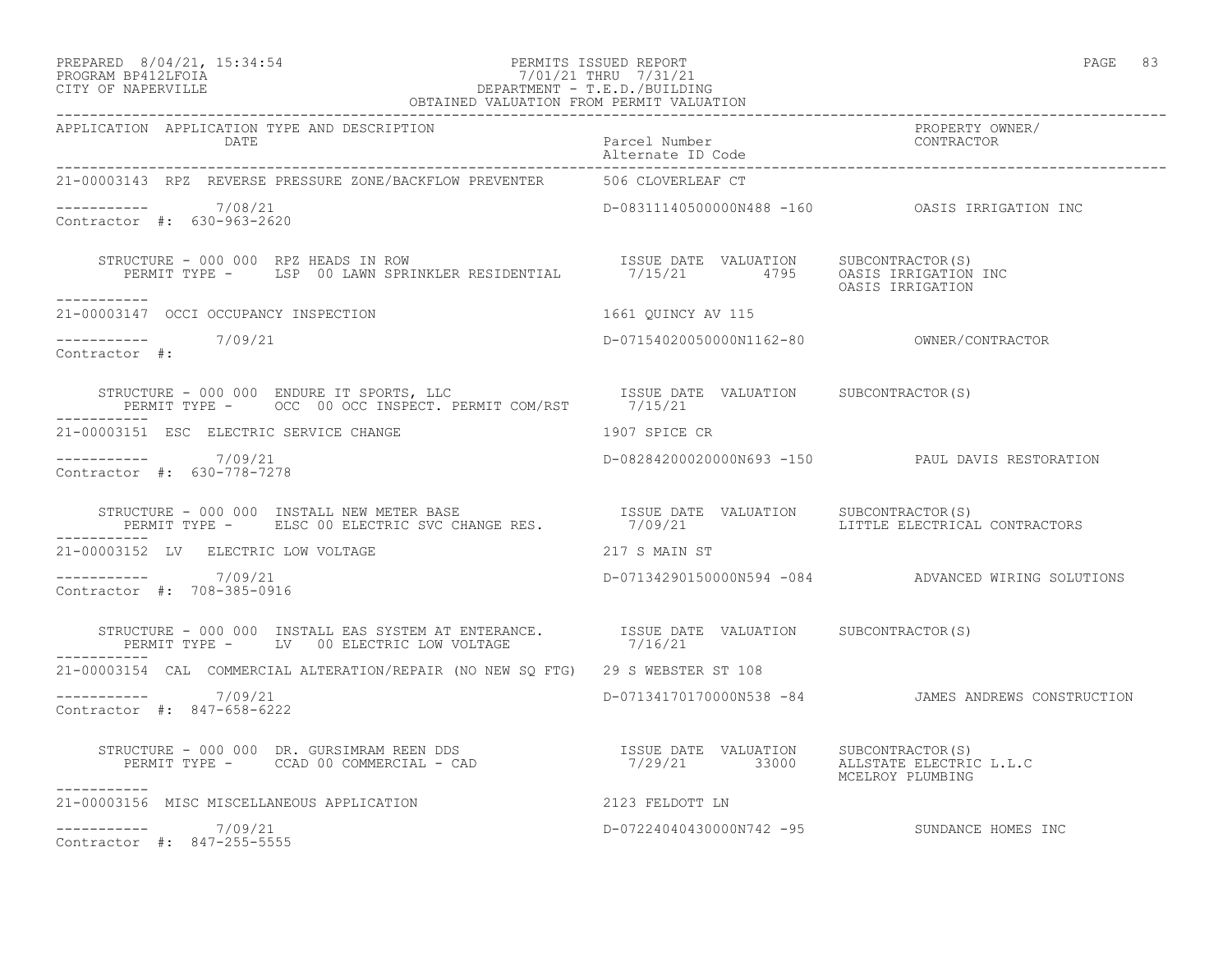PREPARED 8/04/21, 15:34:54 PERMITS ISSUED REPORT
PROGRAM BP412LFOIA 7/01/21 THRU 7/31/21
CITY OF NAPERVILLE DEPARTMENT - T.E.D./BUILDING
OBTAINED VALUATION FROM PERMIT VALUATION

| APPLICATION | APPLICATION TYPE AND DESCRIPTION / DATE | Parcel Number / Alternate ID Code | PROPERTY OWNER/ CONTRACTOR |
|---|---|---|---|

21-00003143 RPZ REVERSE PRESSURE ZONE/BACKFLOW PREVENTER — 506 CLOVERLEAF CT

----------- 7/08/21 — D-08311140500000N488 -160 — OASIS IRRIGATION INC
Contractor #: 630-963-2620

STRUCTURE - 000 000 RPZ HEADS IN ROW — ISSUE DATE 7/15/21 — VALUATION 4795 — SUBCONTRACTOR(S) OASIS IRRIGATION INC, OASIS IRRIGATION
PERMIT TYPE - LSP 00 LAWN SPRINKLER RESIDENTIAL

-----------

21-00003147 OCCI OCCUPANCY INSPECTION — 1661 QUINCY AV 115

----------- 7/09/21 — D-07154020050000N1162-80 — OWNER/CONTRACTOR
Contractor #:

STRUCTURE - 000 000 ENDURE IT SPORTS, LLC — ISSUE DATE 7/15/21 — VALUATION — SUBCONTRACTOR(S)
PERMIT TYPE - OCC 00 OCC INSPECT. PERMIT COM/RST

-----------

21-00003151 ESC ELECTRIC SERVICE CHANGE — 1907 SPICE CR

----------- 7/09/21 — D-08284200020000N693 -150 — PAUL DAVIS RESTORATION
Contractor #: 630-778-7278

STRUCTURE - 000 000 INSTALL NEW METER BASE — ISSUE DATE 7/09/21 — VALUATION — SUBCONTRACTOR(S) LITTLE ELECTRICAL CONTRACTORS
PERMIT TYPE - ELSC 00 ELECTRIC SVC CHANGE RES.

-----------

21-00003152 LV ELECTRIC LOW VOLTAGE — 217 S MAIN ST

----------- 7/09/21 — D-07134290150000N594 -084 — ADVANCED WIRING SOLUTIONS
Contractor #: 708-385-0916

STRUCTURE - 000 000 INSTALL EAS SYSTEM AT ENTERANCE. — ISSUE DATE 7/16/21 — VALUATION — SUBCONTRACTOR(S)
PERMIT TYPE - LV 00 ELECTRIC LOW VOLTAGE

-----------

21-00003154 CAL COMMERCIAL ALTERATION/REPAIR (NO NEW SQ FTG) — 29 S WEBSTER ST 108

----------- 7/09/21 — D-07134170170000N538 -84 — JAMES ANDREWS CONSTRUCTION
Contractor #: 847-658-6222

STRUCTURE - 000 000 DR. GURSIMRAM REEN DDS — ISSUE DATE 7/29/21 — VALUATION 33000 — SUBCONTRACTOR(S) ALLSTATE ELECTRIC L.L.C, MCELROY PLUMBING
PERMIT TYPE - CCAD 00 COMMERCIAL - CAD

-----------

21-00003156 MISC MISCELLANEOUS APPLICATION — 2123 FELDOTT LN

----------- 7/09/21 — D-07224040430000N742 -95 — SUNDANCE HOMES INC
Contractor #: 847-255-5555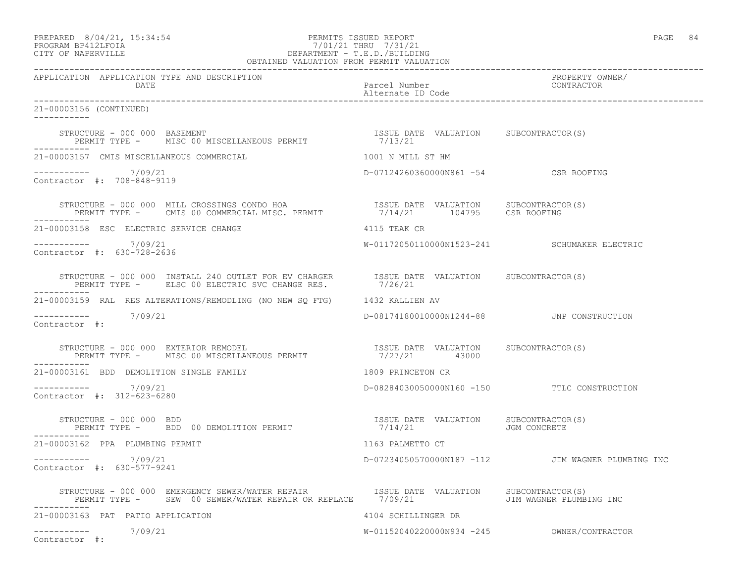PREPARED 8/04/21, 15:34:54 PERMITS ISSUED REPORT
PROGRAM BP412LFOIA 7/01/21 THRU 7/31/21
CITY OF NAPERVILLE DEPARTMENT - T.E.D./BUILDING
OBTAINED VALUATION FROM PERMIT VALUATION

| APPLICATION | APPLICATION TYPE AND DESCRIPTION DATE | Parcel Number Alternate ID Code | PROPERTY OWNER/ CONTRACTOR |
|---|---|---|---|

21-00003156 (CONTINUED)

STRUCTURE - 000 000 BASEMENT | ISSUE DATE 7/13/21 | VALUATION | SUBCONTRACTOR(S)
PERMIT TYPE - MISC 00 MISCELLANEOUS PERMIT

21-00003157 CMIS MISCELLANEOUS COMMERCIAL — 1001 N MILL ST HM
7/09/21 — D-07124260360000N861 -54 — CSR ROOFING
Contractor #: 708-848-9119

STRUCTURE - 000 000 MILL CROSSINGS CONDO HOA | ISSUE DATE 7/14/21 | VALUATION 104795 | SUBCONTRACTOR(S) CSR ROOFING
PERMIT TYPE - CMIS 00 COMMERCIAL MISC. PERMIT

21-00003158 ESC ELECTRIC SERVICE CHANGE — 4115 TEAK CR
7/09/21 — W-01172050110000N1523-241 — SCHUMAKER ELECTRIC
Contractor #: 630-728-2636

STRUCTURE - 000 000 INSTALL 240 OUTLET FOR EV CHARGER | ISSUE DATE 7/26/21 | VALUATION | SUBCONTRACTOR(S)
PERMIT TYPE - ELSC 00 ELECTRIC SVC CHANGE RES.

21-00003159 RAL RES ALTERATIONS/REMODLING (NO NEW SQ FTG) — 1432 KALLIEN AV
7/09/21 — D-08174180010000N1244-88 — JNP CONSTRUCTION
Contractor #:

STRUCTURE - 000 000 EXTERIOR REMODEL | ISSUE DATE 7/27/21 | VALUATION 43000 | SUBCONTRACTOR(S)
PERMIT TYPE - MISC 00 MISCELLANEOUS PERMIT

21-00003161 BDD DEMOLITION SINGLE FAMILY — 1809 PRINCETON CR
7/09/21 — D-08284030050000N160 -150 — TTLC CONSTRUCTION
Contractor #: 312-623-6280

STRUCTURE - 000 000 BDD | ISSUE DATE 7/14/21 | VALUATION | SUBCONTRACTOR(S) JGM CONCRETE
PERMIT TYPE - BDD 00 DEMOLITION PERMIT

21-00003162 PPA PLUMBING PERMIT — 1163 PALMETTO CT
7/09/21 — D-07234050570000N187 -112 — JIM WAGNER PLUMBING INC
Contractor #: 630-577-9241

STRUCTURE - 000 000 EMERGENCY SEWER/WATER REPAIR | ISSUE DATE 7/09/21 | VALUATION | SUBCONTRACTOR(S) JIM WAGNER PLUMBING INC
PERMIT TYPE - SEW 00 SEWER/WATER REPAIR OR REPLACE

21-00003163 PAT PATIO APPLICATION — 4104 SCHILLINGER DR
7/09/21 — W-01152040220000N934 -245 — OWNER/CONTRACTOR
Contractor #: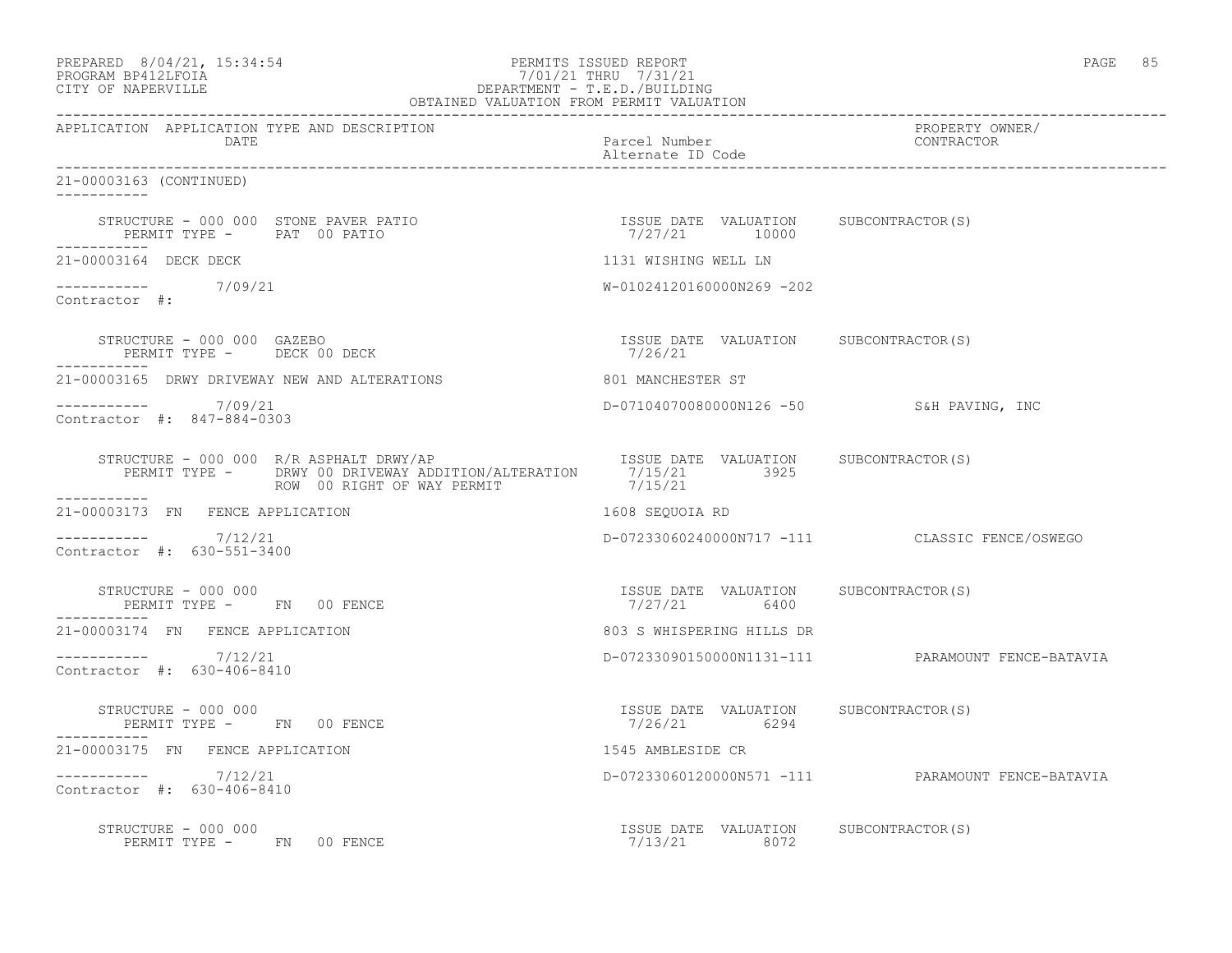PREPARED 8/04/21, 15:34:54 PERMITS ISSUED REPORT
PROGRAM BP412LFOIA 7/01/21 THRU 7/31/21
CITY OF NAPERVILLE DEPARTMENT - T.E.D./BUILDING
OBTAINED VALUATION FROM PERMIT VALUATION

| APPLICATION | APPLICATION TYPE AND DESCRIPTION / DATE | Parcel Number / Alternate ID Code | PROPERTY OWNER/ CONTRACTOR |
|---|---|---|---|

21-00003163 (CONTINUED)

STRUCTURE - 000 000 STONE PAVER PATIO
PERMIT TYPE - PAT 00 PATIO
ISSUE DATE 7/27/21 VALUATION 10000 SUBCONTRACTOR(S)

21-00003164 DECK DECK — 1131 WISHING WELL LN
7/09/21 — W-01024120160000N269 -202
Contractor #:

STRUCTURE - 000 000 GAZEBO
PERMIT TYPE - DECK 00 DECK
ISSUE DATE 7/26/21 VALUATION SUBCONTRACTOR(S)

21-00003165 DRWY DRIVEWAY NEW AND ALTERATIONS — 801 MANCHESTER ST
7/09/21 — D-07104070080000N126 -50 — S&H PAVING, INC
Contractor #: 847-884-0303

STRUCTURE - 000 000 R/R ASPHALT DRWY/AP
PERMIT TYPE - DRWY 00 DRIVEWAY ADDITION/ALTERATION — ISSUE DATE 7/15/21 VALUATION 3925 SUBCONTRACTOR(S)
ROW 00 RIGHT OF WAY PERMIT — 7/15/21

21-00003173 FN FENCE APPLICATION — 1608 SEQUOIA RD
7/12/21 — D-07233060240000N717 -111 — CLASSIC FENCE/OSWEGO
Contractor #: 630-551-3400

STRUCTURE - 000 000
PERMIT TYPE - FN 00 FENCE
ISSUE DATE 7/27/21 VALUATION 6400 SUBCONTRACTOR(S)

21-00003174 FN FENCE APPLICATION — 803 S WHISPERING HILLS DR
7/12/21 — D-07233090150000N1131-111 — PARAMOUNT FENCE-BATAVIA
Contractor #: 630-406-8410

STRUCTURE - 000 000
PERMIT TYPE - FN 00 FENCE
ISSUE DATE 7/26/21 VALUATION 6294 SUBCONTRACTOR(S)

21-00003175 FN FENCE APPLICATION — 1545 AMBLESIDE CR
7/12/21 — D-07233060120000N571 -111 — PARAMOUNT FENCE-BATAVIA
Contractor #: 630-406-8410

STRUCTURE - 000 000
PERMIT TYPE - FN 00 FENCE
ISSUE DATE 7/13/21 VALUATION 8072 SUBCONTRACTOR(S)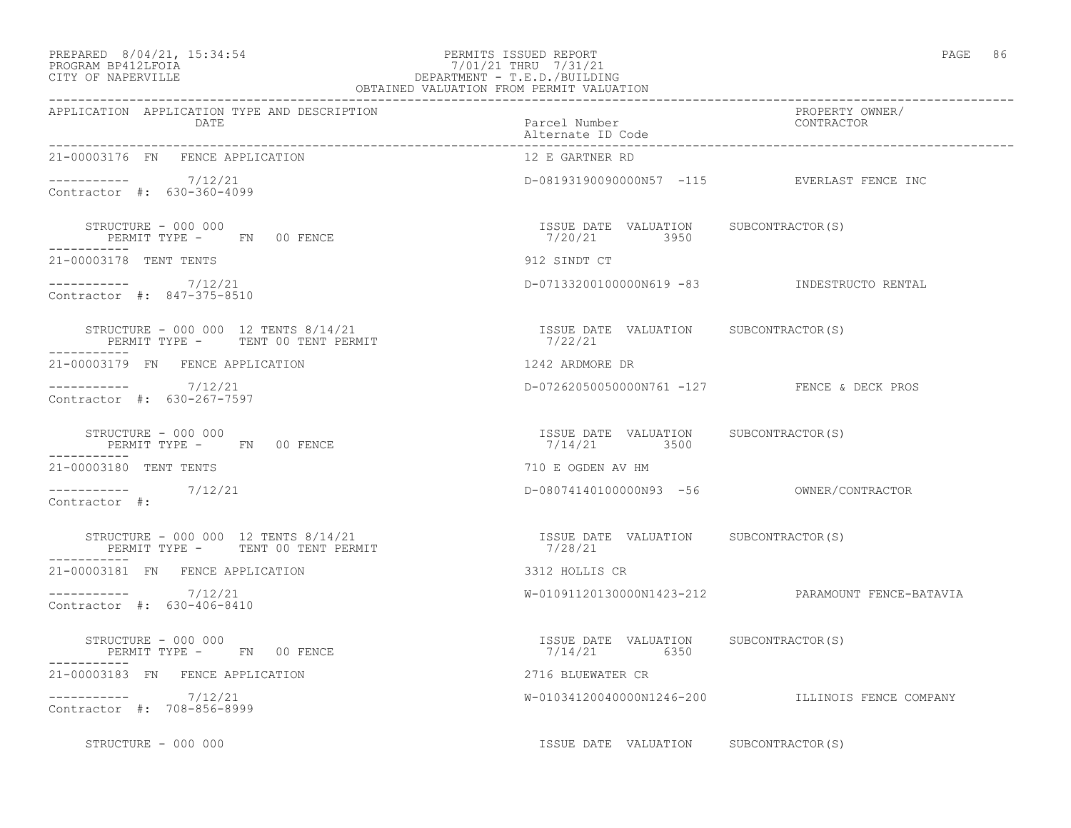PREPARED 8/04/21, 15:34:54
PROGRAM BP412LFOIA
CITY OF NAPERVILLE

PERMITS ISSUED REPORT
7/01/21 THRU 7/31/21
DEPARTMENT - T.E.D./BUILDING
OBTAINED VALUATION FROM PERMIT VALUATION

| APPLICATION APPLICATION TYPE AND DESCRIPTION DATE | Parcel Number Alternate ID Code | PROPERTY OWNER/ CONTRACTOR |
|---|---|---|
| 21-00003176 FN FENCE APPLICATION | 12 E GARTNER RD | |
| ----------- 7/12/21 Contractor #: 630-360-4099 | D-08193190090000N57 -115 | EVERLAST FENCE INC |
| STRUCTURE - 000 000 PERMIT TYPE - FN 00 FENCE | ISSUE DATE 7/20/21 VALUATION 3950 | SUBCONTRACTOR(S) |
| 21-00003178 TENT TENTS | 912 SINDT CT | |
| ----------- 7/12/21 Contractor #: 847-375-8510 | D-07133200100000N619 -83 | INDESTRUCTO RENTAL |
| STRUCTURE - 000 000 12 TENTS 8/14/21 PERMIT TYPE - TENT 00 TENT PERMIT | ISSUE DATE 7/22/21 VALUATION | SUBCONTRACTOR(S) |
| 21-00003179 FN FENCE APPLICATION | 1242 ARDMORE DR | |
| ----------- 7/12/21 Contractor #: 630-267-7597 | D-07262050050000N761 -127 | FENCE & DECK PROS |
| STRUCTURE - 000 000 PERMIT TYPE - FN 00 FENCE | ISSUE DATE 7/14/21 VALUATION 3500 | SUBCONTRACTOR(S) |
| 21-00003180 TENT TENTS | 710 E OGDEN AV HM | |
| ----------- 7/12/21 Contractor #: | D-08074140100000N93 -56 | OWNER/CONTRACTOR |
| STRUCTURE - 000 000 12 TENTS 8/14/21 PERMIT TYPE - TENT 00 TENT PERMIT | ISSUE DATE 7/28/21 VALUATION | SUBCONTRACTOR(S) |
| 21-00003181 FN FENCE APPLICATION | 3312 HOLLIS CR | |
| ----------- 7/12/21 Contractor #: 630-406-8410 | W-01091120130000N1423-212 | PARAMOUNT FENCE-BATAVIA |
| STRUCTURE - 000 000 PERMIT TYPE - FN 00 FENCE | ISSUE DATE 7/14/21 VALUATION 6350 | SUBCONTRACTOR(S) |
| 21-00003183 FN FENCE APPLICATION | 2716 BLUEWATER CR | |
| ----------- 7/12/21 Contractor #: 708-856-8999 | W-01034120040000N1246-200 | ILLINOIS FENCE COMPANY |
| STRUCTURE - 000 000 | ISSUE DATE VALUATION | SUBCONTRACTOR(S) |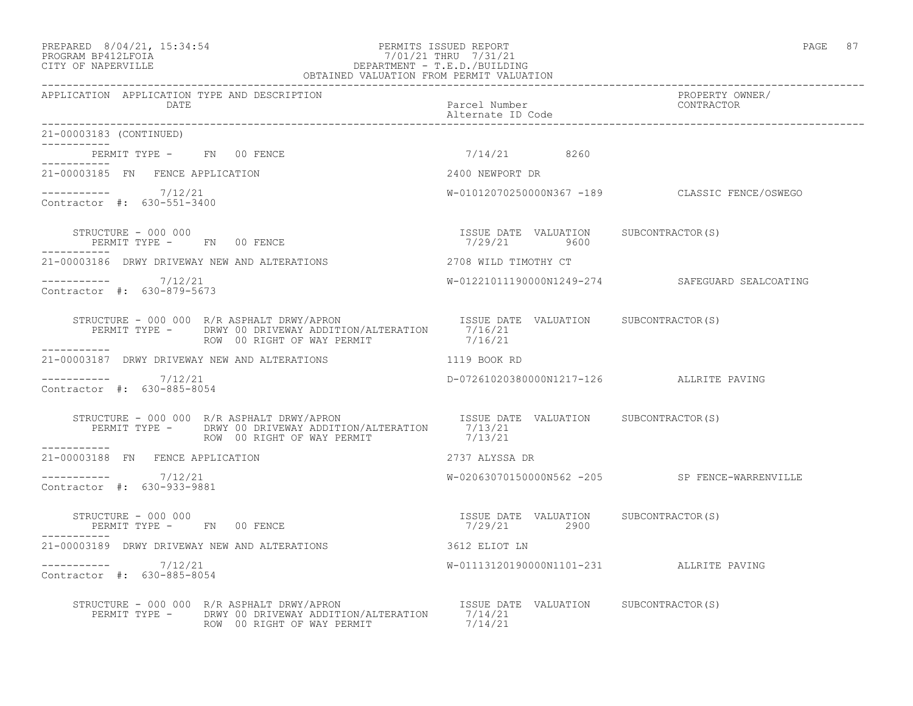# PERMITS ISSUED REPORT

PREPARED 8/04/21, 15:34:54
PROGRAM BP412LFOIA
CITY OF NAPERVILLE

7/01/21 THRU 7/31/21
DEPARTMENT - T.E.D./BUILDING
OBTAINED VALUATION FROM PERMIT VALUATION

| APPLICATION | APPLICATION TYPE AND DESCRIPTION / DATE | Parcel Number / Alternate ID Code | PROPERTY OWNER/ CONTRACTOR |
|---|---|---|---|

**21-00003183 (CONTINUED)**

PERMIT TYPE - FN 00 FENCE — 7/14/21 — 8260

---

**21-00003185 FN FENCE APPLICATION** — 2400 NEWPORT DR

7/12/21 — W-01012070250000N367 -189 — CLASSIC FENCE/OSWEGO
Contractor #: 630-551-3400

| STRUCTURE - 000 000 | ISSUE DATE | VALUATION | SUBCONTRACTOR(S) |
|---|---|---|---|
| PERMIT TYPE - FN 00 FENCE | 7/29/21 | 9600 | |

---

**21-00003186 DRWY DRIVEWAY NEW AND ALTERATIONS** — 2708 WILD TIMOTHY CT

7/12/21 — W-01221011190000N1249-274 — SAFEGUARD SEALCOATING
Contractor #: 630-879-5673

| STRUCTURE - 000 000 R/R ASPHALT DRWY/APRON | ISSUE DATE | VALUATION | SUBCONTRACTOR(S) |
|---|---|---|---|
| PERMIT TYPE - DRWY 00 DRIVEWAY ADDITION/ALTERATION | 7/16/21 | | |
| ROW 00 RIGHT OF WAY PERMIT | 7/16/21 | | |

---

**21-00003187 DRWY DRIVEWAY NEW AND ALTERATIONS** — 1119 BOOK RD

7/12/21 — D-07261020380000N1217-126 — ALLRITE PAVING
Contractor #: 630-885-8054

| STRUCTURE - 000 000 R/R ASPHALT DRWY/APRON | ISSUE DATE | VALUATION | SUBCONTRACTOR(S) |
|---|---|---|---|
| PERMIT TYPE - DRWY 00 DRIVEWAY ADDITION/ALTERATION | 7/13/21 | | |
| ROW 00 RIGHT OF WAY PERMIT | 7/13/21 | | |

---

**21-00003188 FN FENCE APPLICATION** — 2737 ALYSSA DR

7/12/21 — W-02063070150000N562 -205 — SP FENCE-WARRENVILLE
Contractor #: 630-933-9881

| STRUCTURE - 000 000 | ISSUE DATE | VALUATION | SUBCONTRACTOR(S) |
|---|---|---|---|
| PERMIT TYPE - FN 00 FENCE | 7/29/21 | 2900 | |

---

**21-00003189 DRWY DRIVEWAY NEW AND ALTERATIONS** — 3612 ELIOT LN

7/12/21 — W-01113120190000N1101-231 — ALLRITE PAVING
Contractor #: 630-885-8054

| STRUCTURE - 000 000 R/R ASPHALT DRWY/APRON | ISSUE DATE | VALUATION | SUBCONTRACTOR(S) |
|---|---|---|---|
| PERMIT TYPE - DRWY 00 DRIVEWAY ADDITION/ALTERATION | 7/14/21 | | |
| ROW 00 RIGHT OF WAY PERMIT | 7/14/21 | | |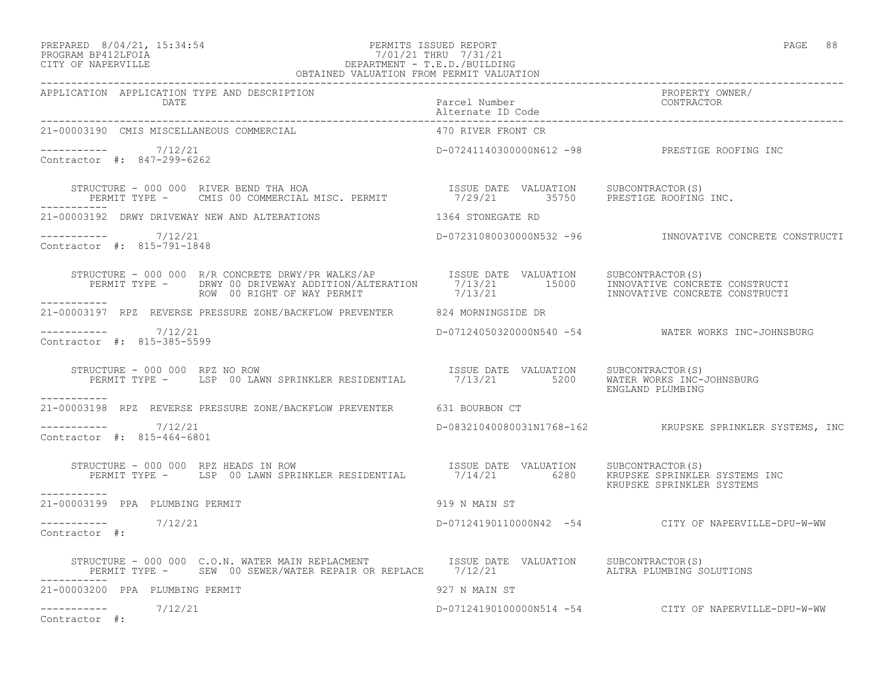APPLICATION APPLICATION TYPE AND DESCRIPTION DATE | Parcel Number / Alternate ID Code | PROPERTY OWNER/ CONTRACTOR

---

21-00003190 CMIS MISCELLANEOUS COMMERCIAL — 470 RIVER FRONT CR

----------- 7/12/21 — D-07241140300000N612 -98 — PRESTIGE ROOFING INC
Contractor #: 847-299-6262

STRUCTURE - 000 000 RIVER BEND THA HOA
PERMIT TYPE - CMIS 00 COMMERCIAL MISC. PERMIT

| ISSUE DATE | VALUATION | SUBCONTRACTOR(S) |
|---|---|---|
| 7/29/21 | 35750 | PRESTIGE ROOFING INC. |

---

21-00003192 DRWY DRIVEWAY NEW AND ALTERATIONS — 1364 STONEGATE RD

----------- 7/12/21 — D-07231080030000N532 -96 — INNOVATIVE CONCRETE CONSTRUCTI
Contractor #: 815-791-1848

STRUCTURE - 000 000 R/R CONCRETE DRWY/PR WALKS/AP
PERMIT TYPE - DRWY 00 DRIVEWAY ADDITION/ALTERATION; ROW 00 RIGHT OF WAY PERMIT

| PERMIT TYPE | ISSUE DATE | VALUATION | SUBCONTRACTOR(S) |
|---|---|---|---|
| DRWY 00 DRIVEWAY ADDITION/ALTERATION | 7/13/21 | 15000 | INNOVATIVE CONCRETE CONSTRUCTI |
| ROW 00 RIGHT OF WAY PERMIT | 7/13/21 | | INNOVATIVE CONCRETE CONSTRUCTI |

---

21-00003197 RPZ REVERSE PRESSURE ZONE/BACKFLOW PREVENTER — 824 MORNINGSIDE DR

----------- 7/12/21 — D-07124050320000N540 -54 — WATER WORKS INC-JOHNSBURG
Contractor #: 815-385-5599

STRUCTURE - 000 000 RPZ NO ROW
PERMIT TYPE - LSP 00 LAWN SPRINKLER RESIDENTIAL

| ISSUE DATE | VALUATION | SUBCONTRACTOR(S) |
|---|---|---|
| 7/13/21 | 5200 | WATER WORKS INC-JOHNSBURG |
| | | ENGLAND PLUMBING |

---

21-00003198 RPZ REVERSE PRESSURE ZONE/BACKFLOW PREVENTER — 631 BOURBON CT

----------- 7/12/21 — D-08321040080031N1768-162 — KRUPSKE SPRINKLER SYSTEMS, INC
Contractor #: 815-464-6801

STRUCTURE - 000 000 RPZ HEADS IN ROW
PERMIT TYPE - LSP 00 LAWN SPRINKLER RESIDENTIAL

| ISSUE DATE | VALUATION | SUBCONTRACTOR(S) |
|---|---|---|
| 7/14/21 | 6280 | KRUPSKE SPRINKLER SYSTEMS INC |
| | | KRUPSKE SPRINKLER SYSTEMS |

---

21-00003199 PPA PLUMBING PERMIT — 919 N MAIN ST

----------- 7/12/21 — D-07124190110000N42 -54 — CITY OF NAPERVILLE-DPU-W-WW
Contractor #:

STRUCTURE - 000 000 C.O.N. WATER MAIN REPLACMENT
PERMIT TYPE - SEW 00 SEWER/WATER REPAIR OR REPLACE

| ISSUE DATE | VALUATION | SUBCONTRACTOR(S) |
|---|---|---|
| 7/12/21 | | ALTRA PLUMBING SOLUTIONS |

---

21-00003200 PPA PLUMBING PERMIT — 927 N MAIN ST

----------- 7/12/21 — D-07124190100000N514 -54 — CITY OF NAPERVILLE-DPU-W-WW
Contractor #: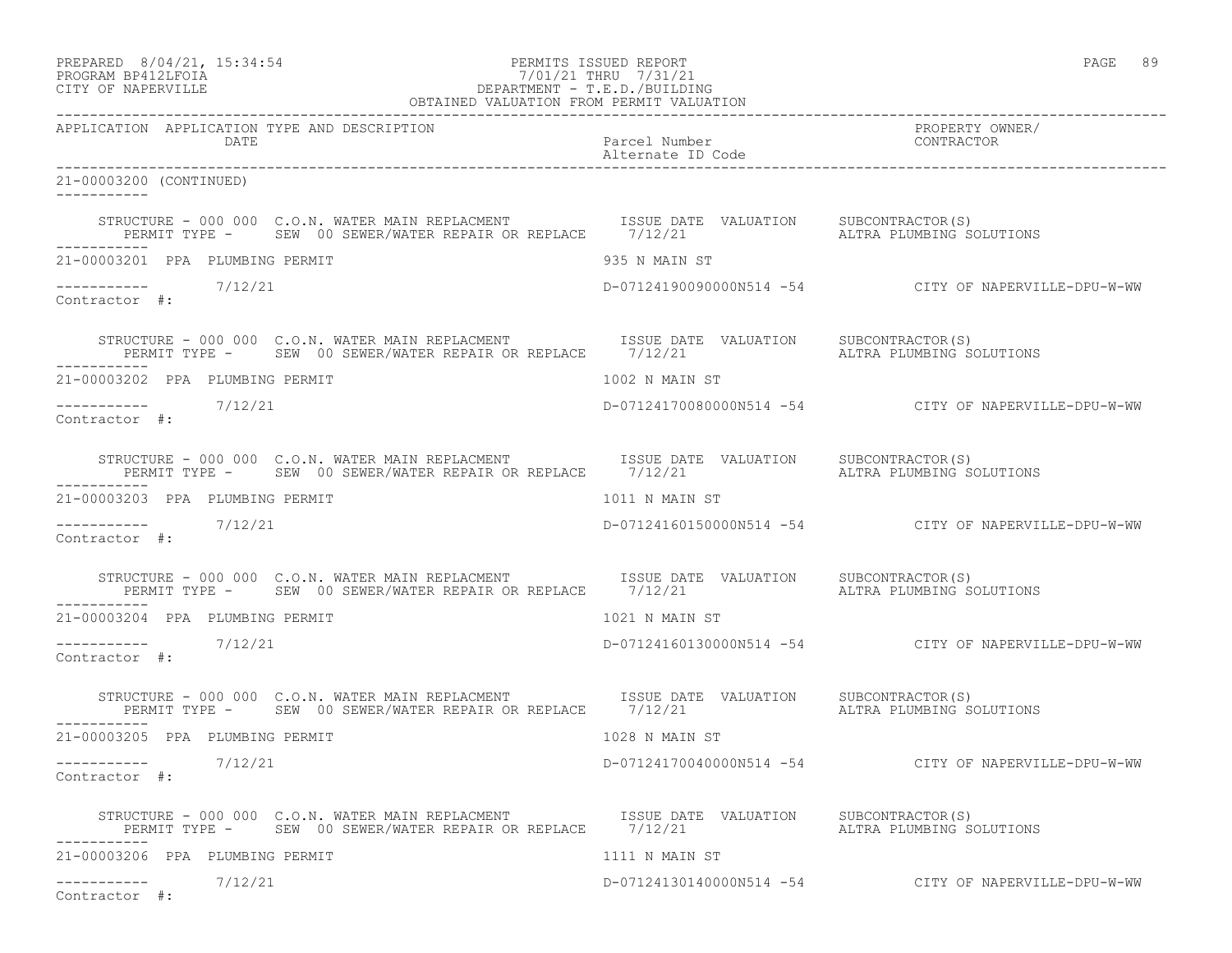OBTAINED VALUATION FROM PERMIT VALUATION

| APPLICATION | APPLICATION TYPE AND DESCRIPTION DATE | Parcel Number Alternate ID Code | PROPERTY OWNER/ CONTRACTOR |
|---|---|---|---|

21-00003200 (CONTINUED)

STRUCTURE - 000 000 C.O.N. WATER MAIN REPLACMENT　ISSUE DATE　VALUATION　SUBCONTRACTOR(S)
PERMIT TYPE - SEW 00 SEWER/WATER REPAIR OR REPLACE　7/12/21　ALTRA PLUMBING SOLUTIONS

21-00003201 PPA PLUMBING PERMIT　935 N MAIN ST
7/12/21　D-07124190090000N514 -54　CITY OF NAPERVILLE-DPU-W-WW
Contractor #:

STRUCTURE - 000 000 C.O.N. WATER MAIN REPLACMENT　ISSUE DATE　VALUATION　SUBCONTRACTOR(S)
PERMIT TYPE - SEW 00 SEWER/WATER REPAIR OR REPLACE　7/12/21　ALTRA PLUMBING SOLUTIONS

21-00003202 PPA PLUMBING PERMIT　1002 N MAIN ST
7/12/21　D-07124170080000N514 -54　CITY OF NAPERVILLE-DPU-W-WW
Contractor #:

STRUCTURE - 000 000 C.O.N. WATER MAIN REPLACMENT　ISSUE DATE　VALUATION　SUBCONTRACTOR(S)
PERMIT TYPE - SEW 00 SEWER/WATER REPAIR OR REPLACE　7/12/21　ALTRA PLUMBING SOLUTIONS

21-00003203 PPA PLUMBING PERMIT　1011 N MAIN ST
7/12/21　D-07124160150000N514 -54　CITY OF NAPERVILLE-DPU-W-WW
Contractor #:

STRUCTURE - 000 000 C.O.N. WATER MAIN REPLACMENT　ISSUE DATE　VALUATION　SUBCONTRACTOR(S)
PERMIT TYPE - SEW 00 SEWER/WATER REPAIR OR REPLACE　7/12/21　ALTRA PLUMBING SOLUTIONS

21-00003204 PPA PLUMBING PERMIT　1021 N MAIN ST
7/12/21　D-07124160130000N514 -54　CITY OF NAPERVILLE-DPU-W-WW
Contractor #:

STRUCTURE - 000 000 C.O.N. WATER MAIN REPLACMENT　ISSUE DATE　VALUATION　SUBCONTRACTOR(S)
PERMIT TYPE - SEW 00 SEWER/WATER REPAIR OR REPLACE　7/12/21　ALTRA PLUMBING SOLUTIONS

21-00003205 PPA PLUMBING PERMIT　1028 N MAIN ST
7/12/21　D-07124170040000N514 -54　CITY OF NAPERVILLE-DPU-W-WW
Contractor #:

STRUCTURE - 000 000 C.O.N. WATER MAIN REPLACMENT　ISSUE DATE　VALUATION　SUBCONTRACTOR(S)
PERMIT TYPE - SEW 00 SEWER/WATER REPAIR OR REPLACE　7/12/21　ALTRA PLUMBING SOLUTIONS

21-00003206 PPA PLUMBING PERMIT　1111 N MAIN ST
7/12/21　D-07124130140000N514 -54　CITY OF NAPERVILLE-DPU-W-WW
Contractor #: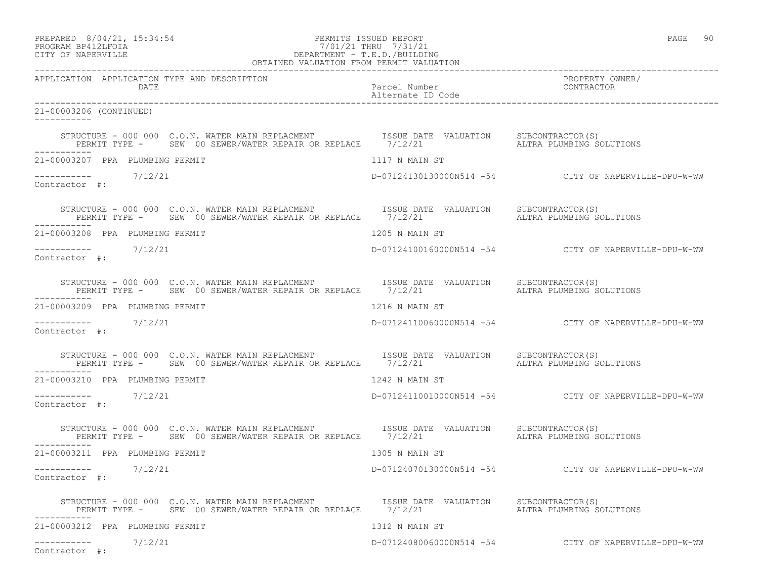OBTAINED VALUATION FROM PERMIT VALUATION

| APPLICATION | APPLICATION TYPE AND DESCRIPTION DATE | Parcel Number Alternate ID Code | PROPERTY OWNER/ CONTRACTOR |
|---|---|---|---|

21-00003206 (CONTINUED)

STRUCTURE - 000 000 C.O.N. WATER MAIN REPLACMENT ISSUE DATE VALUATION SUBCONTRACTOR(S)
PERMIT TYPE - SEW 00 SEWER/WATER REPAIR OR REPLACE 7/12/21 ALTRA PLUMBING SOLUTIONS

21-00003207 PPA PLUMBING PERMIT 1117 N MAIN ST
7/12/21 D-07124130130000N514 -54 CITY OF NAPERVILLE-DPU-W-WW
Contractor #:

STRUCTURE - 000 000 C.O.N. WATER MAIN REPLACMENT ISSUE DATE VALUATION SUBCONTRACTOR(S)
PERMIT TYPE - SEW 00 SEWER/WATER REPAIR OR REPLACE 7/12/21 ALTRA PLUMBING SOLUTIONS

21-00003208 PPA PLUMBING PERMIT 1205 N MAIN ST
7/12/21 D-07124100160000N514 -54 CITY OF NAPERVILLE-DPU-W-WW
Contractor #:

STRUCTURE - 000 000 C.O.N. WATER MAIN REPLACMENT ISSUE DATE VALUATION SUBCONTRACTOR(S)
PERMIT TYPE - SEW 00 SEWER/WATER REPAIR OR REPLACE 7/12/21 ALTRA PLUMBING SOLUTIONS

21-00003209 PPA PLUMBING PERMIT 1216 N MAIN ST
7/12/21 D-07124110060000N514 -54 CITY OF NAPERVILLE-DPU-W-WW
Contractor #:

STRUCTURE - 000 000 C.O.N. WATER MAIN REPLACMENT ISSUE DATE VALUATION SUBCONTRACTOR(S)
PERMIT TYPE - SEW 00 SEWER/WATER REPAIR OR REPLACE 7/12/21 ALTRA PLUMBING SOLUTIONS

21-00003210 PPA PLUMBING PERMIT 1242 N MAIN ST
7/12/21 D-07124110010000N514 -54 CITY OF NAPERVILLE-DPU-W-WW
Contractor #:

STRUCTURE - 000 000 C.O.N. WATER MAIN REPLACMENT ISSUE DATE VALUATION SUBCONTRACTOR(S)
PERMIT TYPE - SEW 00 SEWER/WATER REPAIR OR REPLACE 7/12/21 ALTRA PLUMBING SOLUTIONS

21-00003211 PPA PLUMBING PERMIT 1305 N MAIN ST
7/12/21 D-07124070130000N514 -54 CITY OF NAPERVILLE-DPU-W-WW
Contractor #:

STRUCTURE - 000 000 C.O.N. WATER MAIN REPLACMENT ISSUE DATE VALUATION SUBCONTRACTOR(S)
PERMIT TYPE - SEW 00 SEWER/WATER REPAIR OR REPLACE 7/12/21 ALTRA PLUMBING SOLUTIONS

21-00003212 PPA PLUMBING PERMIT 1312 N MAIN ST
7/12/21 D-07124080060000N514 -54 CITY OF NAPERVILLE-DPU-W-WW
Contractor #: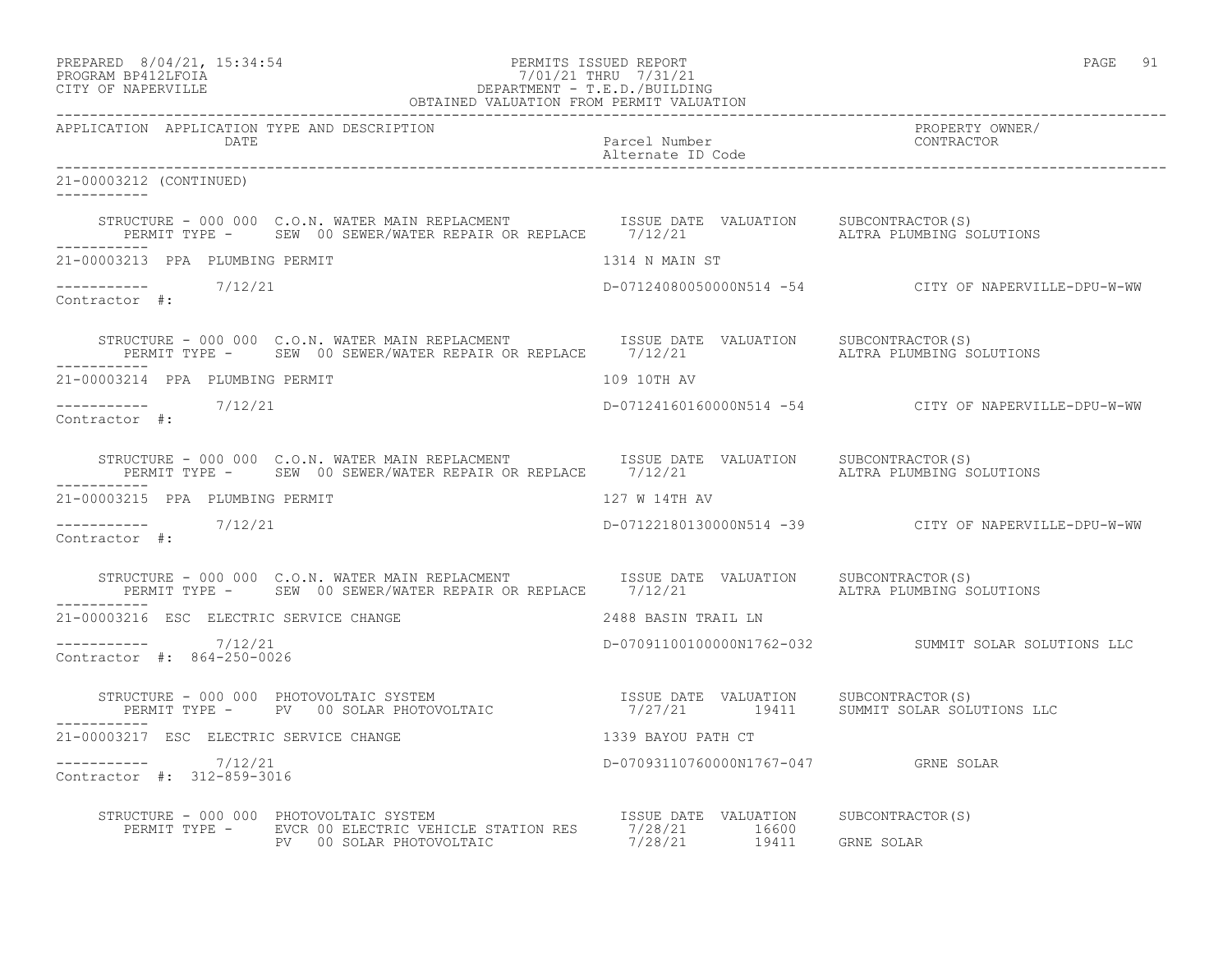21-00003212 (CONTINUED)

```
    STRUCTURE - 000 000  C.O.N. WATER MAIN REPLACMENT            ISSUE DATE  VALUATION     SUBCONTRACTOR(S)
       PERMIT TYPE -     SEW  00 SEWER/WATER REPAIR OR REPLACE    7/12/21                   ALTRA PLUMBING SOLUTIONS
-----------
21-00003213  PPA  PLUMBING PERMIT                                  1314 N MAIN ST

-----------        7/12/21                                          D-07124080050000N514 -54          CITY OF NAPERVILLE-DPU-W-WW
Contractor #:

    STRUCTURE - 000 000  C.O.N. WATER MAIN REPLACMENT            ISSUE DATE  VALUATION     SUBCONTRACTOR(S)
       PERMIT TYPE -     SEW  00 SEWER/WATER REPAIR OR REPLACE    7/12/21                   ALTRA PLUMBING SOLUTIONS
-----------
21-00003214  PPA  PLUMBING PERMIT                                  109 10TH AV

-----------        7/12/21                                          D-07124160160000N514 -54          CITY OF NAPERVILLE-DPU-W-WW
Contractor #:

    STRUCTURE - 000 000  C.O.N. WATER MAIN REPLACMENT            ISSUE DATE  VALUATION     SUBCONTRACTOR(S)
       PERMIT TYPE -     SEW  00 SEWER/WATER REPAIR OR REPLACE    7/12/21                   ALTRA PLUMBING SOLUTIONS
-----------
21-00003215  PPA  PLUMBING PERMIT                                  127 W 14TH AV

-----------        7/12/21                                          D-07122180130000N514 -39          CITY OF NAPERVILLE-DPU-W-WW
Contractor #:

    STRUCTURE - 000 000  C.O.N. WATER MAIN REPLACMENT            ISSUE DATE  VALUATION     SUBCONTRACTOR(S)
       PERMIT TYPE -     SEW  00 SEWER/WATER REPAIR OR REPLACE    7/12/21                   ALTRA PLUMBING SOLUTIONS
-----------
21-00003216  ESC  ELECTRIC SERVICE CHANGE                          2488 BASIN TRAIL LN

-----------        7/12/21                                          D-07091100100000N1762-032         SUMMIT SOLAR SOLUTIONS LLC
Contractor #:  864-250-0026

    STRUCTURE - 000 000  PHOTOVOLTAIC SYSTEM                     ISSUE DATE  VALUATION     SUBCONTRACTOR(S)
       PERMIT TYPE -     PV   00 SOLAR PHOTOVOLTAIC               7/27/21       19411      SUMMIT SOLAR SOLUTIONS LLC
-----------
21-00003217  ESC  ELECTRIC SERVICE CHANGE                          1339 BAYOU PATH CT

-----------        7/12/21                                          D-07093110760000N1767-047         GRNE SOLAR
Contractor #:  312-859-3016

    STRUCTURE - 000 000  PHOTOVOLTAIC SYSTEM                     ISSUE DATE  VALUATION     SUBCONTRACTOR(S)
       PERMIT TYPE -     EVCR 00 ELECTRIC VEHICLE STATION RES     7/28/21       16600
                         PV   00 SOLAR PHOTOVOLTAIC               7/28/21       19411      GRNE SOLAR
```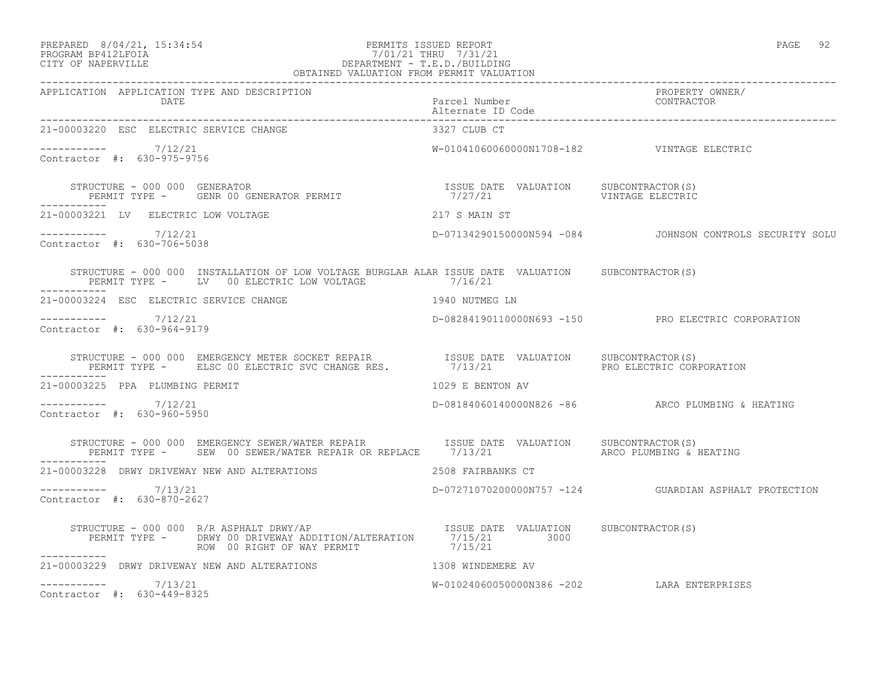PREPARED 8/04/21, 15:34:54 PERMITS ISSUED REPORT
PROGRAM BP412LFOIA 7/01/21 THRU 7/31/21
CITY OF NAPERVILLE DEPARTMENT - T.E.D./BUILDING
OBTAINED VALUATION FROM PERMIT VALUATION

| APPLICATION | APPLICATION TYPE AND DESCRIPTION / DATE | Parcel Number / Alternate ID Code | PROPERTY OWNER/ CONTRACTOR |
|---|---|---|---|
| 21-00003220 | ESC ELECTRIC SERVICE CHANGE | 3327 CLUB CT | |
| ----------- | 7/12/21 | W-01041060060000N1708-182 | VINTAGE ELECTRIC |
| Contractor #: 630-975-9756 | | | |

STRUCTURE - 000 000 GENERATOR — ISSUE DATE 7/27/21 — VALUATION — SUBCONTRACTOR(S) VINTAGE ELECTRIC
PERMIT TYPE - GENR 00 GENERATOR PERMIT

| | | | |
|---|---|---|---|
| 21-00003221 | LV ELECTRIC LOW VOLTAGE | 217 S MAIN ST | |
| ----------- | 7/12/21 | D-07134290150000N594 -084 | JOHNSON CONTROLS SECURITY SOLU |
| Contractor #: 630-706-5038 | | | |

STRUCTURE - 000 000 INSTALLATION OF LOW VOLTAGE BURGLAR ALAR — ISSUE DATE 7/16/21 — VALUATION — SUBCONTRACTOR(S)
PERMIT TYPE - LV 00 ELECTRIC LOW VOLTAGE

| | | | |
|---|---|---|---|
| 21-00003224 | ESC ELECTRIC SERVICE CHANGE | 1940 NUTMEG LN | |
| ----------- | 7/12/21 | D-08284190110000N693 -150 | PRO ELECTRIC CORPORATION |
| Contractor #: 630-964-9179 | | | |

STRUCTURE - 000 000 EMERGENCY METER SOCKET REPAIR — ISSUE DATE 7/13/21 — VALUATION — SUBCONTRACTOR(S) PRO ELECTRIC CORPORATION
PERMIT TYPE - ELSC 00 ELECTRIC SVC CHANGE RES.

| | | | |
|---|---|---|---|
| 21-00003225 | PPA PLUMBING PERMIT | 1029 E BENTON AV | |
| ----------- | 7/12/21 | D-08184060140000N826 -86 | ARCO PLUMBING & HEATING |
| Contractor #: 630-960-5950 | | | |

STRUCTURE - 000 000 EMERGENCY SEWER/WATER REPAIR — ISSUE DATE 7/13/21 — VALUATION — SUBCONTRACTOR(S) ARCO PLUMBING & HEATING
PERMIT TYPE - SEW 00 SEWER/WATER REPAIR OR REPLACE

| | | | |
|---|---|---|---|
| 21-00003228 | DRWY DRIVEWAY NEW AND ALTERATIONS | 2508 FAIRBANKS CT | |
| ----------- | 7/13/21 | D-07271070200000N757 -124 | GUARDIAN ASPHALT PROTECTION |
| Contractor #: 630-870-2627 | | | |

STRUCTURE - 000 000 R/R ASPHALT DRWY/AP — ISSUE DATE — VALUATION — SUBCONTRACTOR(S)
PERMIT TYPE - DRWY 00 DRIVEWAY ADDITION/ALTERATION — 7/15/21 — 3000
ROW 00 RIGHT OF WAY PERMIT — 7/15/21

| | | | |
|---|---|---|---|
| 21-00003229 | DRWY DRIVEWAY NEW AND ALTERATIONS | 1308 WINDEMERE AV | |
| ----------- | 7/13/21 | W-01024060050000N386 -202 | LARA ENTERPRISES |
| Contractor #: 630-449-8325 | | | |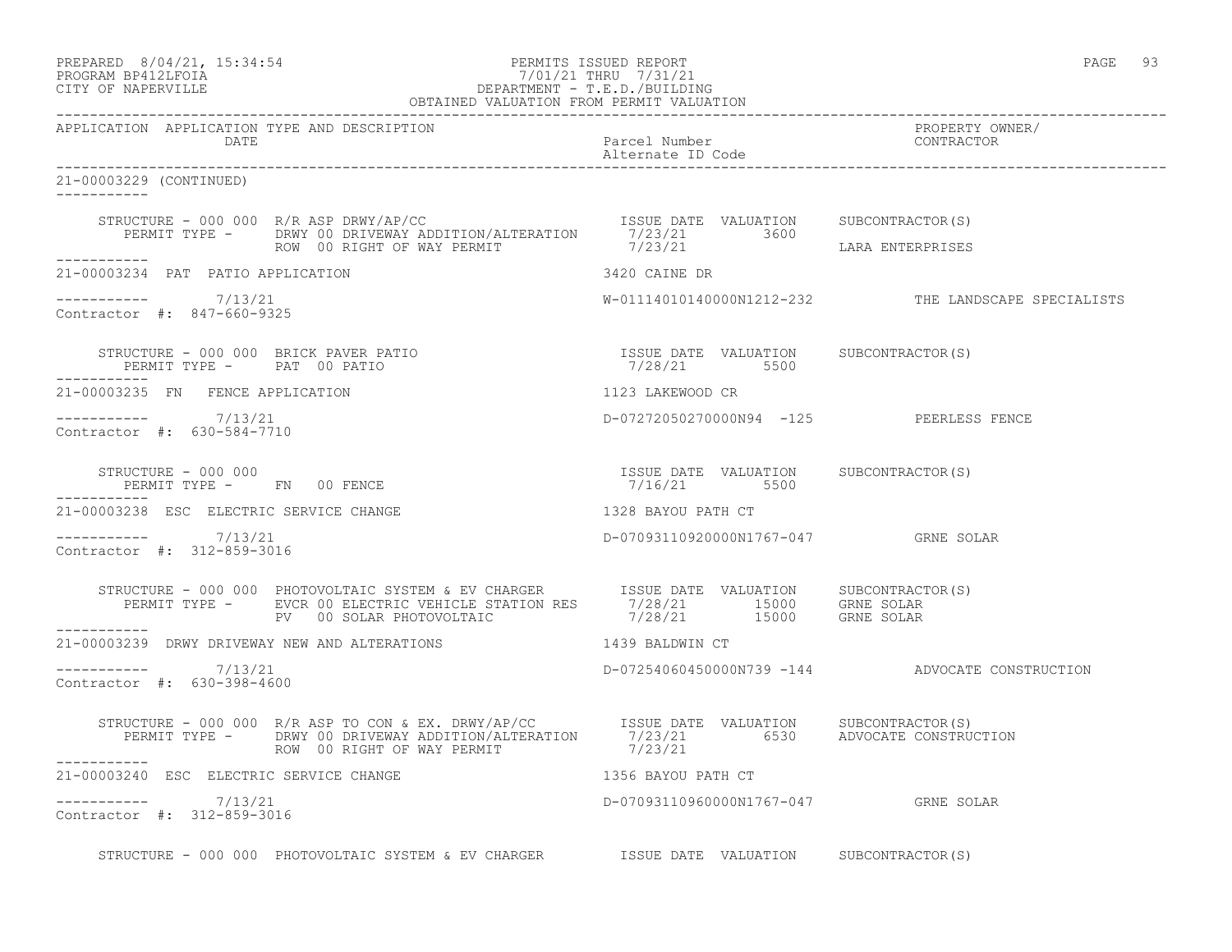21-00003229 (CONTINUED)

STRUCTURE - 000 000 R/R ASP DRWY/AP/CC

| PERMIT TYPE | ISSUE DATE | VALUATION | SUBCONTRACTOR(S) |
|---|---|---|---|
| DRWY 00 DRIVEWAY ADDITION/ALTERATION | 7/23/21 | 3600 | |
| ROW 00 RIGHT OF WAY PERMIT | 7/23/21 | | LARA ENTERPRISES |

---

21-00003234 PAT PATIO APPLICATION — 3420 CAINE DR

Date: 7/13/21 — Parcel: W-01114010140000N1212-232 — THE LANDSCAPE SPECIALISTS

Contractor #: 847-660-9325

STRUCTURE - 000 000 BRICK PAVER PATIO

| PERMIT TYPE | ISSUE DATE | VALUATION | SUBCONTRACTOR(S) |
|---|---|---|---|
| PAT 00 PATIO | 7/28/21 | 5500 | |

---

21-00003235 FN FENCE APPLICATION — 1123 LAKEWOOD CR

Date: 7/13/21 — Parcel: D-07272050270000N94 -125 — PEERLESS FENCE

Contractor #: 630-584-7710

STRUCTURE - 000 000

| PERMIT TYPE | ISSUE DATE | VALUATION | SUBCONTRACTOR(S) |
|---|---|---|---|
| FN 00 FENCE | 7/16/21 | 5500 | |

---

21-00003238 ESC ELECTRIC SERVICE CHANGE — 1328 BAYOU PATH CT

Date: 7/13/21 — Parcel: D-07093110920000N1767-047 — GRNE SOLAR

Contractor #: 312-859-3016

STRUCTURE - 000 000 PHOTOVOLTAIC SYSTEM & EV CHARGER

| PERMIT TYPE | ISSUE DATE | VALUATION | SUBCONTRACTOR(S) |
|---|---|---|---|
| EVCR 00 ELECTRIC VEHICLE STATION RES | 7/28/21 | 15000 | GRNE SOLAR |
| PV 00 SOLAR PHOTOVOLTAIC | 7/28/21 | 15000 | GRNE SOLAR |

---

21-00003239 DRWY DRIVEWAY NEW AND ALTERATIONS — 1439 BALDWIN CT

Date: 7/13/21 — Parcel: D-07254060450000N739 -144 — ADVOCATE CONSTRUCTION

Contractor #: 630-398-4600

STRUCTURE - 000 000 R/R ASP TO CON & EX. DRWY/AP/CC

| PERMIT TYPE | ISSUE DATE | VALUATION | SUBCONTRACTOR(S) |
|---|---|---|---|
| DRWY 00 DRIVEWAY ADDITION/ALTERATION | 7/23/21 | 6530 | ADVOCATE CONSTRUCTION |
| ROW 00 RIGHT OF WAY PERMIT | 7/23/21 | | |

---

21-00003240 ESC ELECTRIC SERVICE CHANGE — 1356 BAYOU PATH CT

Date: 7/13/21 — Parcel: D-07093110960000N1767-047 — GRNE SOLAR

Contractor #: 312-859-3016

STRUCTURE - 000 000 PHOTOVOLTAIC SYSTEM & EV CHARGER — ISSUE DATE VALUATION SUBCONTRACTOR(S)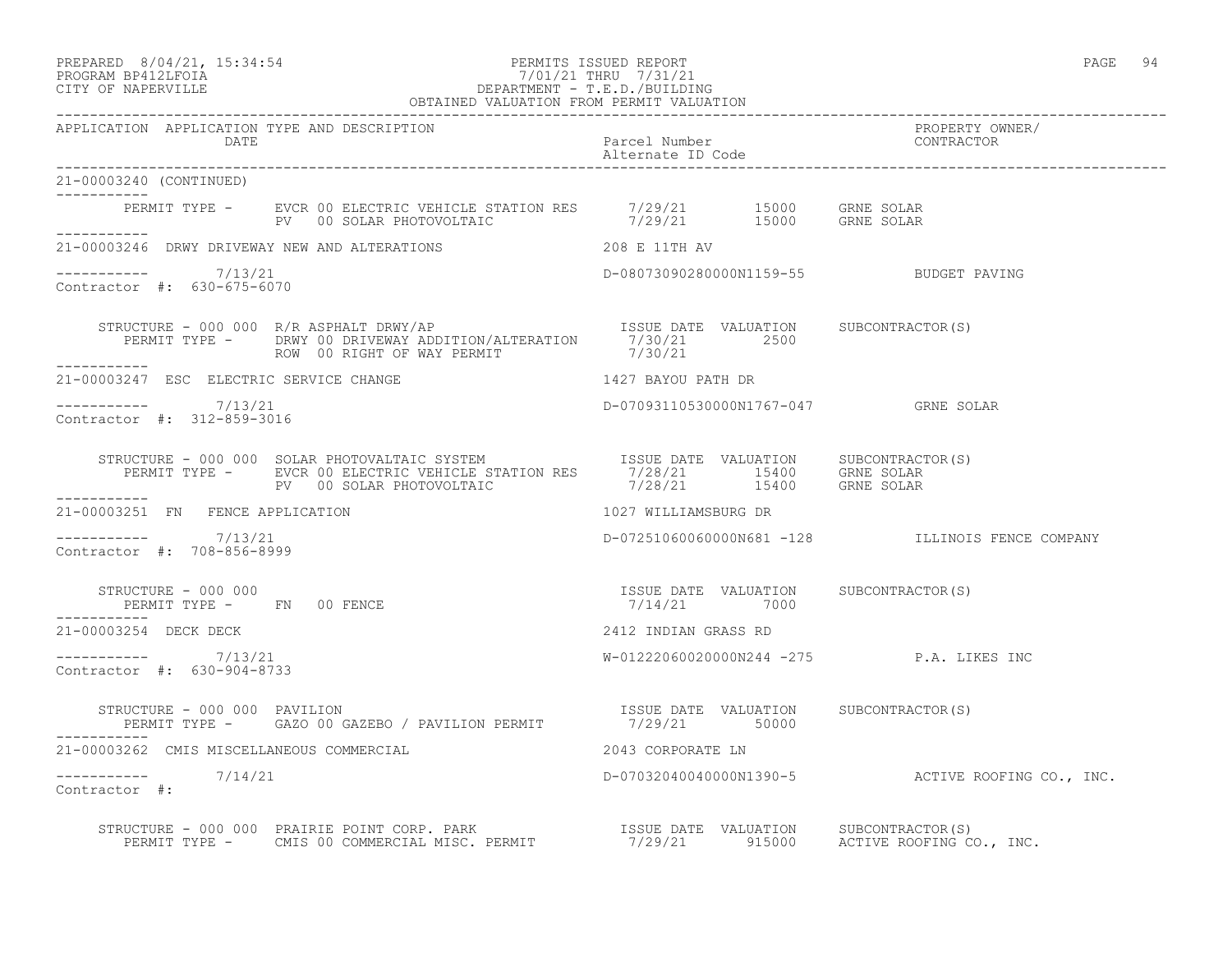PREPARED 8/04/21, 15:34:54 PERMITS ISSUED REPORT
PROGRAM BP412LFOIA 7/01/21 THRU 7/31/21
CITY OF NAPERVILLE DEPARTMENT - T.E.D./BUILDING
OBTAINED VALUATION FROM PERMIT VALUATION

| APPLICATION | APPLICATION TYPE AND DESCRIPTION / DATE | Parcel Number / Alternate ID Code | PROPERTY OWNER/ CONTRACTOR |
|---|---|---|---|

**21-00003240 (CONTINUED)**

PERMIT TYPE - EVCR 00 ELECTRIC VEHICLE STATION RES 7/29/21 15000 GRNE SOLAR
PV 00 SOLAR PHOTOVOLTAIC 7/29/21 15000 GRNE SOLAR

**21-00003246 DRWY DRIVEWAY NEW AND ALTERATIONS** — 208 E 11TH AV

7/13/21 — D-08073090280000N1159-55 — BUDGET PAVING
Contractor #: 630-675-6070

STRUCTURE - 000 000 R/R ASPHALT DRWY/AP — ISSUE DATE VALUATION SUBCONTRACTOR(S)
PERMIT TYPE - DRWY 00 DRIVEWAY ADDITION/ALTERATION 7/30/21 2500
ROW 00 RIGHT OF WAY PERMIT 7/30/21

**21-00003247 ESC ELECTRIC SERVICE CHANGE** — 1427 BAYOU PATH DR

7/13/21 — D-07093110530000N1767-047 — GRNE SOLAR
Contractor #: 312-859-3016

STRUCTURE - 000 000 SOLAR PHOTOVALTAIC SYSTEM — ISSUE DATE VALUATION SUBCONTRACTOR(S)
PERMIT TYPE - EVCR 00 ELECTRIC VEHICLE STATION RES 7/28/21 15400 GRNE SOLAR
PV 00 SOLAR PHOTOVOLTAIC 7/28/21 15400 GRNE SOLAR

**21-00003251 FN FENCE APPLICATION** — 1027 WILLIAMSBURG DR

7/13/21 — D-07251060060000N681 -128 — ILLINOIS FENCE COMPANY
Contractor #: 708-856-8999

STRUCTURE - 000 000 — ISSUE DATE VALUATION SUBCONTRACTOR(S)
PERMIT TYPE - FN 00 FENCE 7/14/21 7000

**21-00003254 DECK DECK** — 2412 INDIAN GRASS RD

7/13/21 — W-01222060020000N244 -275 — P.A. LIKES INC
Contractor #: 630-904-8733

STRUCTURE - 000 000 PAVILION — ISSUE DATE VALUATION SUBCONTRACTOR(S)
PERMIT TYPE - GAZO 00 GAZEBO / PAVILION PERMIT 7/29/21 50000

**21-00003262 CMIS MISCELLANEOUS COMMERCIAL** — 2043 CORPORATE LN

7/14/21 — D-07032040040000N1390-5 — ACTIVE ROOFING CO., INC.
Contractor #:

STRUCTURE - 000 000 PRAIRIE POINT CORP. PARK — ISSUE DATE VALUATION SUBCONTRACTOR(S)
PERMIT TYPE - CMIS 00 COMMERCIAL MISC. PERMIT 7/29/21 915000 ACTIVE ROOFING CO., INC.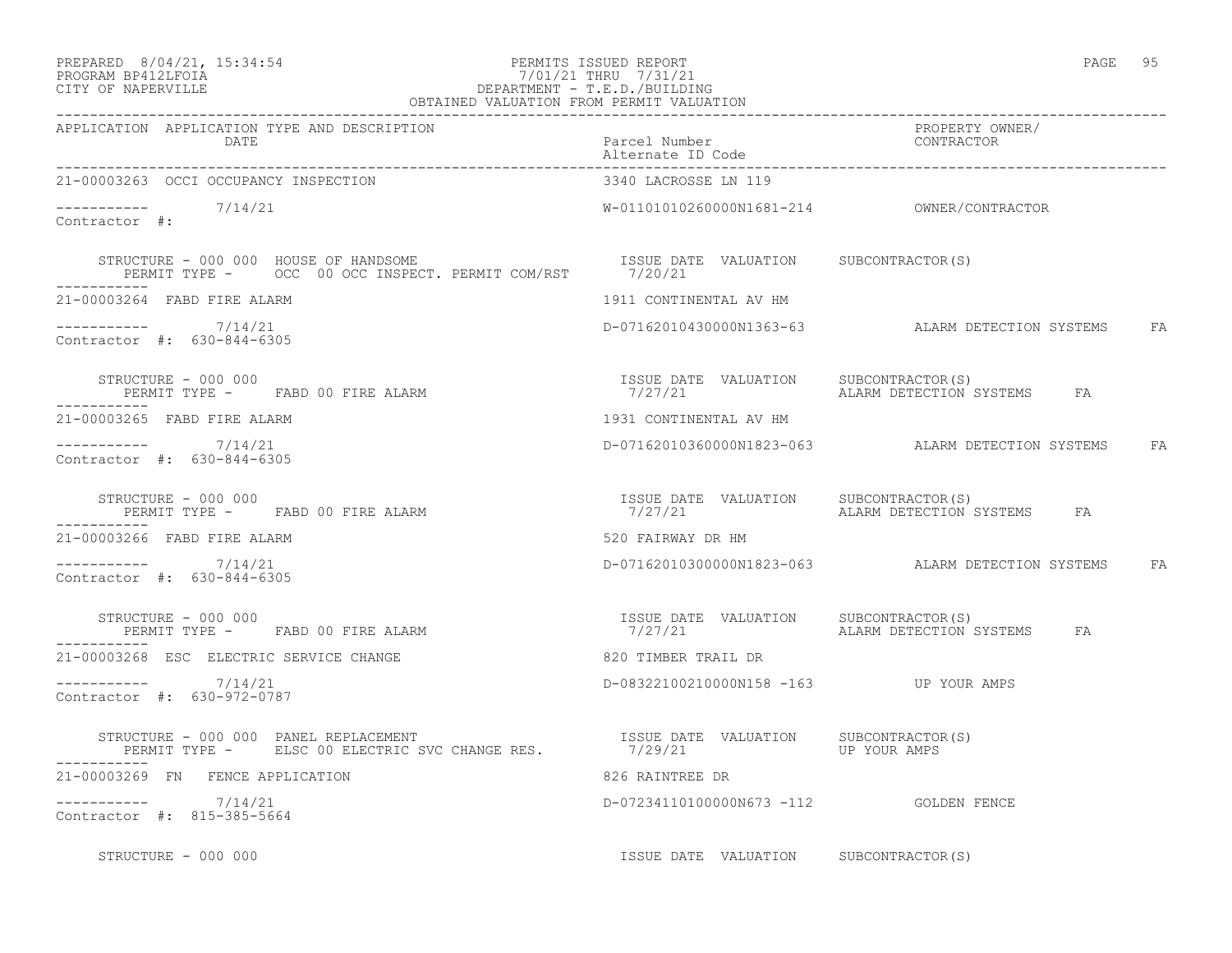PREPARED 8/04/21, 15:34:54 PERMITS ISSUED REPORT
PROGRAM BP412LFOIA 7/01/21 THRU 7/31/21
CITY OF NAPERVILLE DEPARTMENT - T.E.D./BUILDING
OBTAINED VALUATION FROM PERMIT VALUATION

| APPLICATION APPLICATION TYPE AND DESCRIPTION DATE | Parcel Number Alternate ID Code | PROPERTY OWNER/ CONTRACTOR |
|---|---|---|
| 21-00003263 OCCI OCCUPANCY INSPECTION | 3340 LACROSSE LN 119 | |
| ----------- 7/14/21 Contractor #: | W-01101010260000N1681-214 | OWNER/CONTRACTOR |
| STRUCTURE - 000 000 HOUSE OF HANDSOME PERMIT TYPE - OCC 00 OCC INSPECT. PERMIT COM/RST | ISSUE DATE VALUATION 7/20/21 | SUBCONTRACTOR(S) |
| 21-00003264 FABD FIRE ALARM | 1911 CONTINENTAL AV HM | |
| ----------- 7/14/21 Contractor #: 630-844-6305 | D-07162010430000N1363-63 | ALARM DETECTION SYSTEMS FA |
| STRUCTURE - 000 000 PERMIT TYPE - FABD 00 FIRE ALARM | ISSUE DATE VALUATION 7/27/21 | SUBCONTRACTOR(S) ALARM DETECTION SYSTEMS FA |
| 21-00003265 FABD FIRE ALARM | 1931 CONTINENTAL AV HM | |
| ----------- 7/14/21 Contractor #: 630-844-6305 | D-07162010360000N1823-063 | ALARM DETECTION SYSTEMS FA |
| STRUCTURE - 000 000 PERMIT TYPE - FABD 00 FIRE ALARM | ISSUE DATE VALUATION 7/27/21 | SUBCONTRACTOR(S) ALARM DETECTION SYSTEMS FA |
| 21-00003266 FABD FIRE ALARM | 520 FAIRWAY DR HM | |
| ----------- 7/14/21 Contractor #: 630-844-6305 | D-07162010300000N1823-063 | ALARM DETECTION SYSTEMS FA |
| STRUCTURE - 000 000 PERMIT TYPE - FABD 00 FIRE ALARM | ISSUE DATE VALUATION 7/27/21 | SUBCONTRACTOR(S) ALARM DETECTION SYSTEMS FA |
| 21-00003268 ESC ELECTRIC SERVICE CHANGE | 820 TIMBER TRAIL DR | |
| ----------- 7/14/21 Contractor #: 630-972-0787 | D-08322100210000N158 -163 | UP YOUR AMPS |
| STRUCTURE - 000 000 PANEL REPLACEMENT PERMIT TYPE - ELSC 00 ELECTRIC SVC CHANGE RES. | ISSUE DATE VALUATION 7/29/21 | SUBCONTRACTOR(S) UP YOUR AMPS |
| 21-00003269 FN FENCE APPLICATION | 826 RAINTREE DR | |
| ----------- 7/14/21 Contractor #: 815-385-5664 | D-07234110100000N673 -112 | GOLDEN FENCE |
| STRUCTURE - 000 000 | ISSUE DATE VALUATION | SUBCONTRACTOR(S) |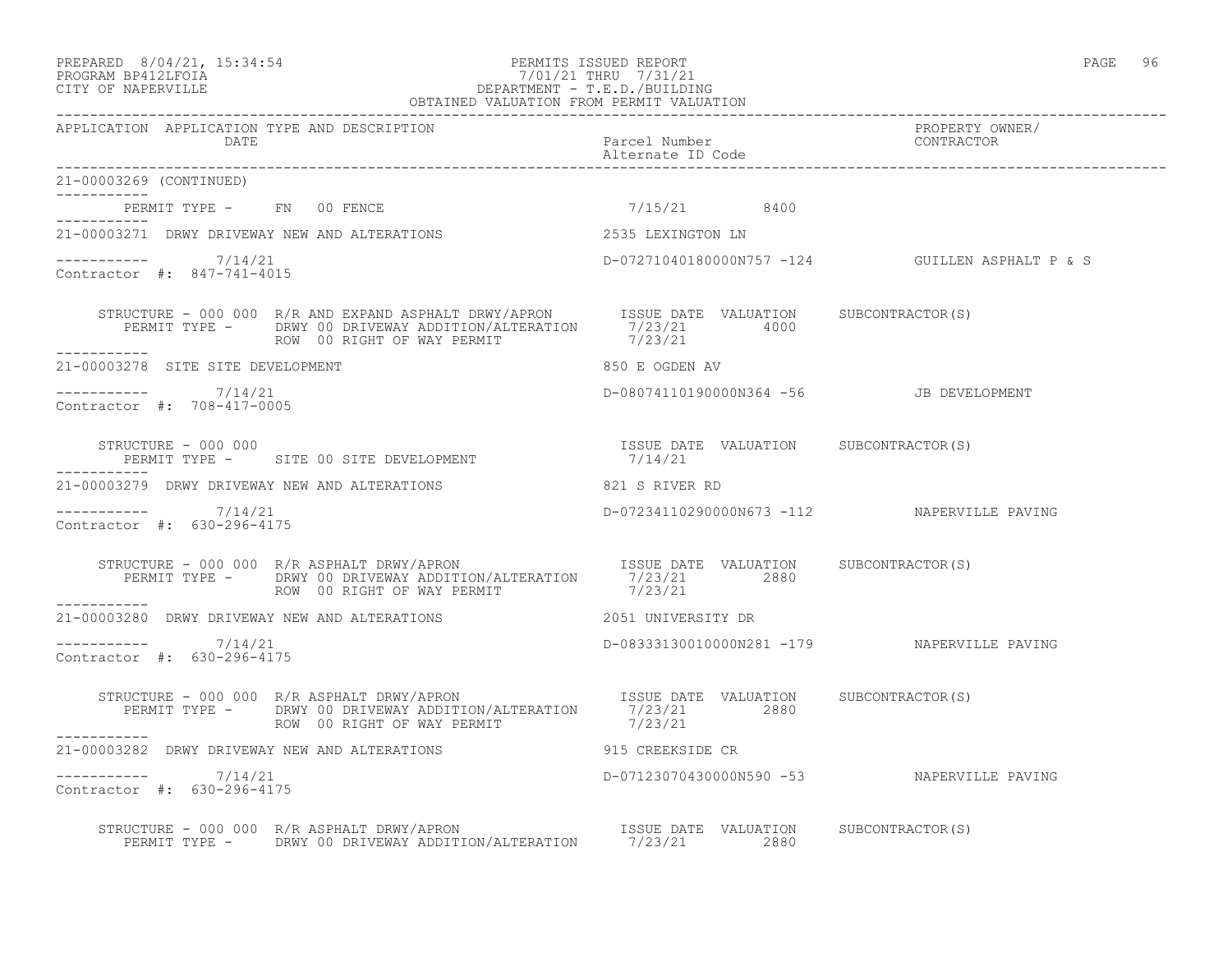PREPARED 8/04/21, 15:34:54 PERMITS ISSUED REPORT
PROGRAM BP412LFOIA 7/01/21 THRU 7/31/21
CITY OF NAPERVILLE DEPARTMENT - T.E.D./BUILDING
OBTAINED VALUATION FROM PERMIT VALUATION

```
APPLICATION  APPLICATION TYPE AND DESCRIPTION                                                            PROPERTY OWNER/
             DATE                                                  Parcel Number                         CONTRACTOR
                                                                   Alternate ID Code

21-00003269 (CONTINUED)
-----------
       PERMIT TYPE -     FN  00 FENCE                              7/15/21          8400
-----------
21-00003271  DRWY DRIVEWAY NEW AND ALTERATIONS                     2535 LEXINGTON LN

-----------        7/14/21                                         D-07271040180000N757 -124           GUILLEN ASPHALT P & S
Contractor #:  847-741-4015

    STRUCTURE - 000 000  R/R AND EXPAND ASPHALT DRWY/APRON         ISSUE DATE  VALUATION     SUBCONTRACTOR(S)
       PERMIT TYPE -     DRWY 00 DRIVEWAY ADDITION/ALTERATION       7/23/21          4000
                         ROW  00 RIGHT OF WAY PERMIT                7/23/21
-----------
21-00003278  SITE SITE DEVELOPMENT                                 850 E OGDEN AV

-----------        7/14/21                                         D-08074110190000N364 -56            JB DEVELOPMENT
Contractor #:  708-417-0005

    STRUCTURE - 000 000                                            ISSUE DATE  VALUATION     SUBCONTRACTOR(S)
       PERMIT TYPE -     SITE 00 SITE DEVELOPMENT                   7/14/21
-----------
21-00003279  DRWY DRIVEWAY NEW AND ALTERATIONS                     821 S RIVER RD

-----------        7/14/21                                         D-07234110290000N673 -112           NAPERVILLE PAVING
Contractor #:  630-296-4175

    STRUCTURE - 000 000  R/R ASPHALT DRWY/APRON                    ISSUE DATE  VALUATION     SUBCONTRACTOR(S)
       PERMIT TYPE -     DRWY 00 DRIVEWAY ADDITION/ALTERATION       7/23/21          2880
                         ROW  00 RIGHT OF WAY PERMIT                7/23/21
-----------
21-00003280  DRWY DRIVEWAY NEW AND ALTERATIONS                     2051 UNIVERSITY DR

-----------        7/14/21                                         D-08333130010000N281 -179           NAPERVILLE PAVING
Contractor #:  630-296-4175

    STRUCTURE - 000 000  R/R ASPHALT DRWY/APRON                    ISSUE DATE  VALUATION     SUBCONTRACTOR(S)
       PERMIT TYPE -     DRWY 00 DRIVEWAY ADDITION/ALTERATION       7/23/21          2880
                         ROW  00 RIGHT OF WAY PERMIT                7/23/21
-----------
21-00003282  DRWY DRIVEWAY NEW AND ALTERATIONS                     915 CREEKSIDE CR

-----------        7/14/21                                         D-07123070430000N590 -53            NAPERVILLE PAVING
Contractor #:  630-296-4175

    STRUCTURE - 000 000  R/R ASPHALT DRWY/APRON                    ISSUE DATE  VALUATION     SUBCONTRACTOR(S)
       PERMIT TYPE -     DRWY 00 DRIVEWAY ADDITION/ALTERATION       7/23/21          2880
```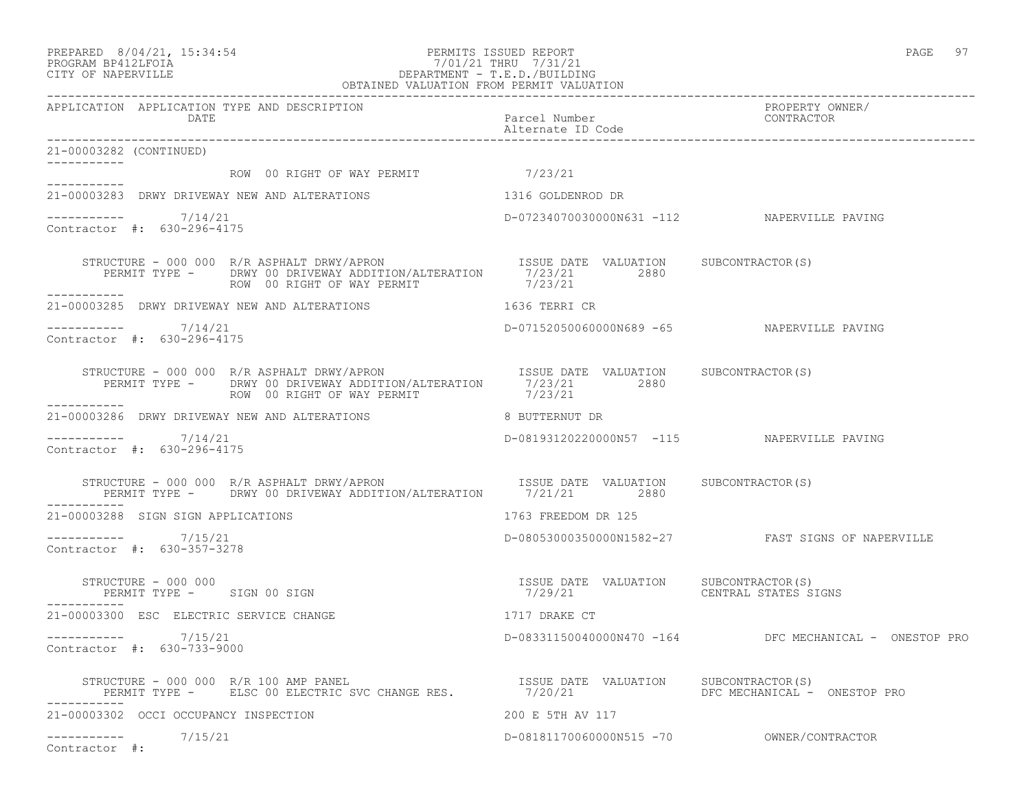PREPARED 8/04/21, 15:34:54 PERMITS ISSUED REPORT
PROGRAM BP412LFOIA 7/01/21 THRU 7/31/21
CITY OF NAPERVILLE DEPARTMENT - T.E.D./BUILDING
OBTAINED VALUATION FROM PERMIT VALUATION

```
APPLICATION  APPLICATION TYPE AND DESCRIPTION                                                          PROPERTY OWNER/
             DATE                                              Parcel Number                           CONTRACTOR
                                                               Alternate ID Code
-----------------------------------------------------------------------------------------------------------------------
21-00003282 (CONTINUED)
-----------
                    ROW  00 RIGHT OF WAY PERMIT                7/23/21
-----------
21-00003283  DRWY DRIVEWAY NEW AND ALTERATIONS                 1316 GOLDENROD DR

-----------       7/14/21                                      D-07234070030000N631 -112          NAPERVILLE PAVING
Contractor #:  630-296-4175

     STRUCTURE - 000 000  R/R ASPHALT DRWY/APRON               ISSUE DATE  VALUATION     SUBCONTRACTOR(S)
       PERMIT TYPE -      DRWY 00 DRIVEWAY ADDITION/ALTERATION  7/23/21         2880
                          ROW  00 RIGHT OF WAY PERMIT           7/23/21
-----------
21-00003285  DRWY DRIVEWAY NEW AND ALTERATIONS                 1636 TERRI CR

-----------       7/14/21                                      D-07152050060000N689 -65           NAPERVILLE PAVING
Contractor #:  630-296-4175

     STRUCTURE - 000 000  R/R ASPHALT DRWY/APRON               ISSUE DATE  VALUATION     SUBCONTRACTOR(S)
       PERMIT TYPE -      DRWY 00 DRIVEWAY ADDITION/ALTERATION  7/23/21         2880
                          ROW  00 RIGHT OF WAY PERMIT           7/23/21
-----------
21-00003286  DRWY DRIVEWAY NEW AND ALTERATIONS                 8 BUTTERNUT DR

-----------       7/14/21                                      D-08193120220000N57  -115          NAPERVILLE PAVING
Contractor #:  630-296-4175

     STRUCTURE - 000 000  R/R ASPHALT DRWY/APRON               ISSUE DATE  VALUATION     SUBCONTRACTOR(S)
       PERMIT TYPE -      DRWY 00 DRIVEWAY ADDITION/ALTERATION  7/21/21         2880
-----------
21-00003288  SIGN SIGN APPLICATIONS                            1763 FREEDOM DR 125

-----------       7/15/21                                      D-08053000350000N1582-27           FAST SIGNS OF NAPERVILLE
Contractor #:  630-357-3278

     STRUCTURE - 000 000                                       ISSUE DATE  VALUATION     SUBCONTRACTOR(S)
       PERMIT TYPE -      SIGN 00 SIGN                          7/29/21                  CENTRAL STATES SIGNS
-----------
21-00003300  ESC  ELECTRIC SERVICE CHANGE                      1717 DRAKE CT

-----------       7/15/21                                      D-08331150040000N470 -164          DFC MECHANICAL -  ONESTOP PRO
Contractor #:  630-733-9000

     STRUCTURE - 000 000  R/R 100 AMP PANEL                    ISSUE DATE  VALUATION     SUBCONTRACTOR(S)
       PERMIT TYPE -      ELSC 00 ELECTRIC SVC CHANGE RES.      7/20/21                  DFC MECHANICAL -  ONESTOP PRO
-----------
21-00003302  OCCI OCCUPANCY INSPECTION                         200 E 5TH AV 117

-----------       7/15/21                                      D-08181170060000N515 -70           OWNER/CONTRACTOR
Contractor #:
```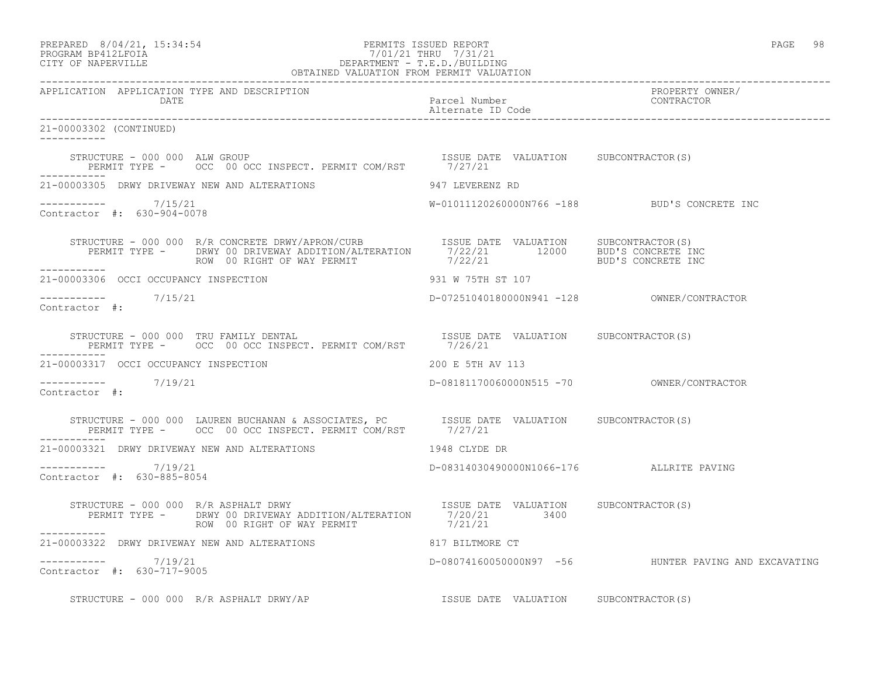APPLICATION APPLICATION TYPE AND DESCRIPTION | Parcel Number / Alternate ID Code | PROPERTY OWNER/ CONTRACTOR
DATE

21-00003302 (CONTINUED)

```
STRUCTURE - 000 000  ALW GROUP                                     ISSUE DATE  VALUATION     SUBCONTRACTOR(S)
   PERMIT TYPE -      OCC  00 OCC INSPECT. PERMIT COM/RST           7/27/21
```

21-00003305  DRWY DRIVEWAY NEW AND ALTERATIONS — 947 LEVERENZ RD

7/15/21 — W-01011120260000N766 -188 — BUD'S CONCRETE INC

Contractor #: 630-904-0078

```
STRUCTURE - 000 000  R/R CONCRETE DRWY/APRON/CURB                  ISSUE DATE  VALUATION     SUBCONTRACTOR(S)
   PERMIT TYPE -      DRWY 00 DRIVEWAY ADDITION/ALTERATION           7/22/21       12000      BUD'S CONCRETE INC
                      ROW  00 RIGHT OF WAY PERMIT                     7/22/21                  BUD'S CONCRETE INC
```

21-00003306  OCCI OCCUPANCY INSPECTION — 931 W 75TH ST 107

7/15/21 — D-07251040180000N941 -128 — OWNER/CONTRACTOR

Contractor #:

```
STRUCTURE - 000 000  TRU FAMILY DENTAL                             ISSUE DATE  VALUATION     SUBCONTRACTOR(S)
   PERMIT TYPE -      OCC  00 OCC INSPECT. PERMIT COM/RST           7/26/21
```

21-00003317  OCCI OCCUPANCY INSPECTION — 200 E 5TH AV 113

7/19/21 — D-08181170060000N515 -70 — OWNER/CONTRACTOR

Contractor #:

```
STRUCTURE - 000 000  LAUREN BUCHANAN & ASSOCIATES, PC              ISSUE DATE  VALUATION     SUBCONTRACTOR(S)
   PERMIT TYPE -      OCC  00 OCC INSPECT. PERMIT COM/RST           7/27/21
```

21-00003321  DRWY DRIVEWAY NEW AND ALTERATIONS — 1948 CLYDE DR

7/19/21 — D-08314030490000N1066-176 — ALLRITE PAVING

Contractor #: 630-885-8054

```
STRUCTURE - 000 000  R/R ASPHALT DRWY                              ISSUE DATE  VALUATION     SUBCONTRACTOR(S)
   PERMIT TYPE -      DRWY 00 DRIVEWAY ADDITION/ALTERATION           7/20/21        3400
                      ROW  00 RIGHT OF WAY PERMIT                     7/21/21
```

21-00003322  DRWY DRIVEWAY NEW AND ALTERATIONS — 817 BILTMORE CT

7/19/21 — D-08074160050000N97 -56 — HUNTER PAVING AND EXCAVATING

Contractor #: 630-717-9005

```
STRUCTURE - 000 000  R/R ASPHALT DRWY/AP                           ISSUE DATE  VALUATION     SUBCONTRACTOR(S)
```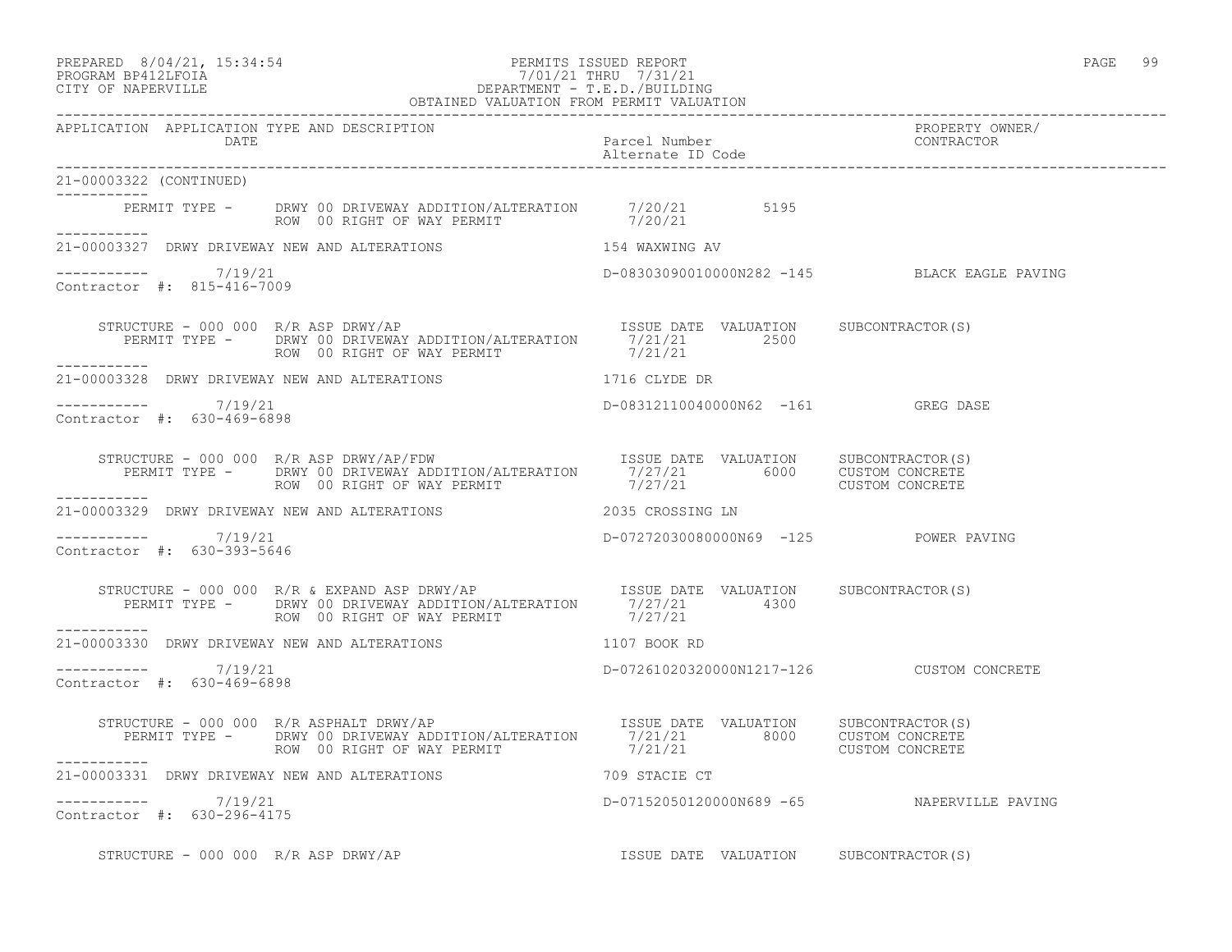PREPARED 8/04/21, 15:34:54
PROGRAM BP412LFOIA
CITY OF NAPERVILLE

PERMITS ISSUED REPORT
7/01/21 THRU 7/31/21
DEPARTMENT - T.E.D./BUILDING
OBTAINED VALUATION FROM PERMIT VALUATION

```
APPLICATION  APPLICATION TYPE AND DESCRIPTION                                                              PROPERTY OWNER/
             DATE                                                   Parcel Number                          CONTRACTOR
                                                                    Alternate ID Code

21-00003322 (CONTINUED)
-----------
       PERMIT TYPE -     DRWY 00 DRIVEWAY ADDITION/ALTERATION      7/20/21          5195
                         ROW  00 RIGHT OF WAY PERMIT               7/20/21
-----------
21-00003327  DRWY DRIVEWAY NEW AND ALTERATIONS                     154 WAXWING AV

-----------        7/19/21                                          D-08303090010000N282 -145              BLACK EAGLE PAVING
Contractor #:  815-416-7009

     STRUCTURE - 000 000  R/R ASP DRWY/AP                           ISSUE DATE  VALUATION     SUBCONTRACTOR(S)
       PERMIT TYPE -     DRWY 00 DRIVEWAY ADDITION/ALTERATION      7/21/21          2500
                         ROW  00 RIGHT OF WAY PERMIT               7/21/21
-----------
21-00003328  DRWY DRIVEWAY NEW AND ALTERATIONS                     1716 CLYDE DR

-----------        7/19/21                                          D-08312110040000N62  -161              GREG DASE
Contractor #:  630-469-6898

     STRUCTURE - 000 000  R/R ASP DRWY/AP/FDW                       ISSUE DATE  VALUATION     SUBCONTRACTOR(S)
       PERMIT TYPE -     DRWY 00 DRIVEWAY ADDITION/ALTERATION      7/27/21          6000      CUSTOM CONCRETE
                         ROW  00 RIGHT OF WAY PERMIT               7/27/21                    CUSTOM CONCRETE
-----------
21-00003329  DRWY DRIVEWAY NEW AND ALTERATIONS                     2035 CROSSING LN

-----------        7/19/21                                          D-07272030080000N69  -125              POWER PAVING
Contractor #:  630-393-5646

     STRUCTURE - 000 000  R/R & EXPAND ASP DRWY/AP                  ISSUE DATE  VALUATION     SUBCONTRACTOR(S)
       PERMIT TYPE -     DRWY 00 DRIVEWAY ADDITION/ALTERATION      7/27/21          4300
                         ROW  00 RIGHT OF WAY PERMIT               7/27/21
-----------
21-00003330  DRWY DRIVEWAY NEW AND ALTERATIONS                     1107 BOOK RD

-----------        7/19/21                                          D-07261020320000N1217-126              CUSTOM CONCRETE
Contractor #:  630-469-6898

     STRUCTURE - 000 000  R/R ASPHALT DRWY/AP                       ISSUE DATE  VALUATION     SUBCONTRACTOR(S)
       PERMIT TYPE -     DRWY 00 DRIVEWAY ADDITION/ALTERATION      7/21/21          8000      CUSTOM CONCRETE
                         ROW  00 RIGHT OF WAY PERMIT               7/21/21                    CUSTOM CONCRETE
-----------
21-00003331  DRWY DRIVEWAY NEW AND ALTERATIONS                     709 STACIE CT

-----------        7/19/21                                          D-07152050120000N689 -65               NAPERVILLE PAVING
Contractor #:  630-296-4175

     STRUCTURE - 000 000  R/R ASP DRWY/AP                           ISSUE DATE  VALUATION     SUBCONTRACTOR(S)
```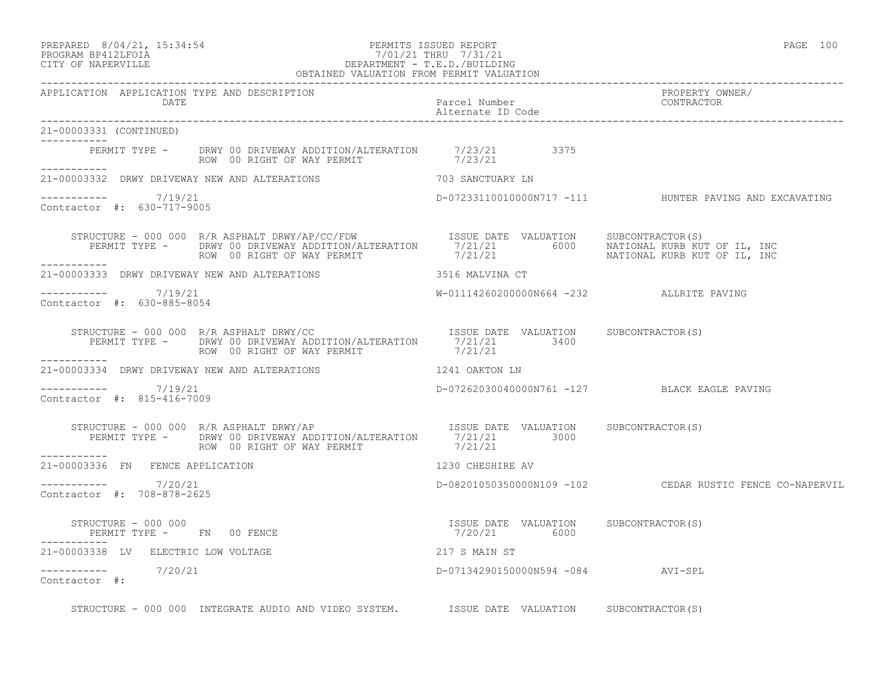| APPLICATION | APPLICATION TYPE AND DESCRIPTION DATE | Parcel Number Alternate ID Code | PROPERTY OWNER/ CONTRACTOR |
|---|---|---|---|

21-00003331 (CONTINUED)

PERMIT TYPE - DRWY 00 DRIVEWAY ADDITION/ALTERATION 7/23/21 3375
ROW 00 RIGHT OF WAY PERMIT 7/23/21

21-00003332 DRWY DRIVEWAY NEW AND ALTERATIONS 703 SANCTUARY LN

7/19/21 D-07233110010000N717 -111 HUNTER PAVING AND EXCAVATING
Contractor #: 630-717-9005

STRUCTURE - 000 000 R/R ASPHALT DRWY/AP/CC/FDW ISSUE DATE VALUATION SUBCONTRACTOR(S)
PERMIT TYPE - DRWY 00 DRIVEWAY ADDITION/ALTERATION 7/21/21 6000 NATIONAL KURB KUT OF IL, INC
ROW 00 RIGHT OF WAY PERMIT 7/21/21 NATIONAL KURB KUT OF IL, INC

21-00003333 DRWY DRIVEWAY NEW AND ALTERATIONS 3516 MALVINA CT

7/19/21 W-01114260200000N664 -232 ALLRITE PAVING
Contractor #: 630-885-8054

STRUCTURE - 000 000 R/R ASPHALT DRWY/CC ISSUE DATE VALUATION SUBCONTRACTOR(S)
PERMIT TYPE - DRWY 00 DRIVEWAY ADDITION/ALTERATION 7/21/21 3400
ROW 00 RIGHT OF WAY PERMIT 7/21/21

21-00003334 DRWY DRIVEWAY NEW AND ALTERATIONS 1241 OAKTON LN

7/19/21 D-07262030040000N761 -127 BLACK EAGLE PAVING
Contractor #: 815-416-7009

STRUCTURE - 000 000 R/R ASPHALT DRWY/AP ISSUE DATE VALUATION SUBCONTRACTOR(S)
PERMIT TYPE - DRWY 00 DRIVEWAY ADDITION/ALTERATION 7/21/21 3000
ROW 00 RIGHT OF WAY PERMIT 7/21/21

21-00003336 FN FENCE APPLICATION 1230 CHESHIRE AV

7/20/21 D-08201050350000N109 -102 CEDAR RUSTIC FENCE CO-NAPERVIL
Contractor #: 708-878-2625

STRUCTURE - 000 000 ISSUE DATE VALUATION SUBCONTRACTOR(S)
PERMIT TYPE - FN 00 FENCE 7/20/21 6000

21-00003338 LV ELECTRIC LOW VOLTAGE 217 S MAIN ST

7/20/21 D-07134290150000N594 -084 AVI-SPL
Contractor #:

STRUCTURE - 000 000 INTEGRATE AUDIO AND VIDEO SYSTEM. ISSUE DATE VALUATION SUBCONTRACTOR(S)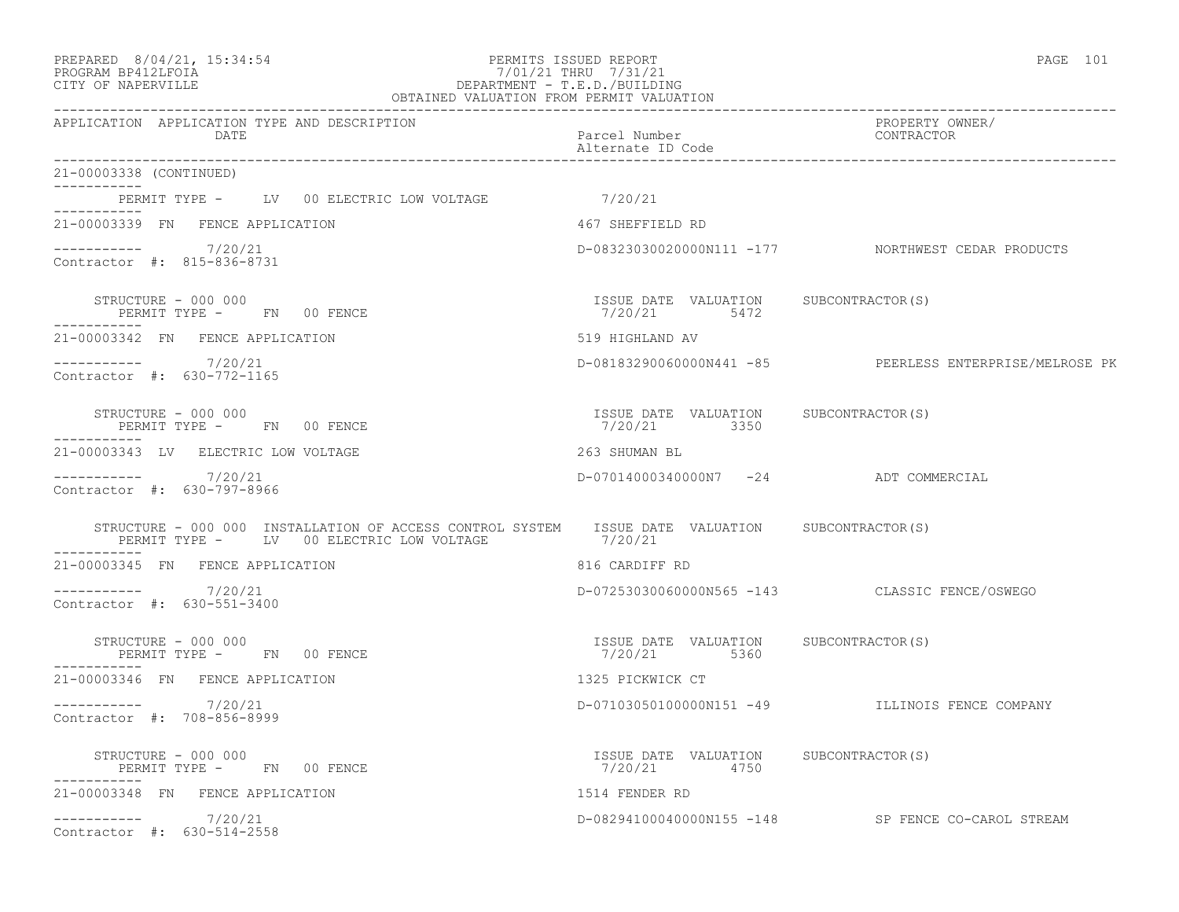PREPARED 8/04/21, 15:34:54
PROGRAM BP412LFOIA
CITY OF NAPERVILLE

PERMITS ISSUED REPORT
7/01/21 THRU 7/31/21
DEPARTMENT - T.E.D./BUILDING
OBTAINED VALUATION FROM PERMIT VALUATION

| APPLICATION | APPLICATION TYPE AND DESCRIPTION DATE | Parcel Number Alternate ID Code | PROPERTY OWNER/ CONTRACTOR |
|---|---|---|---|

21-00003338 (CONTINUED)

PERMIT TYPE - LV 00 ELECTRIC LOW VOLTAGE 7/20/21

21-00003339 FN FENCE APPLICATION — 467 SHEFFIELD RD

7/20/21 — D-08323030020000N111 -177 — NORTHWEST CEDAR PRODUCTS
Contractor #: 815-836-8731

STRUCTURE - 000 000 — ISSUE DATE 7/20/21 — VALUATION 5472 — SUBCONTRACTOR(S)
PERMIT TYPE - FN 00 FENCE

21-00003342 FN FENCE APPLICATION — 519 HIGHLAND AV

7/20/21 — D-08183290060000N441 -85 — PEERLESS ENTERPRISE/MELROSE PK
Contractor #: 630-772-1165

STRUCTURE - 000 000 — ISSUE DATE 7/20/21 — VALUATION 3350 — SUBCONTRACTOR(S)
PERMIT TYPE - FN 00 FENCE

21-00003343 LV ELECTRIC LOW VOLTAGE — 263 SHUMAN BL

7/20/21 — D-07014000340000N7 -24 — ADT COMMERCIAL
Contractor #: 630-797-8966

STRUCTURE - 000 000 INSTALLATION OF ACCESS CONTROL SYSTEM — ISSUE DATE 7/20/21 — VALUATION — SUBCONTRACTOR(S)
PERMIT TYPE - LV 00 ELECTRIC LOW VOLTAGE

21-00003345 FN FENCE APPLICATION — 816 CARDIFF RD

7/20/21 — D-07253030060000N565 -143 — CLASSIC FENCE/OSWEGO
Contractor #: 630-551-3400

STRUCTURE - 000 000 — ISSUE DATE 7/20/21 — VALUATION 5360 — SUBCONTRACTOR(S)
PERMIT TYPE - FN 00 FENCE

21-00003346 FN FENCE APPLICATION — 1325 PICKWICK CT

7/20/21 — D-07103050100000N151 -49 — ILLINOIS FENCE COMPANY
Contractor #: 708-856-8999

STRUCTURE - 000 000 — ISSUE DATE 7/20/21 — VALUATION 4750 — SUBCONTRACTOR(S)
PERMIT TYPE - FN 00 FENCE

21-00003348 FN FENCE APPLICATION — 1514 FENDER RD

7/20/21 — D-08294100040000N155 -148 — SP FENCE CO-CAROL STREAM
Contractor #: 630-514-2558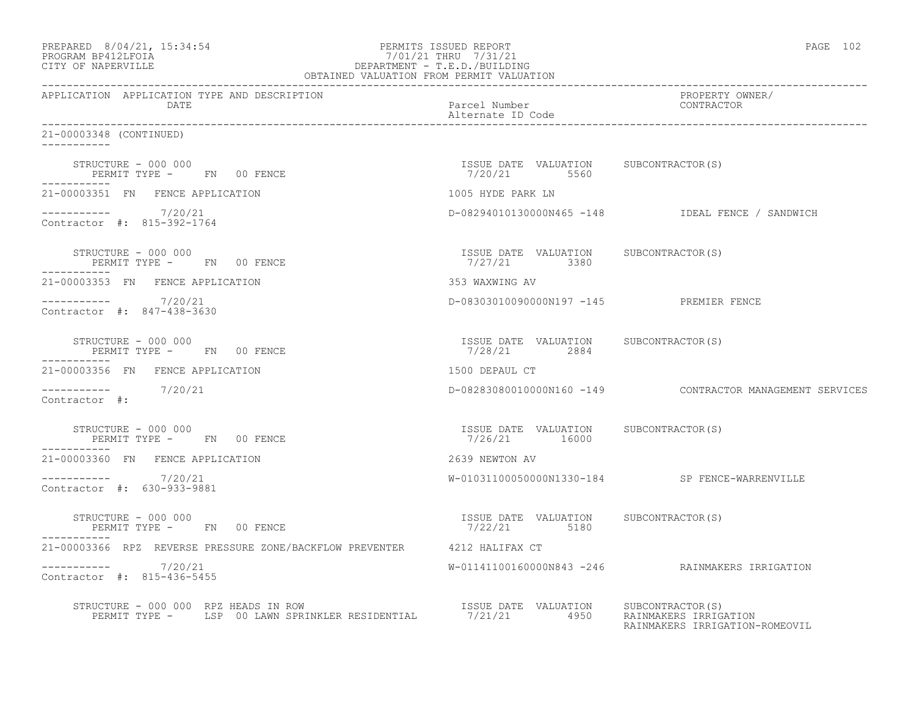```
PREPARED 8/04/21, 15:34:54                    PERMITS ISSUED REPORT                                                    PAGE 102
PROGRAM BP412LFOIA                              7/01/21 THRU 7/31/21
CITY OF NAPERVILLE                          DEPARTMENT - T.E.D./BUILDING
                                        OBTAINED VALUATION FROM PERMIT VALUATION
------------------------------------------------------------------------------------------------------------------------------------
APPLICATION  APPLICATION TYPE AND DESCRIPTION                                                              PROPERTY OWNER/
             DATE                                                  Parcel Number                           CONTRACTOR
                                                                   Alternate ID Code
------------------------------------------------------------------------------------------------------------------------------------
21-00003348 (CONTINUED)
-----------

     STRUCTURE - 000 000                                            ISSUE DATE  VALUATION     SUBCONTRACTOR(S)
        PERMIT TYPE -     FN  00 FENCE                               7/20/21         5560
-----------
21-00003351  FN   FENCE APPLICATION                                1005 HYDE PARK LN

-----------        7/20/21                                         D-08294010130000N465 -148           IDEAL FENCE / SANDWICH
Contractor  #:  815-392-1764

     STRUCTURE - 000 000                                            ISSUE DATE  VALUATION     SUBCONTRACTOR(S)
        PERMIT TYPE -     FN  00 FENCE                               7/27/21         3380
-----------
21-00003353  FN   FENCE APPLICATION                                353 WAXWING AV

-----------        7/20/21                                         D-08303010090000N197 -145           PREMIER FENCE
Contractor  #:  847-438-3630

     STRUCTURE - 000 000                                            ISSUE DATE  VALUATION     SUBCONTRACTOR(S)
        PERMIT TYPE -     FN  00 FENCE                               7/28/21         2884
-----------
21-00003356  FN   FENCE APPLICATION                                1500 DEPAUL CT

-----------        7/20/21                                         D-08283080010000N160 -149           CONTRACTOR MANAGEMENT SERVICES
Contractor  #:

     STRUCTURE - 000 000                                            ISSUE DATE  VALUATION     SUBCONTRACTOR(S)
        PERMIT TYPE -     FN  00 FENCE                               7/26/21        16000
-----------
21-00003360  FN   FENCE APPLICATION                                2639 NEWTON AV

-----------        7/20/21                                         W-01031100050000N1330-184           SP FENCE-WARRENVILLE
Contractor  #:  630-933-9881

     STRUCTURE - 000 000                                            ISSUE DATE  VALUATION     SUBCONTRACTOR(S)
        PERMIT TYPE -     FN  00 FENCE                               7/22/21         5180
-----------
21-00003366  RPZ  REVERSE PRESSURE ZONE/BACKFLOW PREVENTER         4212 HALIFAX CT

-----------        7/20/21                                         W-01141100160000N843 -246           RAINMAKERS IRRIGATION
Contractor  #:  815-436-5455

     STRUCTURE - 000 000  RPZ HEADS IN ROW                          ISSUE DATE  VALUATION     SUBCONTRACTOR(S)
        PERMIT TYPE -     LSP  00 LAWN SPRINKLER RESIDENTIAL         7/21/21         4950     RAINMAKERS IRRIGATION
                                                                                              RAINMAKERS IRRIGATION-ROMEOVIL
```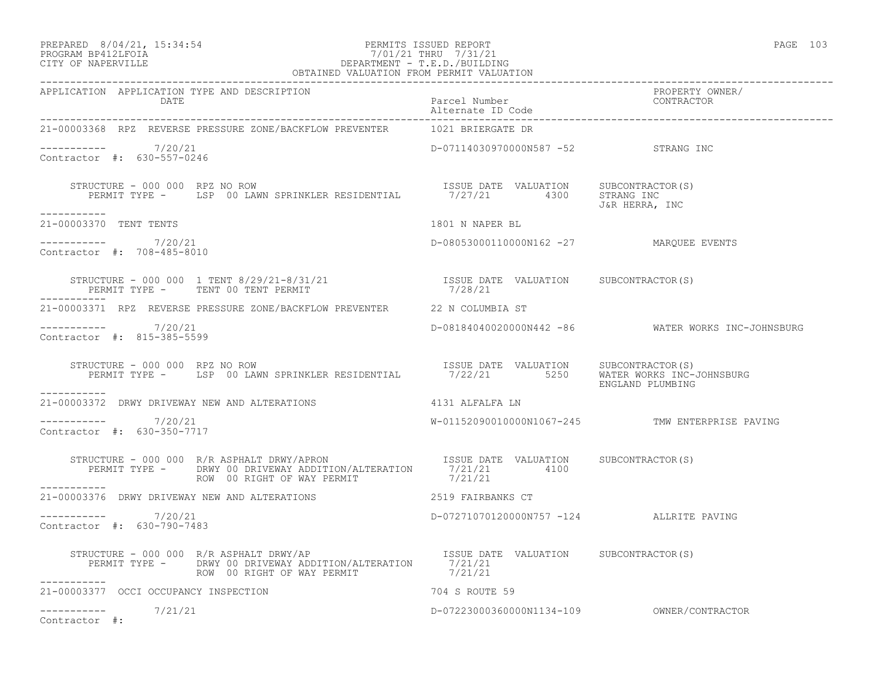PREPARED 8/04/21, 15:34:54
PROGRAM BP412LFOIA
CITY OF NAPERVILLE

PERMITS ISSUED REPORT
7/01/21 THRU 7/31/21
DEPARTMENT - T.E.D./BUILDING
OBTAINED VALUATION FROM PERMIT VALUATION

```
APPLICATION  APPLICATION TYPE AND DESCRIPTION                                                          PROPERTY OWNER/
             DATE                                                    Parcel Number                     CONTRACTOR
                                                                     Alternate ID Code

21-00003368  RPZ  REVERSE PRESSURE ZONE/BACKFLOW PREVENTER           1021 BRIERGATE DR

-----------  7/20/21                                                 D-07114030970000N587 -52          STRANG INC
Contractor #:  630-557-0246

     STRUCTURE - 000 000  RPZ NO ROW                                  ISSUE DATE  VALUATION    SUBCONTRACTOR(S)
       PERMIT TYPE -      LSP  00 LAWN SPRINKLER RESIDENTIAL          7/27/21         4300     STRANG INC
                                                                                               J&R HERRA, INC
-----------
21-00003370  TENT TENTS                                              1801 N NAPER BL

-----------  7/20/21                                                 D-08053000110000N162 -27          MARQUEE EVENTS
Contractor #:  708-485-8010

     STRUCTURE - 000 000  1 TENT 8/29/21-8/31/21                      ISSUE DATE  VALUATION    SUBCONTRACTOR(S)
       PERMIT TYPE -      TENT 00 TENT PERMIT                         7/28/21
-----------
21-00003371  RPZ  REVERSE PRESSURE ZONE/BACKFLOW PREVENTER           22 N COLUMBIA ST

-----------  7/20/21                                                 D-08184040020000N442 -86          WATER WORKS INC-JOHNSBURG
Contractor #:  815-385-5599

     STRUCTURE - 000 000  RPZ NO ROW                                  ISSUE DATE  VALUATION    SUBCONTRACTOR(S)
       PERMIT TYPE -      LSP  00 LAWN SPRINKLER RESIDENTIAL          7/22/21         5250     WATER WORKS INC-JOHNSBURG
                                                                                               ENGLAND PLUMBING
-----------
21-00003372  DRWY DRIVEWAY NEW AND ALTERATIONS                       4131 ALFALFA LN

-----------  7/20/21                                                 W-01152090010000N1067-245         TMW ENTERPRISE PAVING
Contractor #:  630-350-7717

     STRUCTURE - 000 000  R/R ASPHALT DRWY/APRON                      ISSUE DATE  VALUATION    SUBCONTRACTOR(S)
       PERMIT TYPE -      DRWY 00 DRIVEWAY ADDITION/ALTERATION        7/21/21         4100
                          ROW  00 RIGHT OF WAY PERMIT                 7/21/21
-----------
21-00003376  DRWY DRIVEWAY NEW AND ALTERATIONS                       2519 FAIRBANKS CT

-----------  7/20/21                                                 D-07271070120000N757 -124         ALLRITE PAVING
Contractor #:  630-790-7483

     STRUCTURE - 000 000  R/R ASPHALT DRWY/AP                         ISSUE DATE  VALUATION    SUBCONTRACTOR(S)
       PERMIT TYPE -      DRWY 00 DRIVEWAY ADDITION/ALTERATION        7/21/21
                          ROW  00 RIGHT OF WAY PERMIT                 7/21/21
-----------
21-00003377  OCCI OCCUPANCY INSPECTION                               704 S ROUTE 59

-----------  7/21/21                                                 D-07223000360000N1134-109         OWNER/CONTRACTOR
Contractor #:
```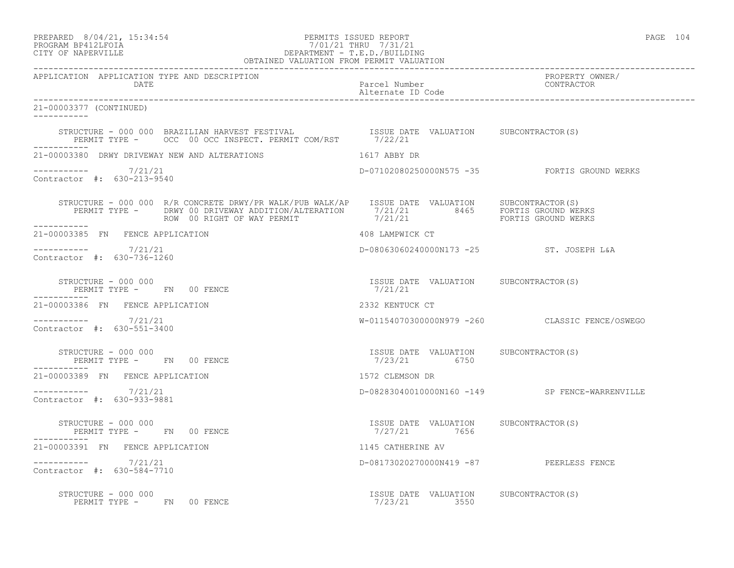PERMITS ISSUED REPORT
7/01/21 THRU 7/31/21
DEPARTMENT - T.E.D./BUILDING
OBTAINED VALUATION FROM PERMIT VALUATION

PREPARED 8/04/21, 15:34:54
PROGRAM BP412LFOIA
CITY OF NAPERVILLE

```
APPLICATION  APPLICATION TYPE AND DESCRIPTION                                                         PROPERTY OWNER/
             DATE                                              Parcel Number                          CONTRACTOR
                                                               Alternate ID Code

21-00003377 (CONTINUED)
-----------

    STRUCTURE - 000 000  BRAZILIAN HARVEST FESTIVAL              ISSUE DATE  VALUATION     SUBCONTRACTOR(S)
       PERMIT TYPE -     OCC  00 OCC INSPECT. PERMIT COM/RST      7/22/21
-----------
21-00003380  DRWY DRIVEWAY NEW AND ALTERATIONS                  1617 ABBY DR

-----------        7/21/21                                      D-07102080250000N575 -35          FORTIS GROUND WERKS
Contractor #:  630-213-9540

    STRUCTURE - 000 000  R/R CONCRETE DRWY/PR WALK/PUB WALK/AP    ISSUE DATE  VALUATION     SUBCONTRACTOR(S)
       PERMIT TYPE -     DRWY 00 DRIVEWAY ADDITION/ALTERATION     7/21/21        8465      FORTIS GROUND WERKS
                         ROW  00 RIGHT OF WAY PERMIT              7/21/21                  FORTIS GROUND WERKS
-----------
21-00003385  FN   FENCE APPLICATION                             408 LAMPWICK CT

-----------        7/21/21                                      D-08063060240000N173 -25          ST. JOSEPH L&A
Contractor #:  630-736-1260

    STRUCTURE - 000 000                                          ISSUE DATE  VALUATION     SUBCONTRACTOR(S)
       PERMIT TYPE -     FN   00 FENCE                            7/21/21
-----------
21-00003386  FN   FENCE APPLICATION                             2332 KENTUCK CT

-----------        7/21/21                                      W-01154070300000N979 -260         CLASSIC FENCE/OSWEGO
Contractor #:  630-551-3400

    STRUCTURE - 000 000                                          ISSUE DATE  VALUATION     SUBCONTRACTOR(S)
       PERMIT TYPE -     FN   00 FENCE                            7/23/21        6750
-----------
21-00003389  FN   FENCE APPLICATION                             1572 CLEMSON DR

-----------        7/21/21                                      D-08283040010000N160 -149         SP FENCE-WARRENVILLE
Contractor #:  630-933-9881

    STRUCTURE - 000 000                                          ISSUE DATE  VALUATION     SUBCONTRACTOR(S)
       PERMIT TYPE -     FN   00 FENCE                            7/27/21        7656
-----------
21-00003391  FN   FENCE APPLICATION                             1145 CATHERINE AV

-----------        7/21/21                                      D-08173020270000N419 -87          PEERLESS FENCE
Contractor #:  630-584-7710

    STRUCTURE - 000 000                                          ISSUE DATE  VALUATION     SUBCONTRACTOR(S)
       PERMIT TYPE -     FN   00 FENCE                            7/23/21        3550
```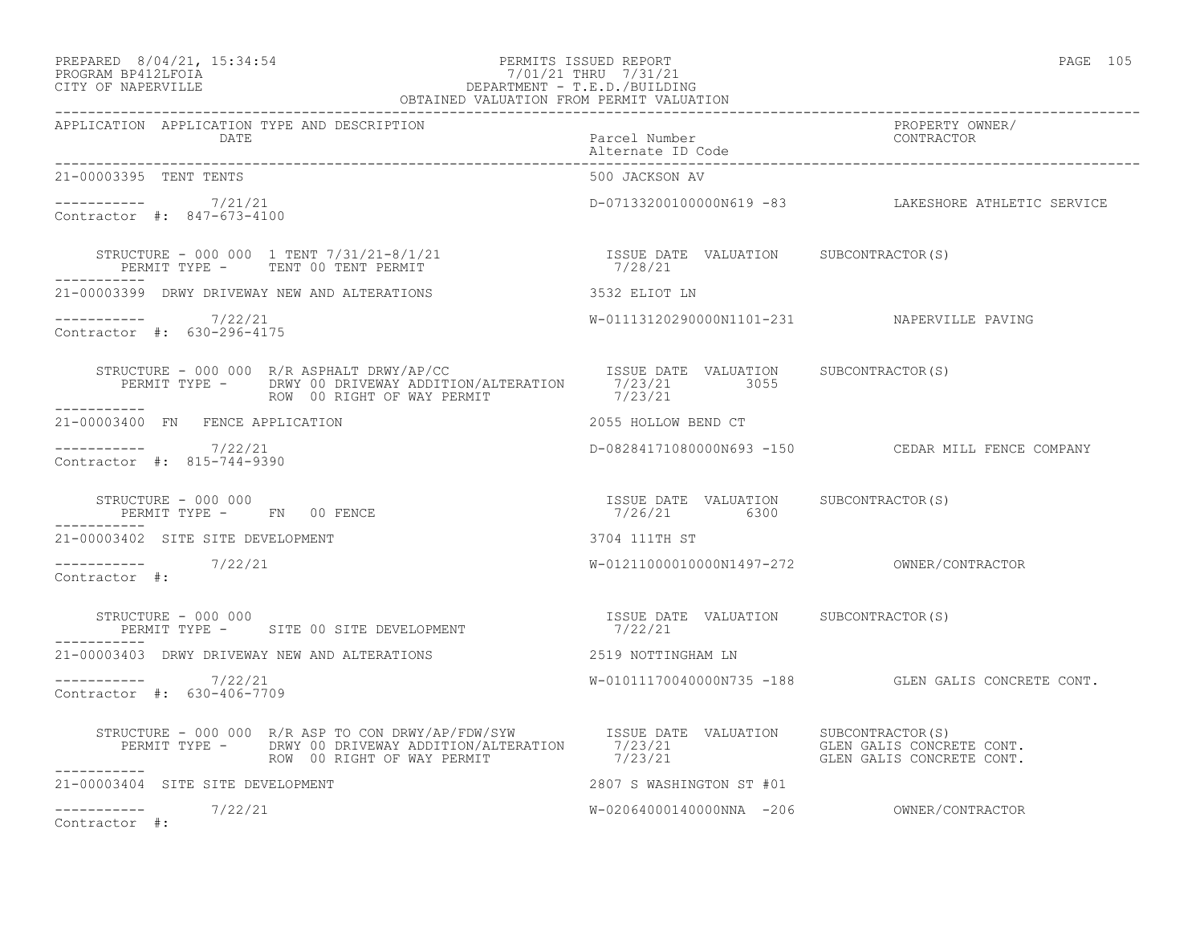PREPARED 8/04/21, 15:34:54
PROGRAM BP412LFOIA
CITY OF NAPERVILLE

PERMITS ISSUED REPORT
7/01/21 THRU 7/31/21
DEPARTMENT - T.E.D./BUILDING
OBTAINED VALUATION FROM PERMIT VALUATION

| APPLICATION APPLICATION TYPE AND DESCRIPTION DATE | Parcel Number Alternate ID Code | PROPERTY OWNER/ CONTRACTOR |
|---|---|---|
| 21-00003395 TENT TENTS | 500 JACKSON AV | |
| ----------- 7/21/21 Contractor #: 847-673-4100 | D-07133200100000N619 -83 | LAKESHORE ATHLETIC SERVICE |
| STRUCTURE - 000 000 1 TENT 7/31/21-8/1/21 PERMIT TYPE - TENT 00 TENT PERMIT | ISSUE DATE VALUATION 7/28/21 | SUBCONTRACTOR(S) |
| 21-00003399 DRWY DRIVEWAY NEW AND ALTERATIONS | 3532 ELIOT LN | |
| ----------- 7/22/21 Contractor #: 630-296-4175 | W-01113120290000N1101-231 | NAPERVILLE PAVING |
| STRUCTURE - 000 000 R/R ASPHALT DRWY/AP/CC PERMIT TYPE - DRWY 00 DRIVEWAY ADDITION/ALTERATION ROW 00 RIGHT OF WAY PERMIT | ISSUE DATE VALUATION 7/23/21 3055 7/23/21 | SUBCONTRACTOR(S) |
| 21-00003400 FN FENCE APPLICATION | 2055 HOLLOW BEND CT | |
| ----------- 7/22/21 Contractor #: 815-744-9390 | D-08284171080000N693 -150 | CEDAR MILL FENCE COMPANY |
| STRUCTURE - 000 000 PERMIT TYPE - FN 00 FENCE | ISSUE DATE VALUATION 7/26/21 6300 | SUBCONTRACTOR(S) |
| 21-00003402 SITE SITE DEVELOPMENT | 3704 111TH ST | |
| ----------- 7/22/21 Contractor #: | W-01211000010000N1497-272 | OWNER/CONTRACTOR |
| STRUCTURE - 000 000 PERMIT TYPE - SITE 00 SITE DEVELOPMENT | ISSUE DATE VALUATION 7/22/21 | SUBCONTRACTOR(S) |
| 21-00003403 DRWY DRIVEWAY NEW AND ALTERATIONS | 2519 NOTTINGHAM LN | |
| ----------- 7/22/21 Contractor #: 630-406-7709 | W-01011170040000N735 -188 | GLEN GALIS CONCRETE CONT. |
| STRUCTURE - 000 000 R/R ASP TO CON DRWY/AP/FDW/SYW PERMIT TYPE - DRWY 00 DRIVEWAY ADDITION/ALTERATION ROW 00 RIGHT OF WAY PERMIT | ISSUE DATE VALUATION 7/23/21 7/23/21 | SUBCONTRACTOR(S) GLEN GALIS CONCRETE CONT. GLEN GALIS CONCRETE CONT. |
| 21-00003404 SITE SITE DEVELOPMENT | 2807 S WASHINGTON ST #01 | |
| ----------- 7/22/21 Contractor #: | W-02064000140000NNA -206 | OWNER/CONTRACTOR |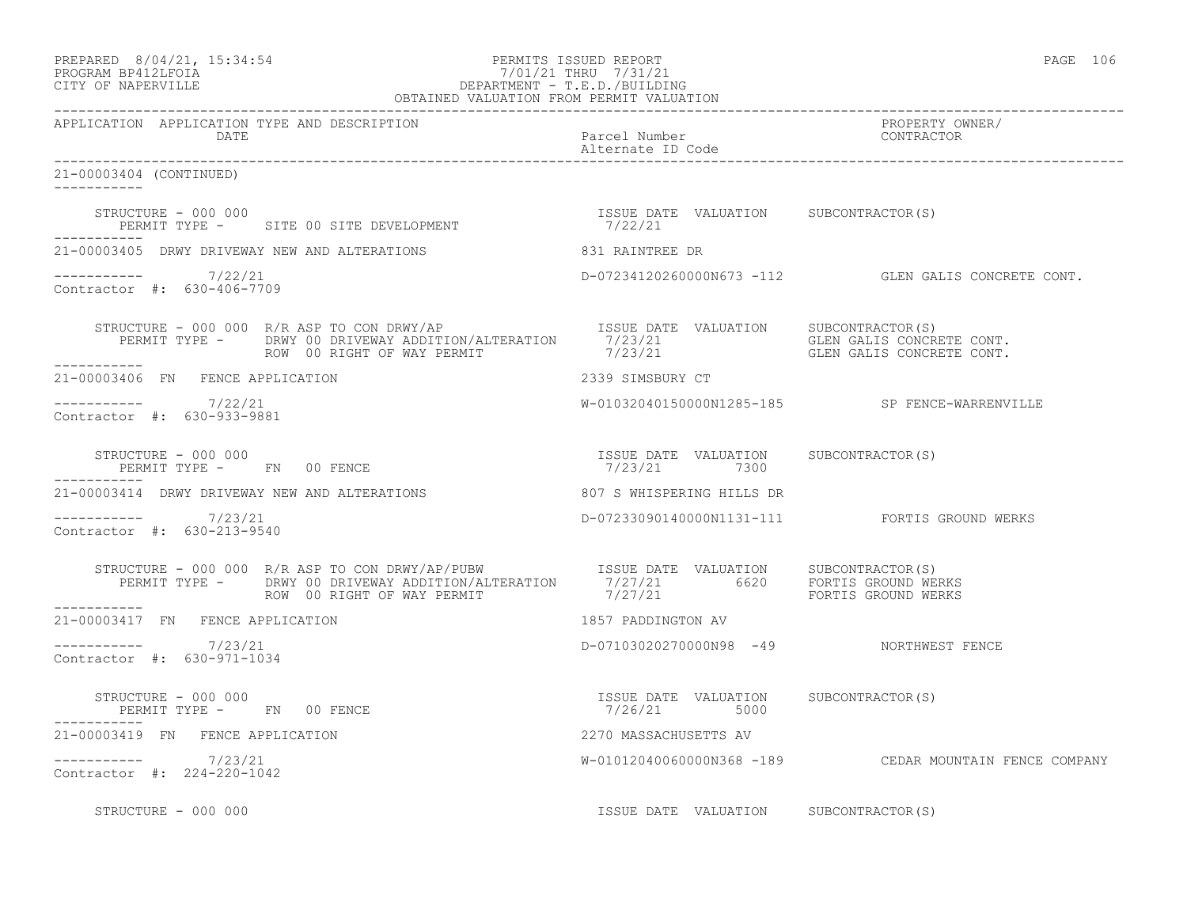PREPARED 8/04/21, 15:34:54 PERMITS ISSUED REPORT
PROGRAM BP412LFOIA 7/01/21 THRU 7/31/21
CITY OF NAPERVILLE DEPARTMENT - T.E.D./BUILDING
OBTAINED VALUATION FROM PERMIT VALUATION

| APPLICATION | APPLICATION TYPE AND DESCRIPTION / DATE | Parcel Number / Alternate ID Code | PROPERTY OWNER/ CONTRACTOR |
|---|---|---|---|

21-00003404 (CONTINUED)

STRUCTURE - 000 000 ISSUE DATE VALUATION SUBCONTRACTOR(S)
PERMIT TYPE - SITE 00 SITE DEVELOPMENT 7/22/21

21-00003405 DRWY DRIVEWAY NEW AND ALTERATIONS 831 RAINTREE DR

7/22/21 D-07234120260000N673 -112 GLEN GALIS CONCRETE CONT.
Contractor #: 630-406-7709

STRUCTURE - 000 000 R/R ASP TO CON DRWY/AP ISSUE DATE VALUATION SUBCONTRACTOR(S)
PERMIT TYPE - DRWY 00 DRIVEWAY ADDITION/ALTERATION 7/23/21 GLEN GALIS CONCRETE CONT.
ROW 00 RIGHT OF WAY PERMIT 7/23/21 GLEN GALIS CONCRETE CONT.

21-00003406 FN FENCE APPLICATION 2339 SIMSBURY CT

7/22/21 W-01032040150000N1285-185 SP FENCE-WARRENVILLE
Contractor #: 630-933-9881

STRUCTURE - 000 000 ISSUE DATE VALUATION SUBCONTRACTOR(S)
PERMIT TYPE - FN 00 FENCE 7/23/21 7300

21-00003414 DRWY DRIVEWAY NEW AND ALTERATIONS 807 S WHISPERING HILLS DR

7/23/21 D-07233090140000N1131-111 FORTIS GROUND WERKS
Contractor #: 630-213-9540

STRUCTURE - 000 000 R/R ASP TO CON DRWY/AP/PUBW ISSUE DATE VALUATION SUBCONTRACTOR(S)
PERMIT TYPE - DRWY 00 DRIVEWAY ADDITION/ALTERATION 7/27/21 6620 FORTIS GROUND WERKS
ROW 00 RIGHT OF WAY PERMIT 7/27/21 FORTIS GROUND WERKS

21-00003417 FN FENCE APPLICATION 1857 PADDINGTON AV

7/23/21 D-07103020270000N98 -49 NORTHWEST FENCE
Contractor #: 630-971-1034

STRUCTURE - 000 000 ISSUE DATE VALUATION SUBCONTRACTOR(S)
PERMIT TYPE - FN 00 FENCE 7/26/21 5000

21-00003419 FN FENCE APPLICATION 2270 MASSACHUSETTS AV

7/23/21 W-01012040060000N368 -189 CEDAR MOUNTAIN FENCE COMPANY
Contractor #: 224-220-1042

STRUCTURE - 000 000 ISSUE DATE VALUATION SUBCONTRACTOR(S)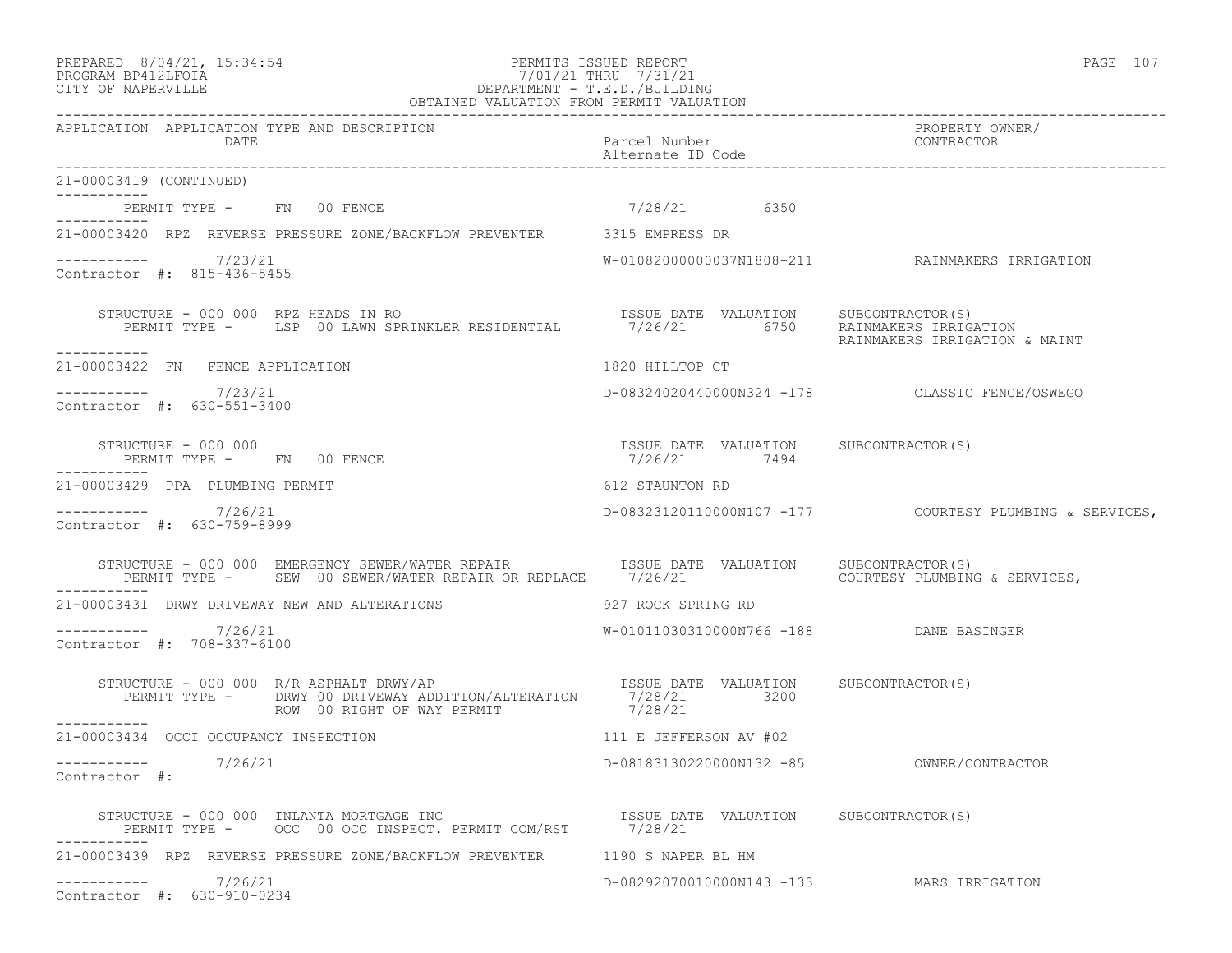OBTAINED VALUATION FROM PERMIT VALUATION

```
APPLICATION  APPLICATION TYPE AND DESCRIPTION                                                                    PROPERTY OWNER/
             DATE                                                    Parcel Number                               CONTRACTOR
                                                                     Alternate ID Code
-----------------------------------------------------------------------------------------------------------------------------------
21-00003419 (CONTINUED)
-----------
     PERMIT TYPE -     FN  00 FENCE                                  7/28/21        6350
-----------
21-00003420  RPZ  REVERSE PRESSURE ZONE/BACKFLOW PREVENTER       3315 EMPRESS DR

-----------       7/23/21                                        W-01082000000037N1808-211        RAINMAKERS IRRIGATION
Contractor  #:  815-436-5455

     STRUCTURE - 000 000  RPZ HEADS IN RO                            ISSUE DATE  VALUATION     SUBCONTRACTOR(S)
       PERMIT TYPE -     LSP  00 LAWN SPRINKLER RESIDENTIAL          7/26/21        6750      RAINMAKERS IRRIGATION
                                                                                              RAINMAKERS IRRIGATION & MAINT
-----------
21-00003422  FN   FENCE APPLICATION                              1820 HILLTOP CT

-----------       7/23/21                                        D-08324020440000N324 -178        CLASSIC FENCE/OSWEGO
Contractor  #:  630-551-3400

     STRUCTURE - 000 000                                             ISSUE DATE  VALUATION     SUBCONTRACTOR(S)
       PERMIT TYPE -     FN  00 FENCE                                7/26/21        7494
-----------
21-00003429  PPA  PLUMBING PERMIT                                612 STAUNTON RD

-----------       7/26/21                                        D-08323120110000N107 -177        COURTESY PLUMBING & SERVICES,
Contractor  #:  630-759-8999

     STRUCTURE - 000 000  EMERGENCY SEWER/WATER REPAIR               ISSUE DATE  VALUATION     SUBCONTRACTOR(S)
       PERMIT TYPE -     SEW  00 SEWER/WATER REPAIR OR REPLACE       7/26/21                  COURTESY PLUMBING & SERVICES,
-----------
21-00003431  DRWY DRIVEWAY NEW AND ALTERATIONS                   927 ROCK SPRING RD

-----------       7/26/21                                        W-01011030310000N766 -188        DANE BASINGER
Contractor  #:  708-337-6100

     STRUCTURE - 000 000  R/R ASPHALT DRWY/AP                        ISSUE DATE  VALUATION     SUBCONTRACTOR(S)
       PERMIT TYPE -     DRWY 00 DRIVEWAY ADDITION/ALTERATION        7/28/21        3200
                         ROW  00 RIGHT OF WAY PERMIT                 7/28/21
-----------
21-00003434  OCCI OCCUPANCY INSPECTION                           111 E JEFFERSON AV #02

-----------       7/26/21                                        D-08183130220000N132 -85         OWNER/CONTRACTOR
Contractor  #:

     STRUCTURE - 000 000  INLANTA MORTGAGE INC                       ISSUE DATE  VALUATION     SUBCONTRACTOR(S)
       PERMIT TYPE -     OCC  00 OCC INSPECT. PERMIT COM/RST         7/28/21
-----------
21-00003439  RPZ  REVERSE PRESSURE ZONE/BACKFLOW PREVENTER       1190 S NAPER BL HM

-----------       7/26/21                                        D-08292070010000N143 -133        MARS IRRIGATION
Contractor  #:  630-910-0234
```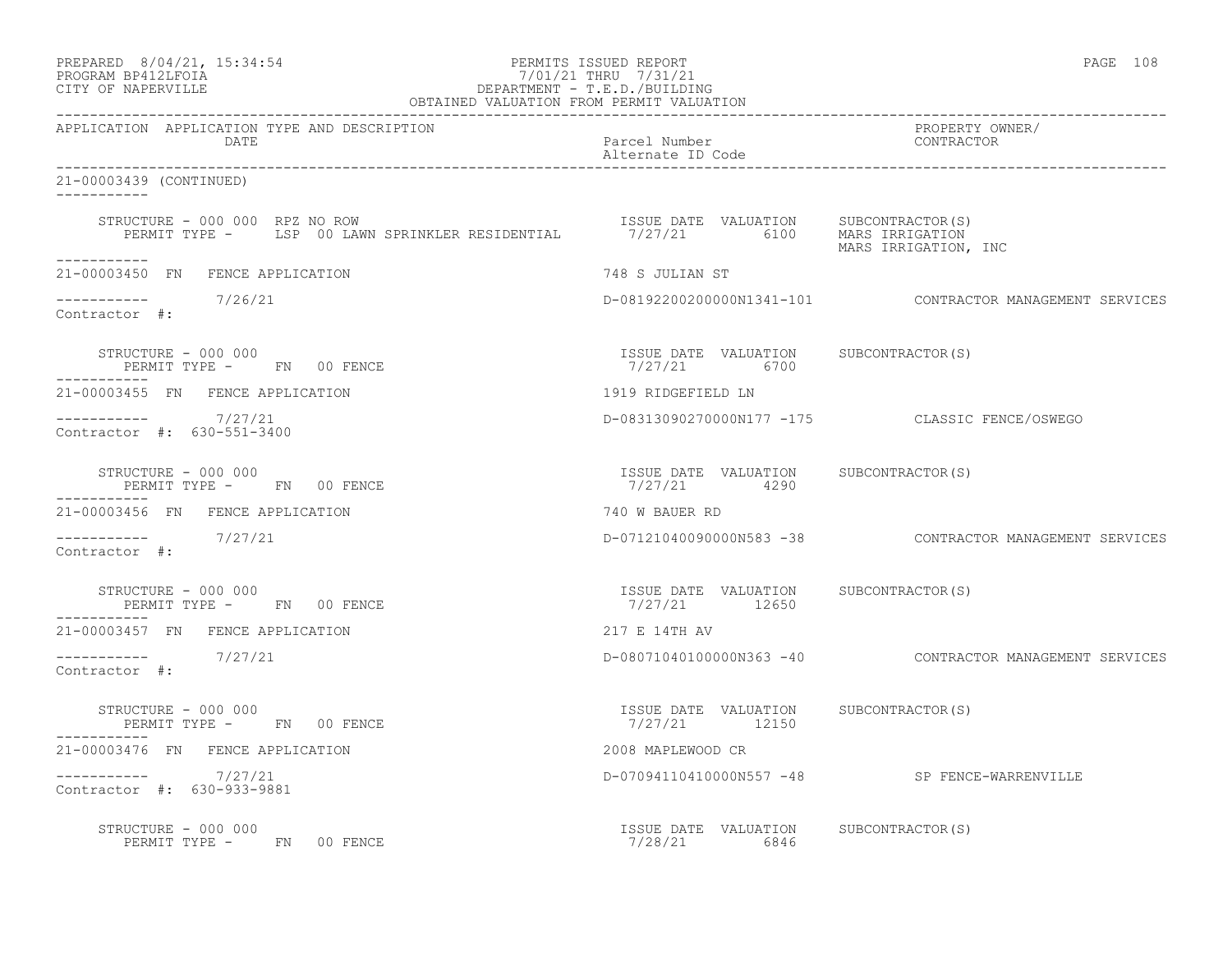OBTAINED VALUATION FROM PERMIT VALUATION

| APPLICATION | APPLICATION TYPE AND DESCRIPTION / DATE | Parcel Number / Alternate ID Code | PROPERTY OWNER/ CONTRACTOR |
|---|---|---|---|

21-00003439 (CONTINUED)

STRUCTURE - 000 000 RPZ NO ROW
PERMIT TYPE - LSP 00 LAWN SPRINKLER RESIDENTIAL
ISSUE DATE 7/27/21 VALUATION 6100
SUBCONTRACTOR(S): MARS IRRIGATION; MARS IRRIGATION, INC

---

21-00003450 FN FENCE APPLICATION — 748 S JULIAN ST
7/26/21 — D-08192200200000N1341-101 — CONTRACTOR MANAGEMENT SERVICES
Contractor #:

STRUCTURE - 000 000
PERMIT TYPE - FN 00 FENCE
ISSUE DATE 7/27/21 VALUATION 6700
SUBCONTRACTOR(S)

---

21-00003455 FN FENCE APPLICATION — 1919 RIDGEFIELD LN
7/27/21 — D-08313090270000N177 -175 — CLASSIC FENCE/OSWEGO
Contractor #: 630-551-3400

STRUCTURE - 000 000
PERMIT TYPE - FN 00 FENCE
ISSUE DATE 7/27/21 VALUATION 4290
SUBCONTRACTOR(S)

---

21-00003456 FN FENCE APPLICATION — 740 W BAUER RD
7/27/21 — D-07121040090000N583 -38 — CONTRACTOR MANAGEMENT SERVICES
Contractor #:

STRUCTURE - 000 000
PERMIT TYPE - FN 00 FENCE
ISSUE DATE 7/27/21 VALUATION 12650
SUBCONTRACTOR(S)

---

21-00003457 FN FENCE APPLICATION — 217 E 14TH AV
7/27/21 — D-08071040100000N363 -40 — CONTRACTOR MANAGEMENT SERVICES
Contractor #:

STRUCTURE - 000 000
PERMIT TYPE - FN 00 FENCE
ISSUE DATE 7/27/21 VALUATION 12150
SUBCONTRACTOR(S)

---

21-00003476 FN FENCE APPLICATION — 2008 MAPLEWOOD CR
7/27/21 — D-07094110410000N557 -48 — SP FENCE-WARRENVILLE
Contractor #: 630-933-9881

STRUCTURE - 000 000
PERMIT TYPE - FN 00 FENCE
ISSUE DATE 7/28/21 VALUATION 6846
SUBCONTRACTOR(S)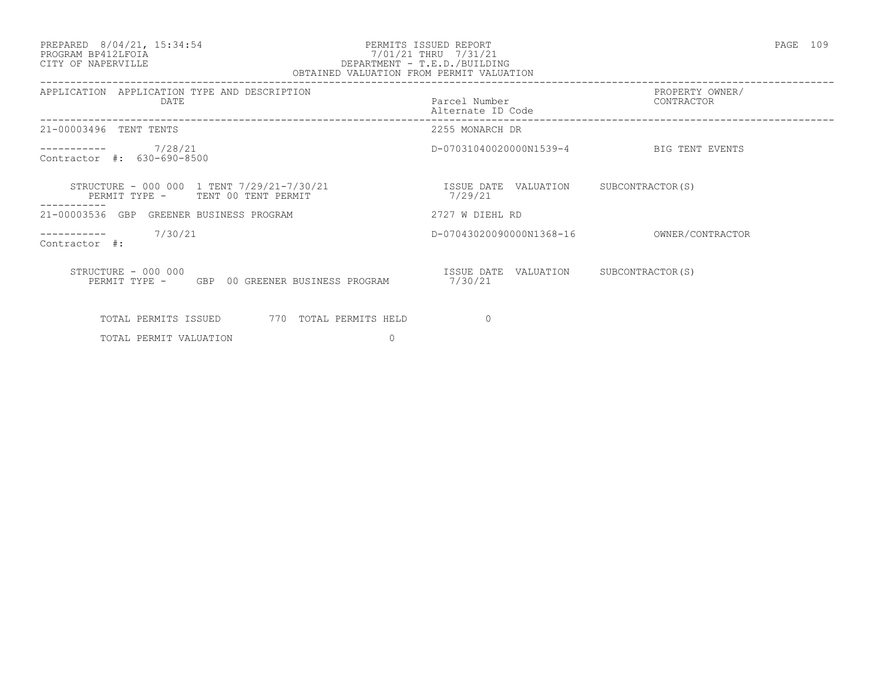| APPLICATION | APPLICATION TYPE AND DESCRIPTION DATE | Parcel Number Alternate ID Code | PROPERTY OWNER/ CONTRACTOR |
|---|---|---|---|
| 21-00003496 | TENT TENTS | 2255 MONARCH DR | |
| ----------- | 7/28/21 | D-07031040020000N1539-4 | BIG TENT EVENTS |
| Contractor #: 630-690-8500 | | | |
| STRUCTURE - 000 000 1 TENT 7/29/21-7/30/21 | PERMIT TYPE - TENT 00 TENT PERMIT | ISSUE DATE VALUATION 7/29/21 | SUBCONTRACTOR(S) |
| 21-00003536 | GBP GREENER BUSINESS PROGRAM | 2727 W DIEHL RD | |
| ----------- | 7/30/21 | D-07043020090000N1368-16 | OWNER/CONTRACTOR |
| Contractor #: | | | |
| STRUCTURE - 000 000 | PERMIT TYPE - GBP 00 GREENER BUSINESS PROGRAM | ISSUE DATE VALUATION 7/30/21 | SUBCONTRACTOR(S) |

TOTAL PERMITS ISSUED 770 TOTAL PERMITS HELD 0

TOTAL PERMIT VALUATION 0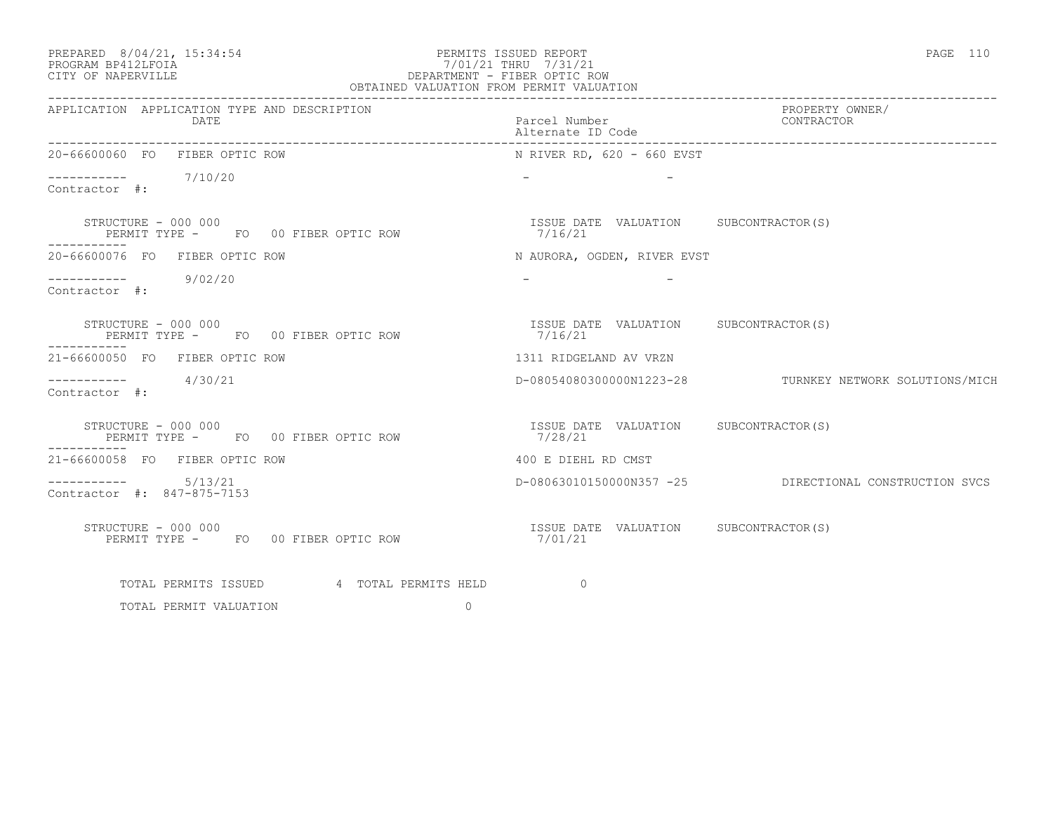PREPARED 8/04/21, 15:34:54
PROGRAM BP412LFOIA
CITY OF NAPERVILLE

PERMITS ISSUED REPORT
7/01/21 THRU 7/31/21
DEPARTMENT - FIBER OPTIC ROW
OBTAINED VALUATION FROM PERMIT VALUATION

| APPLICATION | APPLICATION TYPE AND DESCRIPTION / DATE | Parcel Number / Alternate ID Code | PROPERTY OWNER/ CONTRACTOR |
|---|---|---|---|
| 20-66600060 | FO FIBER OPTIC ROW | N RIVER RD, 620 - 660 EVST | |
| ----------- | 7/10/20 | - - | |
| Contractor #: | | | |
| STRUCTURE - 000 000 | PERMIT TYPE - FO 00 FIBER OPTIC ROW | ISSUE DATE 7/16/21 VALUATION | SUBCONTRACTOR(S) |
| 20-66600076 | FO FIBER OPTIC ROW | N AURORA, OGDEN, RIVER EVST | |
| ----------- | 9/02/20 | - - | |
| Contractor #: | | | |
| STRUCTURE - 000 000 | PERMIT TYPE - FO 00 FIBER OPTIC ROW | ISSUE DATE 7/16/21 VALUATION | SUBCONTRACTOR(S) |
| 21-66600050 | FO FIBER OPTIC ROW | 1311 RIDGELAND AV VRZN | |
| ----------- | 4/30/21 | D-08054080300000N1223-28 | TURNKEY NETWORK SOLUTIONS/MICH |
| Contractor #: | | | |
| STRUCTURE - 000 000 | PERMIT TYPE - FO 00 FIBER OPTIC ROW | ISSUE DATE 7/28/21 VALUATION | SUBCONTRACTOR(S) |
| 21-66600058 | FO FIBER OPTIC ROW | 400 E DIEHL RD CMST | |
| ----------- | 5/13/21 | D-08063010150000N357 -25 | DIRECTIONAL CONSTRUCTION SVCS |
| Contractor #: 847-875-7153 | | | |
| STRUCTURE - 000 000 | PERMIT TYPE - FO 00 FIBER OPTIC ROW | ISSUE DATE 7/01/21 VALUATION | SUBCONTRACTOR(S) |

TOTAL PERMITS ISSUED 4 TOTAL PERMITS HELD 0

TOTAL PERMIT VALUATION 0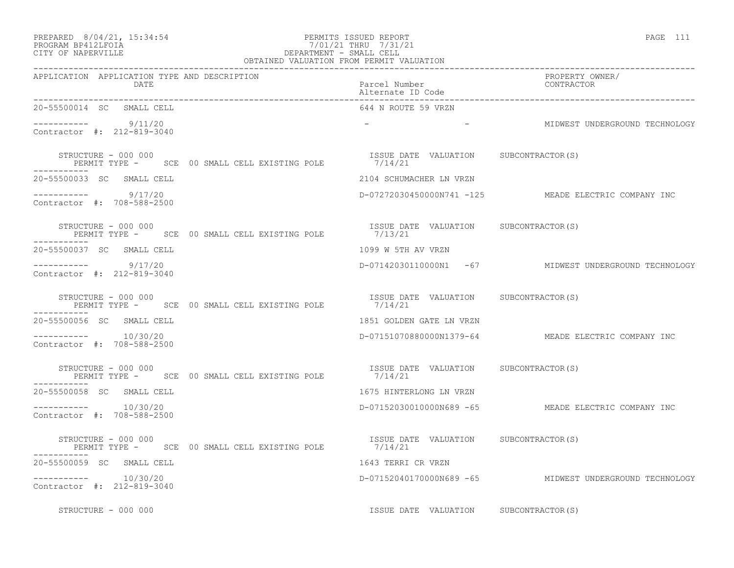PREPARED 8/04/21, 15:34:54
PROGRAM BP412LFOIA
CITY OF NAPERVILLE

PERMITS ISSUED REPORT
7/01/21 THRU 7/31/21
DEPARTMENT - SMALL CELL
OBTAINED VALUATION FROM PERMIT VALUATION

| APPLICATION | APPLICATION TYPE AND DESCRIPTION / DATE | Parcel Number / Alternate ID Code | PROPERTY OWNER/ CONTRACTOR |
|---|---|---|---|
| 20-55500014 | SC SMALL CELL | 644 N ROUTE 59 VRZN | |
| ----------- | 9/11/20 | - - | MIDWEST UNDERGROUND TECHNOLOGY |
| Contractor #: 212-819-3040 | | | |
| STRUCTURE - 000 000 | PERMIT TYPE - SCE 00 SMALL CELL EXISTING POLE | ISSUE DATE 7/14/21 VALUATION | SUBCONTRACTOR(S) |
| 20-55500033 | SC SMALL CELL | 2104 SCHUMACHER LN VRZN | |
| ----------- | 9/17/20 | D-07272030450000N741 -125 | MEADE ELECTRIC COMPANY INC |
| Contractor #: 708-588-2500 | | | |
| STRUCTURE - 000 000 | PERMIT TYPE - SCE 00 SMALL CELL EXISTING POLE | ISSUE DATE 7/13/21 VALUATION | SUBCONTRACTOR(S) |
| 20-55500037 | SC SMALL CELL | 1099 W 5TH AV VRZN | |
| ----------- | 9/17/20 | D-07142030110000N1 -67 | MIDWEST UNDERGROUND TECHNOLOGY |
| Contractor #: 212-819-3040 | | | |
| STRUCTURE - 000 000 | PERMIT TYPE - SCE 00 SMALL CELL EXISTING POLE | ISSUE DATE 7/14/21 VALUATION | SUBCONTRACTOR(S) |
| 20-55500056 | SC SMALL CELL | 1851 GOLDEN GATE LN VRZN | |
| ----------- | 10/30/20 | D-07151070880000N1379-64 | MEADE ELECTRIC COMPANY INC |
| Contractor #: 708-588-2500 | | | |
| STRUCTURE - 000 000 | PERMIT TYPE - SCE 00 SMALL CELL EXISTING POLE | ISSUE DATE 7/14/21 VALUATION | SUBCONTRACTOR(S) |
| 20-55500058 | SC SMALL CELL | 1675 HINTERLONG LN VRZN | |
| ----------- | 10/30/20 | D-07152030010000N689 -65 | MEADE ELECTRIC COMPANY INC |
| Contractor #: 708-588-2500 | | | |
| STRUCTURE - 000 000 | PERMIT TYPE - SCE 00 SMALL CELL EXISTING POLE | ISSUE DATE 7/14/21 VALUATION | SUBCONTRACTOR(S) |
| 20-55500059 | SC SMALL CELL | 1643 TERRI CR VRZN | |
| ----------- | 10/30/20 | D-07152040170000N689 -65 | MIDWEST UNDERGROUND TECHNOLOGY |
| Contractor #: 212-819-3040 | | | |
| STRUCTURE - 000 000 | | ISSUE DATE VALUATION | SUBCONTRACTOR(S) |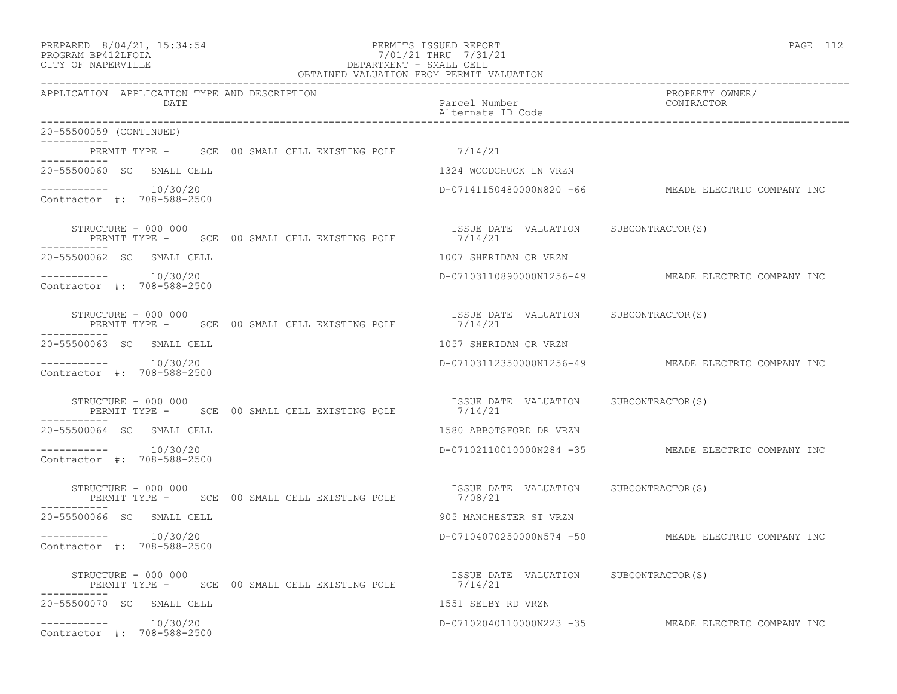```
APPLICATION  APPLICATION TYPE AND DESCRIPTION                                                            PROPERTY OWNER/
             DATE                                                 Parcel Number                          CONTRACTOR
                                                                  Alternate ID Code

20-55500059 (CONTINUED)
-----------
      PERMIT TYPE -     SCE  00 SMALL CELL EXISTING POLE          7/14/21
-----------
20-55500060  SC   SMALL CELL                                      1324 WOODCHUCK LN VRZN

-----------      10/30/20                                         D-07141150480000N820 -66              MEADE ELECTRIC COMPANY INC
Contractor  #:  708-588-2500

    STRUCTURE - 000 000                                           ISSUE DATE  VALUATION     SUBCONTRACTOR(S)
      PERMIT TYPE -     SCE  00 SMALL CELL EXISTING POLE          7/14/21
-----------
20-55500062  SC   SMALL CELL                                      1007 SHERIDAN CR VRZN

-----------      10/30/20                                         D-07103110890000N1256-49              MEADE ELECTRIC COMPANY INC
Contractor  #:  708-588-2500

    STRUCTURE - 000 000                                           ISSUE DATE  VALUATION     SUBCONTRACTOR(S)
      PERMIT TYPE -     SCE  00 SMALL CELL EXISTING POLE          7/14/21
-----------
20-55500063  SC   SMALL CELL                                      1057 SHERIDAN CR VRZN

-----------      10/30/20                                         D-07103112350000N1256-49              MEADE ELECTRIC COMPANY INC
Contractor  #:  708-588-2500

    STRUCTURE - 000 000                                           ISSUE DATE  VALUATION     SUBCONTRACTOR(S)
      PERMIT TYPE -     SCE  00 SMALL CELL EXISTING POLE          7/14/21
-----------
20-55500064  SC   SMALL CELL                                      1580 ABBOTSFORD DR VRZN

-----------      10/30/20                                         D-07102110010000N284 -35              MEADE ELECTRIC COMPANY INC
Contractor  #:  708-588-2500

    STRUCTURE - 000 000                                           ISSUE DATE  VALUATION     SUBCONTRACTOR(S)
      PERMIT TYPE -     SCE  00 SMALL CELL EXISTING POLE          7/08/21
-----------
20-55500066  SC   SMALL CELL                                      905 MANCHESTER ST VRZN

-----------      10/30/20                                         D-07104070250000N574 -50              MEADE ELECTRIC COMPANY INC
Contractor  #:  708-588-2500

    STRUCTURE - 000 000                                           ISSUE DATE  VALUATION     SUBCONTRACTOR(S)
      PERMIT TYPE -     SCE  00 SMALL CELL EXISTING POLE          7/14/21
-----------
20-55500070  SC   SMALL CELL                                      1551 SELBY RD VRZN

-----------      10/30/20                                         D-07102040110000N223 -35              MEADE ELECTRIC COMPANY INC
Contractor  #:  708-588-2500
```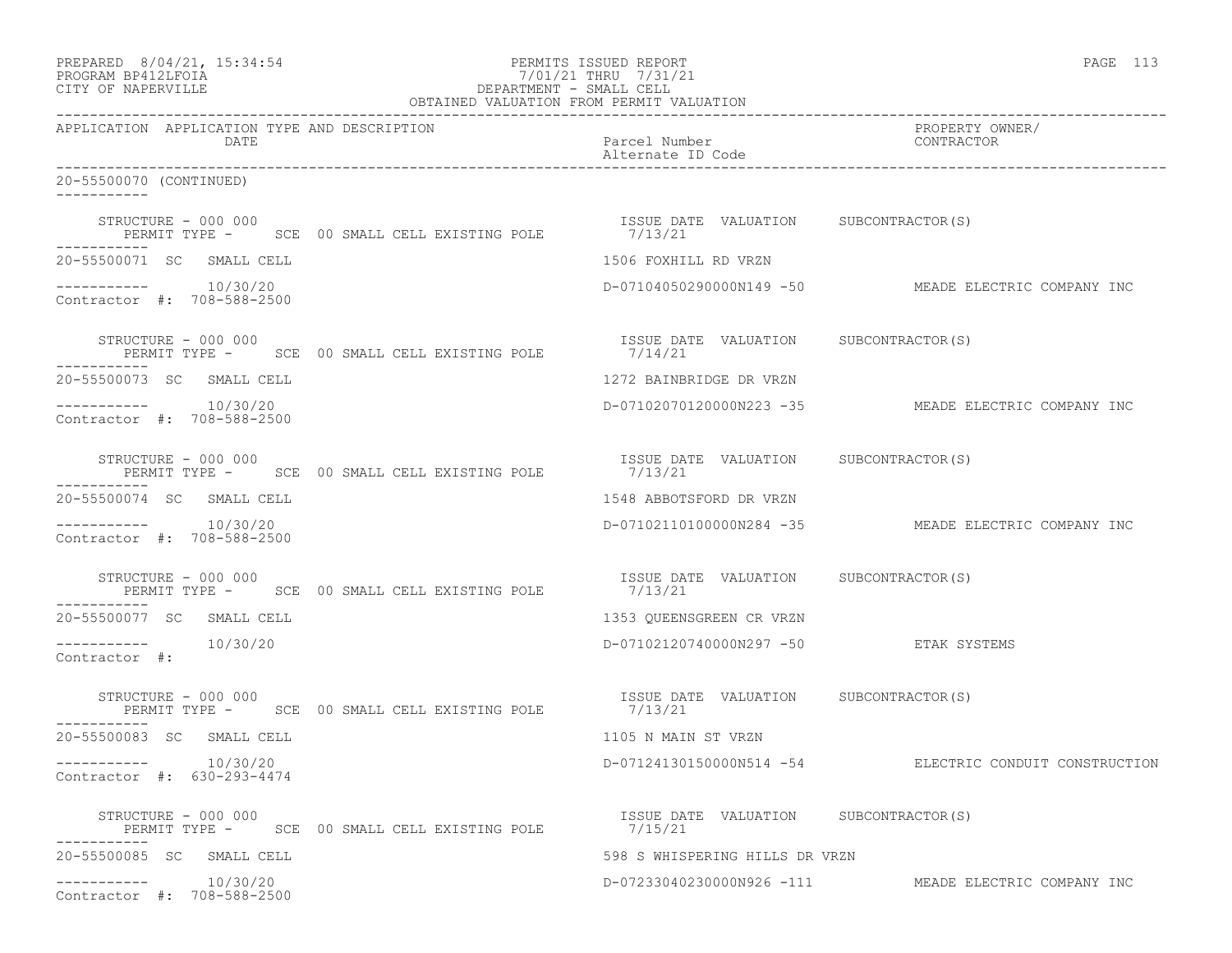PREPARED 8/04/21, 15:34:54 PERMITS ISSUED REPORT
PROGRAM BP412LFOIA 7/01/21 THRU 7/31/21
CITY OF NAPERVILLE DEPARTMENT - SMALL CELL
OBTAINED VALUATION FROM PERMIT VALUATION

| APPLICATION | APPLICATION TYPE AND DESCRIPTION DATE | Parcel Number Alternate ID Code | PROPERTY OWNER/ CONTRACTOR |
|---|---|---|---|

20-55500070 (CONTINUED)

STRUCTURE - 000 000 — PERMIT TYPE - SCE 00 SMALL CELL EXISTING POLE — ISSUE DATE 7/13/21 — VALUATION — SUBCONTRACTOR(S)

20-55500071 SC SMALL CELL — 1506 FOXHILL RD VRZN
10/30/20 — D-07104050290000N149 -50 — MEADE ELECTRIC COMPANY INC
Contractor #: 708-588-2500

STRUCTURE - 000 000 — PERMIT TYPE - SCE 00 SMALL CELL EXISTING POLE — ISSUE DATE 7/14/21 — VALUATION — SUBCONTRACTOR(S)

20-55500073 SC SMALL CELL — 1272 BAINBRIDGE DR VRZN
10/30/20 — D-07102070120000N223 -35 — MEADE ELECTRIC COMPANY INC
Contractor #: 708-588-2500

STRUCTURE - 000 000 — PERMIT TYPE - SCE 00 SMALL CELL EXISTING POLE — ISSUE DATE 7/13/21 — VALUATION — SUBCONTRACTOR(S)

20-55500074 SC SMALL CELL — 1548 ABBOTSFORD DR VRZN
10/30/20 — D-07102110100000N284 -35 — MEADE ELECTRIC COMPANY INC
Contractor #: 708-588-2500

STRUCTURE - 000 000 — PERMIT TYPE - SCE 00 SMALL CELL EXISTING POLE — ISSUE DATE 7/13/21 — VALUATION — SUBCONTRACTOR(S)

20-55500077 SC SMALL CELL — 1353 QUEENSGREEN CR VRZN
10/30/20 — D-07102120740000N297 -50 — ETAK SYSTEMS
Contractor #:

STRUCTURE - 000 000 — PERMIT TYPE - SCE 00 SMALL CELL EXISTING POLE — ISSUE DATE 7/13/21 — VALUATION — SUBCONTRACTOR(S)

20-55500083 SC SMALL CELL — 1105 N MAIN ST VRZN
10/30/20 — D-07124130150000N514 -54 — ELECTRIC CONDUIT CONSTRUCTION
Contractor #: 630-293-4474

STRUCTURE - 000 000 — PERMIT TYPE - SCE 00 SMALL CELL EXISTING POLE — ISSUE DATE 7/15/21 — VALUATION — SUBCONTRACTOR(S)

20-55500085 SC SMALL CELL — 598 S WHISPERING HILLS DR VRZN
10/30/20 — D-07233040230000N926 -111 — MEADE ELECTRIC COMPANY INC
Contractor #: 708-588-2500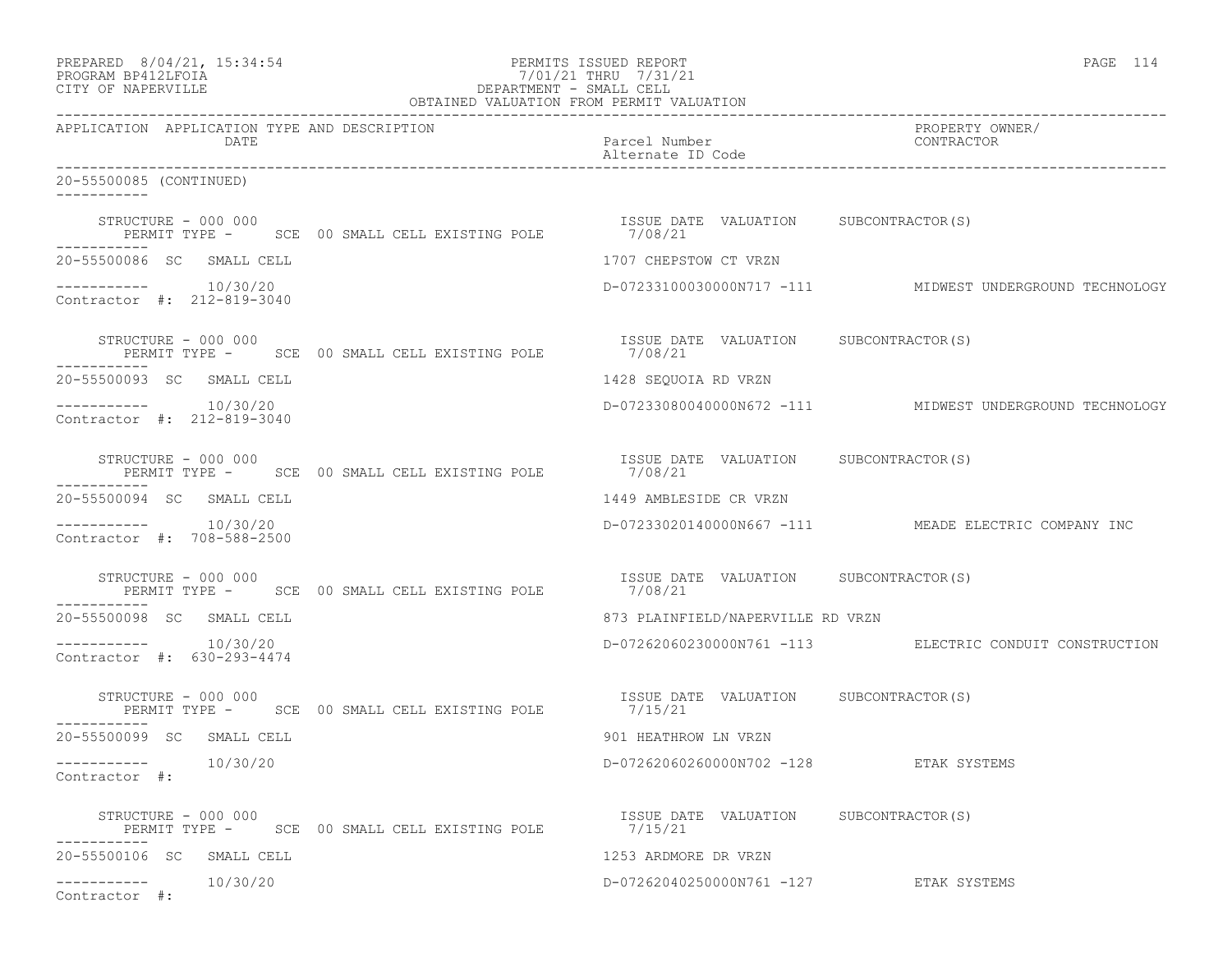PERMITS ISSUED REPORT
7/01/21 THRU 7/31/21
DEPARTMENT - SMALL CELL
OBTAINED VALUATION FROM PERMIT VALUATION

PREPARED 8/04/21, 15:34:54
PROGRAM BP412LFOIA
CITY OF NAPERVILLE

| APPLICATION | APPLICATION TYPE AND DESCRIPTION / DATE | Parcel Number / Alternate ID Code | PROPERTY OWNER/ CONTRACTOR |
|---|---|---|---|

20-55500085 (CONTINUED)

STRUCTURE - 000 000
PERMIT TYPE - SCE 00 SMALL CELL EXISTING POLE
ISSUE DATE 7/08/21 VALUATION SUBCONTRACTOR(S)

20-55500086 SC SMALL CELL — 1707 CHEPSTOW CT VRZN
10/30/20 — D-07233100030000N717 -111 — MIDWEST UNDERGROUND TECHNOLOGY
Contractor #: 212-819-3040

STRUCTURE - 000 000
PERMIT TYPE - SCE 00 SMALL CELL EXISTING POLE
ISSUE DATE 7/08/21 VALUATION SUBCONTRACTOR(S)

20-55500093 SC SMALL CELL — 1428 SEQUOIA RD VRZN
10/30/20 — D-07233080040000N672 -111 — MIDWEST UNDERGROUND TECHNOLOGY
Contractor #: 212-819-3040

STRUCTURE - 000 000
PERMIT TYPE - SCE 00 SMALL CELL EXISTING POLE
ISSUE DATE 7/08/21 VALUATION SUBCONTRACTOR(S)

20-55500094 SC SMALL CELL — 1449 AMBLESIDE CR VRZN
10/30/20 — D-07233020140000N667 -111 — MEADE ELECTRIC COMPANY INC
Contractor #: 708-588-2500

STRUCTURE - 000 000
PERMIT TYPE - SCE 00 SMALL CELL EXISTING POLE
ISSUE DATE 7/08/21 VALUATION SUBCONTRACTOR(S)

20-55500098 SC SMALL CELL — 873 PLAINFIELD/NAPERVILLE RD VRZN
10/30/20 — D-07262060230000N761 -113 — ELECTRIC CONDUIT CONSTRUCTION
Contractor #: 630-293-4474

STRUCTURE - 000 000
PERMIT TYPE - SCE 00 SMALL CELL EXISTING POLE
ISSUE DATE 7/15/21 VALUATION SUBCONTRACTOR(S)

20-55500099 SC SMALL CELL — 901 HEATHROW LN VRZN
10/30/20 — D-07262060260000N702 -128 — ETAK SYSTEMS
Contractor #:

STRUCTURE - 000 000
PERMIT TYPE - SCE 00 SMALL CELL EXISTING POLE
ISSUE DATE 7/15/21 VALUATION SUBCONTRACTOR(S)

20-55500106 SC SMALL CELL — 1253 ARDMORE DR VRZN
10/30/20 — D-07262040250000N761 -127 — ETAK SYSTEMS
Contractor #: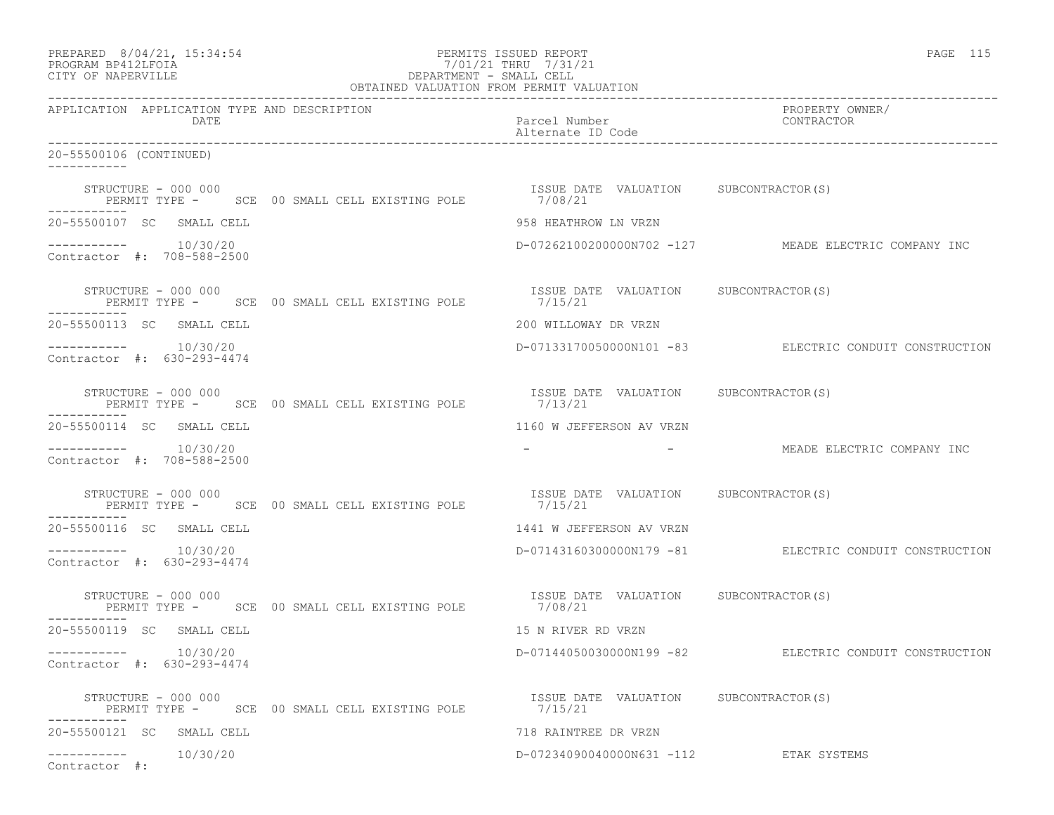OBTAINED VALUATION FROM PERMIT VALUATION

| APPLICATION | APPLICATION TYPE AND DESCRIPTION DATE | Parcel Number / Alternate ID Code | PROPERTY OWNER/ CONTRACTOR |
|---|---|---|---|

20-55500106 (CONTINUED)

STRUCTURE - 000 000 | PERMIT TYPE - SCE 00 SMALL CELL EXISTING POLE | ISSUE DATE 7/08/21 | VALUATION | SUBCONTRACTOR(S)

20-55500107 SC SMALL CELL | 958 HEATHROW LN VRZN
----------- 10/30/20 | D-07262100200000N702 -127 | MEADE ELECTRIC COMPANY INC
Contractor #: 708-588-2500

STRUCTURE - 000 000 | PERMIT TYPE - SCE 00 SMALL CELL EXISTING POLE | ISSUE DATE 7/15/21 | VALUATION | SUBCONTRACTOR(S)

20-55500113 SC SMALL CELL | 200 WILLOWAY DR VRZN
----------- 10/30/20 | D-07133170050000N101 -83 | ELECTRIC CONDUIT CONSTRUCTION
Contractor #: 630-293-4474

STRUCTURE - 000 000 | PERMIT TYPE - SCE 00 SMALL CELL EXISTING POLE | ISSUE DATE 7/13/21 | VALUATION | SUBCONTRACTOR(S)

20-55500114 SC SMALL CELL | 1160 W JEFFERSON AV VRZN
----------- 10/30/20 | - - | MEADE ELECTRIC COMPANY INC
Contractor #: 708-588-2500

STRUCTURE - 000 000 | PERMIT TYPE - SCE 00 SMALL CELL EXISTING POLE | ISSUE DATE 7/15/21 | VALUATION | SUBCONTRACTOR(S)

20-55500116 SC SMALL CELL | 1441 W JEFFERSON AV VRZN
----------- 10/30/20 | D-07143160300000N179 -81 | ELECTRIC CONDUIT CONSTRUCTION
Contractor #: 630-293-4474

STRUCTURE - 000 000 | PERMIT TYPE - SCE 00 SMALL CELL EXISTING POLE | ISSUE DATE 7/08/21 | VALUATION | SUBCONTRACTOR(S)

20-55500119 SC SMALL CELL | 15 N RIVER RD VRZN
----------- 10/30/20 | D-07144050030000N199 -82 | ELECTRIC CONDUIT CONSTRUCTION
Contractor #: 630-293-4474

STRUCTURE - 000 000 | PERMIT TYPE - SCE 00 SMALL CELL EXISTING POLE | ISSUE DATE 7/15/21 | VALUATION | SUBCONTRACTOR(S)

20-55500121 SC SMALL CELL | 718 RAINTREE DR VRZN
----------- 10/30/20 | D-07234090040000N631 -112 | ETAK SYSTEMS
Contractor #: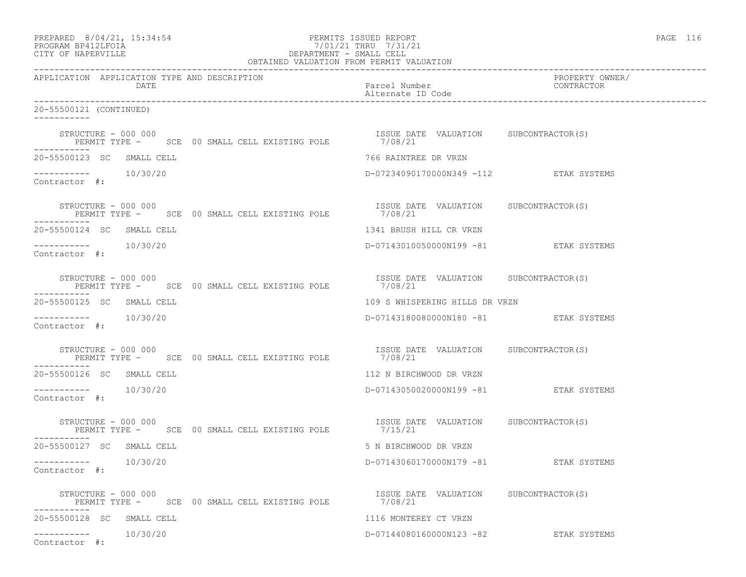APPLICATION APPLICATION TYPE AND DESCRIPTION | DATE | Parcel Number / Alternate ID Code | PROPERTY OWNER/ CONTRACTOR

20-55500121 (CONTINUED)

STRUCTURE - 000 000 &nbsp;&nbsp; ISSUE DATE VALUATION SUBCONTRACTOR(S)
PERMIT TYPE - SCE 00 SMALL CELL EXISTING POLE &nbsp;&nbsp; 7/08/21

20-55500123 SC SMALL CELL &nbsp;&nbsp; 766 RAINTREE DR VRZN
10/30/20 &nbsp;&nbsp; D-07234090170000N349 -112 &nbsp;&nbsp; ETAK SYSTEMS
Contractor #:

STRUCTURE - 000 000 &nbsp;&nbsp; ISSUE DATE VALUATION SUBCONTRACTOR(S)
PERMIT TYPE - SCE 00 SMALL CELL EXISTING POLE &nbsp;&nbsp; 7/08/21

20-55500124 SC SMALL CELL &nbsp;&nbsp; 1341 BRUSH HILL CR VRZN
10/30/20 &nbsp;&nbsp; D-07143010050000N199 -81 &nbsp;&nbsp; ETAK SYSTEMS
Contractor #:

STRUCTURE - 000 000 &nbsp;&nbsp; ISSUE DATE VALUATION SUBCONTRACTOR(S)
PERMIT TYPE - SCE 00 SMALL CELL EXISTING POLE &nbsp;&nbsp; 7/08/21

20-55500125 SC SMALL CELL &nbsp;&nbsp; 109 S WHISPERING HILLS DR VRZN
10/30/20 &nbsp;&nbsp; D-07143180080000N180 -81 &nbsp;&nbsp; ETAK SYSTEMS
Contractor #:

STRUCTURE - 000 000 &nbsp;&nbsp; ISSUE DATE VALUATION SUBCONTRACTOR(S)
PERMIT TYPE - SCE 00 SMALL CELL EXISTING POLE &nbsp;&nbsp; 7/08/21

20-55500126 SC SMALL CELL &nbsp;&nbsp; 112 N BIRCHWOOD DR VRZN
10/30/20 &nbsp;&nbsp; D-07143050020000N199 -81 &nbsp;&nbsp; ETAK SYSTEMS
Contractor #:

STRUCTURE - 000 000 &nbsp;&nbsp; ISSUE DATE VALUATION SUBCONTRACTOR(S)
PERMIT TYPE - SCE 00 SMALL CELL EXISTING POLE &nbsp;&nbsp; 7/15/21

20-55500127 SC SMALL CELL &nbsp;&nbsp; 5 N BIRCHWOOD DR VRZN
10/30/20 &nbsp;&nbsp; D-07143060170000N179 -81 &nbsp;&nbsp; ETAK SYSTEMS
Contractor #:

STRUCTURE - 000 000 &nbsp;&nbsp; ISSUE DATE VALUATION SUBCONTRACTOR(S)
PERMIT TYPE - SCE 00 SMALL CELL EXISTING POLE &nbsp;&nbsp; 7/08/21

20-55500128 SC SMALL CELL &nbsp;&nbsp; 1116 MONTEREY CT VRZN
10/30/20 &nbsp;&nbsp; D-07144080160000N123 -82 &nbsp;&nbsp; ETAK SYSTEMS
Contractor #: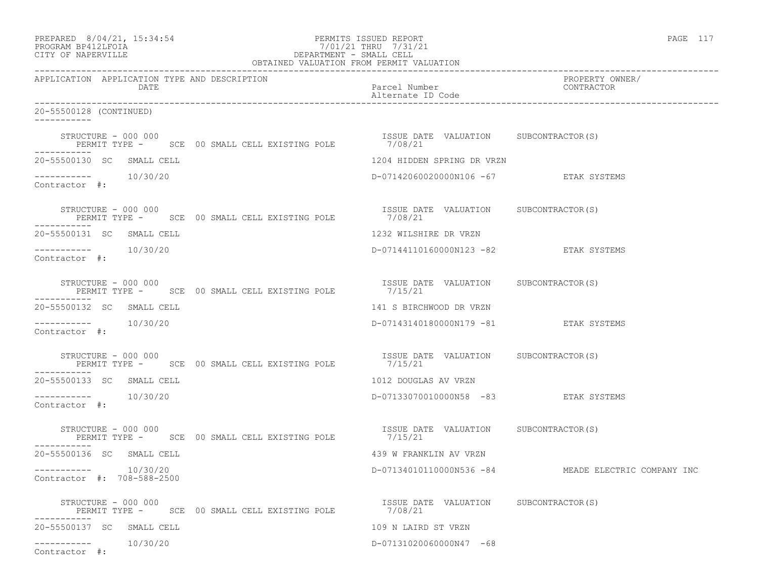PREPARED 8/04/21, 15:34:54 PERMITS ISSUED REPORT
PROGRAM BP412LFOIA 7/01/21 THRU 7/31/21
CITY OF NAPERVILLE DEPARTMENT - SMALL CELL
OBTAINED VALUATION FROM PERMIT VALUATION

| APPLICATION | APPLICATION TYPE AND DESCRIPTION DATE | Parcel Number Alternate ID Code | PROPERTY OWNER/ CONTRACTOR |
|---|---|---|---|

20-55500128 (CONTINUED)

STRUCTURE - 000 000 ISSUE DATE VALUATION SUBCONTRACTOR(S)
PERMIT TYPE - SCE 00 SMALL CELL EXISTING POLE 7/08/21

20-55500130 SC SMALL CELL 1204 HIDDEN SPRING DR VRZN
----------- 10/30/20 D-07142060020000N106 -67 ETAK SYSTEMS
Contractor #:

STRUCTURE - 000 000 ISSUE DATE VALUATION SUBCONTRACTOR(S)
PERMIT TYPE - SCE 00 SMALL CELL EXISTING POLE 7/08/21

20-55500131 SC SMALL CELL 1232 WILSHIRE DR VRZN
----------- 10/30/20 D-07144110160000N123 -82 ETAK SYSTEMS
Contractor #:

STRUCTURE - 000 000 ISSUE DATE VALUATION SUBCONTRACTOR(S)
PERMIT TYPE - SCE 00 SMALL CELL EXISTING POLE 7/15/21

20-55500132 SC SMALL CELL 141 S BIRCHWOOD DR VRZN
----------- 10/30/20 D-07143140180000N179 -81 ETAK SYSTEMS
Contractor #:

STRUCTURE - 000 000 ISSUE DATE VALUATION SUBCONTRACTOR(S)
PERMIT TYPE - SCE 00 SMALL CELL EXISTING POLE 7/15/21

20-55500133 SC SMALL CELL 1012 DOUGLAS AV VRZN
----------- 10/30/20 D-07133070010000N58 -83 ETAK SYSTEMS
Contractor #:

STRUCTURE - 000 000 ISSUE DATE VALUATION SUBCONTRACTOR(S)
PERMIT TYPE - SCE 00 SMALL CELL EXISTING POLE 7/15/21

20-55500136 SC SMALL CELL 439 W FRANKLIN AV VRZN
----------- 10/30/20 D-07134010110000N536 -84 MEADE ELECTRIC COMPANY INC
Contractor #: 708-588-2500

STRUCTURE - 000 000 ISSUE DATE VALUATION SUBCONTRACTOR(S)
PERMIT TYPE - SCE 00 SMALL CELL EXISTING POLE 7/08/21

20-55500137 SC SMALL CELL 109 N LAIRD ST VRZN
----------- 10/30/20 D-07131020060000N47 -68
Contractor #: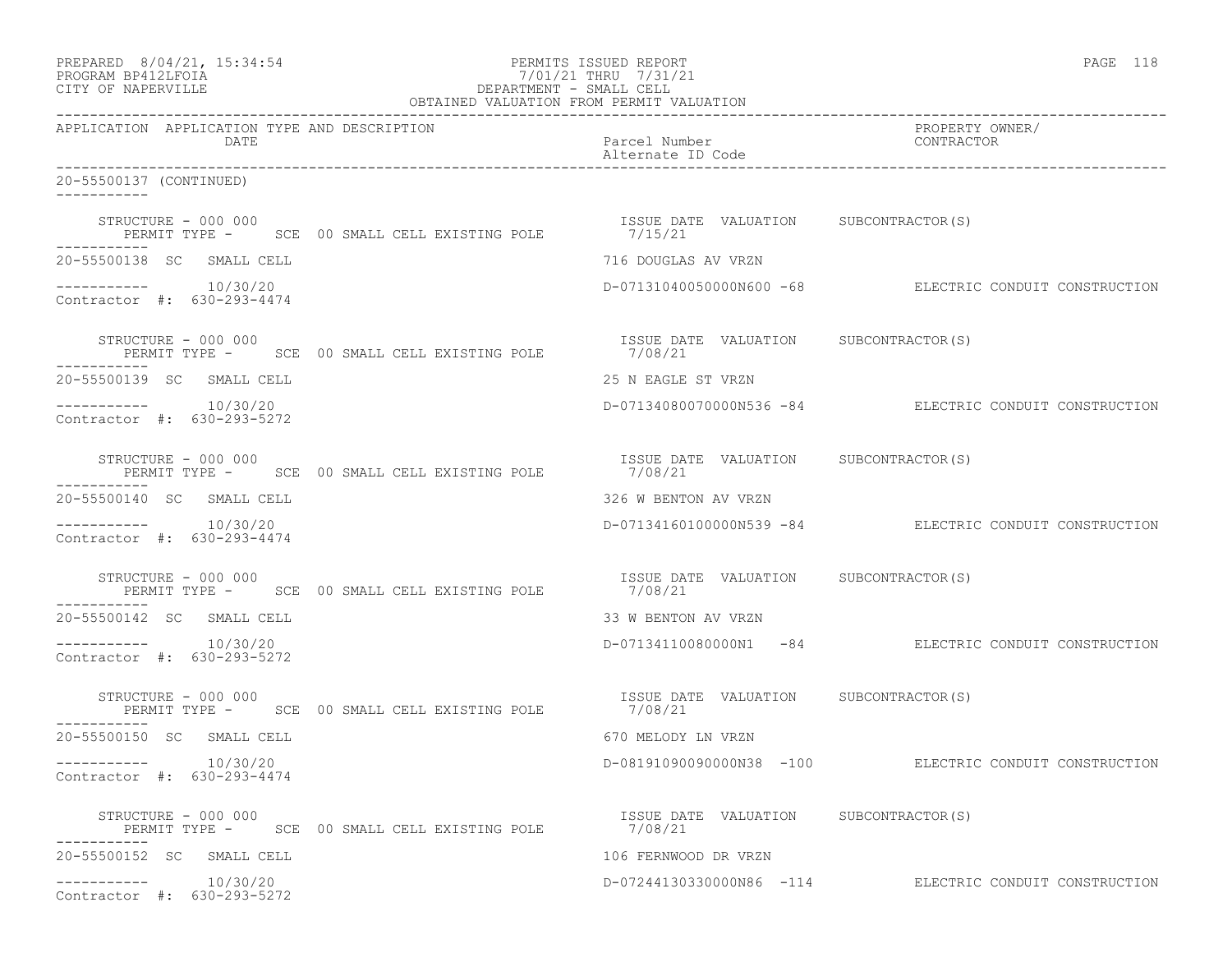PREPARED 8/04/21, 15:34:54 PERMITS ISSUED REPORT
PROGRAM BP412LFOIA 7/01/21 THRU 7/31/21
CITY OF NAPERVILLE DEPARTMENT - SMALL CELL
OBTAINED VALUATION FROM PERMIT VALUATION

| APPLICATION | APPLICATION TYPE AND DESCRIPTION DATE | Parcel Number Alternate ID Code | PROPERTY OWNER/ CONTRACTOR |
|---|---|---|---|
| 20-55500137 (CONTINUED) | | | |
| STRUCTURE - 000 000 | PERMIT TYPE - SCE 00 SMALL CELL EXISTING POLE | ISSUE DATE 7/15/21 VALUATION | SUBCONTRACTOR(S) |
| 20-55500138 SC SMALL CELL | 10/30/20 | 716 DOUGLAS AV VRZN D-07131040050000N600 -68 | ELECTRIC CONDUIT CONSTRUCTION |
| Contractor #: 630-293-4474 | | | |
| STRUCTURE - 000 000 | PERMIT TYPE - SCE 00 SMALL CELL EXISTING POLE | ISSUE DATE 7/08/21 VALUATION | SUBCONTRACTOR(S) |
| 20-55500139 SC SMALL CELL | 10/30/20 | 25 N EAGLE ST VRZN D-07134080070000N536 -84 | ELECTRIC CONDUIT CONSTRUCTION |
| Contractor #: 630-293-5272 | | | |
| STRUCTURE - 000 000 | PERMIT TYPE - SCE 00 SMALL CELL EXISTING POLE | ISSUE DATE 7/08/21 VALUATION | SUBCONTRACTOR(S) |
| 20-55500140 SC SMALL CELL | 10/30/20 | 326 W BENTON AV VRZN D-07134160100000N539 -84 | ELECTRIC CONDUIT CONSTRUCTION |
| Contractor #: 630-293-4474 | | | |
| STRUCTURE - 000 000 | PERMIT TYPE - SCE 00 SMALL CELL EXISTING POLE | ISSUE DATE 7/08/21 VALUATION | SUBCONTRACTOR(S) |
| 20-55500142 SC SMALL CELL | 10/30/20 | 33 W BENTON AV VRZN D-07134110080000N1 -84 | ELECTRIC CONDUIT CONSTRUCTION |
| Contractor #: 630-293-5272 | | | |
| STRUCTURE - 000 000 | PERMIT TYPE - SCE 00 SMALL CELL EXISTING POLE | ISSUE DATE 7/08/21 VALUATION | SUBCONTRACTOR(S) |
| 20-55500150 SC SMALL CELL | 10/30/20 | 670 MELODY LN VRZN D-08191090090000N38 -100 | ELECTRIC CONDUIT CONSTRUCTION |
| Contractor #: 630-293-4474 | | | |
| STRUCTURE - 000 000 | PERMIT TYPE - SCE 00 SMALL CELL EXISTING POLE | ISSUE DATE 7/08/21 VALUATION | SUBCONTRACTOR(S) |
| 20-55500152 SC SMALL CELL | 10/30/20 | 106 FERNWOOD DR VRZN D-07244130330000N86 -114 | ELECTRIC CONDUIT CONSTRUCTION |
| Contractor #: 630-293-5272 | | | |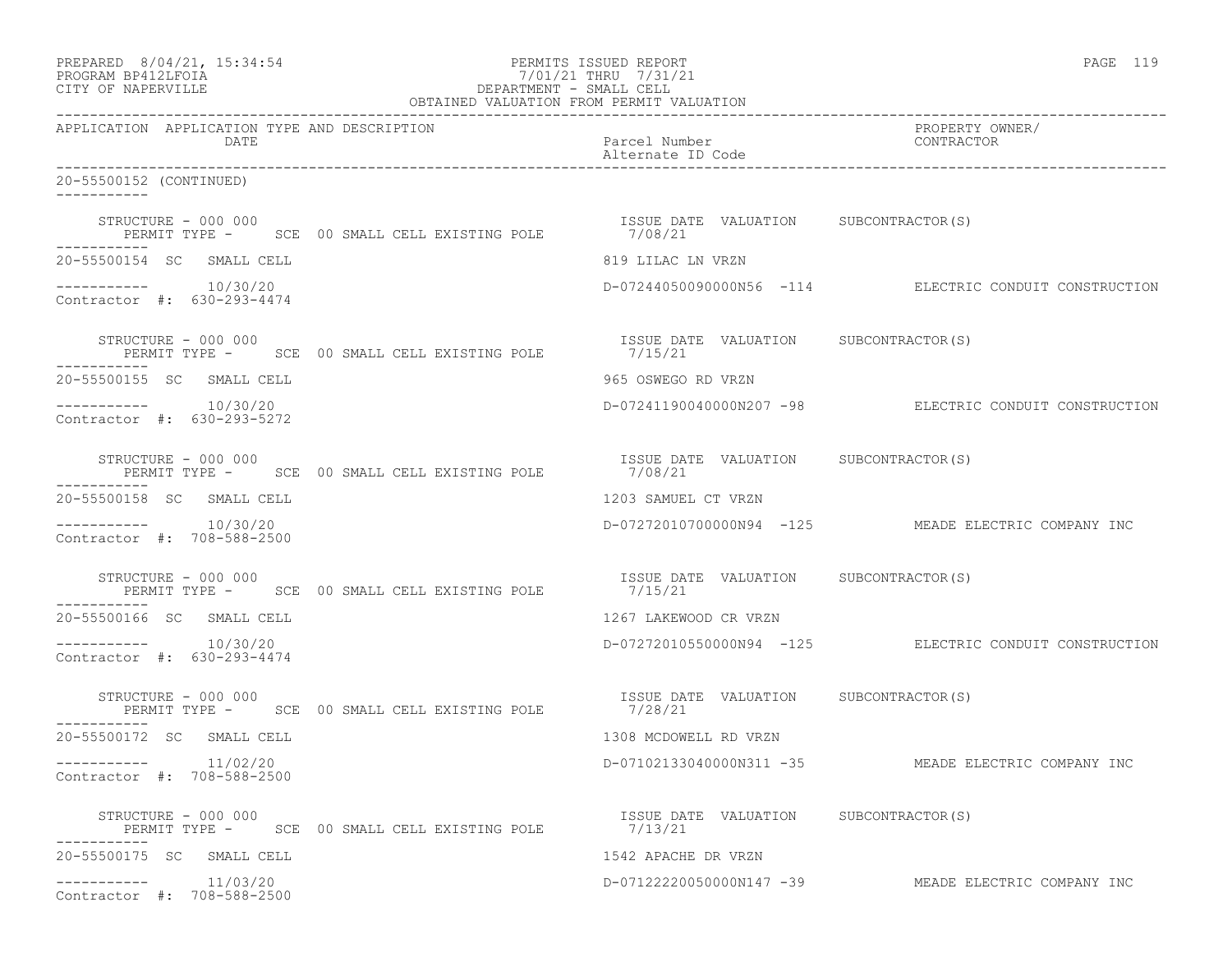PREPARED 8/04/21, 15:34:54 PERMITS ISSUED REPORT
PROGRAM BP412LFOIA 7/01/21 THRU 7/31/21
CITY OF NAPERVILLE DEPARTMENT - SMALL CELL
OBTAINED VALUATION FROM PERMIT VALUATION

| APPLICATION | APPLICATION TYPE AND DESCRIPTION / DATE | Parcel Number / Alternate ID Code | PROPERTY OWNER/ CONTRACTOR |
|---|---|---|---|

20-55500152 (CONTINUED)

STRUCTURE - 000 000 — PERMIT TYPE - SCE 00 SMALL CELL EXISTING POLE — ISSUE DATE 7/08/21 — VALUATION — SUBCONTRACTOR(S)

20-55500154 SC SMALL CELL — 819 LILAC LN VRZN
----------- 10/30/20 — D-07244050090000N56 -114 — ELECTRIC CONDUIT CONSTRUCTION
Contractor #: 630-293-4474

STRUCTURE - 000 000 — PERMIT TYPE - SCE 00 SMALL CELL EXISTING POLE — ISSUE DATE 7/15/21 — VALUATION — SUBCONTRACTOR(S)

20-55500155 SC SMALL CELL — 965 OSWEGO RD VRZN
----------- 10/30/20 — D-07241190040000N207 -98 — ELECTRIC CONDUIT CONSTRUCTION
Contractor #: 630-293-5272

STRUCTURE - 000 000 — PERMIT TYPE - SCE 00 SMALL CELL EXISTING POLE — ISSUE DATE 7/08/21 — VALUATION — SUBCONTRACTOR(S)

20-55500158 SC SMALL CELL — 1203 SAMUEL CT VRZN
----------- 10/30/20 — D-07272010700000N94 -125 — MEADE ELECTRIC COMPANY INC
Contractor #: 708-588-2500

STRUCTURE - 000 000 — PERMIT TYPE - SCE 00 SMALL CELL EXISTING POLE — ISSUE DATE 7/15/21 — VALUATION — SUBCONTRACTOR(S)

20-55500166 SC SMALL CELL — 1267 LAKEWOOD CR VRZN
----------- 10/30/20 — D-07272010550000N94 -125 — ELECTRIC CONDUIT CONSTRUCTION
Contractor #: 630-293-4474

STRUCTURE - 000 000 — PERMIT TYPE - SCE 00 SMALL CELL EXISTING POLE — ISSUE DATE 7/28/21 — VALUATION — SUBCONTRACTOR(S)

20-55500172 SC SMALL CELL — 1308 MCDOWELL RD VRZN
----------- 11/02/20 — D-07102133040000N311 -35 — MEADE ELECTRIC COMPANY INC
Contractor #: 708-588-2500

STRUCTURE - 000 000 — PERMIT TYPE - SCE 00 SMALL CELL EXISTING POLE — ISSUE DATE 7/13/21 — VALUATION — SUBCONTRACTOR(S)

20-55500175 SC SMALL CELL — 1542 APACHE DR VRZN
----------- 11/03/20 — D-07122220050000N147 -39 — MEADE ELECTRIC COMPANY INC
Contractor #: 708-588-2500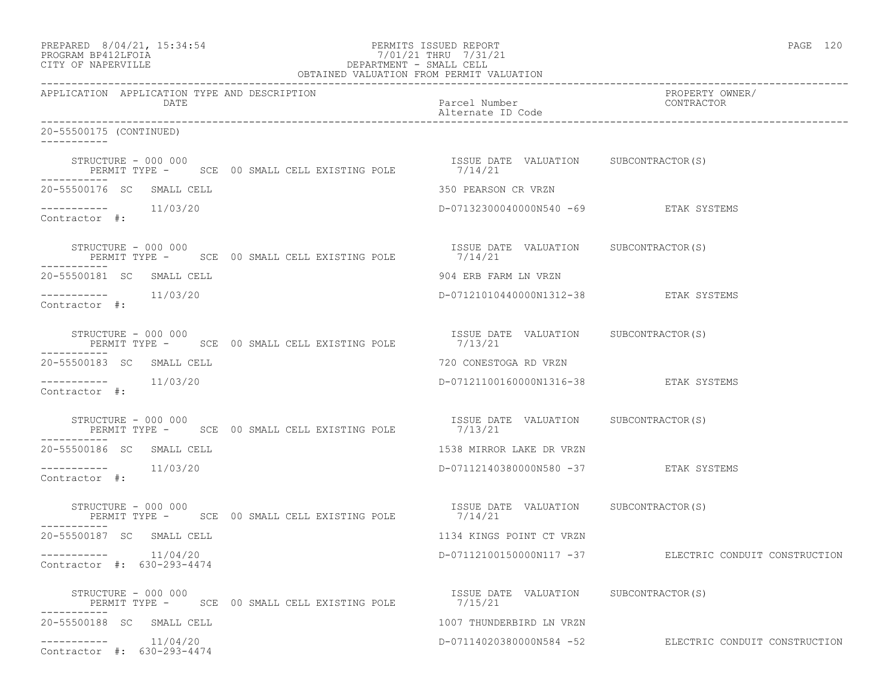PREPARED 8/04/21, 15:34:54 PERMITS ISSUED REPORT
PROGRAM BP412LFOIA 7/01/21 THRU 7/31/21
CITY OF NAPERVILLE DEPARTMENT - SMALL CELL
OBTAINED VALUATION FROM PERMIT VALUATION

| APPLICATION | APPLICATION TYPE AND DESCRIPTION DATE | Parcel Number Alternate ID Code | PROPERTY OWNER/ CONTRACTOR |
|---|---|---|---|

20-55500175 (CONTINUED)

STRUCTURE - 000 000 ISSUE DATE VALUATION SUBCONTRACTOR(S)
PERMIT TYPE - SCE 00 SMALL CELL EXISTING POLE 7/14/21

20-55500176 SC SMALL CELL 350 PEARSON CR VRZN
----------- 11/03/20 D-07132300040000N540 -69 ETAK SYSTEMS
Contractor #:

STRUCTURE - 000 000 ISSUE DATE VALUATION SUBCONTRACTOR(S)
PERMIT TYPE - SCE 00 SMALL CELL EXISTING POLE 7/14/21

20-55500181 SC SMALL CELL 904 ERB FARM LN VRZN
----------- 11/03/20 D-07121010440000N1312-38 ETAK SYSTEMS
Contractor #:

STRUCTURE - 000 000 ISSUE DATE VALUATION SUBCONTRACTOR(S)
PERMIT TYPE - SCE 00 SMALL CELL EXISTING POLE 7/13/21

20-55500183 SC SMALL CELL 720 CONESTOGA RD VRZN
----------- 11/03/20 D-07121100160000N1316-38 ETAK SYSTEMS
Contractor #:

STRUCTURE - 000 000 ISSUE DATE VALUATION SUBCONTRACTOR(S)
PERMIT TYPE - SCE 00 SMALL CELL EXISTING POLE 7/13/21

20-55500186 SC SMALL CELL 1538 MIRROR LAKE DR VRZN
----------- 11/03/20 D-07112140380000N580 -37 ETAK SYSTEMS
Contractor #:

STRUCTURE - 000 000 ISSUE DATE VALUATION SUBCONTRACTOR(S)
PERMIT TYPE - SCE 00 SMALL CELL EXISTING POLE 7/14/21

20-55500187 SC SMALL CELL 1134 KINGS POINT CT VRZN
----------- 11/04/20 D-07112100150000N117 -37 ELECTRIC CONDUIT CONSTRUCTION
Contractor #: 630-293-4474

STRUCTURE - 000 000 ISSUE DATE VALUATION SUBCONTRACTOR(S)
PERMIT TYPE - SCE 00 SMALL CELL EXISTING POLE 7/15/21

20-55500188 SC SMALL CELL 1007 THUNDERBIRD LN VRZN
----------- 11/04/20 D-07114020380000N584 -52 ELECTRIC CONDUIT CONSTRUCTION
Contractor #: 630-293-4474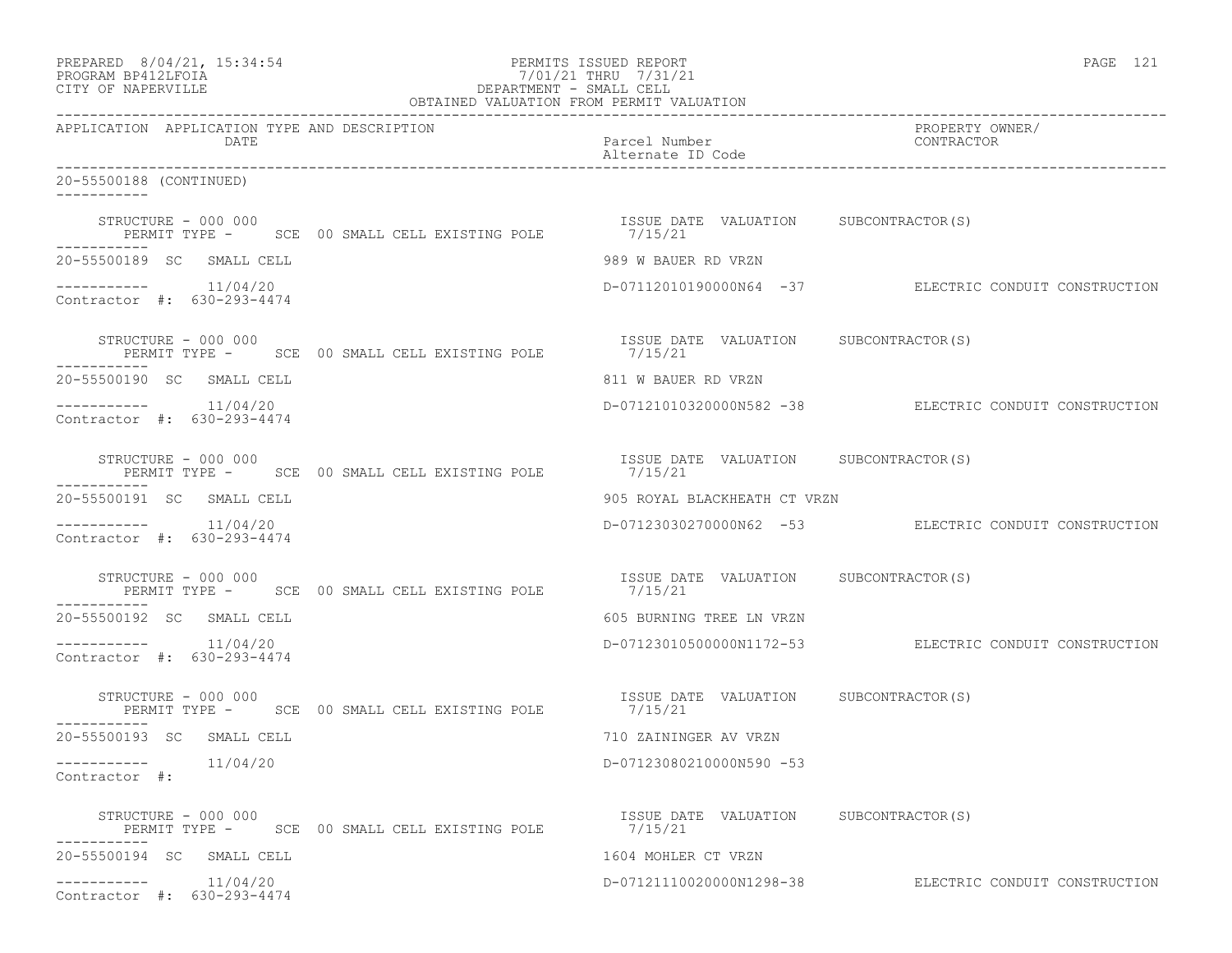20-55500188 (CONTINUED)

STRUCTURE - 000 000
PERMIT TYPE - SCE 00 SMALL CELL EXISTING POLE

ISSUE DATE VALUATION SUBCONTRACTOR(S)
7/15/21

20-55500189 SC SMALL CELL
989 W BAUER RD VRZN
11/04/20
D-07112010190000N64 -37 ELECTRIC CONDUIT CONSTRUCTION
Contractor #: 630-293-4474

STRUCTURE - 000 000
PERMIT TYPE - SCE 00 SMALL CELL EXISTING POLE

ISSUE DATE VALUATION SUBCONTRACTOR(S)
7/15/21

20-55500190 SC SMALL CELL
811 W BAUER RD VRZN
11/04/20
D-07121010320000N582 -38 ELECTRIC CONDUIT CONSTRUCTION
Contractor #: 630-293-4474

STRUCTURE - 000 000
PERMIT TYPE - SCE 00 SMALL CELL EXISTING POLE

ISSUE DATE VALUATION SUBCONTRACTOR(S)
7/15/21

20-55500191 SC SMALL CELL
905 ROYAL BLACKHEATH CT VRZN
11/04/20
D-07123030270000N62 -53 ELECTRIC CONDUIT CONSTRUCTION
Contractor #: 630-293-4474

STRUCTURE - 000 000
PERMIT TYPE - SCE 00 SMALL CELL EXISTING POLE

ISSUE DATE VALUATION SUBCONTRACTOR(S)
7/15/21

20-55500192 SC SMALL CELL
605 BURNING TREE LN VRZN
11/04/20
D-07123010500000N1172-53 ELECTRIC CONDUIT CONSTRUCTION
Contractor #: 630-293-4474

STRUCTURE - 000 000
PERMIT TYPE - SCE 00 SMALL CELL EXISTING POLE

ISSUE DATE VALUATION SUBCONTRACTOR(S)
7/15/21

20-55500193 SC SMALL CELL
710 ZAININGER AV VRZN
11/04/20
D-07123080210000N590 -53
Contractor #:

STRUCTURE - 000 000
PERMIT TYPE - SCE 00 SMALL CELL EXISTING POLE

ISSUE DATE VALUATION SUBCONTRACTOR(S)
7/15/21

20-55500194 SC SMALL CELL
1604 MOHLER CT VRZN
11/04/20
D-07121110020000N1298-38 ELECTRIC CONDUIT CONSTRUCTION
Contractor #: 630-293-4474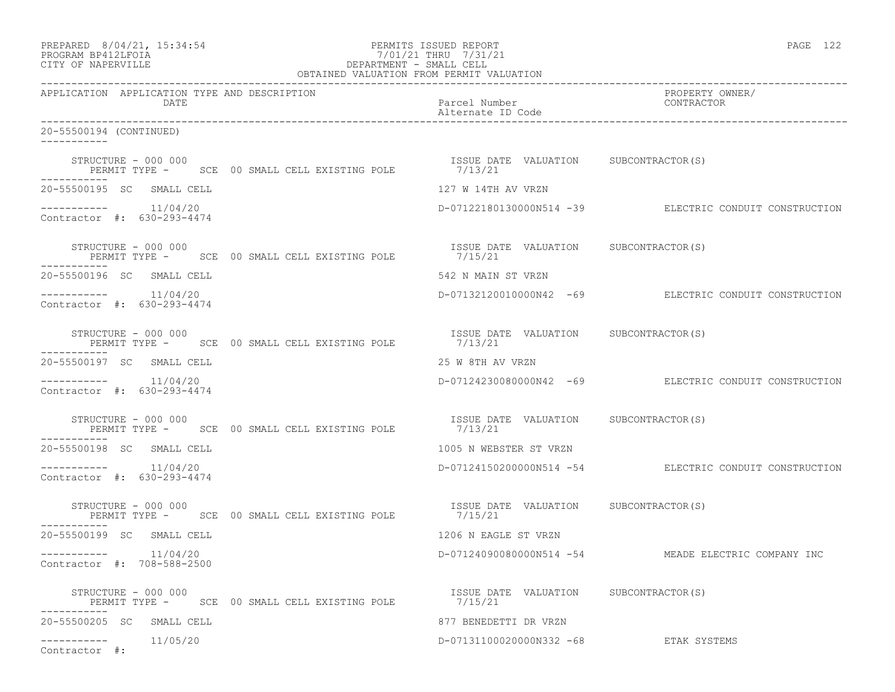OBTAINED VALUATION FROM PERMIT VALUATION

| APPLICATION | APPLICATION TYPE AND DESCRIPTION DATE | Parcel Number Alternate ID Code | PROPERTY OWNER/ CONTRACTOR |
|---|---|---|---|
| 20-55500194 (CONTINUED) | | | |
| STRUCTURE - 000 000 | PERMIT TYPE - SCE 00 SMALL CELL EXISTING POLE | ISSUE DATE 7/13/21 VALUATION | SUBCONTRACTOR(S) |
| 20-55500195 SC | SMALL CELL | 127 W 14TH AV VRZN | |
| ----------- | 11/04/20 | D-07122180130000N514 -39 | ELECTRIC CONDUIT CONSTRUCTION |
| Contractor #: 630-293-4474 | | | |
| STRUCTURE - 000 000 | PERMIT TYPE - SCE 00 SMALL CELL EXISTING POLE | ISSUE DATE 7/15/21 VALUATION | SUBCONTRACTOR(S) |
| 20-55500196 SC | SMALL CELL | 542 N MAIN ST VRZN | |
| ----------- | 11/04/20 | D-07132120010000N42 -69 | ELECTRIC CONDUIT CONSTRUCTION |
| Contractor #: 630-293-4474 | | | |
| STRUCTURE - 000 000 | PERMIT TYPE - SCE 00 SMALL CELL EXISTING POLE | ISSUE DATE 7/13/21 VALUATION | SUBCONTRACTOR(S) |
| 20-55500197 SC | SMALL CELL | 25 W 8TH AV VRZN | |
| ----------- | 11/04/20 | D-07124230080000N42 -69 | ELECTRIC CONDUIT CONSTRUCTION |
| Contractor #: 630-293-4474 | | | |
| STRUCTURE - 000 000 | PERMIT TYPE - SCE 00 SMALL CELL EXISTING POLE | ISSUE DATE 7/13/21 VALUATION | SUBCONTRACTOR(S) |
| 20-55500198 SC | SMALL CELL | 1005 N WEBSTER ST VRZN | |
| ----------- | 11/04/20 | D-07124150200000N514 -54 | ELECTRIC CONDUIT CONSTRUCTION |
| Contractor #: 630-293-4474 | | | |
| STRUCTURE - 000 000 | PERMIT TYPE - SCE 00 SMALL CELL EXISTING POLE | ISSUE DATE 7/15/21 VALUATION | SUBCONTRACTOR(S) |
| 20-55500199 SC | SMALL CELL | 1206 N EAGLE ST VRZN | |
| ----------- | 11/04/20 | D-07124090080000N514 -54 | MEADE ELECTRIC COMPANY INC |
| Contractor #: 708-588-2500 | | | |
| STRUCTURE - 000 000 | PERMIT TYPE - SCE 00 SMALL CELL EXISTING POLE | ISSUE DATE 7/15/21 VALUATION | SUBCONTRACTOR(S) |
| 20-55500205 SC | SMALL CELL | 877 BENEDETTI DR VRZN | |
| ----------- | 11/05/20 | D-07131100020000N332 -68 | ETAK SYSTEMS |
| Contractor #: | | | |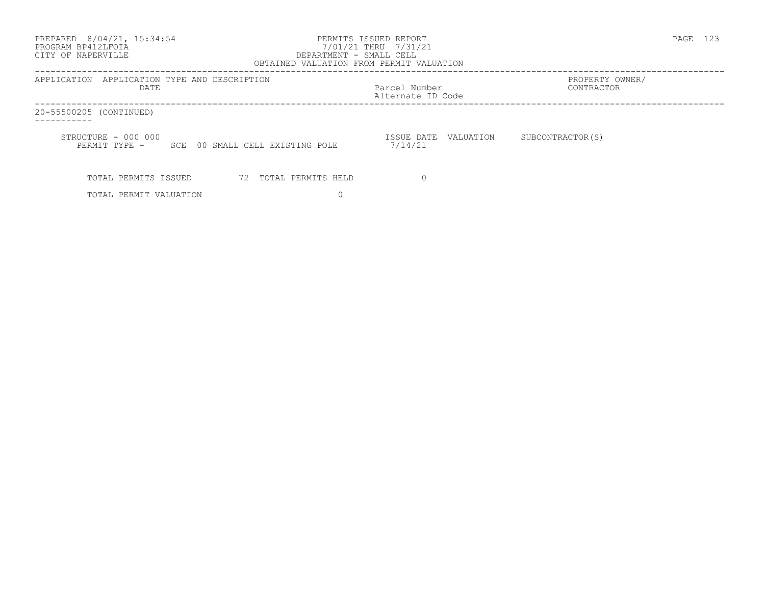PERMITS ISSUED REPORT
7/01/21 THRU 7/31/21
DEPARTMENT - SMALL CELL
OBTAINED VALUATION FROM PERMIT VALUATION

| APPLICATION | APPLICATION TYPE AND DESCRIPTION DATE | Parcel Number Alternate ID Code | PROPERTY OWNER/ CONTRACTOR |
|---|---|---|---|

20-55500205 (CONTINUED)

STRUCTURE - 000 000
PERMIT TYPE - SCE 00 SMALL CELL EXISTING POLE

| ISSUE DATE | VALUATION | SUBCONTRACTOR(S) |
|---|---|---|
| 7/14/21 | | |

TOTAL PERMITS ISSUED 72 TOTAL PERMITS HELD 0

TOTAL PERMIT VALUATION 0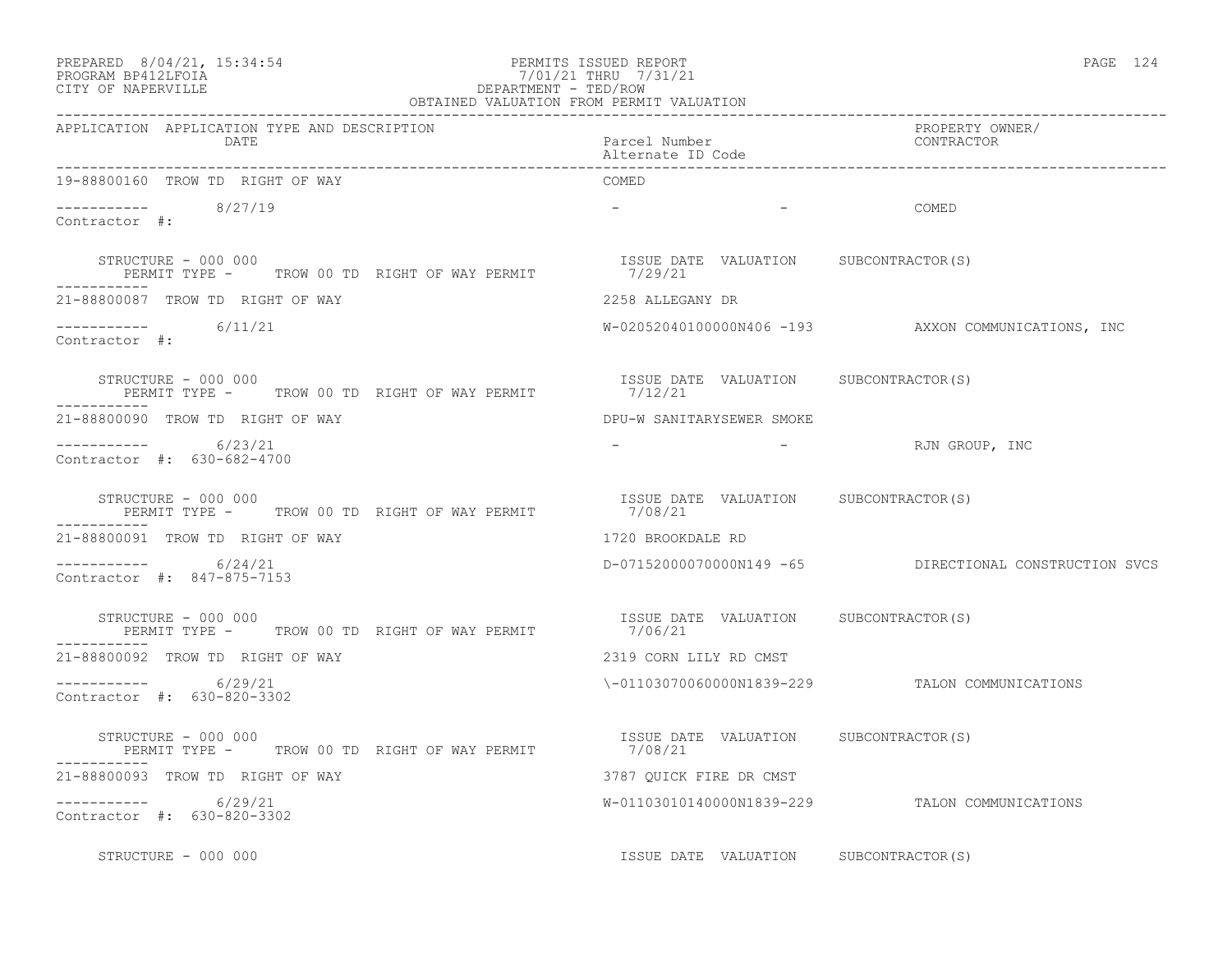PREPARED 8/04/21, 15:34:54
PROGRAM BP412LFOIA
CITY OF NAPERVILLE

PERMITS ISSUED REPORT
7/01/21 THRU 7/31/21
DEPARTMENT - TED/ROW
OBTAINED VALUATION FROM PERMIT VALUATION

| APPLICATION | APPLICATION TYPE AND DESCRIPTION / DATE | Parcel Number / Alternate ID Code | PROPERTY OWNER/ CONTRACTOR |
|---|---|---|---|
| 19-88800160 | TROW TD RIGHT OF WAY | COMED | |
| ----------- | 8/27/19 | - - | COMED |
| Contractor #: | | | |
| | STRUCTURE - 000 000 PERMIT TYPE - TROW 00 TD RIGHT OF WAY PERMIT | ISSUE DATE VALUATION 7/29/21 | SUBCONTRACTOR(S) |
| 21-88800087 | TROW TD RIGHT OF WAY | 2258 ALLEGANY DR | |
| ----------- | 6/11/21 | W-02052040100000N406 -193 | AXXON COMMUNICATIONS, INC |
| Contractor #: | | | |
| | STRUCTURE - 000 000 PERMIT TYPE - TROW 00 TD RIGHT OF WAY PERMIT | ISSUE DATE VALUATION 7/12/21 | SUBCONTRACTOR(S) |
| 21-88800090 | TROW TD RIGHT OF WAY | DPU-W SANITARYSEWER SMOKE | |
| ----------- | 6/23/21 | - - | RJN GROUP, INC |
| Contractor #: 630-682-4700 | | | |
| | STRUCTURE - 000 000 PERMIT TYPE - TROW 00 TD RIGHT OF WAY PERMIT | ISSUE DATE VALUATION 7/08/21 | SUBCONTRACTOR(S) |
| 21-88800091 | TROW TD RIGHT OF WAY | 1720 BROOKDALE RD | |
| ----------- | 6/24/21 | D-07152000070000N149 -65 | DIRECTIONAL CONSTRUCTION SVCS |
| Contractor #: 847-875-7153 | | | |
| | STRUCTURE - 000 000 PERMIT TYPE - TROW 00 TD RIGHT OF WAY PERMIT | ISSUE DATE VALUATION 7/06/21 | SUBCONTRACTOR(S) |
| 21-88800092 | TROW TD RIGHT OF WAY | 2319 CORN LILY RD CMST | |
| ----------- | 6/29/21 | \-01103070060000N1839-229 | TALON COMMUNICATIONS |
| Contractor #: 630-820-3302 | | | |
| | STRUCTURE - 000 000 PERMIT TYPE - TROW 00 TD RIGHT OF WAY PERMIT | ISSUE DATE VALUATION 7/08/21 | SUBCONTRACTOR(S) |
| 21-88800093 | TROW TD RIGHT OF WAY | 3787 QUICK FIRE DR CMST | |
| ----------- | 6/29/21 | W-01103010140000N1839-229 | TALON COMMUNICATIONS |
| Contractor #: 630-820-3302 | | | |
| | STRUCTURE - 000 000 | ISSUE DATE VALUATION | SUBCONTRACTOR(S) |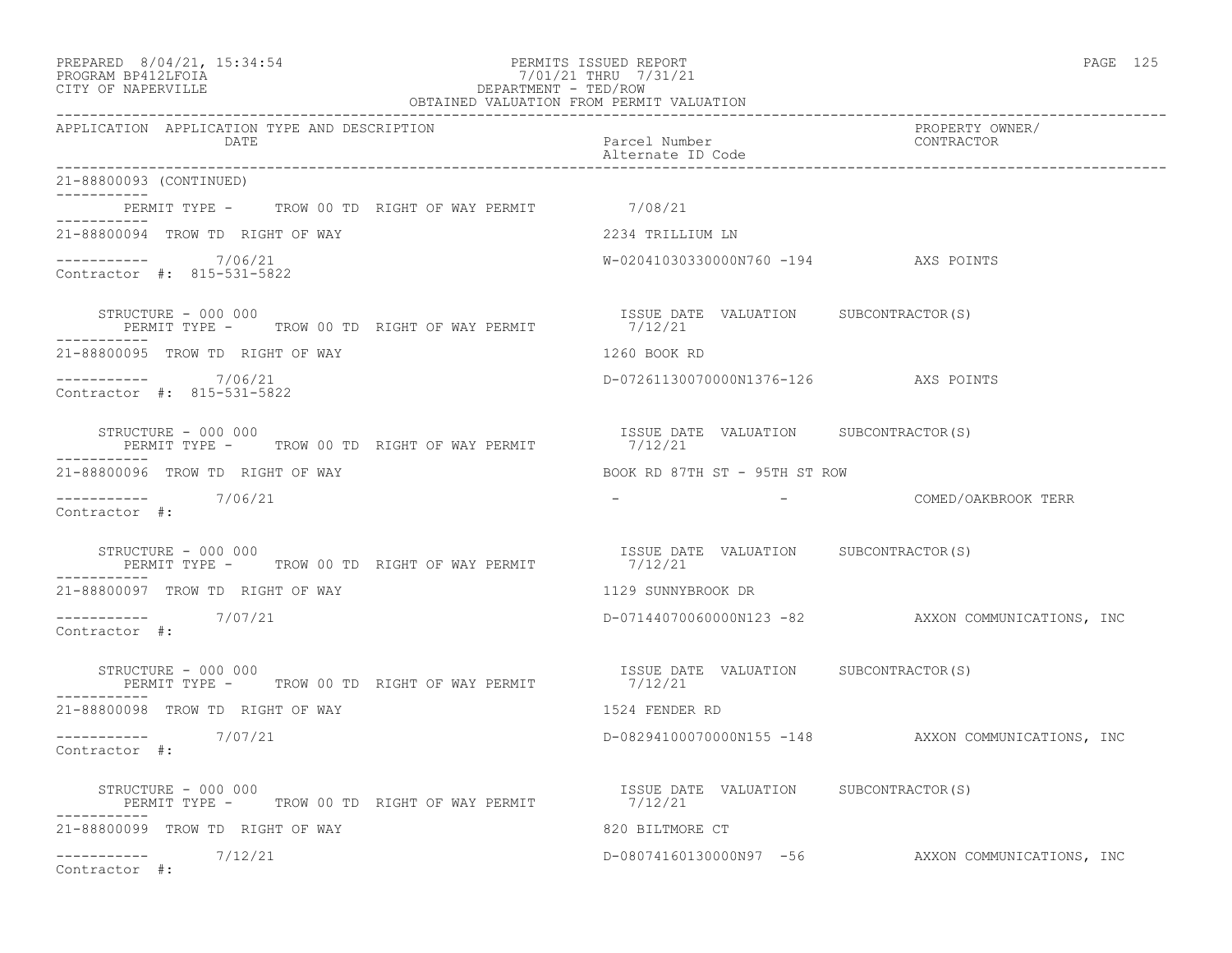OBTAINED VALUATION FROM PERMIT VALUATION

| APPLICATION | APPLICATION TYPE AND DESCRIPTION DATE | Parcel Number Alternate ID Code | PROPERTY OWNER/ CONTRACTOR |
|---|---|---|---|

21-88800093 (CONTINUED)

PERMIT TYPE - TROW 00 TD RIGHT OF WAY PERMIT 7/08/21

21-88800094 TROW TD RIGHT OF WAY — 2234 TRILLIUM LN

----------- 7/06/21 — W-02041030330000N760 -194 — AXS POINTS
Contractor #: 815-531-5822

STRUCTURE - 000 000 — ISSUE DATE VALUATION SUBCONTRACTOR(S)
PERMIT TYPE - TROW 00 TD RIGHT OF WAY PERMIT 7/12/21

21-88800095 TROW TD RIGHT OF WAY — 1260 BOOK RD

----------- 7/06/21 — D-07261130070000N1376-126 — AXS POINTS
Contractor #: 815-531-5822

STRUCTURE - 000 000 — ISSUE DATE VALUATION SUBCONTRACTOR(S)
PERMIT TYPE - TROW 00 TD RIGHT OF WAY PERMIT 7/12/21

21-88800096 TROW TD RIGHT OF WAY — BOOK RD 87TH ST - 95TH ST ROW

----------- 7/06/21 — - - — COMED/OAKBROOK TERR
Contractor #:

STRUCTURE - 000 000 — ISSUE DATE VALUATION SUBCONTRACTOR(S)
PERMIT TYPE - TROW 00 TD RIGHT OF WAY PERMIT 7/12/21

21-88800097 TROW TD RIGHT OF WAY — 1129 SUNNYBROOK DR

----------- 7/07/21 — D-07144070060000N123 -82 — AXXON COMMUNICATIONS, INC
Contractor #:

STRUCTURE - 000 000 — ISSUE DATE VALUATION SUBCONTRACTOR(S)
PERMIT TYPE - TROW 00 TD RIGHT OF WAY PERMIT 7/12/21

21-88800098 TROW TD RIGHT OF WAY — 1524 FENDER RD

----------- 7/07/21 — D-08294100070000N155 -148 — AXXON COMMUNICATIONS, INC
Contractor #:

STRUCTURE - 000 000 — ISSUE DATE VALUATION SUBCONTRACTOR(S)
PERMIT TYPE - TROW 00 TD RIGHT OF WAY PERMIT 7/12/21

21-88800099 TROW TD RIGHT OF WAY — 820 BILTMORE CT

----------- 7/12/21 — D-08074160130000N97 -56 — AXXON COMMUNICATIONS, INC
Contractor #: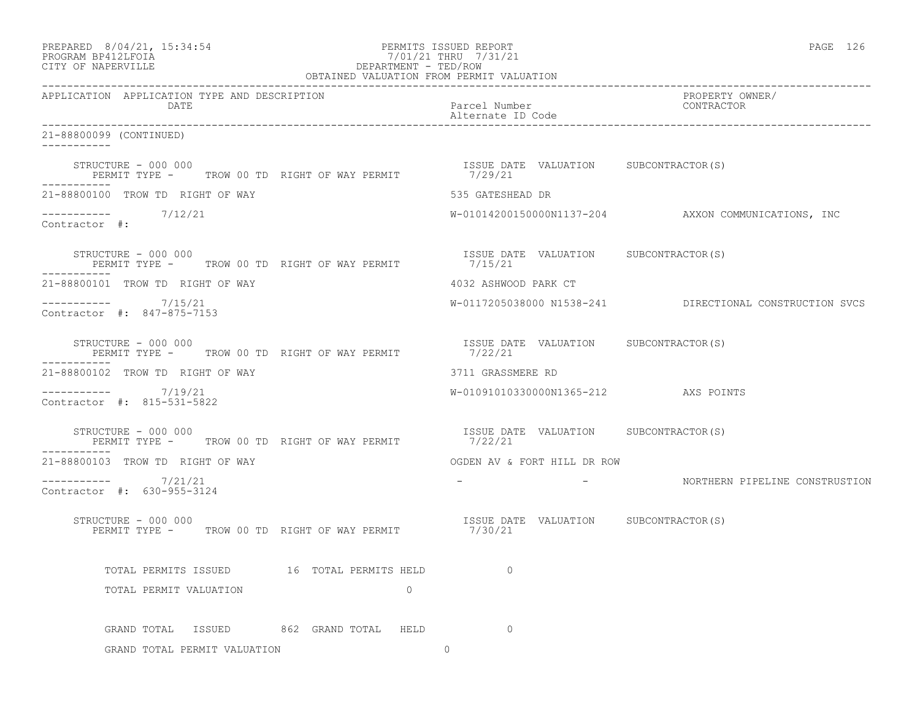PREPARED 8/04/21, 15:34:54
PROGRAM BP412LFOIA
CITY OF NAPERVILLE

PERMITS ISSUED REPORT
7/01/21 THRU 7/31/21
DEPARTMENT - TED/ROW
OBTAINED VALUATION FROM PERMIT VALUATION

| APPLICATION | APPLICATION TYPE AND DESCRIPTION DATE | Parcel Number Alternate ID Code | PROPERTY OWNER/ CONTRACTOR |
|---|---|---|---|

21-88800099 (CONTINUED)

STRUCTURE - 000 000
PERMIT TYPE - TROW 00 TD RIGHT OF WAY PERMIT — ISSUE DATE 7/29/21 — VALUATION — SUBCONTRACTOR(S)

21-88800100 TROW TD RIGHT OF WAY — 535 GATESHEAD DR
7/12/21 — W-01014200150000N1137-204 — AXXON COMMUNICATIONS, INC
Contractor #:

STRUCTURE - 000 000
PERMIT TYPE - TROW 00 TD RIGHT OF WAY PERMIT — ISSUE DATE 7/15/21 — VALUATION — SUBCONTRACTOR(S)

21-88800101 TROW TD RIGHT OF WAY — 4032 ASHWOOD PARK CT
7/15/21 — W-0117205038000 N1538-241 — DIRECTIONAL CONSTRUCTION SVCS
Contractor #: 847-875-7153

STRUCTURE - 000 000
PERMIT TYPE - TROW 00 TD RIGHT OF WAY PERMIT — ISSUE DATE 7/22/21 — VALUATION — SUBCONTRACTOR(S)

21-88800102 TROW TD RIGHT OF WAY — 3711 GRASSMERE RD
7/19/21 — W-01091010330000N1365-212 — AXS POINTS
Contractor #: 815-531-5822

STRUCTURE - 000 000
PERMIT TYPE - TROW 00 TD RIGHT OF WAY PERMIT — ISSUE DATE 7/22/21 — VALUATION — SUBCONTRACTOR(S)

21-88800103 TROW TD RIGHT OF WAY — OGDEN AV & FORT HILL DR ROW
7/21/21 — - — - — NORTHERN PIPELINE CONSTRUSTION
Contractor #: 630-955-3124

STRUCTURE - 000 000
PERMIT TYPE - TROW 00 TD RIGHT OF WAY PERMIT — ISSUE DATE 7/30/21 — VALUATION — SUBCONTRACTOR(S)

TOTAL PERMITS ISSUED 16 TOTAL PERMITS HELD 0

TOTAL PERMIT VALUATION 0

GRAND TOTAL ISSUED 862 GRAND TOTAL HELD 0

GRAND TOTAL PERMIT VALUATION 0